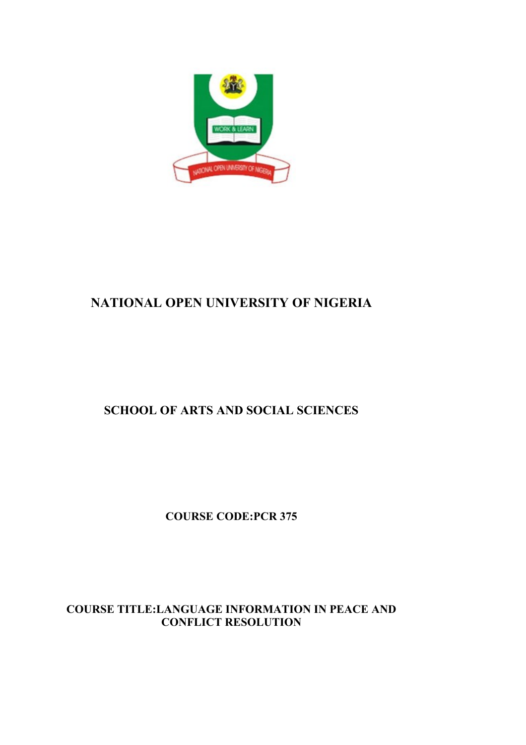# NATIONAL OPEN UNIVERSITY OF NIGERIA

## SCHOOL OF ARTS AND SOCIAL SCIENCES

**COURSE CODE:PCR 375**

**COURSE TITLE:LANGUAGE INFORMATION IN PEACE AND CONFLICT RESOLUTION**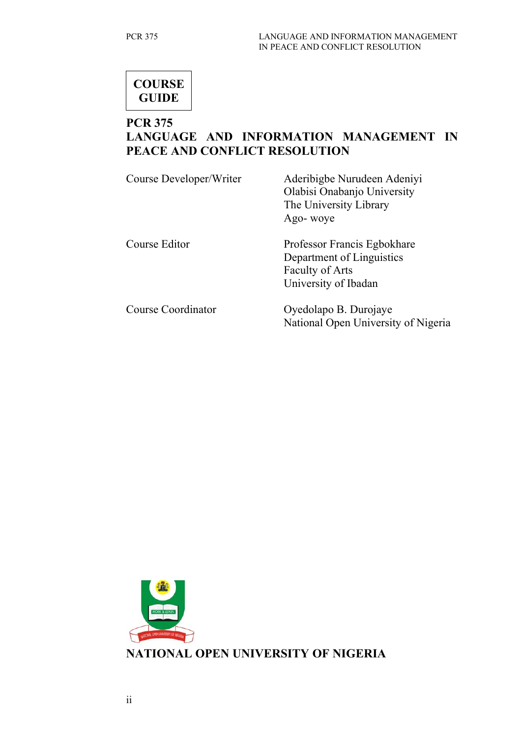**COURSE GUIDE**

# PCR 375
# LANGUAGE AND INFORMATION MANAGEMENT IN PEACE AND CONFLICT RESOLUTION

| | |
|---|---|
| Course Developer/Writer | Aderibigbe Nurudeen Adeniyi<br>Olabisi Onabanjo University<br>The University Library<br>Ago- woye |
| Course Editor | Professor Francis Egbokhare<br>Department of Linguistics<br>Faculty of Arts<br>University of Ibadan |
| Course Coordinator | Oyedolapo B. Durojaye<br>National Open University of Nigeria |

**NATIONAL OPEN UNIVERSITY OF NIGERIA**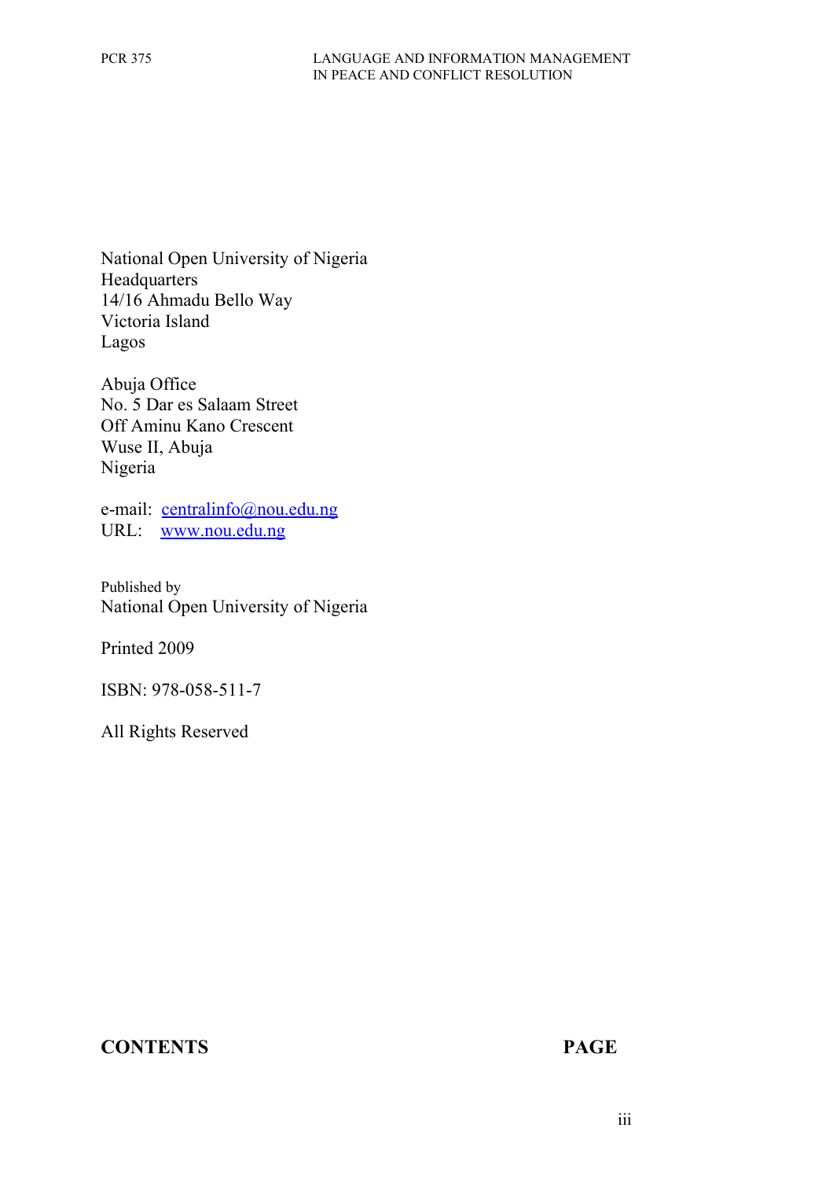National Open University of Nigeria
Headquarters
14/16 Ahmadu Bello Way
Victoria Island
Lagos

Abuja Office
No. 5 Dar es Salaam Street
Off Aminu Kano Crescent
Wuse II, Abuja
Nigeria

e-mail: centralinfo@nou.edu.ng
URL: www.nou.edu.ng

Published by
National Open University of Nigeria

Printed 2009

ISBN: 978-058-511-7

All Rights Reserved

**CONTENTS** **PAGE**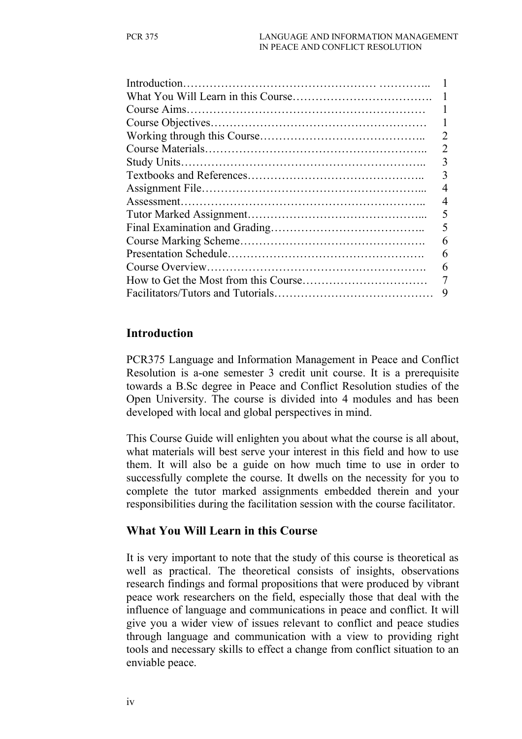| | |
|---|---|
| Introduction………………………………………… ………….. | 1 |
| What You Will Learn in this Course………………………………. | 1 |
| Course Aims……………………………………………………… | 1 |
| Course Objectives………………………………………………… | 1 |
| Working through this Course…………………………………….. | 2 |
| Course Materials……………………………………………….. | 2 |
| Study Units…………………………………………………….. | 3 |
| Textbooks and References…………………………………….. | 3 |
| Assignment File……………………………………………... | 4 |
| Assessment…………………………………………………….. | 4 |
| Tutor Marked Assignment……………………………………... | 5 |
| Final Examination and Grading……………………………….. | 5 |
| Course Marking Scheme………………………………………. | 6 |
| Presentation Schedule…………………………………………. | 6 |
| Course Overview………………………………………………. | 6 |
| How to Get the Most from this Course…………………………… | 7 |
| Facilitators/Tutors and Tutorials………………………………… | 9 |

## Introduction

PCR375 Language and Information Management in Peace and Conflict Resolution is a-one semester 3 credit unit course. It is a prerequisite towards a B.Sc degree in Peace and Conflict Resolution studies of the Open University. The course is divided into 4 modules and has been developed with local and global perspectives in mind.

This Course Guide will enlighten you about what the course is all about, what materials will best serve your interest in this field and how to use them. It will also be a guide on how much time to use in order to successfully complete the course. It dwells on the necessity for you to complete the tutor marked assignments embedded therein and your responsibilities during the facilitation session with the course facilitator.

## What You Will Learn in this Course

It is very important to note that the study of this course is theoretical as well as practical. The theoretical consists of insights, observations research findings and formal propositions that were produced by vibrant peace work researchers on the field, especially those that deal with the influence of language and communications in peace and conflict. It will give you a wider view of issues relevant to conflict and peace studies through language and communication with a view to providing right tools and necessary skills to effect a change from conflict situation to an enviable peace.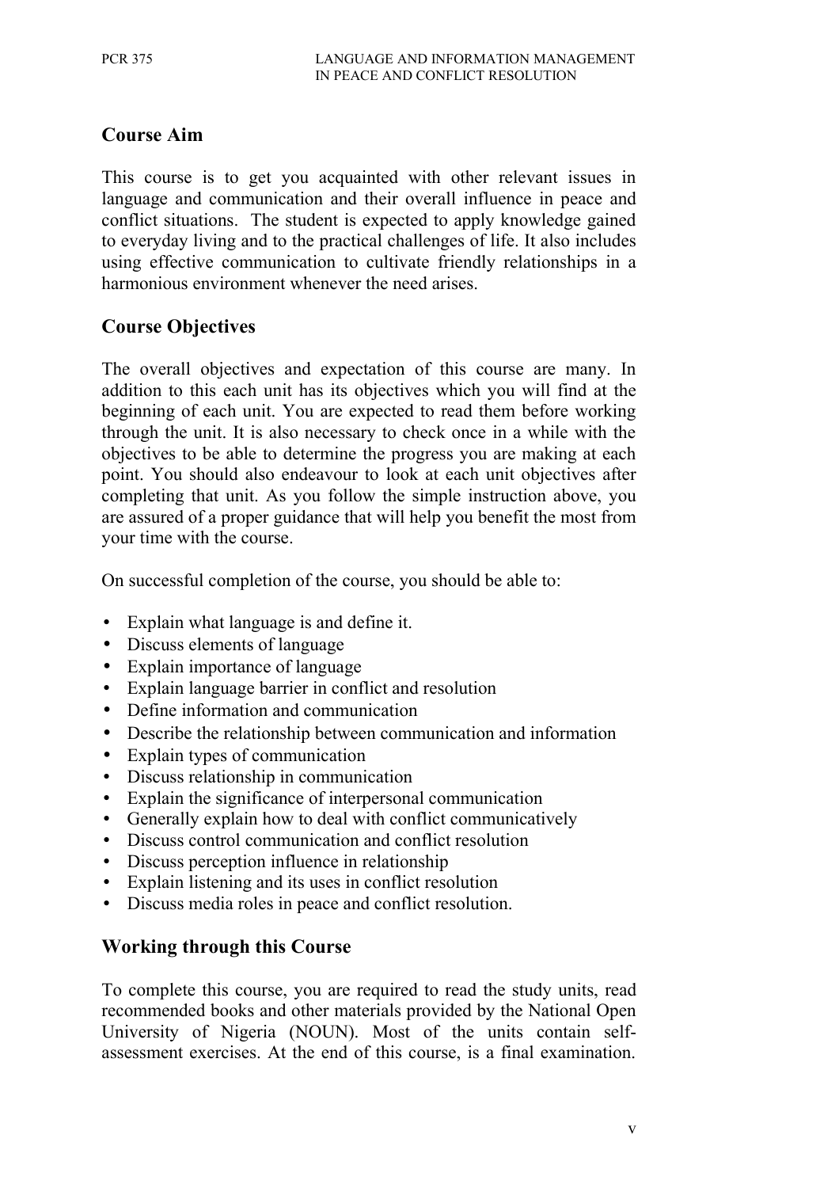## Course Aim

This course is to get you acquainted with other relevant issues in language and communication and their overall influence in peace and conflict situations. The student is expected to apply knowledge gained to everyday living and to the practical challenges of life. It also includes using effective communication to cultivate friendly relationships in a harmonious environment whenever the need arises.

## Course Objectives

The overall objectives and expectation of this course are many. In addition to this each unit has its objectives which you will find at the beginning of each unit. You are expected to read them before working through the unit. It is also necessary to check once in a while with the objectives to be able to determine the progress you are making at each point. You should also endeavour to look at each unit objectives after completing that unit. As you follow the simple instruction above, you are assured of a proper guidance that will help you benefit the most from your time with the course.

On successful completion of the course, you should be able to:

- Explain what language is and define it.
- Discuss elements of language
- Explain importance of language
- Explain language barrier in conflict and resolution
- Define information and communication
- Describe the relationship between communication and information
- Explain types of communication
- Discuss relationship in communication
- Explain the significance of interpersonal communication
- Generally explain how to deal with conflict communicatively
- Discuss control communication and conflict resolution
- Discuss perception influence in relationship
- Explain listening and its uses in conflict resolution
- Discuss media roles in peace and conflict resolution.

## Working through this Course

To complete this course, you are required to read the study units, read recommended books and other materials provided by the National Open University of Nigeria (NOUN). Most of the units contain self-assessment exercises. At the end of this course, is a final examination.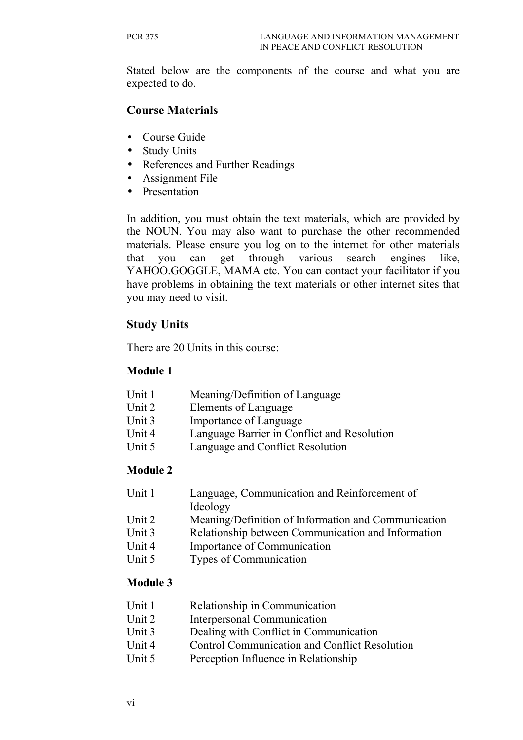Stated below are the components of the course and what you are expected to do.

## Course Materials

- Course Guide
- Study Units
- References and Further Readings
- Assignment File
- Presentation

In addition, you must obtain the text materials, which are provided by the NOUN. You may also want to purchase the other recommended materials. Please ensure you log on to the internet for other materials that you can get through various search engines like, YAHOO.GOGGLE, MAMA etc. You can contact your facilitator if you have problems in obtaining the text materials or other internet sites that you may need to visit.

## Study Units

There are 20 Units in this course:

### Module 1

Unit 1 Meaning/Definition of Language
Unit 2 Elements of Language
Unit 3 Importance of Language
Unit 4 Language Barrier in Conflict and Resolution
Unit 5 Language and Conflict Resolution

### Module 2

Unit 1 Language, Communication and Reinforcement of Ideology
Unit 2 Meaning/Definition of Information and Communication
Unit 3 Relationship between Communication and Information
Unit 4 Importance of Communication
Unit 5 Types of Communication

### Module 3

Unit 1 Relationship in Communication
Unit 2 Interpersonal Communication
Unit 3 Dealing with Conflict in Communication
Unit 4 Control Communication and Conflict Resolution
Unit 5 Perception Influence in Relationship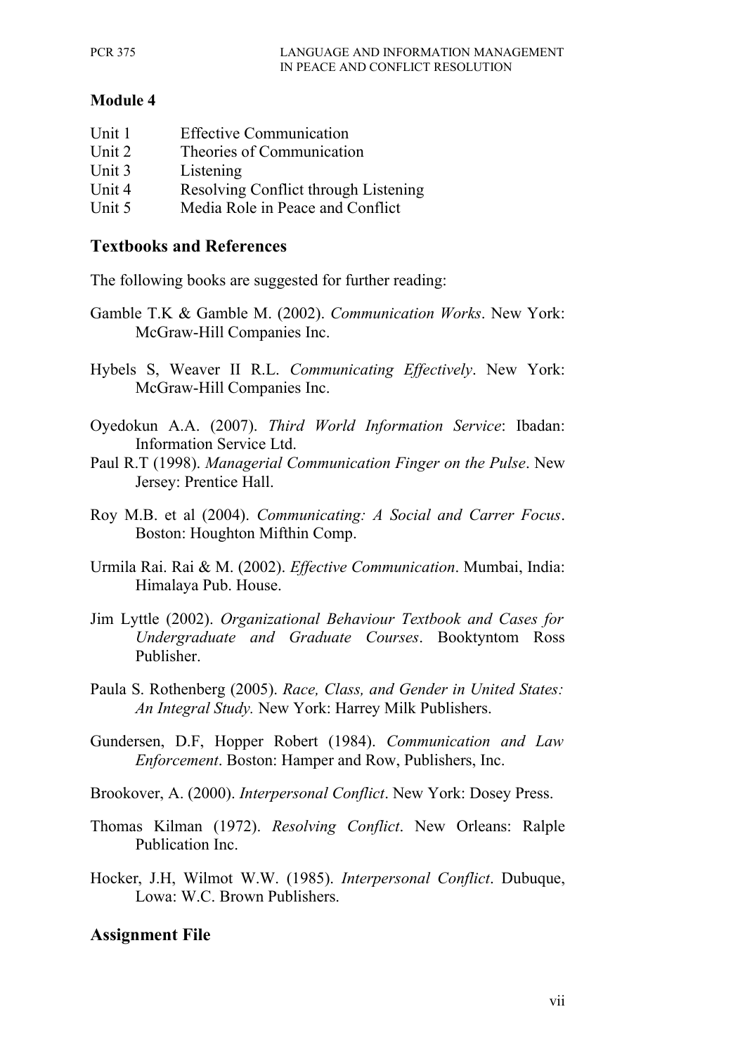## Module 4

Unit 1 Effective Communication
Unit 2 Theories of Communication
Unit 3 Listening
Unit 4 Resolving Conflict through Listening
Unit 5 Media Role in Peace and Conflict

## Textbooks and References

The following books are suggested for further reading:

Gamble T.K & Gamble M. (2002). *Communication Works*. New York: McGraw-Hill Companies Inc.

Hybels S, Weaver II R.L. *Communicating Effectively*. New York: McGraw-Hill Companies Inc.

Oyedokun A.A. (2007). *Third World Information Service*: Ibadan: Information Service Ltd.

Paul R.T (1998). *Managerial Communication Finger on the Pulse*. New Jersey: Prentice Hall.

Roy M.B. et al (2004). *Communicating: A Social and Carrer Focus*. Boston: Houghton Mifthin Comp.

Urmila Rai. Rai & M. (2002). *Effective Communication*. Mumbai, India: Himalaya Pub. House.

Jim Lyttle (2002). *Organizational Behaviour Textbook and Cases for Undergraduate and Graduate Courses*. Booktyntom Ross Publisher.

Paula S. Rothenberg (2005). *Race, Class, and Gender in United States: An Integral Study.* New York: Harrey Milk Publishers.

Gundersen, D.F, Hopper Robert (1984). *Communication and Law Enforcement*. Boston: Hamper and Row, Publishers, Inc.

Brookover, A. (2000). *Interpersonal Conflict*. New York: Dosey Press.

Thomas Kilman (1972). *Resolving Conflict*. New Orleans: Ralple Publication Inc.

Hocker, J.H, Wilmot W.W. (1985). *Interpersonal Conflict*. Dubuque, Lowa: W.C. Brown Publishers.

## Assignment File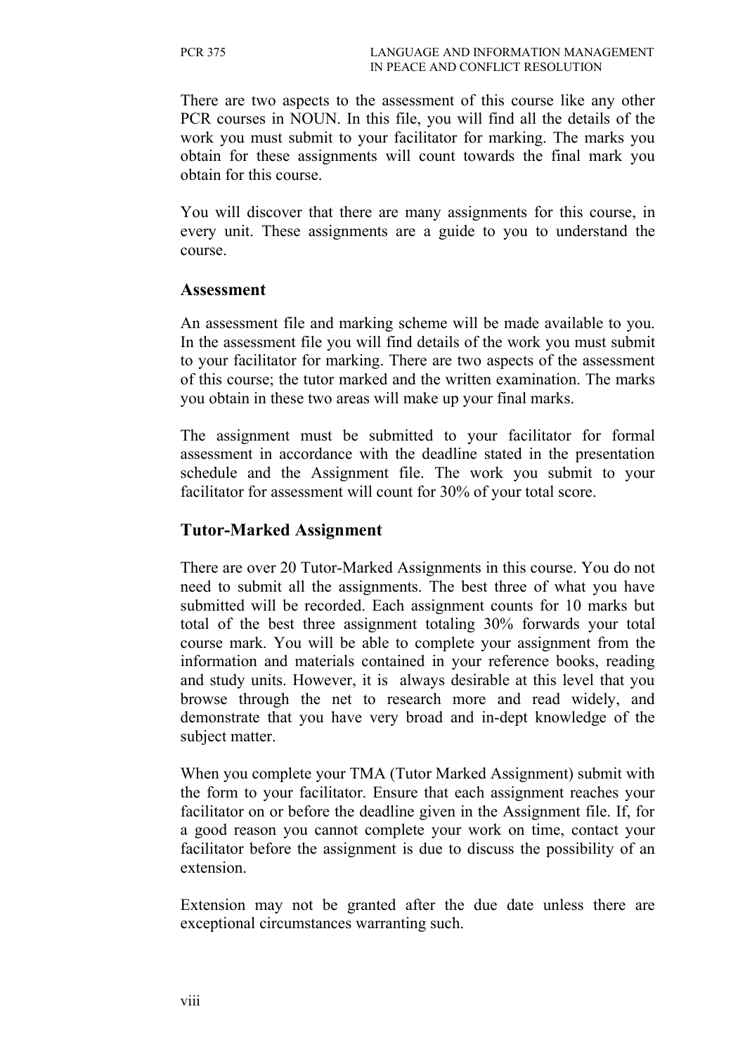There are two aspects to the assessment of this course like any other PCR courses in NOUN. In this file, you will find all the details of the work you must submit to your facilitator for marking. The marks you obtain for these assignments will count towards the final mark you obtain for this course.

You will discover that there are many assignments for this course, in every unit. These assignments are a guide to you to understand the course.

## Assessment

An assessment file and marking scheme will be made available to you. In the assessment file you will find details of the work you must submit to your facilitator for marking. There are two aspects of the assessment of this course; the tutor marked and the written examination. The marks you obtain in these two areas will make up your final marks.

The assignment must be submitted to your facilitator for formal assessment in accordance with the deadline stated in the presentation schedule and the Assignment file. The work you submit to your facilitator for assessment will count for 30% of your total score.

## Tutor-Marked Assignment

There are over 20 Tutor-Marked Assignments in this course. You do not need to submit all the assignments. The best three of what you have submitted will be recorded. Each assignment counts for 10 marks but total of the best three assignment totaling 30% forwards your total course mark. You will be able to complete your assignment from the information and materials contained in your reference books, reading and study units. However, it is always desirable at this level that you browse through the net to research more and read widely, and demonstrate that you have very broad and in-dept knowledge of the subject matter.

When you complete your TMA (Tutor Marked Assignment) submit with the form to your facilitator. Ensure that each assignment reaches your facilitator on or before the deadline given in the Assignment file. If, for a good reason you cannot complete your work on time, contact your facilitator before the assignment is due to discuss the possibility of an extension.

Extension may not be granted after the due date unless there are exceptional circumstances warranting such.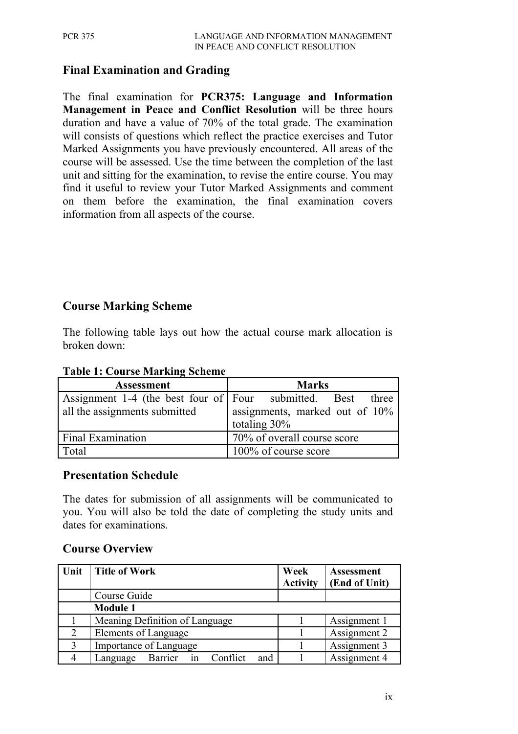## Final Examination and Grading

The final examination for **PCR375: Language and Information Management in Peace and Conflict Resolution** will be three hours duration and have a value of 70% of the total grade. The examination will consists of questions which reflect the practice exercises and Tutor Marked Assignments you have previously encountered. All areas of the course will be assessed. Use the time between the completion of the last unit and sitting for the examination, to revise the entire course. You may find it useful to review your Tutor Marked Assignments and comment on them before the examination, the final examination covers information from all aspects of the course.

## Course Marking Scheme

The following table lays out how the actual course mark allocation is broken down:

**Table 1: Course Marking Scheme**

| Assessment | Marks |
|---|---|
| Assignment 1-4 (the best four of all the assignments submitted | Four submitted. Best three assignments, marked out of 10% totaling 30% |
| Final Examination | 70% of overall course score |
| Total | 100% of course score |

## Presentation Schedule

The dates for submission of all assignments will be communicated to you. You will also be told the date of completing the study units and dates for examinations.

## Course Overview

| Unit | Title of Work | Week Activity | Assessment (End of Unit) |
|---|---|---|---|
| | Course Guide | | |
| | **Module 1** | | |
| 1 | Meaning Definition of Language | 1 | Assignment 1 |
| 2 | Elements of Language | 1 | Assignment 2 |
| 3 | Importance of Language | 1 | Assignment 3 |
| 4 | Language Barrier in Conflict and | 1 | Assignment 4 |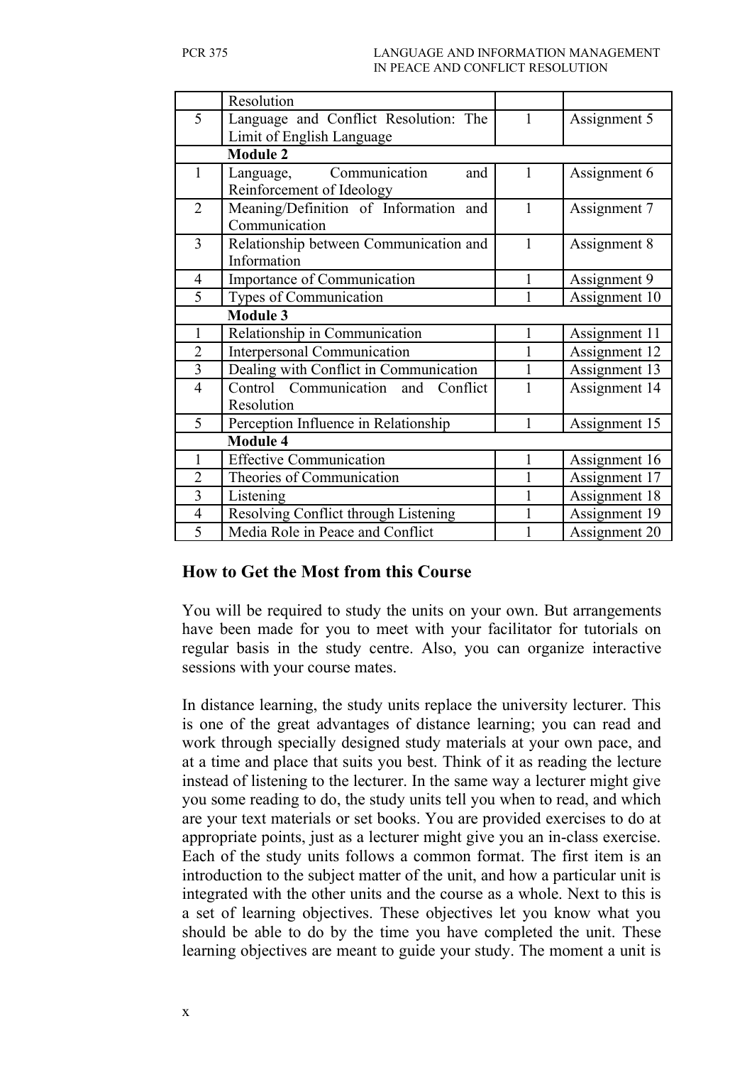| | | | |
|---|---|---|---|
| | Resolution | | |
| 5 | Language and Conflict Resolution: The Limit of English Language | 1 | Assignment 5 |
| | **Module 2** | | |
| 1 | Language, Communication and Reinforcement of Ideology | 1 | Assignment 6 |
| 2 | Meaning/Definition of Information and Communication | 1 | Assignment 7 |
| 3 | Relationship between Communication and Information | 1 | Assignment 8 |
| 4 | Importance of Communication | 1 | Assignment 9 |
| 5 | Types of Communication | 1 | Assignment 10 |
| | **Module 3** | | |
| 1 | Relationship in Communication | 1 | Assignment 11 |
| 2 | Interpersonal Communication | 1 | Assignment 12 |
| 3 | Dealing with Conflict in Communication | 1 | Assignment 13 |
| 4 | Control Communication and Conflict Resolution | 1 | Assignment 14 |
| 5 | Perception Influence in Relationship | 1 | Assignment 15 |
| | **Module 4** | | |
| 1 | Effective Communication | 1 | Assignment 16 |
| 2 | Theories of Communication | 1 | Assignment 17 |
| 3 | Listening | 1 | Assignment 18 |
| 4 | Resolving Conflict through Listening | 1 | Assignment 19 |
| 5 | Media Role in Peace and Conflict | 1 | Assignment 20 |

## How to Get the Most from this Course

You will be required to study the units on your own. But arrangements have been made for you to meet with your facilitator for tutorials on regular basis in the study centre. Also, you can organize interactive sessions with your course mates.

In distance learning, the study units replace the university lecturer. This is one of the great advantages of distance learning; you can read and work through specially designed study materials at your own pace, and at a time and place that suits you best. Think of it as reading the lecture instead of listening to the lecturer. In the same way a lecturer might give you some reading to do, the study units tell you when to read, and which are your text materials or set books. You are provided exercises to do at appropriate points, just as a lecturer might give you an in-class exercise. Each of the study units follows a common format. The first item is an introduction to the subject matter of the unit, and how a particular unit is integrated with the other units and the course as a whole. Next to this is a set of learning objectives. These objectives let you know what you should be able to do by the time you have completed the unit. These learning objectives are meant to guide your study. The moment a unit is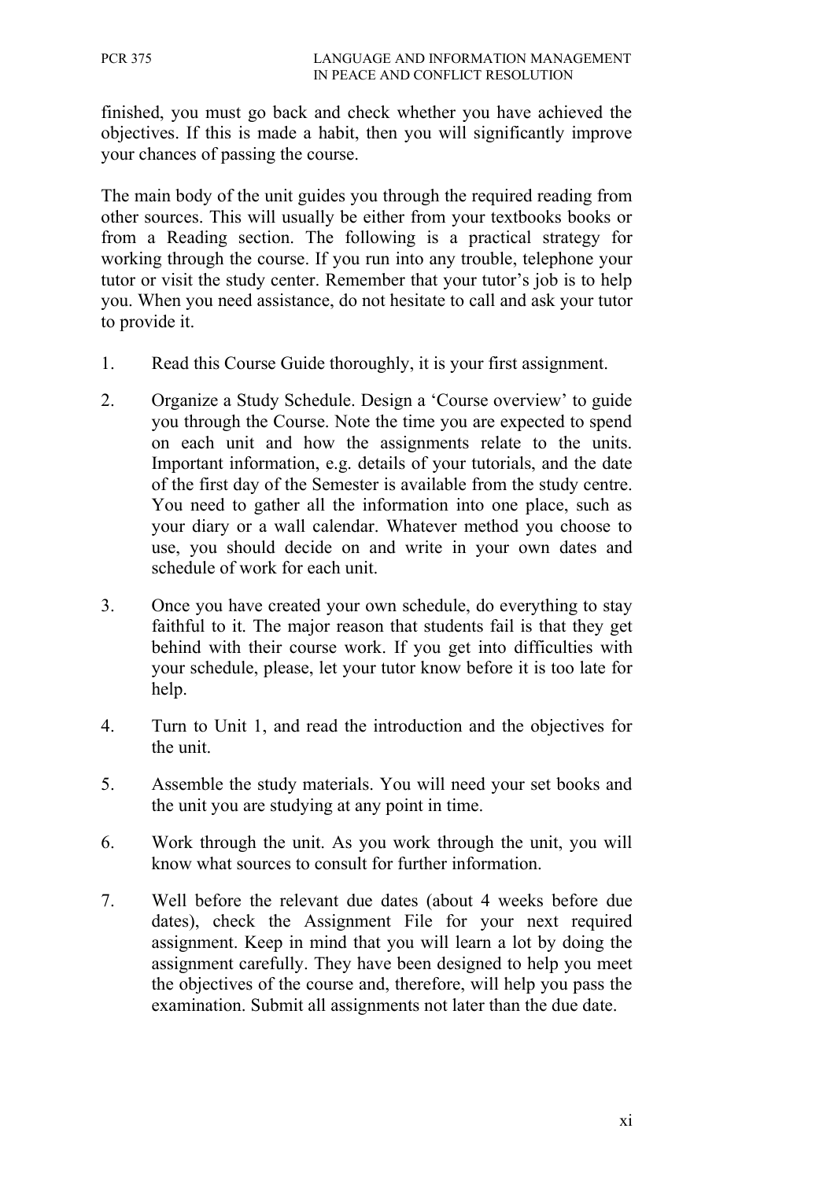finished, you must go back and check whether you have achieved the objectives. If this is made a habit, then you will significantly improve your chances of passing the course.

The main body of the unit guides you through the required reading from other sources. This will usually be either from your textbooks books or from a Reading section. The following is a practical strategy for working through the course. If you run into any trouble, telephone your tutor or visit the study center. Remember that your tutor's job is to help you. When you need assistance, do not hesitate to call and ask your tutor to provide it.

1. Read this Course Guide thoroughly, it is your first assignment.

2. Organize a Study Schedule. Design a 'Course overview' to guide you through the Course. Note the time you are expected to spend on each unit and how the assignments relate to the units. Important information, e.g. details of your tutorials, and the date of the first day of the Semester is available from the study centre. You need to gather all the information into one place, such as your diary or a wall calendar. Whatever method you choose to use, you should decide on and write in your own dates and schedule of work for each unit.

3. Once you have created your own schedule, do everything to stay faithful to it. The major reason that students fail is that they get behind with their course work. If you get into difficulties with your schedule, please, let your tutor know before it is too late for help.

4. Turn to Unit 1, and read the introduction and the objectives for the unit.

5. Assemble the study materials. You will need your set books and the unit you are studying at any point in time.

6. Work through the unit. As you work through the unit, you will know what sources to consult for further information.

7. Well before the relevant due dates (about 4 weeks before due dates), check the Assignment File for your next required assignment. Keep in mind that you will learn a lot by doing the assignment carefully. They have been designed to help you meet the objectives of the course and, therefore, will help you pass the examination. Submit all assignments not later than the due date.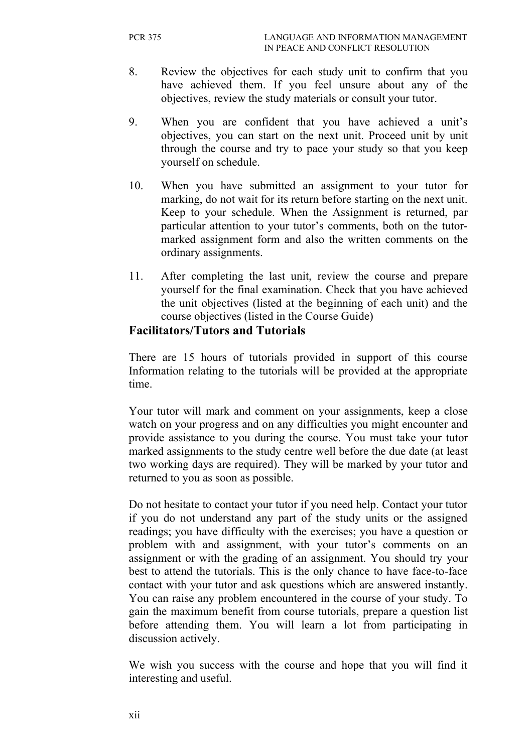8. Review the objectives for each study unit to confirm that you have achieved them. If you feel unsure about any of the objectives, review the study materials or consult your tutor.

9. When you are confident that you have achieved a unit's objectives, you can start on the next unit. Proceed unit by unit through the course and try to pace your study so that you keep yourself on schedule.

10. When you have submitted an assignment to your tutor for marking, do not wait for its return before starting on the next unit. Keep to your schedule. When the Assignment is returned, par particular attention to your tutor's comments, both on the tutor-marked assignment form and also the written comments on the ordinary assignments.

11. After completing the last unit, review the course and prepare yourself for the final examination. Check that you have achieved the unit objectives (listed at the beginning of each unit) and the course objectives (listed in the Course Guide)

## Facilitators/Tutors and Tutorials

There are 15 hours of tutorials provided in support of this course Information relating to the tutorials will be provided at the appropriate time.

Your tutor will mark and comment on your assignments, keep a close watch on your progress and on any difficulties you might encounter and provide assistance to you during the course. You must take your tutor marked assignments to the study centre well before the due date (at least two working days are required). They will be marked by your tutor and returned to you as soon as possible.

Do not hesitate to contact your tutor if you need help. Contact your tutor if you do not understand any part of the study units or the assigned readings; you have difficulty with the exercises; you have a question or problem with and assignment, with your tutor's comments on an assignment or with the grading of an assignment. You should try your best to attend the tutorials. This is the only chance to have face-to-face contact with your tutor and ask questions which are answered instantly. You can raise any problem encountered in the course of your study. To gain the maximum benefit from course tutorials, prepare a question list before attending them. You will learn a lot from participating in discussion actively.

We wish you success with the course and hope that you will find it interesting and useful.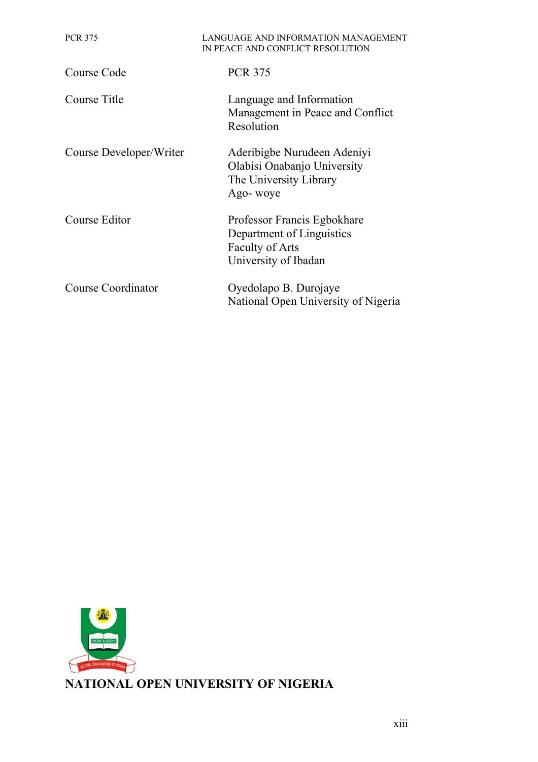| | |
|---|---|
| Course Code | PCR 375 |
| Course Title | Language and Information Management in Peace and Conflict Resolution |
| Course Developer/Writer | Aderibigbe Nurudeen Adeniyi<br>Olabisi Onabanjo University<br>The University Library<br>Ago- woye |
| Course Editor | Professor Francis Egbokhare<br>Department of Linguistics<br>Faculty of Arts<br>University of Ibadan |
| Course Coordinator | Oyedolapo B. Durojaye<br>National Open University of Nigeria |

**NATIONAL OPEN UNIVERSITY OF NIGERIA**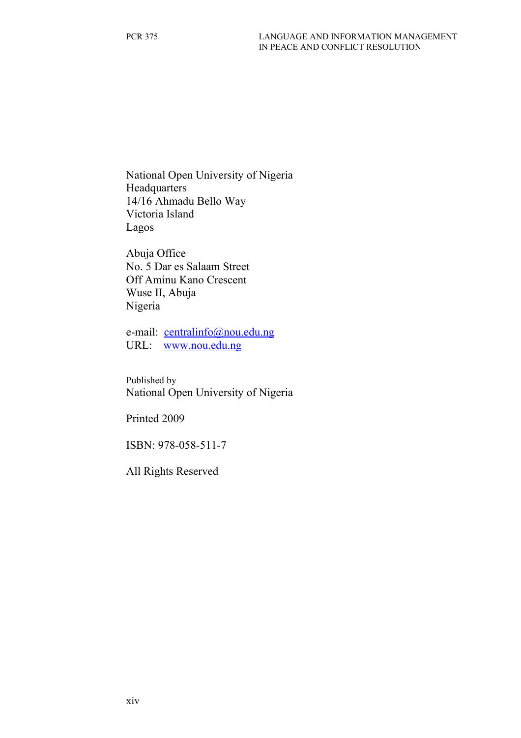National Open University of Nigeria
Headquarters
14/16 Ahmadu Bello Way
Victoria Island
Lagos

Abuja Office
No. 5 Dar es Salaam Street
Off Aminu Kano Crescent
Wuse II, Abuja
Nigeria

e-mail: centralinfo@nou.edu.ng
URL: www.nou.edu.ng

Published by
National Open University of Nigeria

Printed 2009

ISBN: 978-058-511-7

All Rights Reserved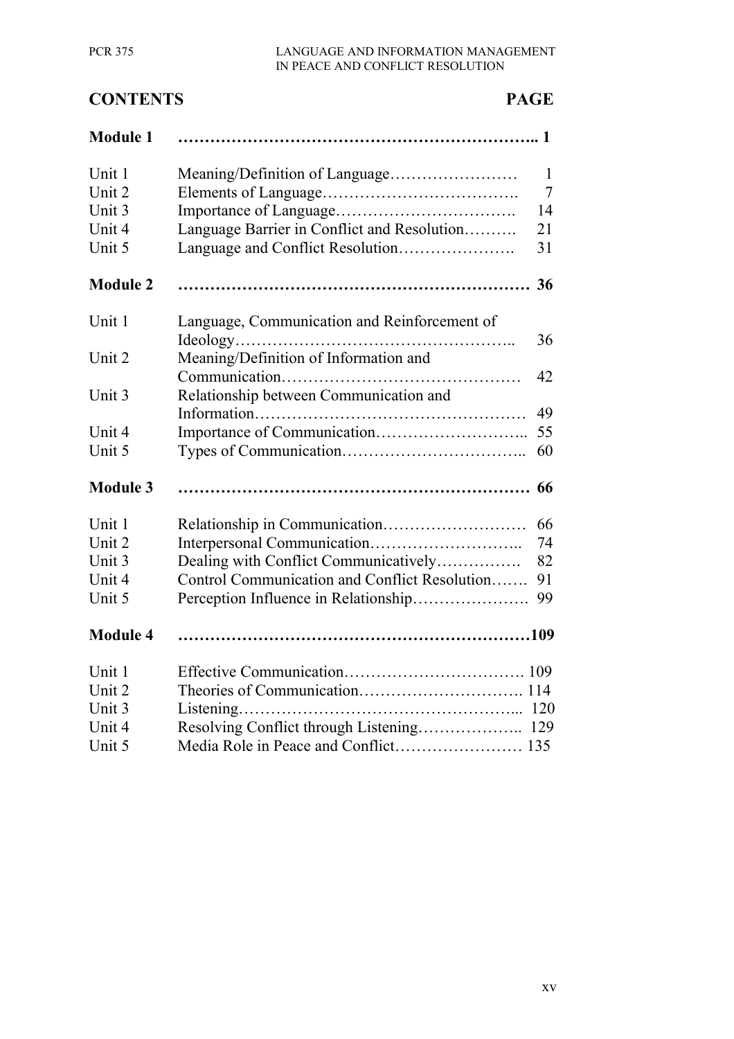## CONTENTS PAGE

| | | PAGE |
|---|---|---|
| **Module 1** | | **1** |
| Unit 1 | Meaning/Definition of Language | 1 |
| Unit 2 | Elements of Language | 7 |
| Unit 3 | Importance of Language | 14 |
| Unit 4 | Language Barrier in Conflict and Resolution | 21 |
| Unit 5 | Language and Conflict Resolution | 31 |
| **Module 2** | | **36** |
| Unit 1 | Language, Communication and Reinforcement of Ideology | 36 |
| Unit 2 | Meaning/Definition of Information and Communication | 42 |
| Unit 3 | Relationship between Communication and Information | 49 |
| Unit 4 | Importance of Communication | 55 |
| Unit 5 | Types of Communication | 60 |
| **Module 3** | | **66** |
| Unit 1 | Relationship in Communication | 66 |
| Unit 2 | Interpersonal Communication | 74 |
| Unit 3 | Dealing with Conflict Communicatively | 82 |
| Unit 4 | Control Communication and Conflict Resolution | 91 |
| Unit 5 | Perception Influence in Relationship | 99 |
| **Module 4** | | **109** |
| Unit 1 | Effective Communication | 109 |
| Unit 2 | Theories of Communication | 114 |
| Unit 3 | Listening | 120 |
| Unit 4 | Resolving Conflict through Listening | 129 |
| Unit 5 | Media Role in Peace and Conflict | 135 |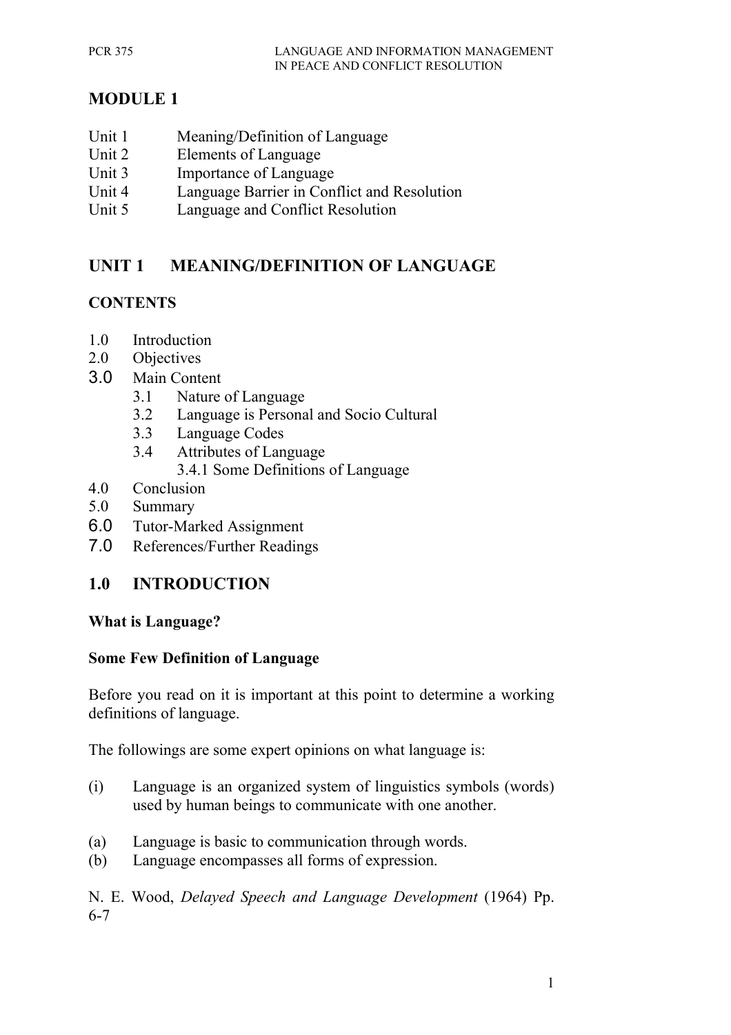# MODULE 1

Unit 1 Meaning/Definition of Language
Unit 2 Elements of Language
Unit 3 Importance of Language
Unit 4 Language Barrier in Conflict and Resolution
Unit 5 Language and Conflict Resolution

## UNIT 1 MEANING/DEFINITION OF LANGUAGE

### CONTENTS

1.0 Introduction
2.0 Objectives
3.0 Main Content
 3.1 Nature of Language
 3.2 Language is Personal and Socio Cultural
 3.3 Language Codes
 3.4 Attributes of Language
  3.4.1 Some Definitions of Language
4.0 Conclusion
5.0 Summary
6.0 Tutor-Marked Assignment
7.0 References/Further Readings

## 1.0 INTRODUCTION

**What is Language?**

**Some Few Definition of Language**

Before you read on it is important at this point to determine a working definitions of language.

The followings are some expert opinions on what language is:

(i) Language is an organized system of linguistics symbols (words) used by human beings to communicate with one another.

(a) Language is basic to communication through words.
(b) Language encompasses all forms of expression.

N. E. Wood, *Delayed Speech and Language Development* (1964) Pp. 6-7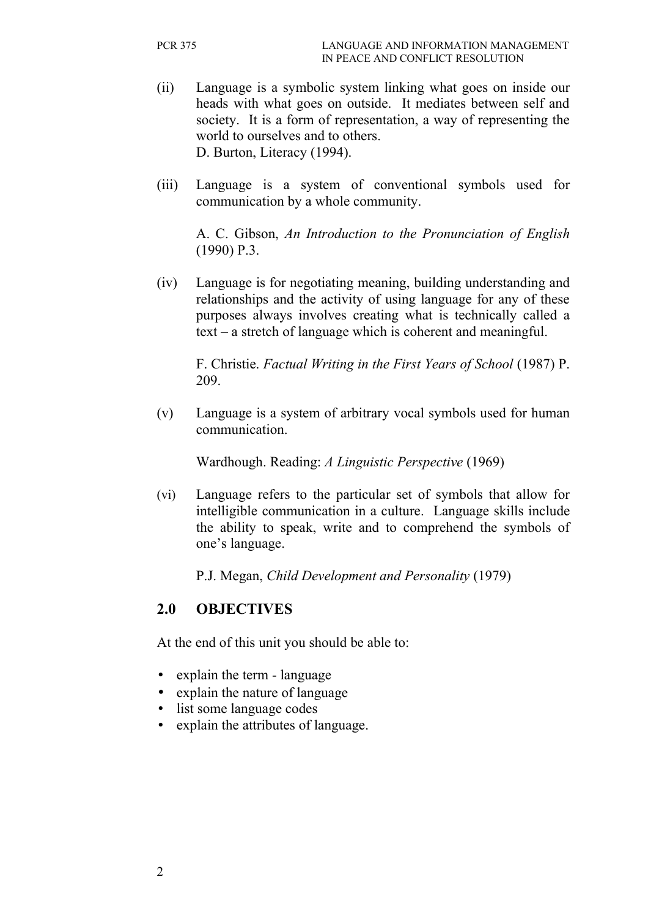(ii) Language is a symbolic system linking what goes on inside our heads with what goes on outside. It mediates between self and society. It is a form of representation, a way of representing the world to ourselves and to others.
D. Burton, Literacy (1994).

(iii) Language is a system of conventional symbols used for communication by a whole community.

A. C. Gibson, *An Introduction to the Pronunciation of English* (1990) P.3.

(iv) Language is for negotiating meaning, building understanding and relationships and the activity of using language for any of these purposes always involves creating what is technically called a text – a stretch of language which is coherent and meaningful.

F. Christie. *Factual Writing in the First Years of School* (1987) P. 209.

(v) Language is a system of arbitrary vocal symbols used for human communication.

Wardhough. Reading: *A Linguistic Perspective* (1969)

(vi) Language refers to the particular set of symbols that allow for intelligible communication in a culture. Language skills include the ability to speak, write and to comprehend the symbols of one's language.

P.J. Megan, *Child Development and Personality* (1979)

## 2.0 OBJECTIVES

At the end of this unit you should be able to:

- explain the term - language
- explain the nature of language
- list some language codes
- explain the attributes of language.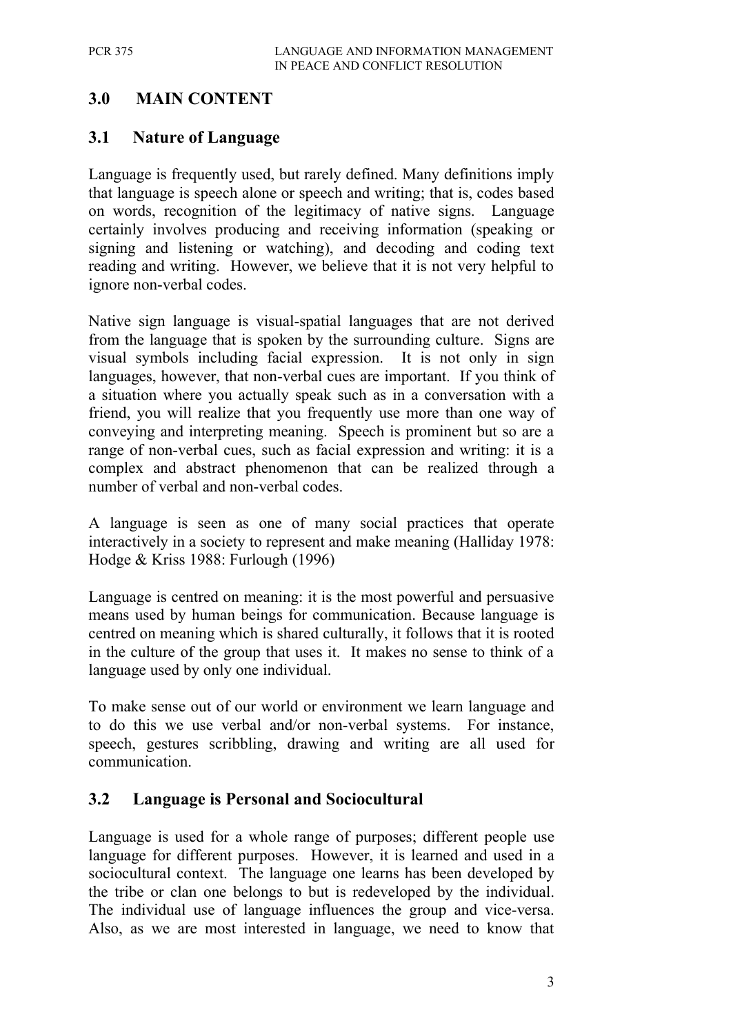## 3.0 MAIN CONTENT

### 3.1 Nature of Language

Language is frequently used, but rarely defined. Many definitions imply that language is speech alone or speech and writing; that is, codes based on words, recognition of the legitimacy of native signs. Language certainly involves producing and receiving information (speaking or signing and listening or watching), and decoding and coding text reading and writing. However, we believe that it is not very helpful to ignore non-verbal codes.

Native sign language is visual-spatial languages that are not derived from the language that is spoken by the surrounding culture. Signs are visual symbols including facial expression. It is not only in sign languages, however, that non-verbal cues are important. If you think of a situation where you actually speak such as in a conversation with a friend, you will realize that you frequently use more than one way of conveying and interpreting meaning. Speech is prominent but so are a range of non-verbal cues, such as facial expression and writing: it is a complex and abstract phenomenon that can be realized through a number of verbal and non-verbal codes.

A language is seen as one of many social practices that operate interactively in a society to represent and make meaning (Halliday 1978: Hodge & Kriss 1988: Furlough (1996)

Language is centred on meaning: it is the most powerful and persuasive means used by human beings for communication. Because language is centred on meaning which is shared culturally, it follows that it is rooted in the culture of the group that uses it. It makes no sense to think of a language used by only one individual.

To make sense out of our world or environment we learn language and to do this we use verbal and/or non-verbal systems. For instance, speech, gestures scribbling, drawing and writing are all used for communication.

### 3.2 Language is Personal and Sociocultural

Language is used for a whole range of purposes; different people use language for different purposes. However, it is learned and used in a sociocultural context. The language one learns has been developed by the tribe or clan one belongs to but is redeveloped by the individual. The individual use of language influences the group and vice-versa. Also, as we are most interested in language, we need to know that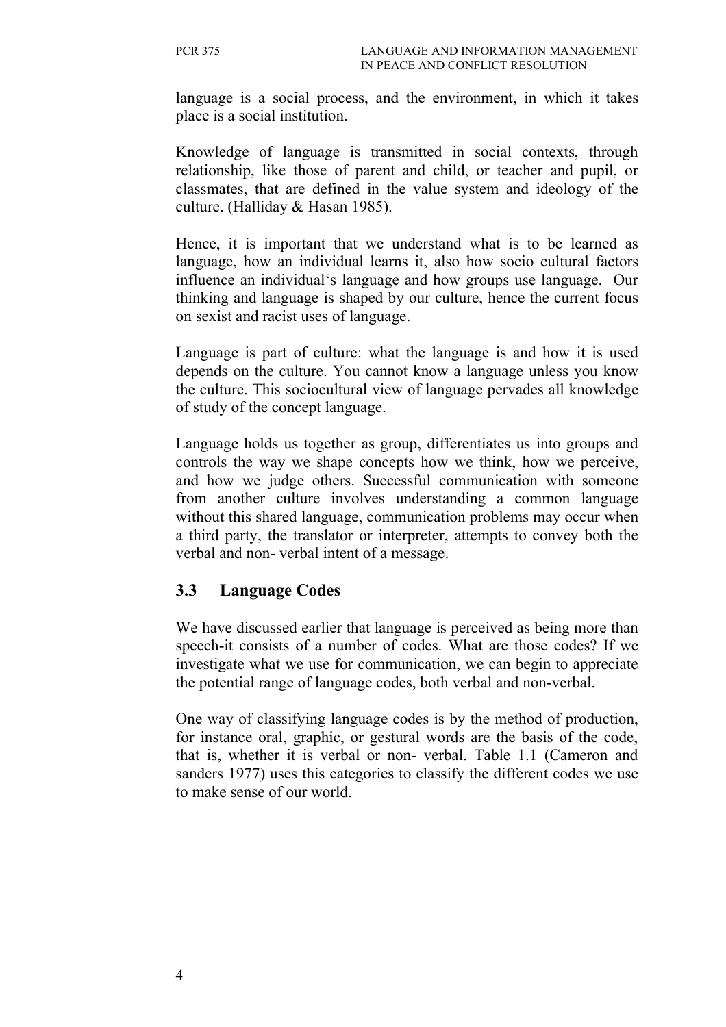language is a social process, and the environment, in which it takes place is a social institution.

Knowledge of language is transmitted in social contexts, through relationship, like those of parent and child, or teacher and pupil, or classmates, that are defined in the value system and ideology of the culture. (Halliday & Hasan 1985).

Hence, it is important that we understand what is to be learned as language, how an individual learns it, also how socio cultural factors influence an individual's language and how groups use language. Our thinking and language is shaped by our culture, hence the current focus on sexist and racist uses of language.

Language is part of culture: what the language is and how it is used depends on the culture. You cannot know a language unless you know the culture. This sociocultural view of language pervades all knowledge of study of the concept language.

Language holds us together as group, differentiates us into groups and controls the way we shape concepts how we think, how we perceive, and how we judge others. Successful communication with someone from another culture involves understanding a common language without this shared language, communication problems may occur when a third party, the translator or interpreter, attempts to convey both the verbal and non- verbal intent of a message.

## 3.3 Language Codes

We have discussed earlier that language is perceived as being more than speech-it consists of a number of codes. What are those codes? If we investigate what we use for communication, we can begin to appreciate the potential range of language codes, both verbal and non-verbal.

One way of classifying language codes is by the method of production, for instance oral, graphic, or gestural words are the basis of the code, that is, whether it is verbal or non- verbal. Table 1.1 (Cameron and sanders 1977) uses this categories to classify the different codes we use to make sense of our world.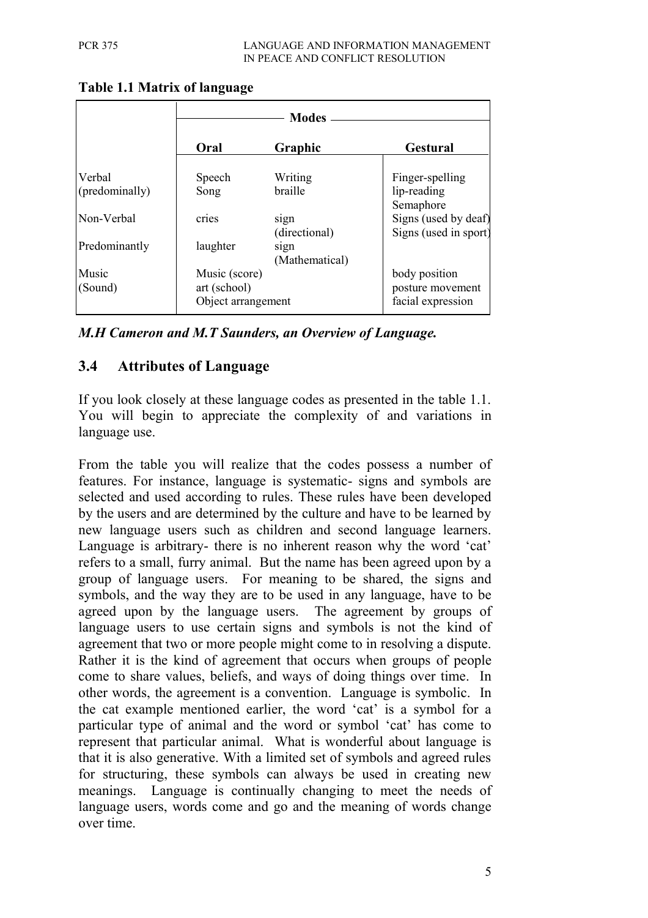**Table 1.1 Matrix of language**

| | Modes | | |
|---|---|---|---|
| | **Oral** | **Graphic** | **Gestural** |
| Verbal (predominally) | Speech<br>Song | Writing<br>braille | Finger-spelling<br>lip-reading<br>Semaphore |
| Non-Verbal | cries | sign (directional) | Signs (used by deaf)<br>Signs (used in sport) |
| Predominantly | laughter | sign (Mathematical) | |
| Music (Sound) | Music (score)<br>art (school)<br>Object arrangement | | body position<br>posture movement<br>facial expression |

***M.H Cameron and M.T Saunders, an Overview of Language.***

## 3.4 Attributes of Language

If you look closely at these language codes as presented in the table 1.1. You will begin to appreciate the complexity of and variations in language use.

From the table you will realize that the codes possess a number of features. For instance, language is systematic- signs and symbols are selected and used according to rules. These rules have been developed by the users and are determined by the culture and have to be learned by new language users such as children and second language learners. Language is arbitrary- there is no inherent reason why the word 'cat' refers to a small, furry animal. But the name has been agreed upon by a group of language users. For meaning to be shared, the signs and symbols, and the way they are to be used in any language, have to be agreed upon by the language users. The agreement by groups of language users to use certain signs and symbols is not the kind of agreement that two or more people might come to in resolving a dispute. Rather it is the kind of agreement that occurs when groups of people come to share values, beliefs, and ways of doing things over time. In other words, the agreement is a convention. Language is symbolic. In the cat example mentioned earlier, the word 'cat' is a symbol for a particular type of animal and the word or symbol 'cat' has come to represent that particular animal. What is wonderful about language is that it is also generative. With a limited set of symbols and agreed rules for structuring, these symbols can always be used in creating new meanings. Language is continually changing to meet the needs of language users, words come and go and the meaning of words change over time.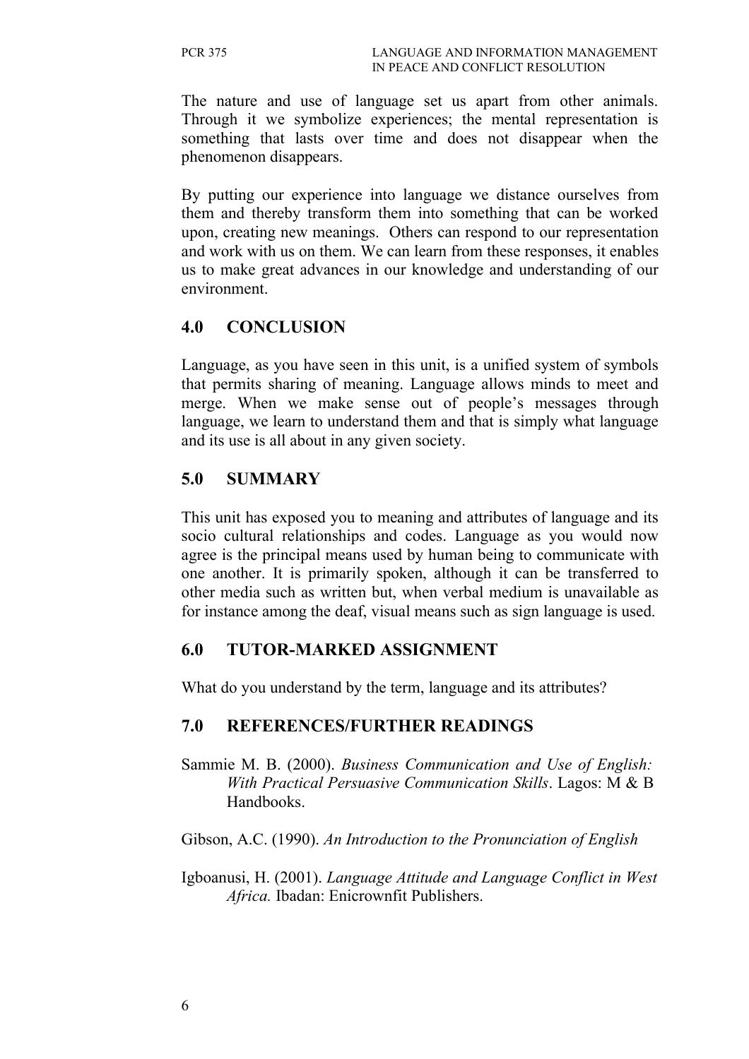The nature and use of language set us apart from other animals. Through it we symbolize experiences; the mental representation is something that lasts over time and does not disappear when the phenomenon disappears.

By putting our experience into language we distance ourselves from them and thereby transform them into something that can be worked upon, creating new meanings. Others can respond to our representation and work with us on them. We can learn from these responses, it enables us to make great advances in our knowledge and understanding of our environment.

## 4.0 CONCLUSION

Language, as you have seen in this unit, is a unified system of symbols that permits sharing of meaning. Language allows minds to meet and merge. When we make sense out of people's messages through language, we learn to understand them and that is simply what language and its use is all about in any given society.

## 5.0 SUMMARY

This unit has exposed you to meaning and attributes of language and its socio cultural relationships and codes. Language as you would now agree is the principal means used by human being to communicate with one another. It is primarily spoken, although it can be transferred to other media such as written but, when verbal medium is unavailable as for instance among the deaf, visual means such as sign language is used.

## 6.0 TUTOR-MARKED ASSIGNMENT

What do you understand by the term, language and its attributes?

## 7.0 REFERENCES/FURTHER READINGS

Sammie M. B. (2000). *Business Communication and Use of English: With Practical Persuasive Communication Skills*. Lagos: M & B Handbooks.

Gibson, A.C. (1990). *An Introduction to the Pronunciation of English*

Igboanusi, H. (2001). *Language Attitude and Language Conflict in West Africa.* Ibadan: Enicrownfit Publishers.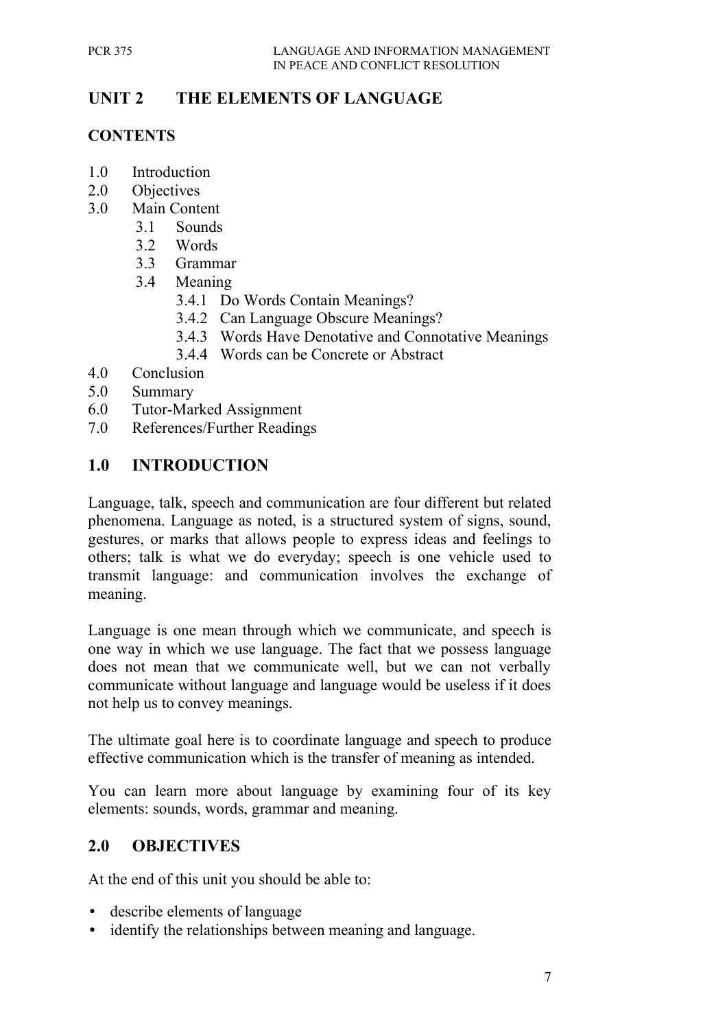# UNIT 2 THE ELEMENTS OF LANGUAGE

## CONTENTS

1.0 Introduction
2.0 Objectives
3.0 Main Content
   3.1 Sounds
   3.2 Words
   3.3 Grammar
   3.4 Meaning
      3.4.1 Do Words Contain Meanings?
      3.4.2 Can Language Obscure Meanings?
      3.4.3 Words Have Denotative and Connotative Meanings
      3.4.4 Words can be Concrete or Abstract
4.0 Conclusion
5.0 Summary
6.0 Tutor-Marked Assignment
7.0 References/Further Readings

## 1.0 INTRODUCTION

Language, talk, speech and communication are four different but related phenomena. Language as noted, is a structured system of signs, sound, gestures, or marks that allows people to express ideas and feelings to others; talk is what we do everyday; speech is one vehicle used to transmit language: and communication involves the exchange of meaning.

Language is one mean through which we communicate, and speech is one way in which we use language. The fact that we possess language does not mean that we communicate well, but we can not verbally communicate without language and language would be useless if it does not help us to convey meanings.

The ultimate goal here is to coordinate language and speech to produce effective communication which is the transfer of meaning as intended.

You can learn more about language by examining four of its key elements: sounds, words, grammar and meaning.

## 2.0 OBJECTIVES

At the end of this unit you should be able to:

- describe elements of language
- identify the relationships between meaning and language.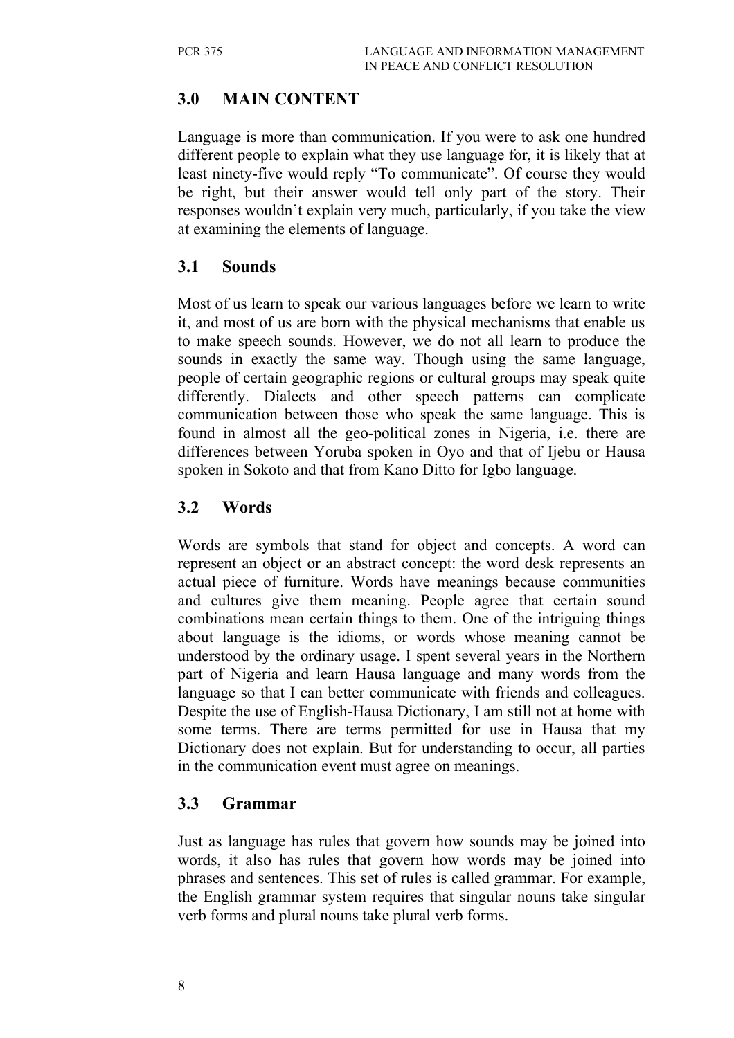## 3.0 MAIN CONTENT

Language is more than communication. If you were to ask one hundred different people to explain what they use language for, it is likely that at least ninety-five would reply “To communicate”. Of course they would be right, but their answer would tell only part of the story. Their responses wouldn’t explain very much, particularly, if you take the view at examining the elements of language.

### 3.1 Sounds

Most of us learn to speak our various languages before we learn to write it, and most of us are born with the physical mechanisms that enable us to make speech sounds. However, we do not all learn to produce the sounds in exactly the same way. Though using the same language, people of certain geographic regions or cultural groups may speak quite differently. Dialects and other speech patterns can complicate communication between those who speak the same language. This is found in almost all the geo-political zones in Nigeria, i.e. there are differences between Yoruba spoken in Oyo and that of Ijebu or Hausa spoken in Sokoto and that from Kano Ditto for Igbo language.

### 3.2 Words

Words are symbols that stand for object and concepts. A word can represent an object or an abstract concept: the word desk represents an actual piece of furniture. Words have meanings because communities and cultures give them meaning. People agree that certain sound combinations mean certain things to them. One of the intriguing things about language is the idioms, or words whose meaning cannot be understood by the ordinary usage. I spent several years in the Northern part of Nigeria and learn Hausa language and many words from the language so that I can better communicate with friends and colleagues. Despite the use of English-Hausa Dictionary, I am still not at home with some terms. There are terms permitted for use in Hausa that my Dictionary does not explain. But for understanding to occur, all parties in the communication event must agree on meanings.

### 3.3 Grammar

Just as language has rules that govern how sounds may be joined into words, it also has rules that govern how words may be joined into phrases and sentences. This set of rules is called grammar. For example, the English grammar system requires that singular nouns take singular verb forms and plural nouns take plural verb forms.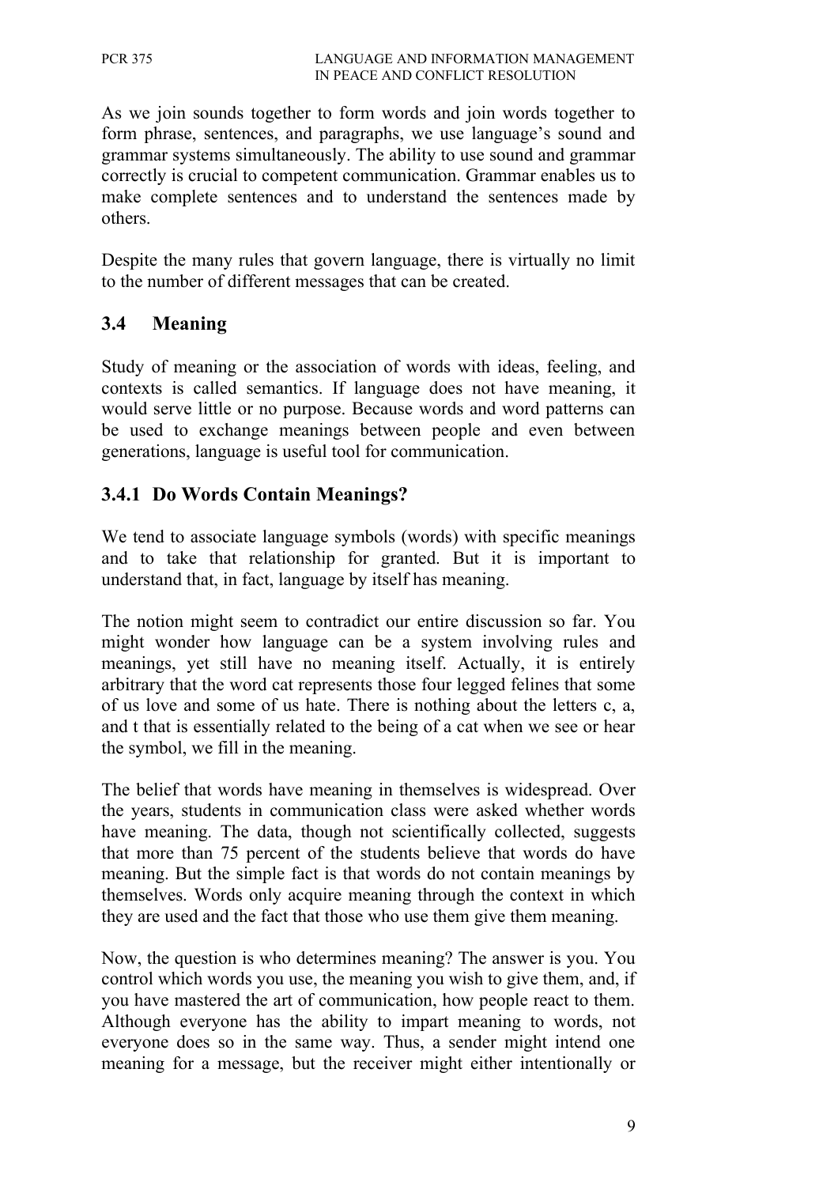As we join sounds together to form words and join words together to form phrase, sentences, and paragraphs, we use language's sound and grammar systems simultaneously. The ability to use sound and grammar correctly is crucial to competent communication. Grammar enables us to make complete sentences and to understand the sentences made by others.

Despite the many rules that govern language, there is virtually no limit to the number of different messages that can be created.

## 3.4 Meaning

Study of meaning or the association of words with ideas, feeling, and contexts is called semantics. If language does not have meaning, it would serve little or no purpose. Because words and word patterns can be used to exchange meanings between people and even between generations, language is useful tool for communication.

### 3.4.1 Do Words Contain Meanings?

We tend to associate language symbols (words) with specific meanings and to take that relationship for granted. But it is important to understand that, in fact, language by itself has meaning.

The notion might seem to contradict our entire discussion so far. You might wonder how language can be a system involving rules and meanings, yet still have no meaning itself. Actually, it is entirely arbitrary that the word cat represents those four legged felines that some of us love and some of us hate. There is nothing about the letters c, a, and t that is essentially related to the being of a cat when we see or hear the symbol, we fill in the meaning.

The belief that words have meaning in themselves is widespread. Over the years, students in communication class were asked whether words have meaning. The data, though not scientifically collected, suggests that more than 75 percent of the students believe that words do have meaning. But the simple fact is that words do not contain meanings by themselves. Words only acquire meaning through the context in which they are used and the fact that those who use them give them meaning.

Now, the question is who determines meaning? The answer is you. You control which words you use, the meaning you wish to give them, and, if you have mastered the art of communication, how people react to them. Although everyone has the ability to impart meaning to words, not everyone does so in the same way. Thus, a sender might intend one meaning for a message, but the receiver might either intentionally or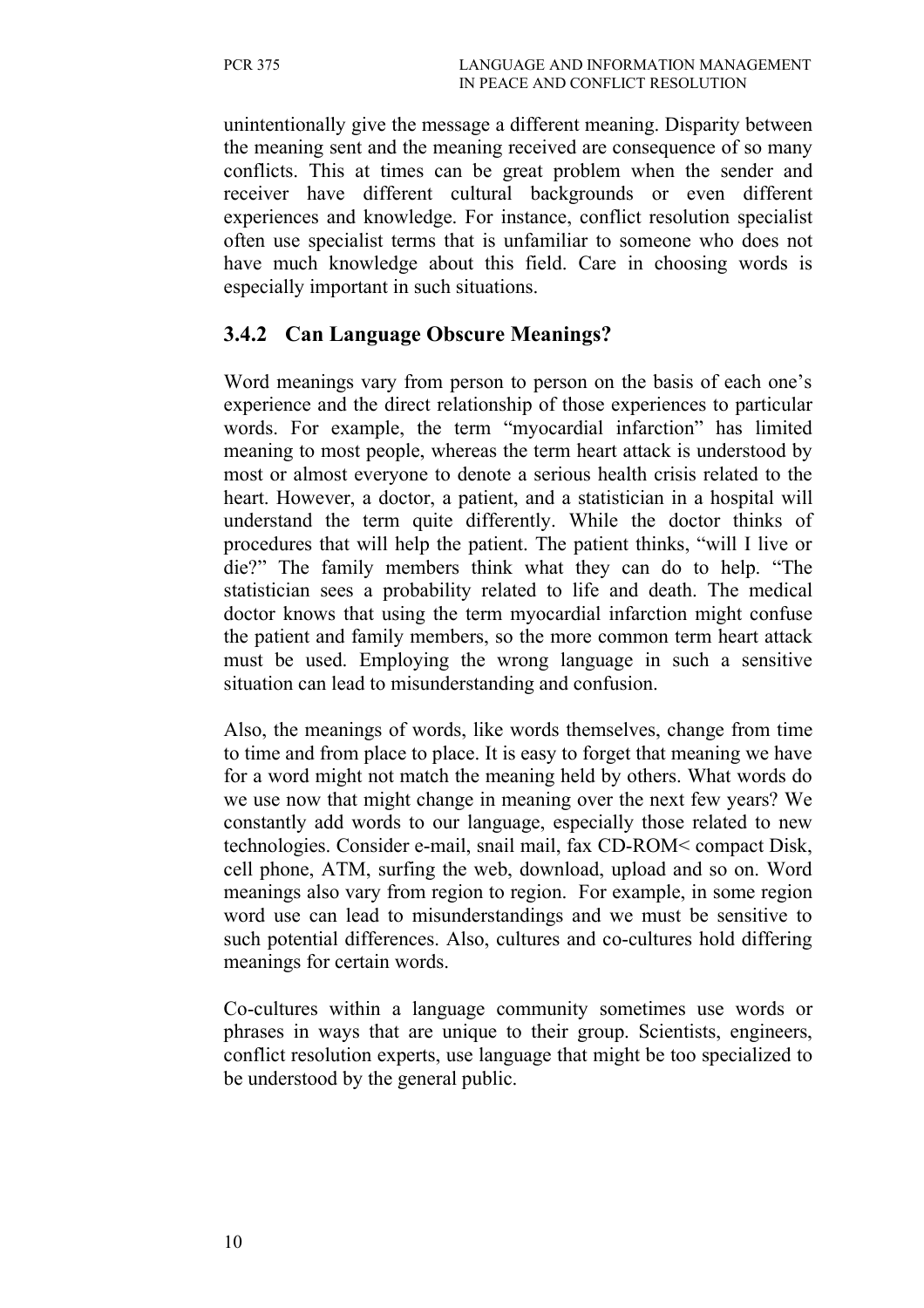unintentionally give the message a different meaning. Disparity between the meaning sent and the meaning received are consequence of so many conflicts. This at times can be great problem when the sender and receiver have different cultural backgrounds or even different experiences and knowledge. For instance, conflict resolution specialist often use specialist terms that is unfamiliar to someone who does not have much knowledge about this field. Care in choosing words is especially important in such situations.

### 3.4.2 Can Language Obscure Meanings?

Word meanings vary from person to person on the basis of each one's experience and the direct relationship of those experiences to particular words. For example, the term "myocardial infarction" has limited meaning to most people, whereas the term heart attack is understood by most or almost everyone to denote a serious health crisis related to the heart. However, a doctor, a patient, and a statistician in a hospital will understand the term quite differently. While the doctor thinks of procedures that will help the patient. The patient thinks, "will I live or die?" The family members think what they can do to help. "The statistician sees a probability related to life and death. The medical doctor knows that using the term myocardial infarction might confuse the patient and family members, so the more common term heart attack must be used. Employing the wrong language in such a sensitive situation can lead to misunderstanding and confusion.

Also, the meanings of words, like words themselves, change from time to time and from place to place. It is easy to forget that meaning we have for a word might not match the meaning held by others. What words do we use now that might change in meaning over the next few years? We constantly add words to our language, especially those related to new technologies. Consider e-mail, snail mail, fax CD-ROM< compact Disk, cell phone, ATM, surfing the web, download, upload and so on. Word meanings also vary from region to region. For example, in some region word use can lead to misunderstandings and we must be sensitive to such potential differences. Also, cultures and co-cultures hold differing meanings for certain words.

Co-cultures within a language community sometimes use words or phrases in ways that are unique to their group. Scientists, engineers, conflict resolution experts, use language that might be too specialized to be understood by the general public.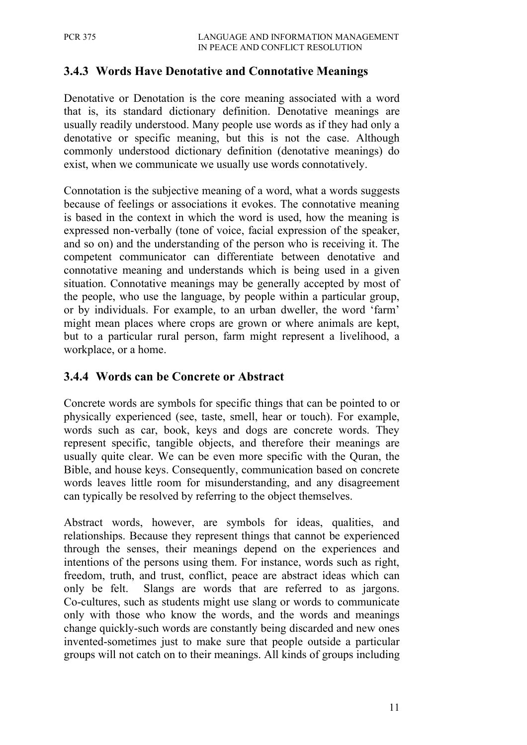### 3.4.3 Words Have Denotative and Connotative Meanings

Denotative or Denotation is the core meaning associated with a word that is, its standard dictionary definition. Denotative meanings are usually readily understood. Many people use words as if they had only a denotative or specific meaning, but this is not the case. Although commonly understood dictionary definition (denotative meanings) do exist, when we communicate we usually use words connotatively.

Connotation is the subjective meaning of a word, what a words suggests because of feelings or associations it evokes. The connotative meaning is based in the context in which the word is used, how the meaning is expressed non-verbally (tone of voice, facial expression of the speaker, and so on) and the understanding of the person who is receiving it. The competent communicator can differentiate between denotative and connotative meaning and understands which is being used in a given situation. Connotative meanings may be generally accepted by most of the people, who use the language, by people within a particular group, or by individuals. For example, to an urban dweller, the word 'farm' might mean places where crops are grown or where animals are kept, but to a particular rural person, farm might represent a livelihood, a workplace, or a home.

### 3.4.4 Words can be Concrete or Abstract

Concrete words are symbols for specific things that can be pointed to or physically experienced (see, taste, smell, hear or touch). For example, words such as car, book, keys and dogs are concrete words. They represent specific, tangible objects, and therefore their meanings are usually quite clear. We can be even more specific with the Quran, the Bible, and house keys. Consequently, communication based on concrete words leaves little room for misunderstanding, and any disagreement can typically be resolved by referring to the object themselves.

Abstract words, however, are symbols for ideas, qualities, and relationships. Because they represent things that cannot be experienced through the senses, their meanings depend on the experiences and intentions of the persons using them. For instance, words such as right, freedom, truth, and trust, conflict, peace are abstract ideas which can only be felt. Slangs are words that are referred to as jargons. Co-cultures, such as students might use slang or words to communicate only with those who know the words, and the words and meanings change quickly-such words are constantly being discarded and new ones invented-sometimes just to make sure that people outside a particular groups will not catch on to their meanings. All kinds of groups including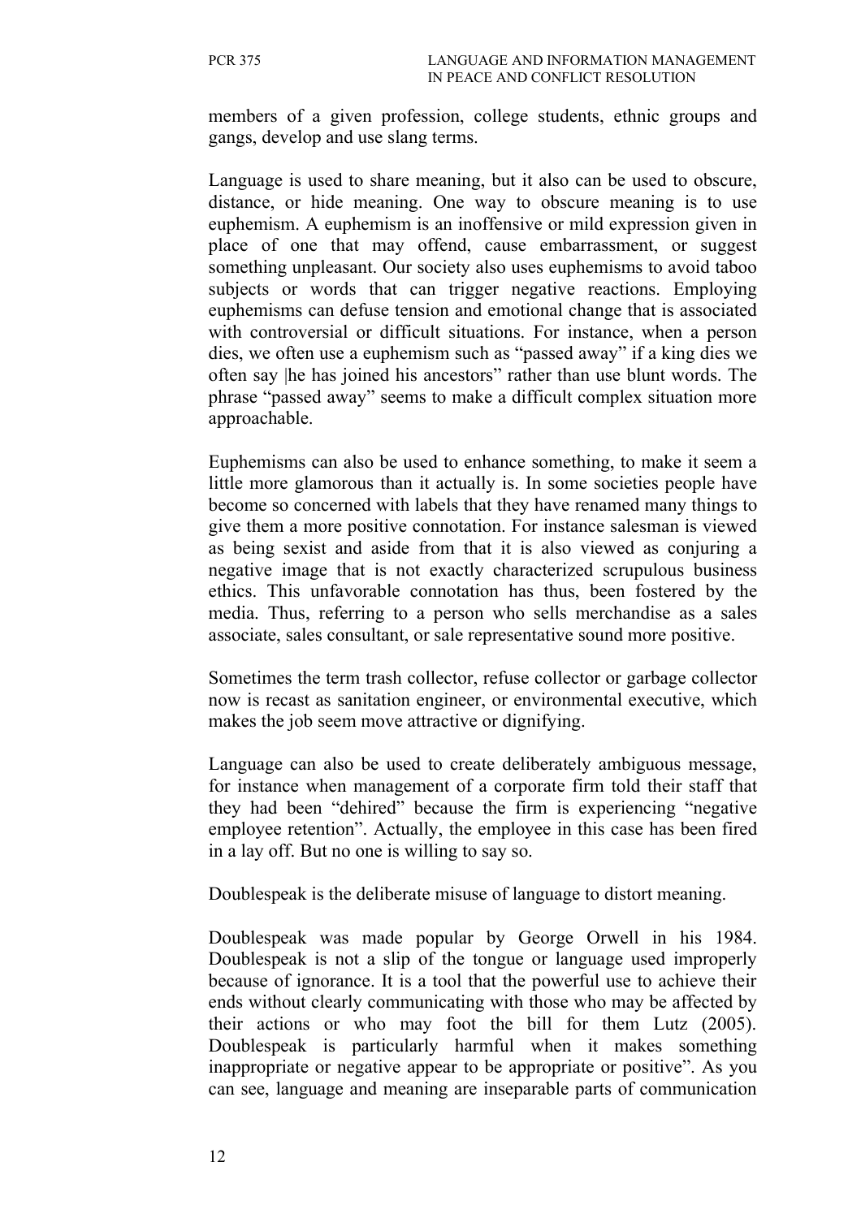members of a given profession, college students, ethnic groups and gangs, develop and use slang terms.

Language is used to share meaning, but it also can be used to obscure, distance, or hide meaning. One way to obscure meaning is to use euphemism. A euphemism is an inoffensive or mild expression given in place of one that may offend, cause embarrassment, or suggest something unpleasant. Our society also uses euphemisms to avoid taboo subjects or words that can trigger negative reactions. Employing euphemisms can defuse tension and emotional change that is associated with controversial or difficult situations. For instance, when a person dies, we often use a euphemism such as "passed away" if a king dies we often say |he has joined his ancestors" rather than use blunt words. The phrase "passed away" seems to make a difficult complex situation more approachable.

Euphemisms can also be used to enhance something, to make it seem a little more glamorous than it actually is. In some societies people have become so concerned with labels that they have renamed many things to give them a more positive connotation. For instance salesman is viewed as being sexist and aside from that it is also viewed as conjuring a negative image that is not exactly characterized scrupulous business ethics. This unfavorable connotation has thus, been fostered by the media. Thus, referring to a person who sells merchandise as a sales associate, sales consultant, or sale representative sound more positive.

Sometimes the term trash collector, refuse collector or garbage collector now is recast as sanitation engineer, or environmental executive, which makes the job seem move attractive or dignifying.

Language can also be used to create deliberately ambiguous message, for instance when management of a corporate firm told their staff that they had been "dehired" because the firm is experiencing "negative employee retention". Actually, the employee in this case has been fired in a lay off. But no one is willing to say so.

Doublespeak is the deliberate misuse of language to distort meaning.

Doublespeak was made popular by George Orwell in his 1984. Doublespeak is not a slip of the tongue or language used improperly because of ignorance. It is a tool that the powerful use to achieve their ends without clearly communicating with those who may be affected by their actions or who may foot the bill for them Lutz (2005). Doublespeak is particularly harmful when it makes something inappropriate or negative appear to be appropriate or positive". As you can see, language and meaning are inseparable parts of communication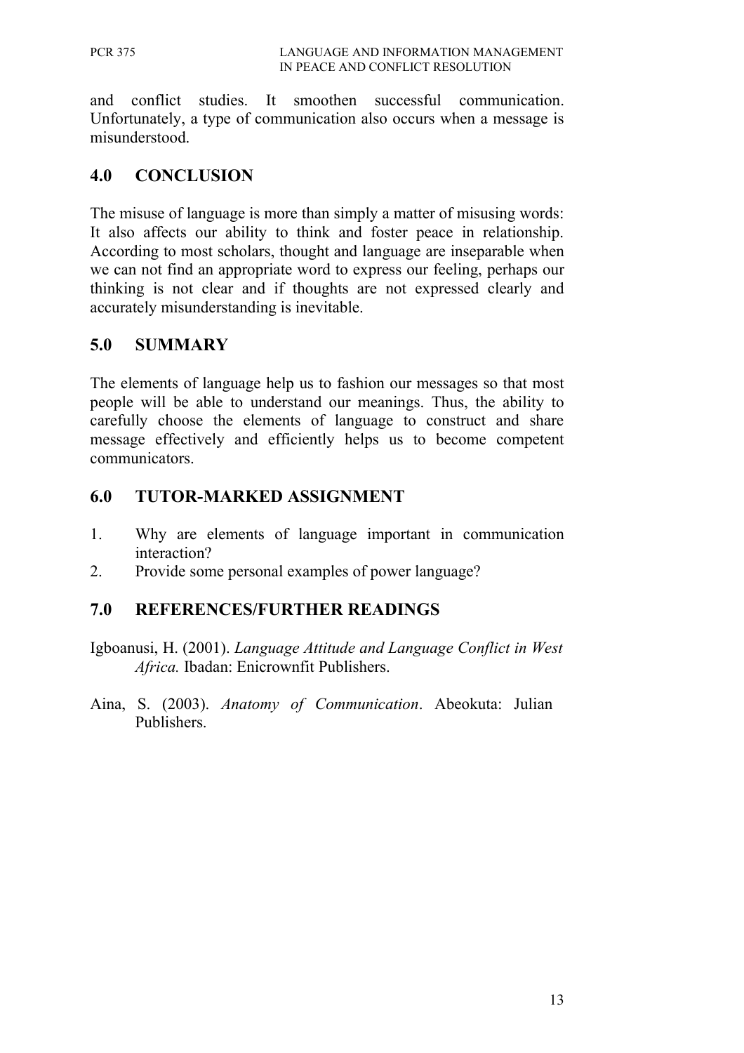and conflict studies. It smoothen successful communication. Unfortunately, a type of communication also occurs when a message is misunderstood.

## 4.0 CONCLUSION

The misuse of language is more than simply a matter of misusing words: It also affects our ability to think and foster peace in relationship. According to most scholars, thought and language are inseparable when we can not find an appropriate word to express our feeling, perhaps our thinking is not clear and if thoughts are not expressed clearly and accurately misunderstanding is inevitable.

## 5.0 SUMMARY

The elements of language help us to fashion our messages so that most people will be able to understand our meanings. Thus, the ability to carefully choose the elements of language to construct and share message effectively and efficiently helps us to become competent communicators.

## 6.0 TUTOR-MARKED ASSIGNMENT

1. Why are elements of language important in communication interaction?
2. Provide some personal examples of power language?

## 7.0 REFERENCES/FURTHER READINGS

Igboanusi, H. (2001). *Language Attitude and Language Conflict in West Africa.* Ibadan: Enicrownfit Publishers.

Aina, S. (2003). *Anatomy of Communication*. Abeokuta: Julian Publishers.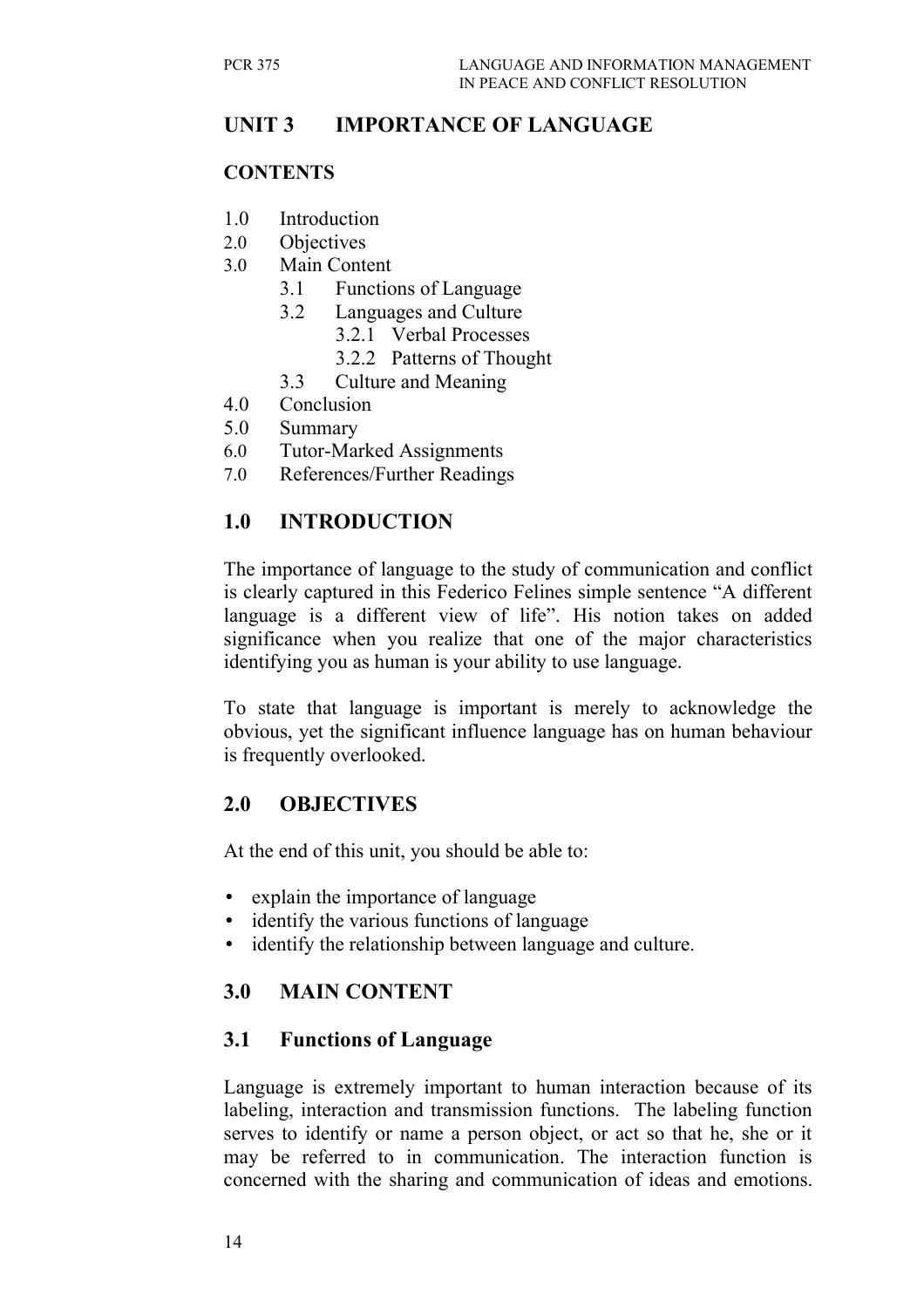## UNIT 3 IMPORTANCE OF LANGUAGE

**CONTENTS**

1.0 Introduction
2.0 Objectives
3.0 Main Content
  3.1 Functions of Language
  3.2 Languages and Culture
    3.2.1 Verbal Processes
    3.2.2 Patterns of Thought
  3.3 Culture and Meaning
4.0 Conclusion
5.0 Summary
6.0 Tutor-Marked Assignments
7.0 References/Further Readings

## 1.0 INTRODUCTION

The importance of language to the study of communication and conflict is clearly captured in this Federico Felines simple sentence "A different language is a different view of life". His notion takes on added significance when you realize that one of the major characteristics identifying you as human is your ability to use language.

To state that language is important is merely to acknowledge the obvious, yet the significant influence language has on human behaviour is frequently overlooked.

## 2.0 OBJECTIVES

At the end of this unit, you should be able to:

- explain the importance of language
- identify the various functions of language
- identify the relationship between language and culture.

## 3.0 MAIN CONTENT

### 3.1 Functions of Language

Language is extremely important to human interaction because of its labeling, interaction and transmission functions. The labeling function serves to identify or name a person object, or act so that he, she or it may be referred to in communication. The interaction function is concerned with the sharing and communication of ideas and emotions.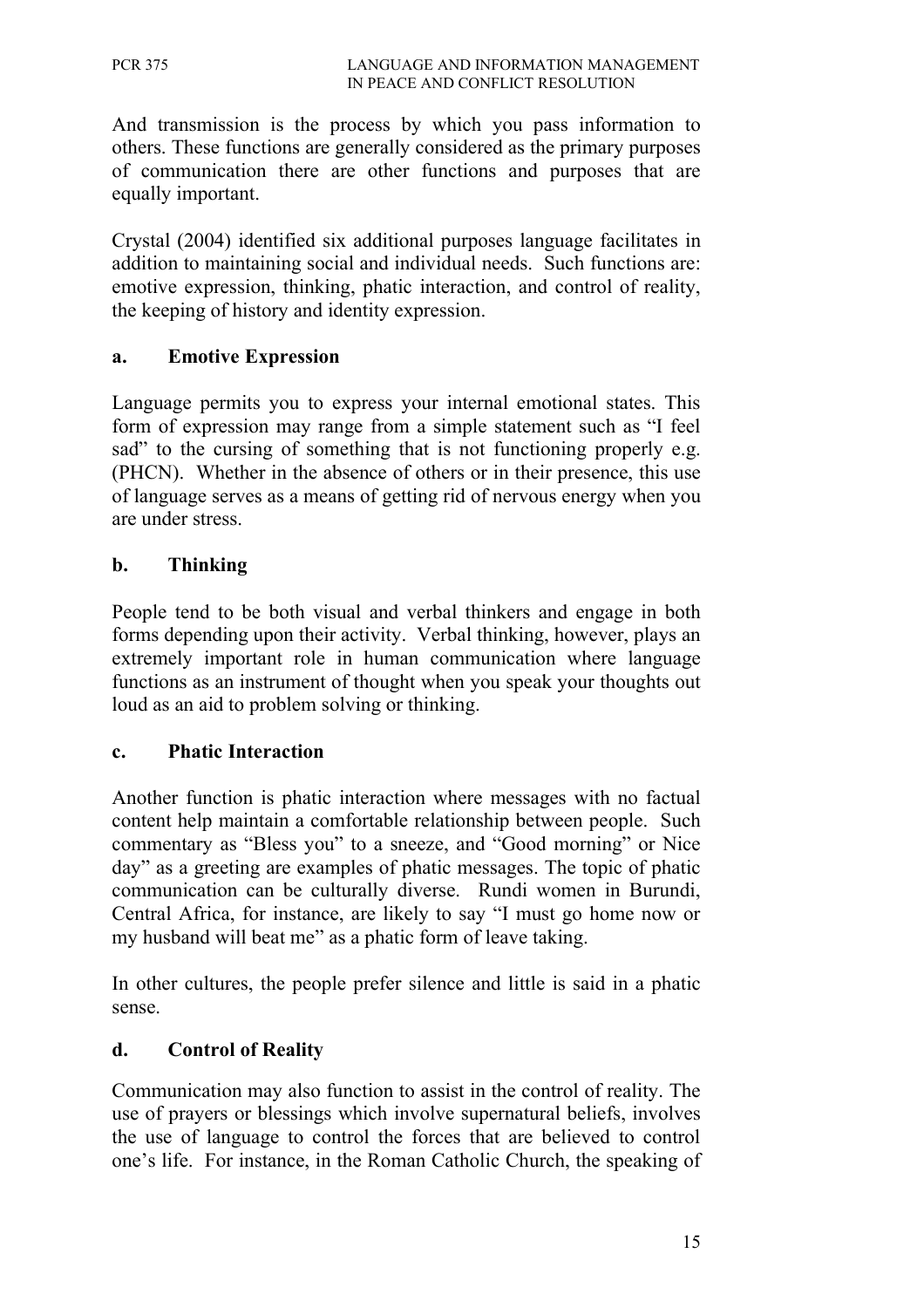And transmission is the process by which you pass information to others. These functions are generally considered as the primary purposes of communication there are other functions and purposes that are equally important.

Crystal (2004) identified six additional purposes language facilitates in addition to maintaining social and individual needs. Such functions are: emotive expression, thinking, phatic interaction, and control of reality, the keeping of history and identity expression.

### a. Emotive Expression

Language permits you to express your internal emotional states. This form of expression may range from a simple statement such as “I feel sad” to the cursing of something that is not functioning properly e.g. (PHCN). Whether in the absence of others or in their presence, this use of language serves as a means of getting rid of nervous energy when you are under stress.

### b. Thinking

People tend to be both visual and verbal thinkers and engage in both forms depending upon their activity. Verbal thinking, however, plays an extremely important role in human communication where language functions as an instrument of thought when you speak your thoughts out loud as an aid to problem solving or thinking.

### c. Phatic Interaction

Another function is phatic interaction where messages with no factual content help maintain a comfortable relationship between people. Such commentary as “Bless you” to a sneeze, and “Good morning” or Nice day” as a greeting are examples of phatic messages. The topic of phatic communication can be culturally diverse. Rundi women in Burundi, Central Africa, for instance, are likely to say “I must go home now or my husband will beat me” as a phatic form of leave taking.

In other cultures, the people prefer silence and little is said in a phatic sense.

### d. Control of Reality

Communication may also function to assist in the control of reality. The use of prayers or blessings which involve supernatural beliefs, involves the use of language to control the forces that are believed to control one’s life. For instance, in the Roman Catholic Church, the speaking of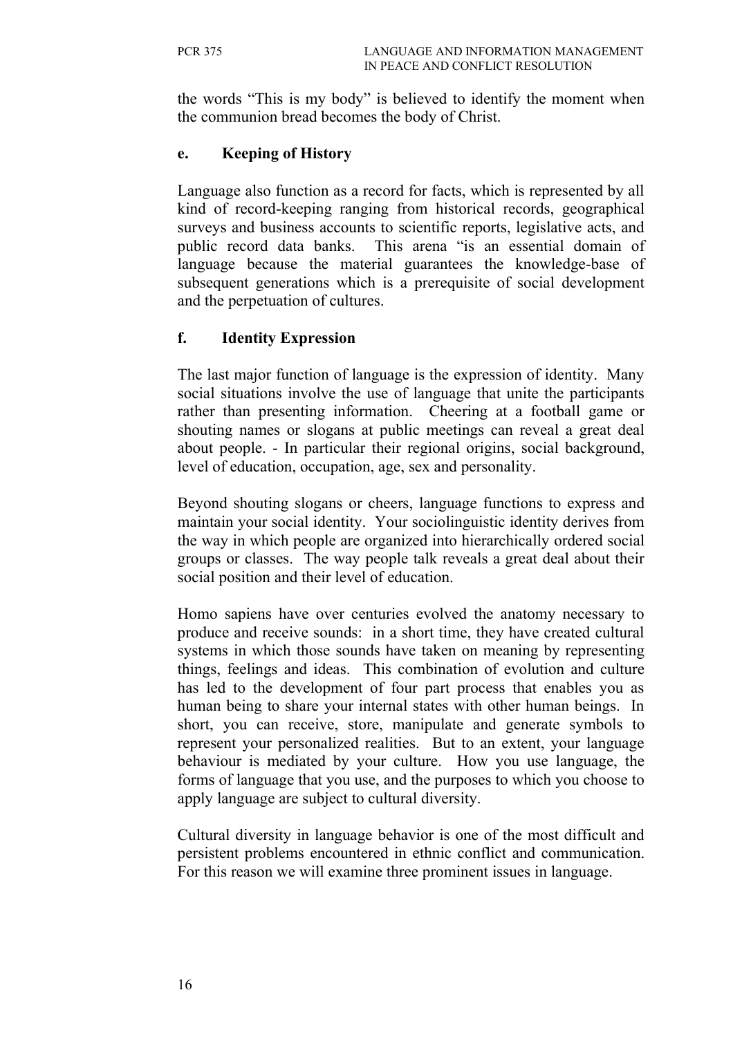the words "This is my body" is believed to identify the moment when the communion bread becomes the body of Christ.

### e. Keeping of History

Language also function as a record for facts, which is represented by all kind of record-keeping ranging from historical records, geographical surveys and business accounts to scientific reports, legislative acts, and public record data banks. This arena "is an essential domain of language because the material guarantees the knowledge-base of subsequent generations which is a prerequisite of social development and the perpetuation of cultures.

### f. Identity Expression

The last major function of language is the expression of identity. Many social situations involve the use of language that unite the participants rather than presenting information. Cheering at a football game or shouting names or slogans at public meetings can reveal a great deal about people. - In particular their regional origins, social background, level of education, occupation, age, sex and personality.

Beyond shouting slogans or cheers, language functions to express and maintain your social identity. Your sociolinguistic identity derives from the way in which people are organized into hierarchically ordered social groups or classes. The way people talk reveals a great deal about their social position and their level of education.

Homo sapiens have over centuries evolved the anatomy necessary to produce and receive sounds: in a short time, they have created cultural systems in which those sounds have taken on meaning by representing things, feelings and ideas. This combination of evolution and culture has led to the development of four part process that enables you as human being to share your internal states with other human beings. In short, you can receive, store, manipulate and generate symbols to represent your personalized realities. But to an extent, your language behaviour is mediated by your culture. How you use language, the forms of language that you use, and the purposes to which you choose to apply language are subject to cultural diversity.

Cultural diversity in language behavior is one of the most difficult and persistent problems encountered in ethnic conflict and communication. For this reason we will examine three prominent issues in language.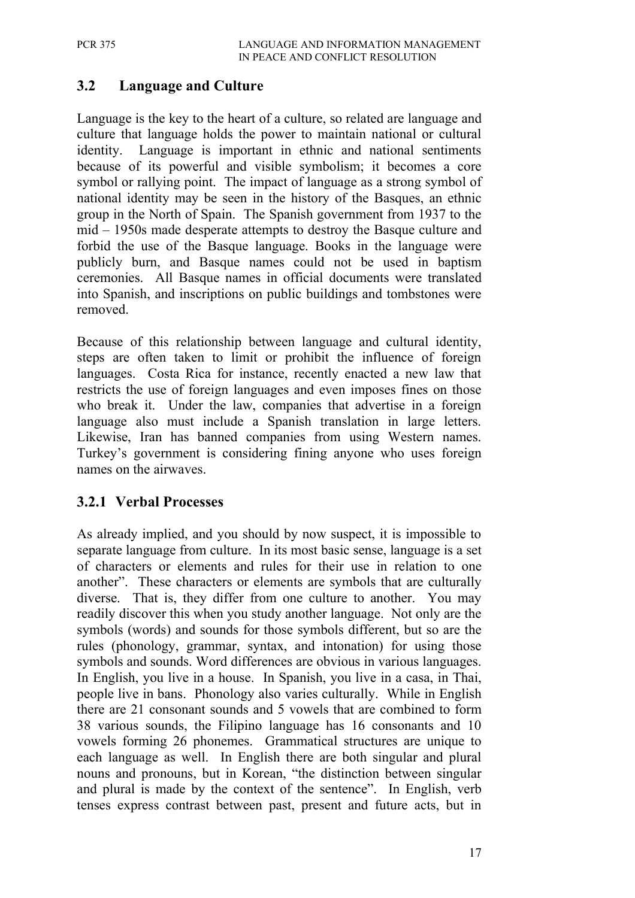## 3.2 Language and Culture

Language is the key to the heart of a culture, so related are language and culture that language holds the power to maintain national or cultural identity. Language is important in ethnic and national sentiments because of its powerful and visible symbolism; it becomes a core symbol or rallying point. The impact of language as a strong symbol of national identity may be seen in the history of the Basques, an ethnic group in the North of Spain. The Spanish government from 1937 to the mid – 1950s made desperate attempts to destroy the Basque culture and forbid the use of the Basque language. Books in the language were publicly burn, and Basque names could not be used in baptism ceremonies. All Basque names in official documents were translated into Spanish, and inscriptions on public buildings and tombstones were removed.

Because of this relationship between language and cultural identity, steps are often taken to limit or prohibit the influence of foreign languages. Costa Rica for instance, recently enacted a new law that restricts the use of foreign languages and even imposes fines on those who break it. Under the law, companies that advertise in a foreign language also must include a Spanish translation in large letters. Likewise, Iran has banned companies from using Western names. Turkey's government is considering fining anyone who uses foreign names on the airwaves.

### 3.2.1 Verbal Processes

As already implied, and you should by now suspect, it is impossible to separate language from culture. In its most basic sense, language is a set of characters or elements and rules for their use in relation to one another". These characters or elements are symbols that are culturally diverse. That is, they differ from one culture to another. You may readily discover this when you study another language. Not only are the symbols (words) and sounds for those symbols different, but so are the rules (phonology, grammar, syntax, and intonation) for using those symbols and sounds. Word differences are obvious in various languages. In English, you live in a house. In Spanish, you live in a casa, in Thai, people live in bans. Phonology also varies culturally. While in English there are 21 consonant sounds and 5 vowels that are combined to form 38 various sounds, the Filipino language has 16 consonants and 10 vowels forming 26 phonemes. Grammatical structures are unique to each language as well. In English there are both singular and plural nouns and pronouns, but in Korean, "the distinction between singular and plural is made by the context of the sentence". In English, verb tenses express contrast between past, present and future acts, but in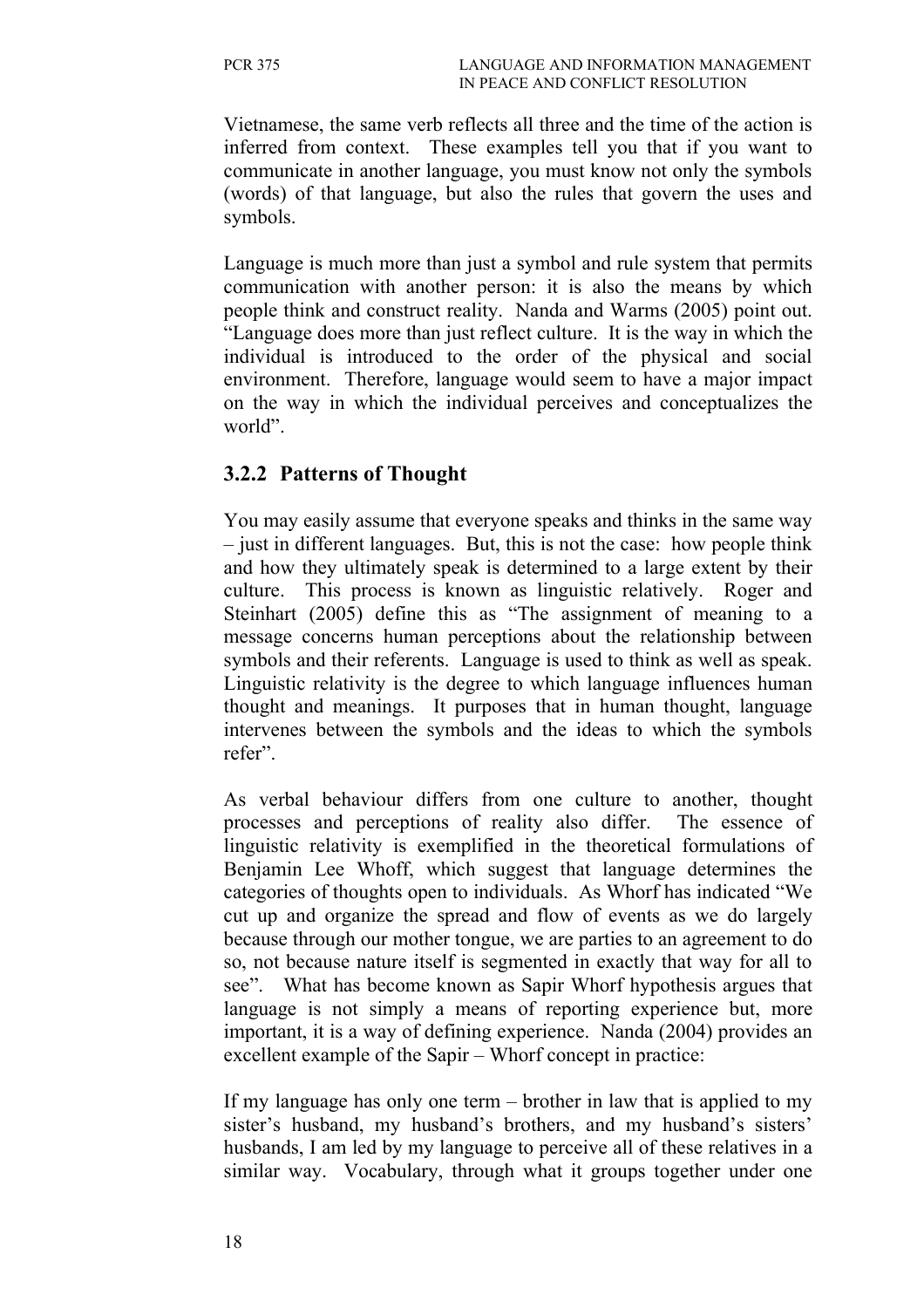Vietnamese, the same verb reflects all three and the time of the action is inferred from context. These examples tell you that if you want to communicate in another language, you must know not only the symbols (words) of that language, but also the rules that govern the uses and symbols.

Language is much more than just a symbol and rule system that permits communication with another person: it is also the means by which people think and construct reality. Nanda and Warms (2005) point out. "Language does more than just reflect culture. It is the way in which the individual is introduced to the order of the physical and social environment. Therefore, language would seem to have a major impact on the way in which the individual perceives and conceptualizes the world".

### 3.2.2 Patterns of Thought

You may easily assume that everyone speaks and thinks in the same way – just in different languages. But, this is not the case: how people think and how they ultimately speak is determined to a large extent by their culture. This process is known as linguistic relatively. Roger and Steinhart (2005) define this as "The assignment of meaning to a message concerns human perceptions about the relationship between symbols and their referents. Language is used to think as well as speak. Linguistic relativity is the degree to which language influences human thought and meanings. It purposes that in human thought, language intervenes between the symbols and the ideas to which the symbols refer".

As verbal behaviour differs from one culture to another, thought processes and perceptions of reality also differ. The essence of linguistic relativity is exemplified in the theoretical formulations of Benjamin Lee Whoff, which suggest that language determines the categories of thoughts open to individuals. As Whorf has indicated "We cut up and organize the spread and flow of events as we do largely because through our mother tongue, we are parties to an agreement to do so, not because nature itself is segmented in exactly that way for all to see". What has become known as Sapir Whorf hypothesis argues that language is not simply a means of reporting experience but, more important, it is a way of defining experience. Nanda (2004) provides an excellent example of the Sapir – Whorf concept in practice:

If my language has only one term – brother in law that is applied to my sister's husband, my husband's brothers, and my husband's sisters' husbands, I am led by my language to perceive all of these relatives in a similar way. Vocabulary, through what it groups together under one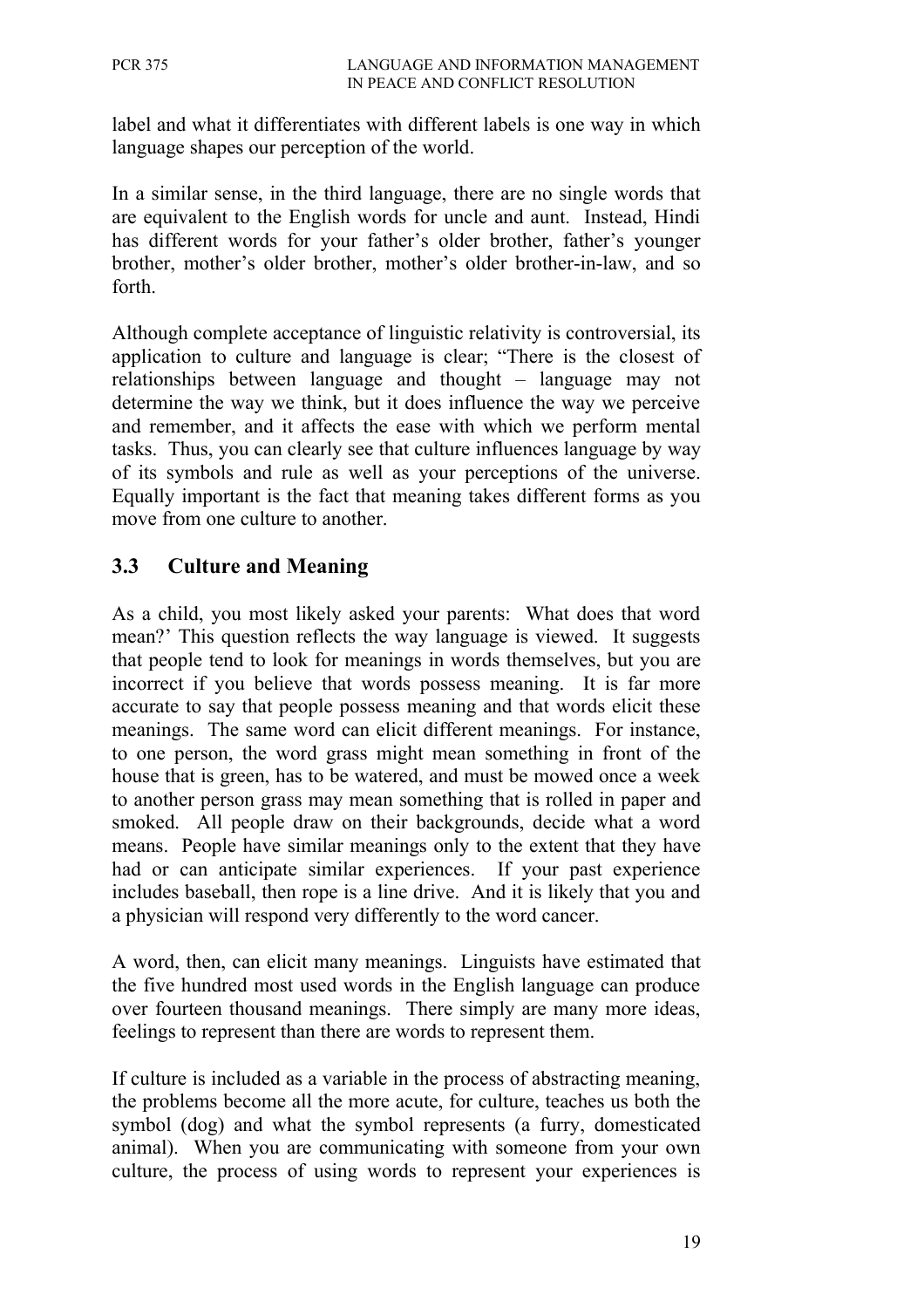label and what it differentiates with different labels is one way in which language shapes our perception of the world.

In a similar sense, in the third language, there are no single words that are equivalent to the English words for uncle and aunt. Instead, Hindi has different words for your father's older brother, father's younger brother, mother's older brother, mother's older brother-in-law, and so forth.

Although complete acceptance of linguistic relativity is controversial, its application to culture and language is clear; "There is the closest of relationships between language and thought – language may not determine the way we think, but it does influence the way we perceive and remember, and it affects the ease with which we perform mental tasks. Thus, you can clearly see that culture influences language by way of its symbols and rule as well as your perceptions of the universe. Equally important is the fact that meaning takes different forms as you move from one culture to another.

## 3.3 Culture and Meaning

As a child, you most likely asked your parents: What does that word mean?' This question reflects the way language is viewed. It suggests that people tend to look for meanings in words themselves, but you are incorrect if you believe that words possess meaning. It is far more accurate to say that people possess meaning and that words elicit these meanings. The same word can elicit different meanings. For instance, to one person, the word grass might mean something in front of the house that is green, has to be watered, and must be mowed once a week to another person grass may mean something that is rolled in paper and smoked. All people draw on their backgrounds, decide what a word means. People have similar meanings only to the extent that they have had or can anticipate similar experiences. If your past experience includes baseball, then rope is a line drive. And it is likely that you and a physician will respond very differently to the word cancer.

A word, then, can elicit many meanings. Linguists have estimated that the five hundred most used words in the English language can produce over fourteen thousand meanings. There simply are many more ideas, feelings to represent than there are words to represent them.

If culture is included as a variable in the process of abstracting meaning, the problems become all the more acute, for culture, teaches us both the symbol (dog) and what the symbol represents (a furry, domesticated animal). When you are communicating with someone from your own culture, the process of using words to represent your experiences is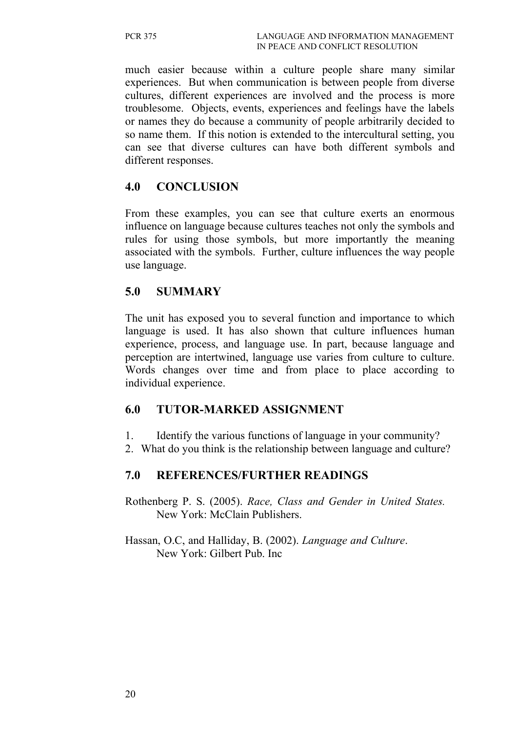much easier because within a culture people share many similar experiences. But when communication is between people from diverse cultures, different experiences are involved and the process is more troublesome. Objects, events, experiences and feelings have the labels or names they do because a community of people arbitrarily decided to so name them. If this notion is extended to the intercultural setting, you can see that diverse cultures can have both different symbols and different responses.

## 4.0 CONCLUSION

From these examples, you can see that culture exerts an enormous influence on language because cultures teaches not only the symbols and rules for using those symbols, but more importantly the meaning associated with the symbols. Further, culture influences the way people use language.

## 5.0 SUMMARY

The unit has exposed you to several function and importance to which language is used. It has also shown that culture influences human experience, process, and language use. In part, because language and perception are intertwined, language use varies from culture to culture. Words changes over time and from place to place according to individual experience.

## 6.0 TUTOR-MARKED ASSIGNMENT

1. Identify the various functions of language in your community?
2. What do you think is the relationship between language and culture?

## 7.0 REFERENCES/FURTHER READINGS

Rothenberg P. S. (2005). *Race, Class and Gender in United States.* New York: McClain Publishers.

Hassan, O.C, and Halliday, B. (2002). *Language and Culture*. New York: Gilbert Pub. Inc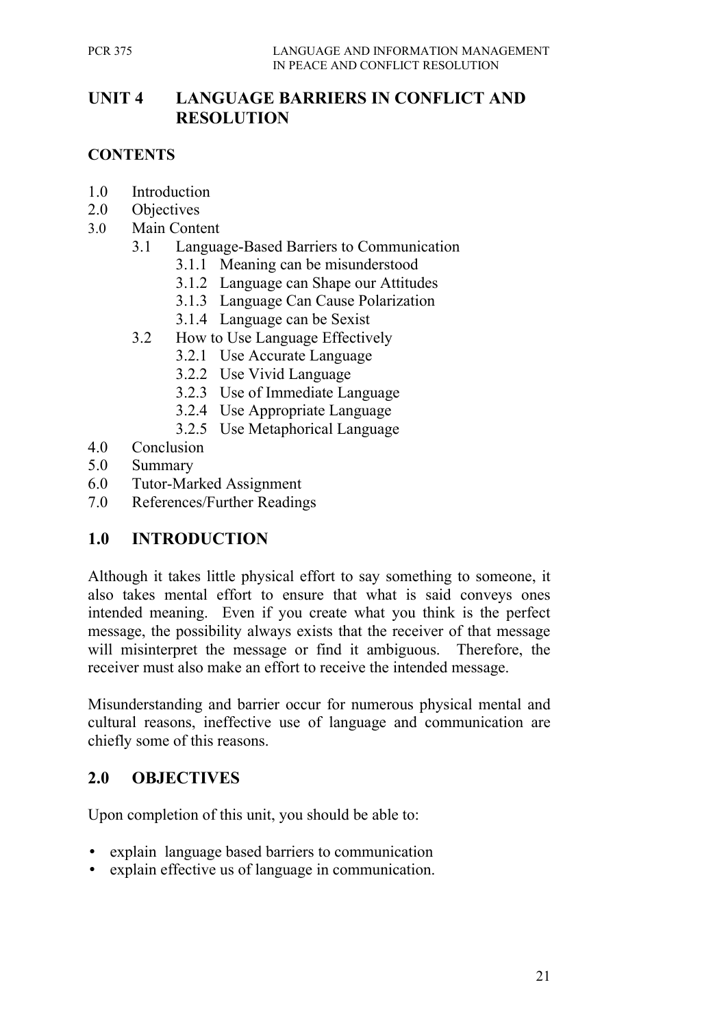# UNIT 4 LANGUAGE BARRIERS IN CONFLICT AND RESOLUTION

## CONTENTS

- 1.0 Introduction
- 2.0 Objectives
- 3.0 Main Content
  - 3.1 Language-Based Barriers to Communication
    - 3.1.1 Meaning can be misunderstood
    - 3.1.2 Language can Shape our Attitudes
    - 3.1.3 Language Can Cause Polarization
    - 3.1.4 Language can be Sexist
  - 3.2 How to Use Language Effectively
    - 3.2.1 Use Accurate Language
    - 3.2.2 Use Vivid Language
    - 3.2.3 Use of Immediate Language
    - 3.2.4 Use Appropriate Language
    - 3.2.5 Use Metaphorical Language
- 4.0 Conclusion
- 5.0 Summary
- 6.0 Tutor-Marked Assignment
- 7.0 References/Further Readings

## 1.0 INTRODUCTION

Although it takes little physical effort to say something to someone, it also takes mental effort to ensure that what is said conveys ones intended meaning. Even if you create what you think is the perfect message, the possibility always exists that the receiver of that message will misinterpret the message or find it ambiguous. Therefore, the receiver must also make an effort to receive the intended message.

Misunderstanding and barrier occur for numerous physical mental and cultural reasons, ineffective use of language and communication are chiefly some of this reasons.

## 2.0 OBJECTIVES

Upon completion of this unit, you should be able to:

- explain language based barriers to communication
- explain effective us of language in communication.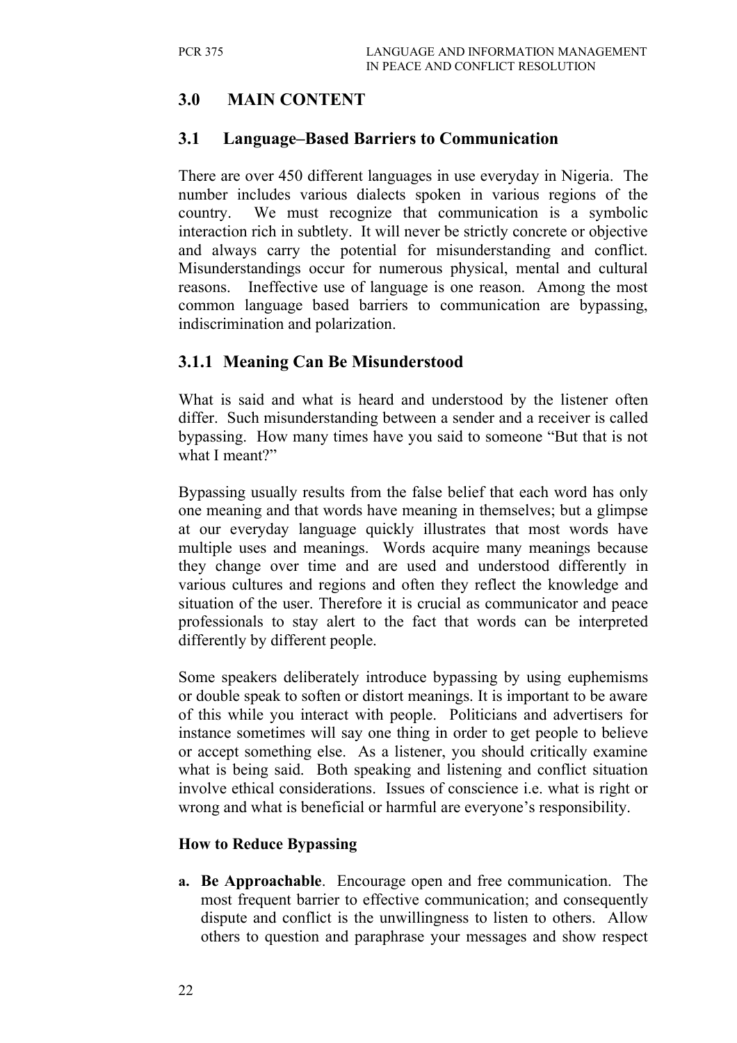## 3.0 MAIN CONTENT

### 3.1 Language–Based Barriers to Communication

There are over 450 different languages in use everyday in Nigeria. The number includes various dialects spoken in various regions of the country. We must recognize that communication is a symbolic interaction rich in subtlety. It will never be strictly concrete or objective and always carry the potential for misunderstanding and conflict. Misunderstandings occur for numerous physical, mental and cultural reasons. Ineffective use of language is one reason. Among the most common language based barriers to communication are bypassing, indiscrimination and polarization.

#### 3.1.1 Meaning Can Be Misunderstood

What is said and what is heard and understood by the listener often differ. Such misunderstanding between a sender and a receiver is called bypassing. How many times have you said to someone "But that is not what I meant?"

Bypassing usually results from the false belief that each word has only one meaning and that words have meaning in themselves; but a glimpse at our everyday language quickly illustrates that most words have multiple uses and meanings. Words acquire many meanings because they change over time and are used and understood differently in various cultures and regions and often they reflect the knowledge and situation of the user. Therefore it is crucial as communicator and peace professionals to stay alert to the fact that words can be interpreted differently by different people.

Some speakers deliberately introduce bypassing by using euphemisms or double speak to soften or distort meanings. It is important to be aware of this while you interact with people. Politicians and advertisers for instance sometimes will say one thing in order to get people to believe or accept something else. As a listener, you should critically examine what is being said. Both speaking and listening and conflict situation involve ethical considerations. Issues of conscience i.e. what is right or wrong and what is beneficial or harmful are everyone's responsibility.

**How to Reduce Bypassing**

a. **Be Approachable**. Encourage open and free communication. The most frequent barrier to effective communication; and consequently dispute and conflict is the unwillingness to listen to others. Allow others to question and paraphrase your messages and show respect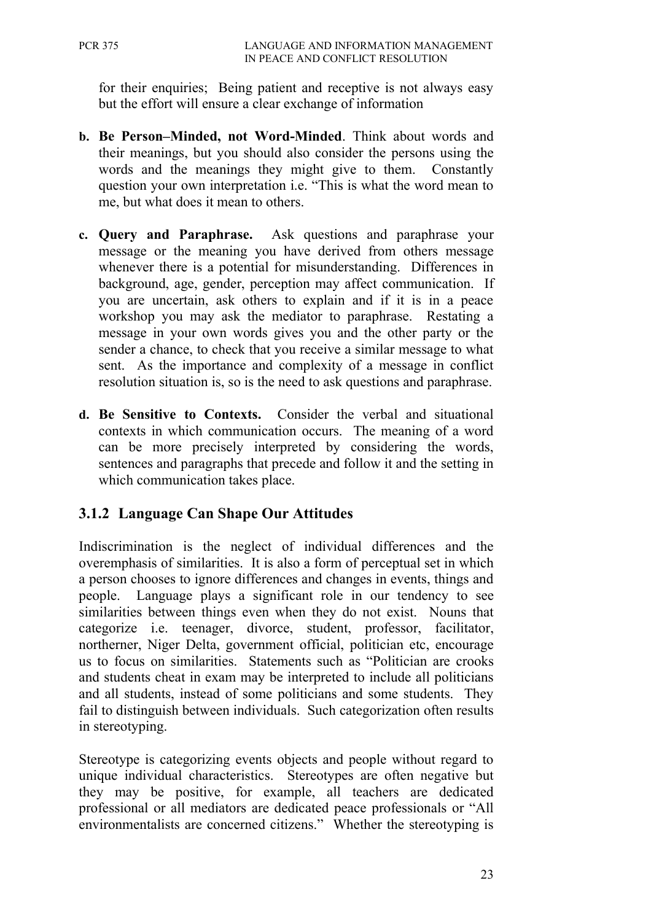for their enquiries; Being patient and receptive is not always easy but the effort will ensure a clear exchange of information

b. **Be Person–Minded, not Word-Minded**. Think about words and their meanings, but you should also consider the persons using the words and the meanings they might give to them. Constantly question your own interpretation i.e. "This is what the word mean to me, but what does it mean to others.

c. **Query and Paraphrase.** Ask questions and paraphrase your message or the meaning you have derived from others message whenever there is a potential for misunderstanding. Differences in background, age, gender, perception may affect communication. If you are uncertain, ask others to explain and if it is in a peace workshop you may ask the mediator to paraphrase. Restating a message in your own words gives you and the other party or the sender a chance, to check that you receive a similar message to what sent. As the importance and complexity of a message in conflict resolution situation is, so is the need to ask questions and paraphrase.

d. **Be Sensitive to Contexts.** Consider the verbal and situational contexts in which communication occurs. The meaning of a word can be more precisely interpreted by considering the words, sentences and paragraphs that precede and follow it and the setting in which communication takes place.

### 3.1.2 Language Can Shape Our Attitudes

Indiscrimination is the neglect of individual differences and the overemphasis of similarities. It is also a form of perceptual set in which a person chooses to ignore differences and changes in events, things and people. Language plays a significant role in our tendency to see similarities between things even when they do not exist. Nouns that categorize i.e. teenager, divorce, student, professor, facilitator, northerner, Niger Delta, government official, politician etc, encourage us to focus on similarities. Statements such as "Politician are crooks and students cheat in exam may be interpreted to include all politicians and all students, instead of some politicians and some students. They fail to distinguish between individuals. Such categorization often results in stereotyping.

Stereotype is categorizing events objects and people without regard to unique individual characteristics. Stereotypes are often negative but they may be positive, for example, all teachers are dedicated professional or all mediators are dedicated peace professionals or "All environmentalists are concerned citizens." Whether the stereotyping is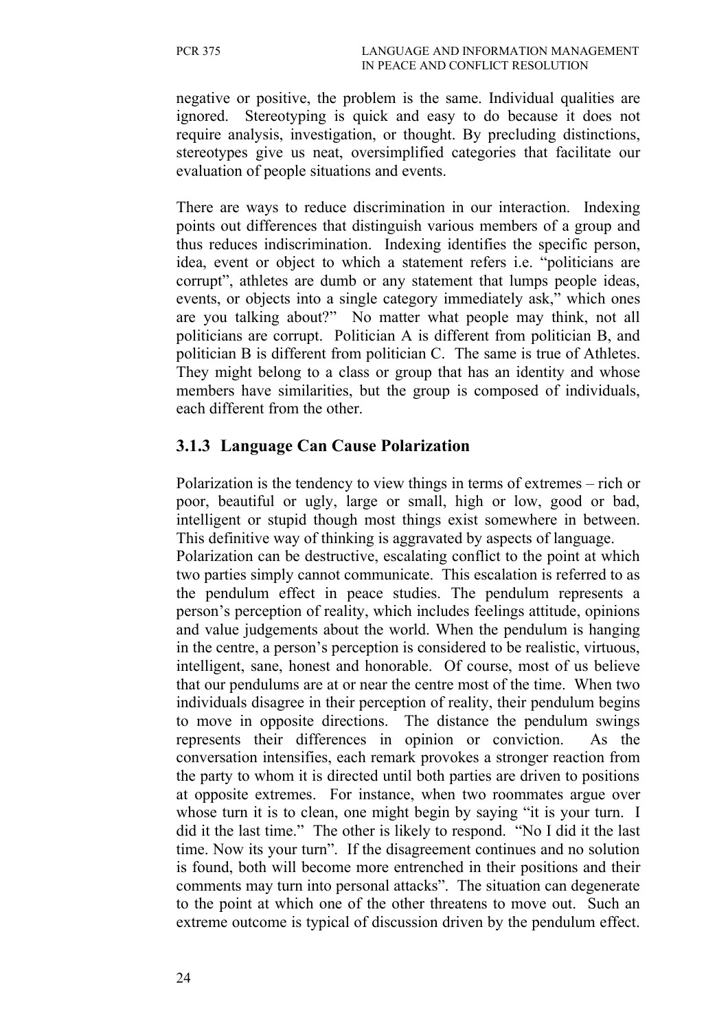negative or positive, the problem is the same. Individual qualities are ignored. Stereotyping is quick and easy to do because it does not require analysis, investigation, or thought. By precluding distinctions, stereotypes give us neat, oversimplified categories that facilitate our evaluation of people situations and events.

There are ways to reduce discrimination in our interaction. Indexing points out differences that distinguish various members of a group and thus reduces indiscrimination. Indexing identifies the specific person, idea, event or object to which a statement refers i.e. "politicians are corrupt", athletes are dumb or any statement that lumps people ideas, events, or objects into a single category immediately ask," which ones are you talking about?" No matter what people may think, not all politicians are corrupt. Politician A is different from politician B, and politician B is different from politician C. The same is true of Athletes. They might belong to a class or group that has an identity and whose members have similarities, but the group is composed of individuals, each different from the other.

### 3.1.3 Language Can Cause Polarization

Polarization is the tendency to view things in terms of extremes – rich or poor, beautiful or ugly, large or small, high or low, good or bad, intelligent or stupid though most things exist somewhere in between. This definitive way of thinking is aggravated by aspects of language.

Polarization can be destructive, escalating conflict to the point at which two parties simply cannot communicate. This escalation is referred to as the pendulum effect in peace studies. The pendulum represents a person's perception of reality, which includes feelings attitude, opinions and value judgements about the world. When the pendulum is hanging in the centre, a person's perception is considered to be realistic, virtuous, intelligent, sane, honest and honorable. Of course, most of us believe that our pendulums are at or near the centre most of the time. When two individuals disagree in their perception of reality, their pendulum begins to move in opposite directions. The distance the pendulum swings represents their differences in opinion or conviction. As the conversation intensifies, each remark provokes a stronger reaction from the party to whom it is directed until both parties are driven to positions at opposite extremes. For instance, when two roommates argue over whose turn it is to clean, one might begin by saying "it is your turn. I did it the last time." The other is likely to respond. "No I did it the last time. Now its your turn". If the disagreement continues and no solution is found, both will become more entrenched in their positions and their comments may turn into personal attacks". The situation can degenerate to the point at which one of the other threatens to move out. Such an extreme outcome is typical of discussion driven by the pendulum effect.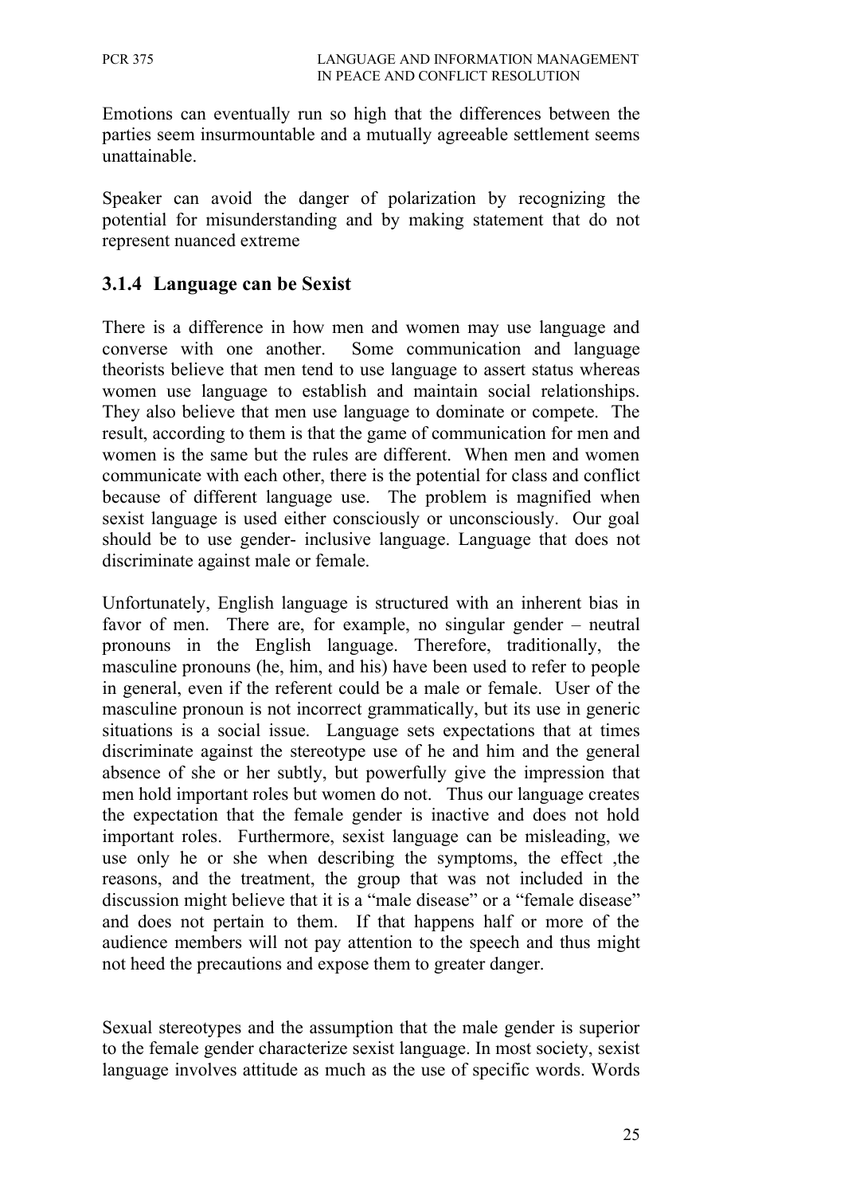Emotions can eventually run so high that the differences between the parties seem insurmountable and a mutually agreeable settlement seems unattainable.

Speaker can avoid the danger of polarization by recognizing the potential for misunderstanding and by making statement that do not represent nuanced extreme

### 3.1.4 Language can be Sexist

There is a difference in how men and women may use language and converse with one another. Some communication and language theorists believe that men tend to use language to assert status whereas women use language to establish and maintain social relationships. They also believe that men use language to dominate or compete. The result, according to them is that the game of communication for men and women is the same but the rules are different. When men and women communicate with each other, there is the potential for class and conflict because of different language use. The problem is magnified when sexist language is used either consciously or unconsciously. Our goal should be to use gender- inclusive language. Language that does not discriminate against male or female.

Unfortunately, English language is structured with an inherent bias in favor of men. There are, for example, no singular gender – neutral pronouns in the English language. Therefore, traditionally, the masculine pronouns (he, him, and his) have been used to refer to people in general, even if the referent could be a male or female. User of the masculine pronoun is not incorrect grammatically, but its use in generic situations is a social issue. Language sets expectations that at times discriminate against the stereotype use of he and him and the general absence of she or her subtly, but powerfully give the impression that men hold important roles but women do not. Thus our language creates the expectation that the female gender is inactive and does not hold important roles. Furthermore, sexist language can be misleading, we use only he or she when describing the symptoms, the effect ,the reasons, and the treatment, the group that was not included in the discussion might believe that it is a "male disease" or a "female disease" and does not pertain to them. If that happens half or more of the audience members will not pay attention to the speech and thus might not heed the precautions and expose them to greater danger.

Sexual stereotypes and the assumption that the male gender is superior to the female gender characterize sexist language. In most society, sexist language involves attitude as much as the use of specific words. Words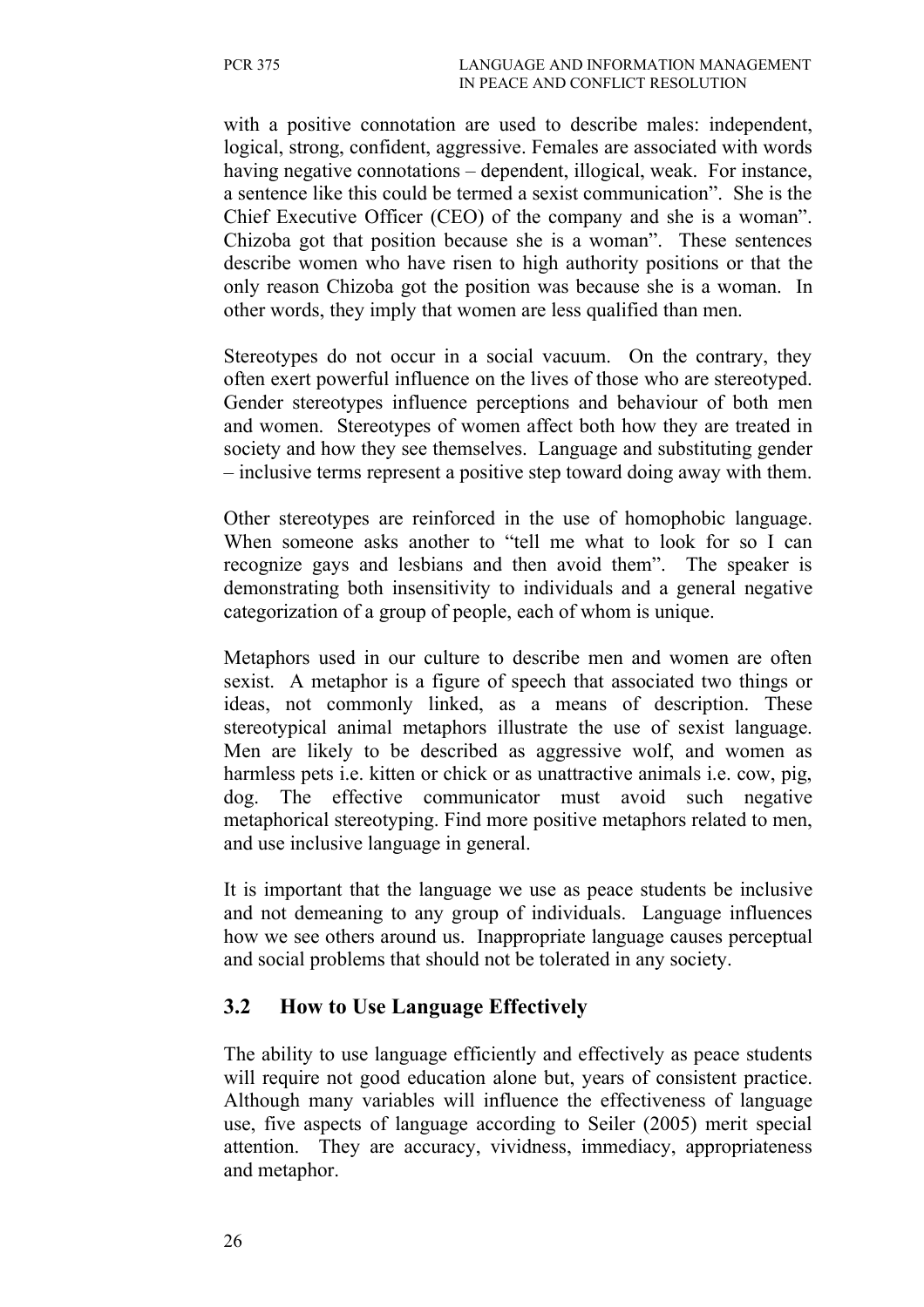with a positive connotation are used to describe males: independent, logical, strong, confident, aggressive. Females are associated with words having negative connotations – dependent, illogical, weak. For instance, a sentence like this could be termed a sexist communication". She is the Chief Executive Officer (CEO) of the company and she is a woman". Chizoba got that position because she is a woman". These sentences describe women who have risen to high authority positions or that the only reason Chizoba got the position was because she is a woman. In other words, they imply that women are less qualified than men.

Stereotypes do not occur in a social vacuum. On the contrary, they often exert powerful influence on the lives of those who are stereotyped. Gender stereotypes influence perceptions and behaviour of both men and women. Stereotypes of women affect both how they are treated in society and how they see themselves. Language and substituting gender – inclusive terms represent a positive step toward doing away with them.

Other stereotypes are reinforced in the use of homophobic language. When someone asks another to "tell me what to look for so I can recognize gays and lesbians and then avoid them". The speaker is demonstrating both insensitivity to individuals and a general negative categorization of a group of people, each of whom is unique.

Metaphors used in our culture to describe men and women are often sexist. A metaphor is a figure of speech that associated two things or ideas, not commonly linked, as a means of description. These stereotypical animal metaphors illustrate the use of sexist language. Men are likely to be described as aggressive wolf, and women as harmless pets i.e. kitten or chick or as unattractive animals i.e. cow, pig, dog. The effective communicator must avoid such negative metaphorical stereotyping. Find more positive metaphors related to men, and use inclusive language in general.

It is important that the language we use as peace students be inclusive and not demeaning to any group of individuals. Language influences how we see others around us. Inappropriate language causes perceptual and social problems that should not be tolerated in any society.

## 3.2 How to Use Language Effectively

The ability to use language efficiently and effectively as peace students will require not good education alone but, years of consistent practice. Although many variables will influence the effectiveness of language use, five aspects of language according to Seiler (2005) merit special attention. They are accuracy, vividness, immediacy, appropriateness and metaphor.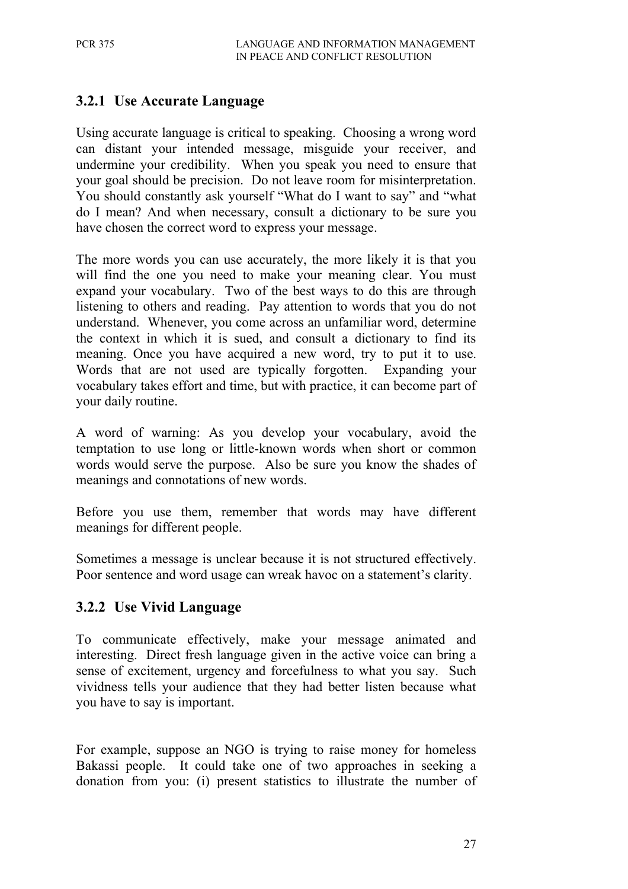### 3.2.1 Use Accurate Language

Using accurate language is critical to speaking. Choosing a wrong word can distant your intended message, misguide your receiver, and undermine your credibility. When you speak you need to ensure that your goal should be precision. Do not leave room for misinterpretation. You should constantly ask yourself "What do I want to say" and "what do I mean? And when necessary, consult a dictionary to be sure you have chosen the correct word to express your message.

The more words you can use accurately, the more likely it is that you will find the one you need to make your meaning clear. You must expand your vocabulary. Two of the best ways to do this are through listening to others and reading. Pay attention to words that you do not understand. Whenever, you come across an unfamiliar word, determine the context in which it is sued, and consult a dictionary to find its meaning. Once you have acquired a new word, try to put it to use. Words that are not used are typically forgotten. Expanding your vocabulary takes effort and time, but with practice, it can become part of your daily routine.

A word of warning: As you develop your vocabulary, avoid the temptation to use long or little-known words when short or common words would serve the purpose. Also be sure you know the shades of meanings and connotations of new words.

Before you use them, remember that words may have different meanings for different people.

Sometimes a message is unclear because it is not structured effectively. Poor sentence and word usage can wreak havoc on a statement's clarity.

### 3.2.2 Use Vivid Language

To communicate effectively, make your message animated and interesting. Direct fresh language given in the active voice can bring a sense of excitement, urgency and forcefulness to what you say. Such vividness tells your audience that they had better listen because what you have to say is important.

For example, suppose an NGO is trying to raise money for homeless Bakassi people. It could take one of two approaches in seeking a donation from you: (i) present statistics to illustrate the number of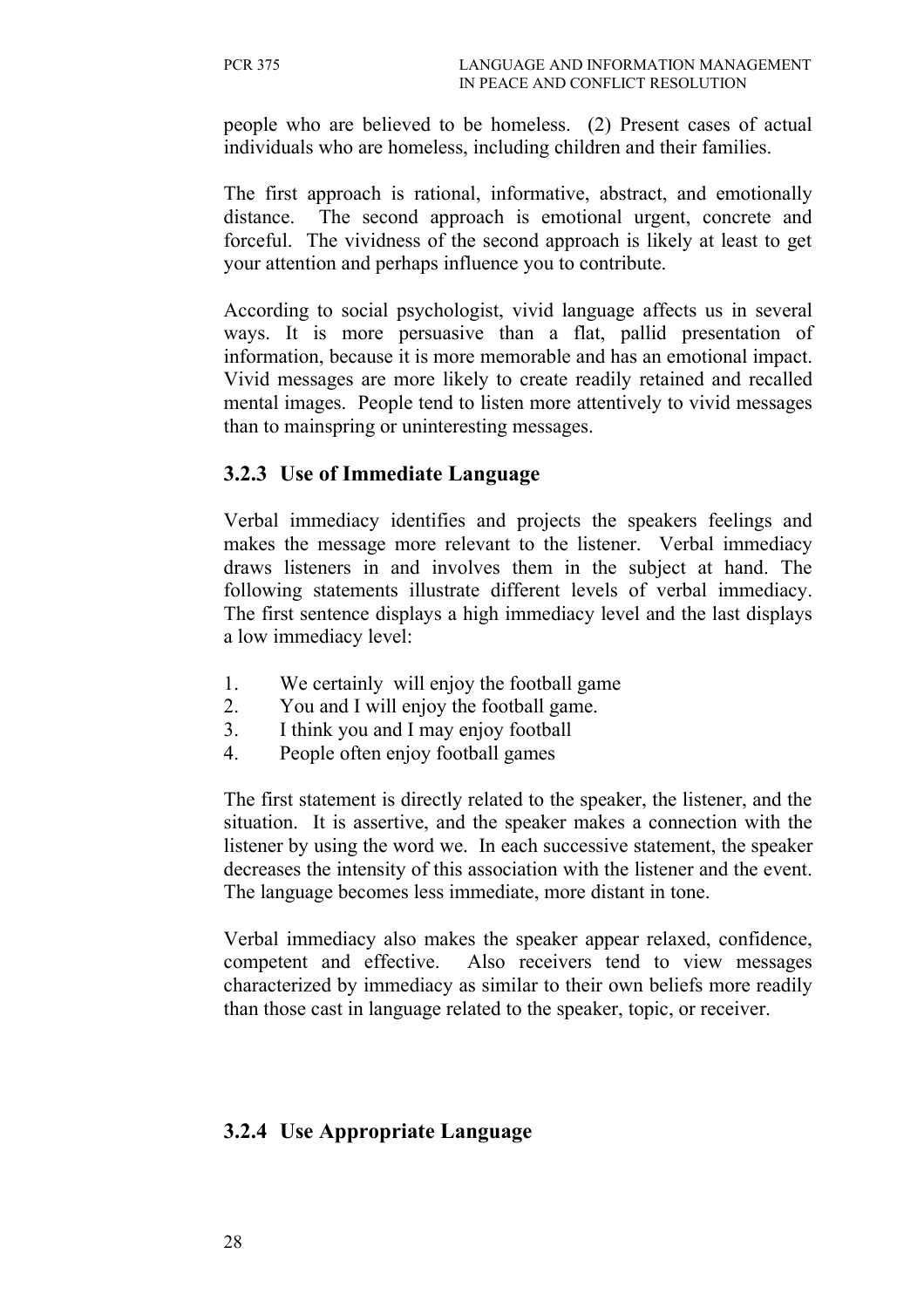people who are believed to be homeless. (2) Present cases of actual individuals who are homeless, including children and their families.

The first approach is rational, informative, abstract, and emotionally distance. The second approach is emotional urgent, concrete and forceful. The vividness of the second approach is likely at least to get your attention and perhaps influence you to contribute.

According to social psychologist, vivid language affects us in several ways. It is more persuasive than a flat, pallid presentation of information, because it is more memorable and has an emotional impact. Vivid messages are more likely to create readily retained and recalled mental images. People tend to listen more attentively to vivid messages than to mainspring or uninteresting messages.

### 3.2.3 Use of Immediate Language

Verbal immediacy identifies and projects the speakers feelings and makes the message more relevant to the listener. Verbal immediacy draws listeners in and involves them in the subject at hand. The following statements illustrate different levels of verbal immediacy. The first sentence displays a high immediacy level and the last displays a low immediacy level:

1. We certainly will enjoy the football game
2. You and I will enjoy the football game.
3. I think you and I may enjoy football
4. People often enjoy football games

The first statement is directly related to the speaker, the listener, and the situation. It is assertive, and the speaker makes a connection with the listener by using the word we. In each successive statement, the speaker decreases the intensity of this association with the listener and the event. The language becomes less immediate, more distant in tone.

Verbal immediacy also makes the speaker appear relaxed, confidence, competent and effective. Also receivers tend to view messages characterized by immediacy as similar to their own beliefs more readily than those cast in language related to the speaker, topic, or receiver.

### 3.2.4 Use Appropriate Language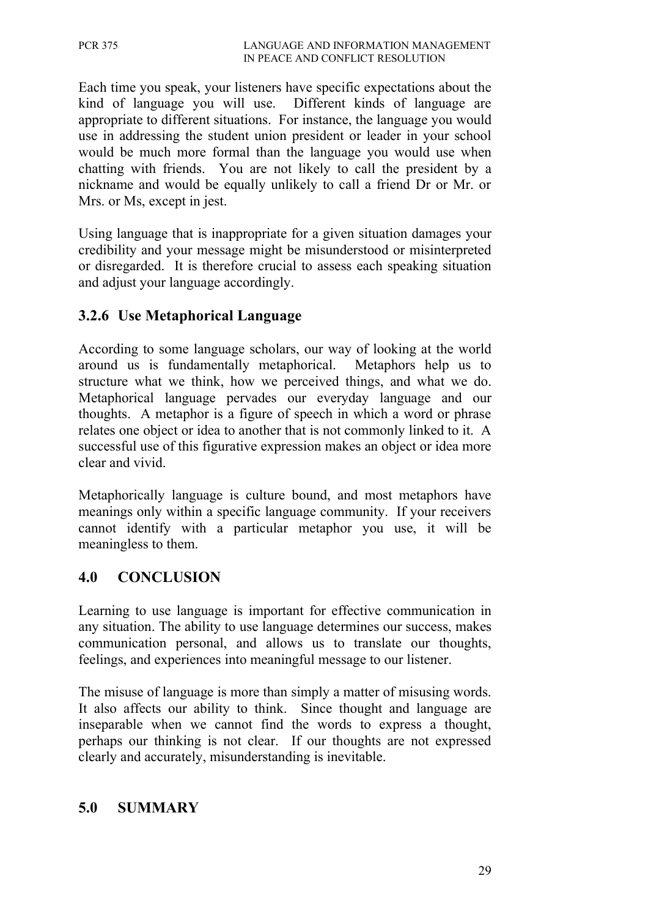Each time you speak, your listeners have specific expectations about the kind of language you will use. Different kinds of language are appropriate to different situations. For instance, the language you would use in addressing the student union president or leader in your school would be much more formal than the language you would use when chatting with friends. You are not likely to call the president by a nickname and would be equally unlikely to call a friend Dr or Mr. or Mrs. or Ms, except in jest.

Using language that is inappropriate for a given situation damages your credibility and your message might be misunderstood or misinterpreted or disregarded. It is therefore crucial to assess each speaking situation and adjust your language accordingly.

### 3.2.6 Use Metaphorical Language

According to some language scholars, our way of looking at the world around us is fundamentally metaphorical. Metaphors help us to structure what we think, how we perceived things, and what we do. Metaphorical language pervades our everyday language and our thoughts. A metaphor is a figure of speech in which a word or phrase relates one object or idea to another that is not commonly linked to it. A successful use of this figurative expression makes an object or idea more clear and vivid.

Metaphorically language is culture bound, and most metaphors have meanings only within a specific language community. If your receivers cannot identify with a particular metaphor you use, it will be meaningless to them.

## 4.0 CONCLUSION

Learning to use language is important for effective communication in any situation. The ability to use language determines our success, makes communication personal, and allows us to translate our thoughts, feelings, and experiences into meaningful message to our listener.

The misuse of language is more than simply a matter of misusing words. It also affects our ability to think. Since thought and language are inseparable when we cannot find the words to express a thought, perhaps our thinking is not clear. If our thoughts are not expressed clearly and accurately, misunderstanding is inevitable.

## 5.0 SUMMARY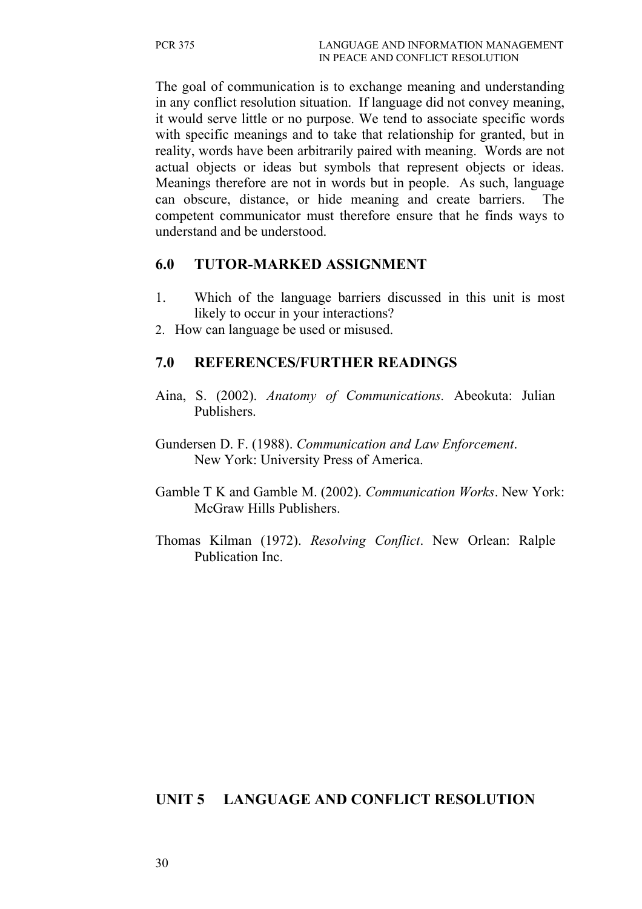The goal of communication is to exchange meaning and understanding in any conflict resolution situation. If language did not convey meaning, it would serve little or no purpose. We tend to associate specific words with specific meanings and to take that relationship for granted, but in reality, words have been arbitrarily paired with meaning. Words are not actual objects or ideas but symbols that represent objects or ideas. Meanings therefore are not in words but in people. As such, language can obscure, distance, or hide meaning and create barriers. The competent communicator must therefore ensure that he finds ways to understand and be understood.

## 6.0 TUTOR-MARKED ASSIGNMENT

1. Which of the language barriers discussed in this unit is most likely to occur in your interactions?
2. How can language be used or misused.

## 7.0 REFERENCES/FURTHER READINGS

Aina, S. (2002). *Anatomy of Communications.* Abeokuta: Julian Publishers.

Gundersen D. F. (1988). *Communication and Law Enforcement*. New York: University Press of America.

Gamble T K and Gamble M. (2002). *Communication Works*. New York: McGraw Hills Publishers.

Thomas Kilman (1972). *Resolving Conflict*. New Orlean: Ralple Publication Inc.

# UNIT 5 LANGUAGE AND CONFLICT RESOLUTION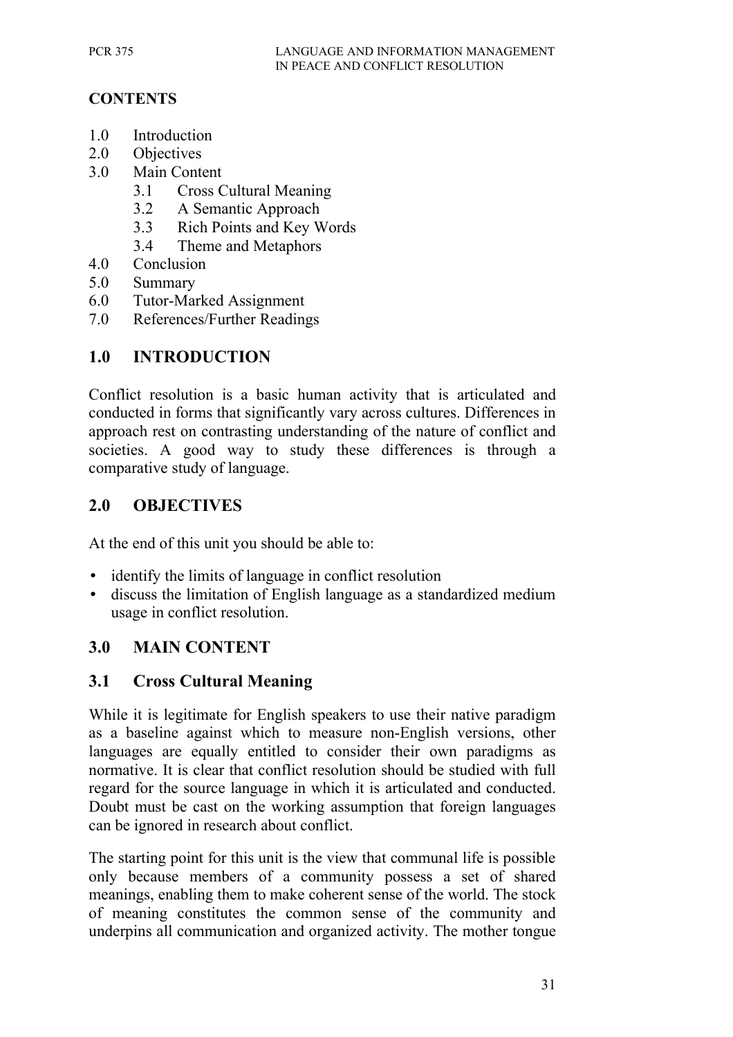## CONTENTS

1.0 Introduction
2.0 Objectives
3.0 Main Content
   3.1 Cross Cultural Meaning
   3.2 A Semantic Approach
   3.3 Rich Points and Key Words
   3.4 Theme and Metaphors
4.0 Conclusion
5.0 Summary
6.0 Tutor-Marked Assignment
7.0 References/Further Readings

## 1.0 INTRODUCTION

Conflict resolution is a basic human activity that is articulated and conducted in forms that significantly vary across cultures. Differences in approach rest on contrasting understanding of the nature of conflict and societies. A good way to study these differences is through a comparative study of language.

## 2.0 OBJECTIVES

At the end of this unit you should be able to:

- identify the limits of language in conflict resolution
- discuss the limitation of English language as a standardized medium usage in conflict resolution.

## 3.0 MAIN CONTENT

### 3.1 Cross Cultural Meaning

While it is legitimate for English speakers to use their native paradigm as a baseline against which to measure non-English versions, other languages are equally entitled to consider their own paradigms as normative. It is clear that conflict resolution should be studied with full regard for the source language in which it is articulated and conducted. Doubt must be cast on the working assumption that foreign languages can be ignored in research about conflict.

The starting point for this unit is the view that communal life is possible only because members of a community possess a set of shared meanings, enabling them to make coherent sense of the world. The stock of meaning constitutes the common sense of the community and underpins all communication and organized activity. The mother tongue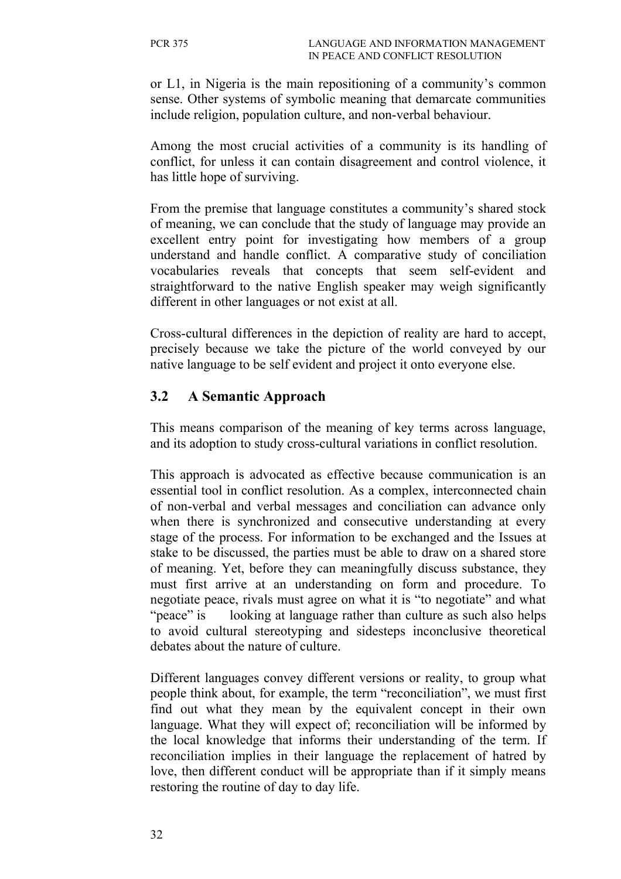or L1, in Nigeria is the main repositioning of a community's common sense. Other systems of symbolic meaning that demarcate communities include religion, population culture, and non-verbal behaviour.

Among the most crucial activities of a community is its handling of conflict, for unless it can contain disagreement and control violence, it has little hope of surviving.

From the premise that language constitutes a community's shared stock of meaning, we can conclude that the study of language may provide an excellent entry point for investigating how members of a group understand and handle conflict. A comparative study of conciliation vocabularies reveals that concepts that seem self-evident and straightforward to the native English speaker may weigh significantly different in other languages or not exist at all.

Cross-cultural differences in the depiction of reality are hard to accept, precisely because we take the picture of the world conveyed by our native language to be self evident and project it onto everyone else.

## 3.2 A Semantic Approach

This means comparison of the meaning of key terms across language, and its adoption to study cross-cultural variations in conflict resolution.

This approach is advocated as effective because communication is an essential tool in conflict resolution. As a complex, interconnected chain of non-verbal and verbal messages and conciliation can advance only when there is synchronized and consecutive understanding at every stage of the process. For information to be exchanged and the Issues at stake to be discussed, the parties must be able to draw on a shared store of meaning. Yet, before they can meaningfully discuss substance, they must first arrive at an understanding on form and procedure. To negotiate peace, rivals must agree on what it is "to negotiate" and what "peace" is looking at language rather than culture as such also helps to avoid cultural stereotyping and sidesteps inconclusive theoretical debates about the nature of culture.

Different languages convey different versions or reality, to group what people think about, for example, the term "reconciliation", we must first find out what they mean by the equivalent concept in their own language. What they will expect of; reconciliation will be informed by the local knowledge that informs their understanding of the term. If reconciliation implies in their language the replacement of hatred by love, then different conduct will be appropriate than if it simply means restoring the routine of day to day life.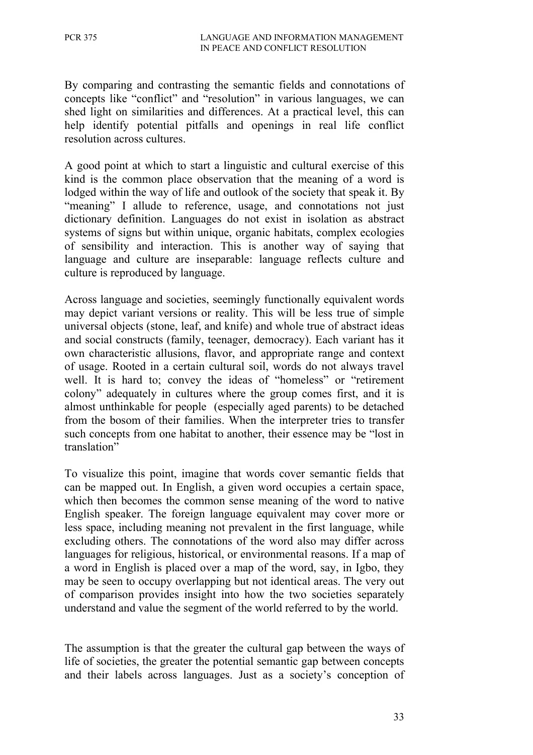By comparing and contrasting the semantic fields and connotations of concepts like "conflict" and "resolution" in various languages, we can shed light on similarities and differences. At a practical level, this can help identify potential pitfalls and openings in real life conflict resolution across cultures.

A good point at which to start a linguistic and cultural exercise of this kind is the common place observation that the meaning of a word is lodged within the way of life and outlook of the society that speak it. By "meaning" I allude to reference, usage, and connotations not just dictionary definition. Languages do not exist in isolation as abstract systems of signs but within unique, organic habitats, complex ecologies of sensibility and interaction. This is another way of saying that language and culture are inseparable: language reflects culture and culture is reproduced by language.

Across language and societies, seemingly functionally equivalent words may depict variant versions or reality. This will be less true of simple universal objects (stone, leaf, and knife) and whole true of abstract ideas and social constructs (family, teenager, democracy). Each variant has it own characteristic allusions, flavor, and appropriate range and context of usage. Rooted in a certain cultural soil, words do not always travel well. It is hard to; convey the ideas of "homeless" or "retirement colony" adequately in cultures where the group comes first, and it is almost unthinkable for people (especially aged parents) to be detached from the bosom of their families. When the interpreter tries to transfer such concepts from one habitat to another, their essence may be "lost in translation"

To visualize this point, imagine that words cover semantic fields that can be mapped out. In English, a given word occupies a certain space, which then becomes the common sense meaning of the word to native English speaker. The foreign language equivalent may cover more or less space, including meaning not prevalent in the first language, while excluding others. The connotations of the word also may differ across languages for religious, historical, or environmental reasons. If a map of a word in English is placed over a map of the word, say, in Igbo, they may be seen to occupy overlapping but not identical areas. The very out of comparison provides insight into how the two societies separately understand and value the segment of the world referred to by the world.

The assumption is that the greater the cultural gap between the ways of life of societies, the greater the potential semantic gap between concepts and their labels across languages. Just as a society's conception of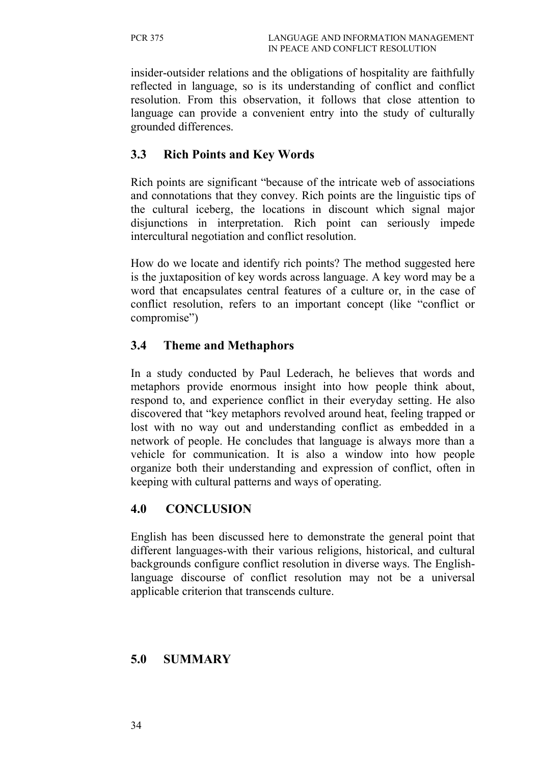insider-outsider relations and the obligations of hospitality are faithfully reflected in language, so is its understanding of conflict and conflict resolution. From this observation, it follows that close attention to language can provide a convenient entry into the study of culturally grounded differences.

## 3.3 Rich Points and Key Words

Rich points are significant "because of the intricate web of associations and connotations that they convey. Rich points are the linguistic tips of the cultural iceberg, the locations in discount which signal major disjunctions in interpretation. Rich point can seriously impede intercultural negotiation and conflict resolution.

How do we locate and identify rich points? The method suggested here is the juxtaposition of key words across language. A key word may be a word that encapsulates central features of a culture or, in the case of conflict resolution, refers to an important concept (like "conflict or compromise")

## 3.4 Theme and Methaphors

In a study conducted by Paul Lederach, he believes that words and metaphors provide enormous insight into how people think about, respond to, and experience conflict in their everyday setting. He also discovered that "key metaphors revolved around heat, feeling trapped or lost with no way out and understanding conflict as embedded in a network of people. He concludes that language is always more than a vehicle for communication. It is also a window into how people organize both their understanding and expression of conflict, often in keeping with cultural patterns and ways of operating.

## 4.0 CONCLUSION

English has been discussed here to demonstrate the general point that different languages-with their various religions, historical, and cultural backgrounds configure conflict resolution in diverse ways. The English-language discourse of conflict resolution may not be a universal applicable criterion that transcends culture.

## 5.0 SUMMARY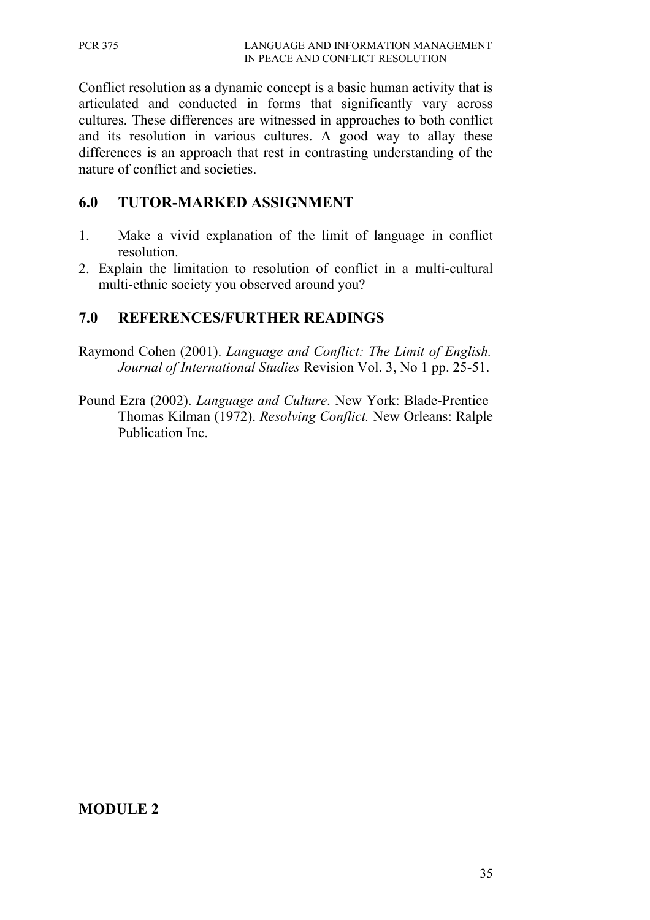Conflict resolution as a dynamic concept is a basic human activity that is articulated and conducted in forms that significantly vary across cultures. These differences are witnessed in approaches to both conflict and its resolution in various cultures. A good way to allay these differences is an approach that rest in contrasting understanding of the nature of conflict and societies.

## 6.0 TUTOR-MARKED ASSIGNMENT

1. Make a vivid explanation of the limit of language in conflict resolution.
2. Explain the limitation to resolution of conflict in a multi-cultural multi-ethnic society you observed around you?

## 7.0 REFERENCES/FURTHER READINGS

Raymond Cohen (2001). *Language and Conflict: The Limit of English. Journal of International Studies* Revision Vol. 3, No 1 pp. 25-51.

Pound Ezra (2002). *Language and Culture*. New York: Blade-Prentice Thomas Kilman (1972). *Resolving Conflict.* New Orleans: Ralple Publication Inc.

# MODULE 2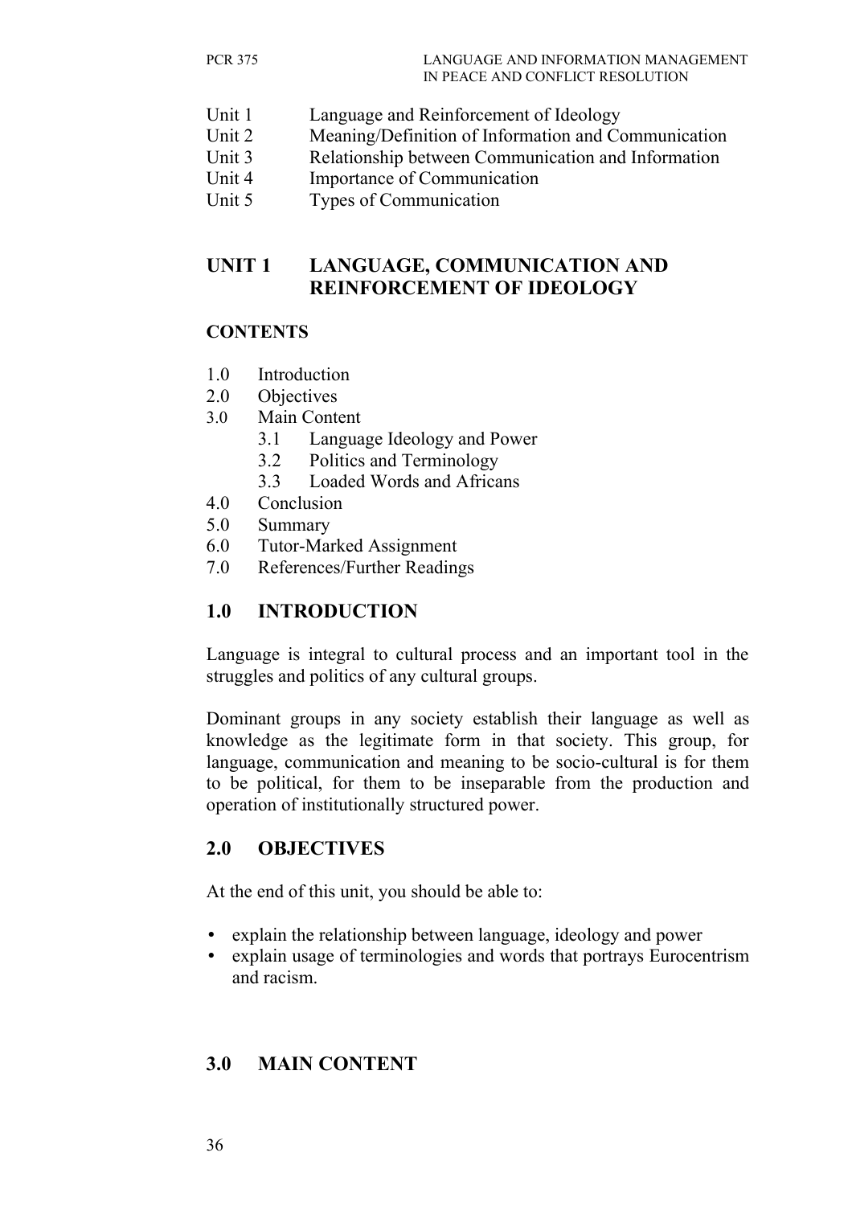| Unit 1 | Language and Reinforcement of Ideology |
|---|---|
| Unit 2 | Meaning/Definition of Information and Communication |
| Unit 3 | Relationship between Communication and Information |
| Unit 4 | Importance of Communication |
| Unit 5 | Types of Communication |

## UNIT 1 LANGUAGE, COMMUNICATION AND REINFORCEMENT OF IDEOLOGY

### CONTENTS

- 1.0 Introduction
- 2.0 Objectives
- 3.0 Main Content
  - 3.1 Language Ideology and Power
  - 3.2 Politics and Terminology
  - 3.3 Loaded Words and Africans
- 4.0 Conclusion
- 5.0 Summary
- 6.0 Tutor-Marked Assignment
- 7.0 References/Further Readings

## 1.0 INTRODUCTION

Language is integral to cultural process and an important tool in the struggles and politics of any cultural groups.

Dominant groups in any society establish their language as well as knowledge as the legitimate form in that society. This group, for language, communication and meaning to be socio-cultural is for them to be political, for them to be inseparable from the production and operation of institutionally structured power.

## 2.0 OBJECTIVES

At the end of this unit, you should be able to:

- explain the relationship between language, ideology and power
- explain usage of terminologies and words that portrays Eurocentrism and racism.

## 3.0 MAIN CONTENT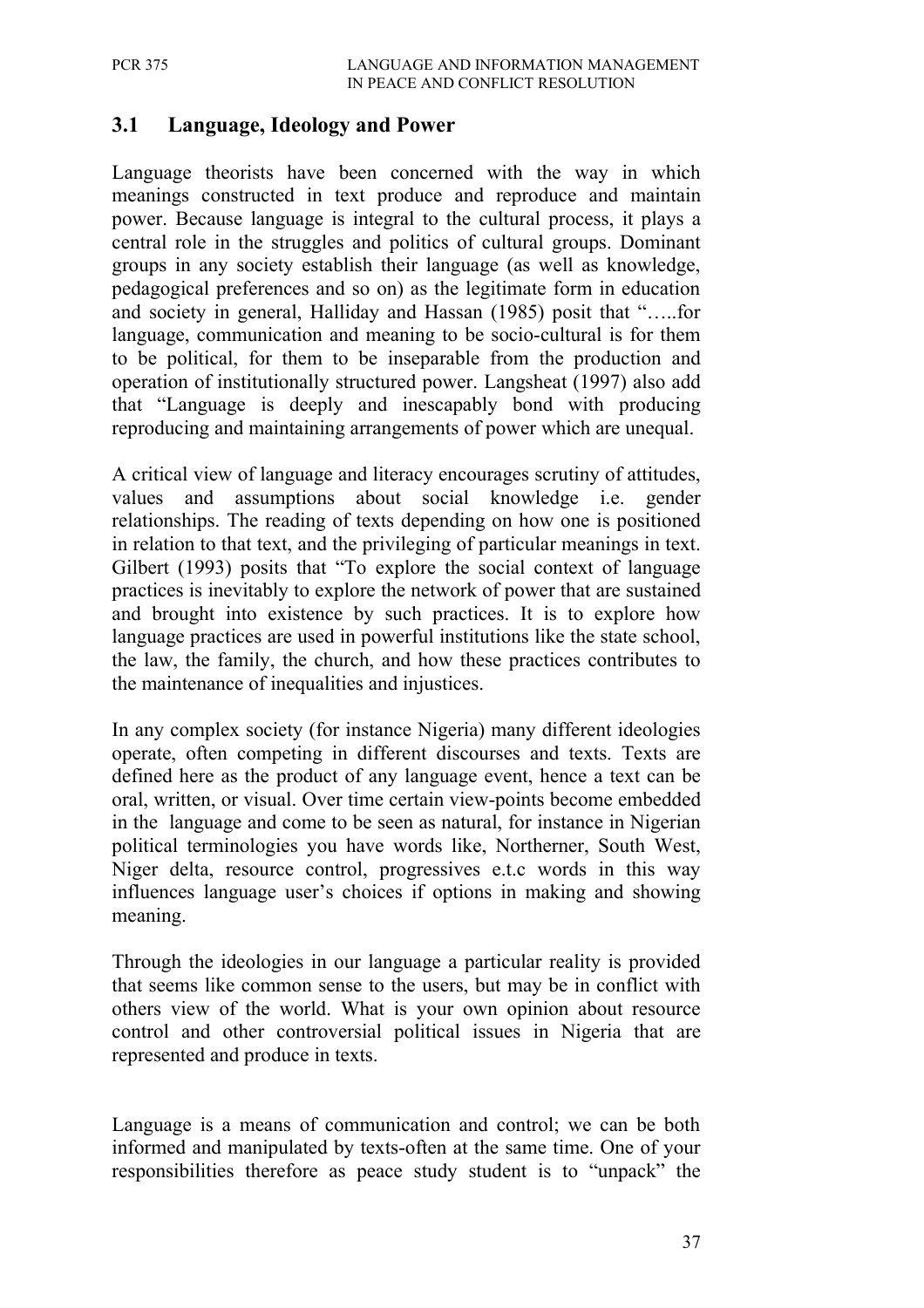### 3.1 Language, Ideology and Power

Language theorists have been concerned with the way in which meanings constructed in text produce and reproduce and maintain power. Because language is integral to the cultural process, it plays a central role in the struggles and politics of cultural groups. Dominant groups in any society establish their language (as well as knowledge, pedagogical preferences and so on) as the legitimate form in education and society in general, Halliday and Hassan (1985) posit that "…..for language, communication and meaning to be socio-cultural is for them to be political, for them to be inseparable from the production and operation of institutionally structured power. Langsheat (1997) also add that "Language is deeply and inescapably bond with producing reproducing and maintaining arrangements of power which are unequal.

A critical view of language and literacy encourages scrutiny of attitudes, values and assumptions about social knowledge i.e. gender relationships. The reading of texts depending on how one is positioned in relation to that text, and the privileging of particular meanings in text. Gilbert (1993) posits that "To explore the social context of language practices is inevitably to explore the network of power that are sustained and brought into existence by such practices. It is to explore how language practices are used in powerful institutions like the state school, the law, the family, the church, and how these practices contributes to the maintenance of inequalities and injustices.

In any complex society (for instance Nigeria) many different ideologies operate, often competing in different discourses and texts. Texts are defined here as the product of any language event, hence a text can be oral, written, or visual. Over time certain view-points become embedded in the language and come to be seen as natural, for instance in Nigerian political terminologies you have words like, Northerner, South West, Niger delta, resource control, progressives e.t.c words in this way influences language user's choices if options in making and showing meaning.

Through the ideologies in our language a particular reality is provided that seems like common sense to the users, but may be in conflict with others view of the world. What is your own opinion about resource control and other controversial political issues in Nigeria that are represented and produce in texts.

Language is a means of communication and control; we can be both informed and manipulated by texts-often at the same time. One of your responsibilities therefore as peace study student is to "unpack" the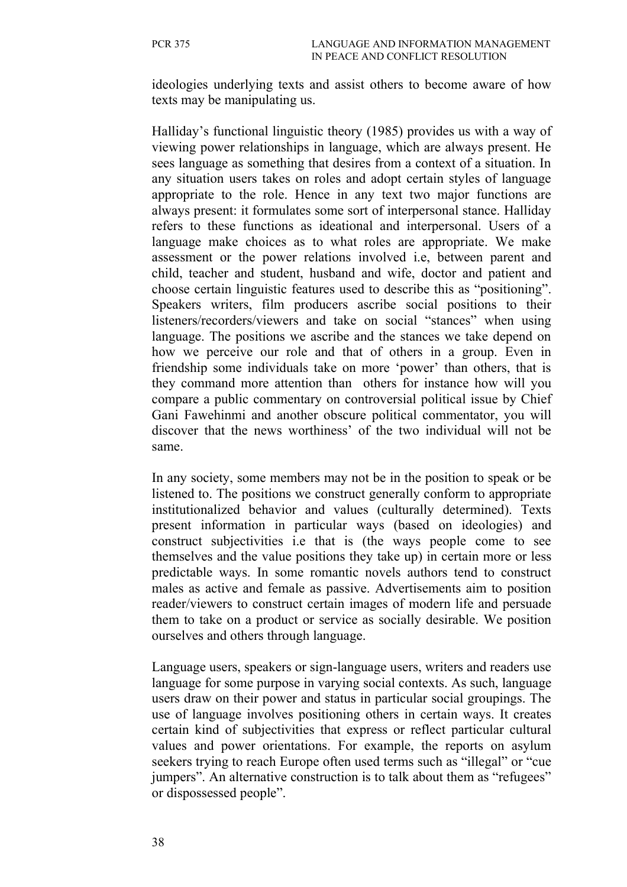ideologies underlying texts and assist others to become aware of how texts may be manipulating us.

Halliday's functional linguistic theory (1985) provides us with a way of viewing power relationships in language, which are always present. He sees language as something that desires from a context of a situation. In any situation users takes on roles and adopt certain styles of language appropriate to the role. Hence in any text two major functions are always present: it formulates some sort of interpersonal stance. Halliday refers to these functions as ideational and interpersonal. Users of a language make choices as to what roles are appropriate. We make assessment or the power relations involved i.e, between parent and child, teacher and student, husband and wife, doctor and patient and choose certain linguistic features used to describe this as "positioning". Speakers writers, film producers ascribe social positions to their listeners/recorders/viewers and take on social "stances" when using language. The positions we ascribe and the stances we take depend on how we perceive our role and that of others in a group. Even in friendship some individuals take on more 'power' than others, that is they command more attention than others for instance how will you compare a public commentary on controversial political issue by Chief Gani Fawehinmi and another obscure political commentator, you will discover that the news worthiness' of the two individual will not be same.

In any society, some members may not be in the position to speak or be listened to. The positions we construct generally conform to appropriate institutionalized behavior and values (culturally determined). Texts present information in particular ways (based on ideologies) and construct subjectivities i.e that is (the ways people come to see themselves and the value positions they take up) in certain more or less predictable ways. In some romantic novels authors tend to construct males as active and female as passive. Advertisements aim to position reader/viewers to construct certain images of modern life and persuade them to take on a product or service as socially desirable. We position ourselves and others through language.

Language users, speakers or sign-language users, writers and readers use language for some purpose in varying social contexts. As such, language users draw on their power and status in particular social groupings. The use of language involves positioning others in certain ways. It creates certain kind of subjectivities that express or reflect particular cultural values and power orientations. For example, the reports on asylum seekers trying to reach Europe often used terms such as "illegal" or "cue jumpers". An alternative construction is to talk about them as "refugees" or dispossessed people".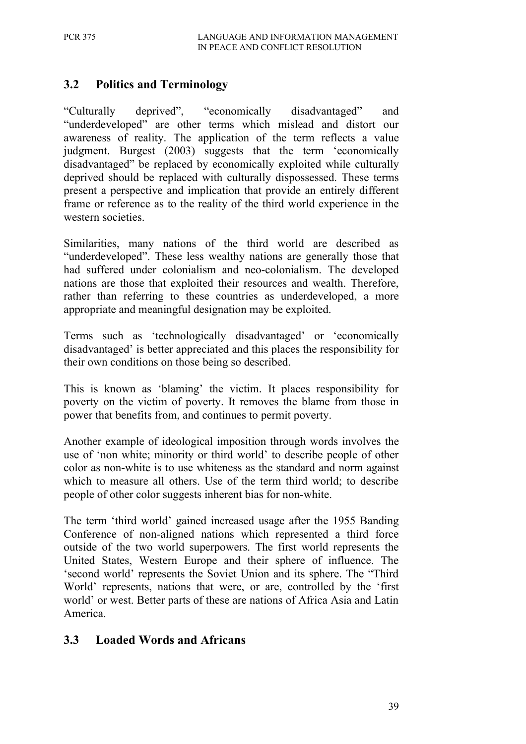## 3.2 Politics and Terminology

"Culturally deprived", "economically disadvantaged" and "underdeveloped" are other terms which mislead and distort our awareness of reality. The application of the term reflects a value judgment. Burgest (2003) suggests that the term 'economically disadvantaged" be replaced by economically exploited while culturally deprived should be replaced with culturally dispossessed. These terms present a perspective and implication that provide an entirely different frame or reference as to the reality of the third world experience in the western societies.

Similarities, many nations of the third world are described as "underdeveloped". These less wealthy nations are generally those that had suffered under colonialism and neo-colonialism. The developed nations are those that exploited their resources and wealth. Therefore, rather than referring to these countries as underdeveloped, a more appropriate and meaningful designation may be exploited.

Terms such as 'technologically disadvantaged' or 'economically disadvantaged' is better appreciated and this places the responsibility for their own conditions on those being so described.

This is known as 'blaming' the victim. It places responsibility for poverty on the victim of poverty. It removes the blame from those in power that benefits from, and continues to permit poverty.

Another example of ideological imposition through words involves the use of 'non white; minority or third world' to describe people of other color as non-white is to use whiteness as the standard and norm against which to measure all others. Use of the term third world; to describe people of other color suggests inherent bias for non-white.

The term 'third world' gained increased usage after the 1955 Banding Conference of non-aligned nations which represented a third force outside of the two world superpowers. The first world represents the United States, Western Europe and their sphere of influence. The 'second world' represents the Soviet Union and its sphere. The "Third World' represents, nations that were, or are, controlled by the 'first world' or west. Better parts of these are nations of Africa Asia and Latin America.

## 3.3 Loaded Words and Africans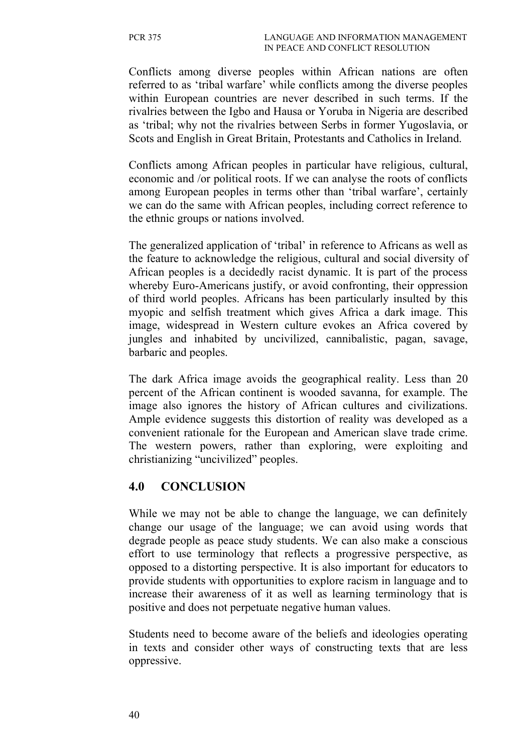Conflicts among diverse peoples within African nations are often referred to as 'tribal warfare' while conflicts among the diverse peoples within European countries are never described in such terms. If the rivalries between the Igbo and Hausa or Yoruba in Nigeria are described as 'tribal; why not the rivalries between Serbs in former Yugoslavia, or Scots and English in Great Britain, Protestants and Catholics in Ireland.

Conflicts among African peoples in particular have religious, cultural, economic and /or political roots. If we can analyse the roots of conflicts among European peoples in terms other than 'tribal warfare', certainly we can do the same with African peoples, including correct reference to the ethnic groups or nations involved.

The generalized application of 'tribal' in reference to Africans as well as the feature to acknowledge the religious, cultural and social diversity of African peoples is a decidedly racist dynamic. It is part of the process whereby Euro-Americans justify, or avoid confronting, their oppression of third world peoples. Africans has been particularly insulted by this myopic and selfish treatment which gives Africa a dark image. This image, widespread in Western culture evokes an Africa covered by jungles and inhabited by uncivilized, cannibalistic, pagan, savage, barbaric and peoples.

The dark Africa image avoids the geographical reality. Less than 20 percent of the African continent is wooded savanna, for example. The image also ignores the history of African cultures and civilizations. Ample evidence suggests this distortion of reality was developed as a convenient rationale for the European and American slave trade crime. The western powers, rather than exploring, were exploiting and christianizing "uncivilized" peoples.

## 4.0 CONCLUSION

While we may not be able to change the language, we can definitely change our usage of the language; we can avoid using words that degrade people as peace study students. We can also make a conscious effort to use terminology that reflects a progressive perspective, as opposed to a distorting perspective. It is also important for educators to provide students with opportunities to explore racism in language and to increase their awareness of it as well as learning terminology that is positive and does not perpetuate negative human values.

Students need to become aware of the beliefs and ideologies operating in texts and consider other ways of constructing texts that are less oppressive.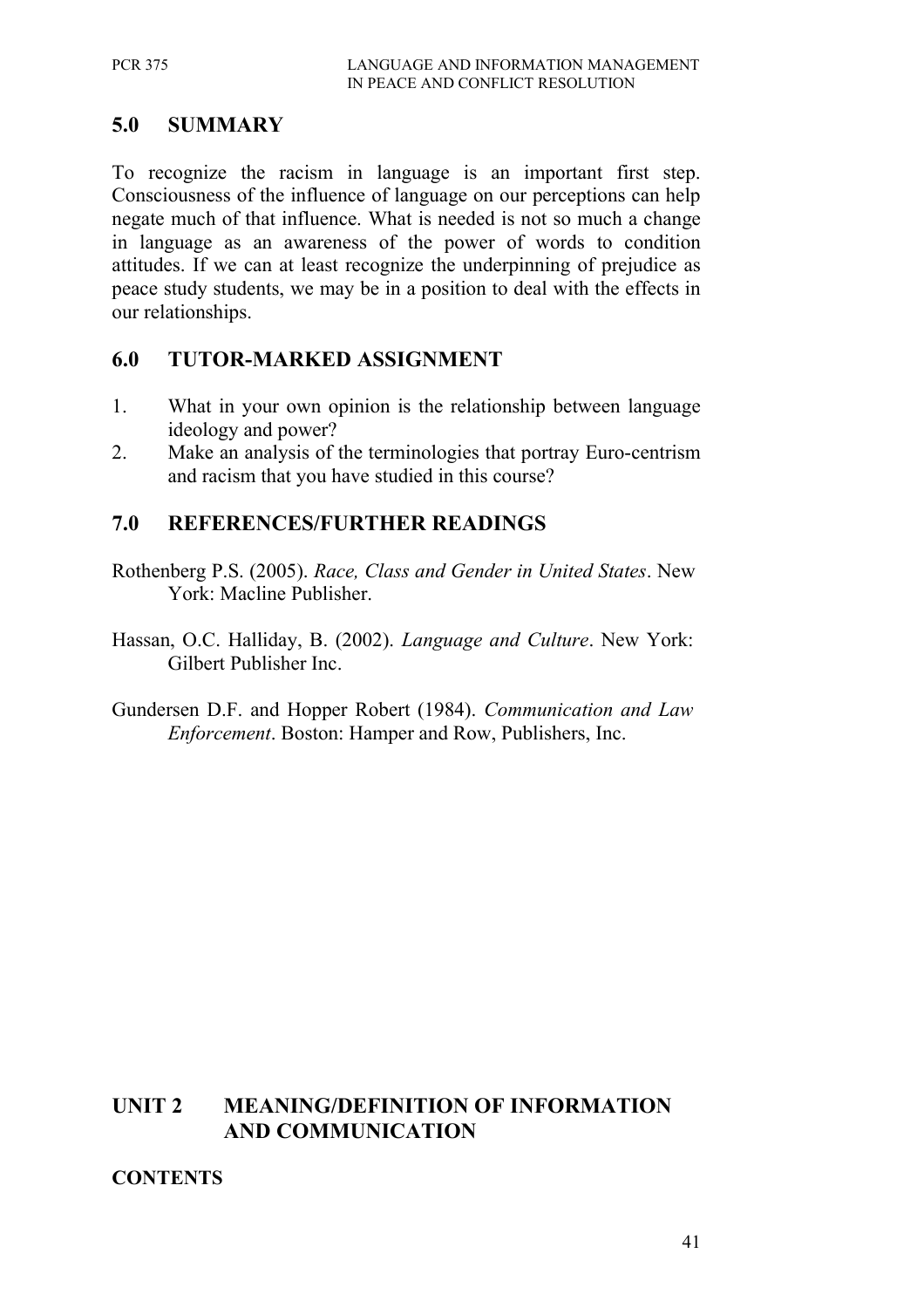## 5.0 SUMMARY

To recognize the racism in language is an important first step. Consciousness of the influence of language on our perceptions can help negate much of that influence. What is needed is not so much a change in language as an awareness of the power of words to condition attitudes. If we can at least recognize the underpinning of prejudice as peace study students, we may be in a position to deal with the effects in our relationships.

## 6.0 TUTOR-MARKED ASSIGNMENT

1. What in your own opinion is the relationship between language ideology and power?
2. Make an analysis of the terminologies that portray Euro-centrism and racism that you have studied in this course?

## 7.0 REFERENCES/FURTHER READINGS

Rothenberg P.S. (2005). *Race, Class and Gender in United States*. New York: Macline Publisher.

Hassan, O.C. Halliday, B. (2002). *Language and Culture*. New York: Gilbert Publisher Inc.

Gundersen D.F. and Hopper Robert (1984). *Communication and Law Enforcement*. Boston: Hamper and Row, Publishers, Inc.

# UNIT 2 MEANING/DEFINITION OF INFORMATION AND COMMUNICATION

**CONTENTS**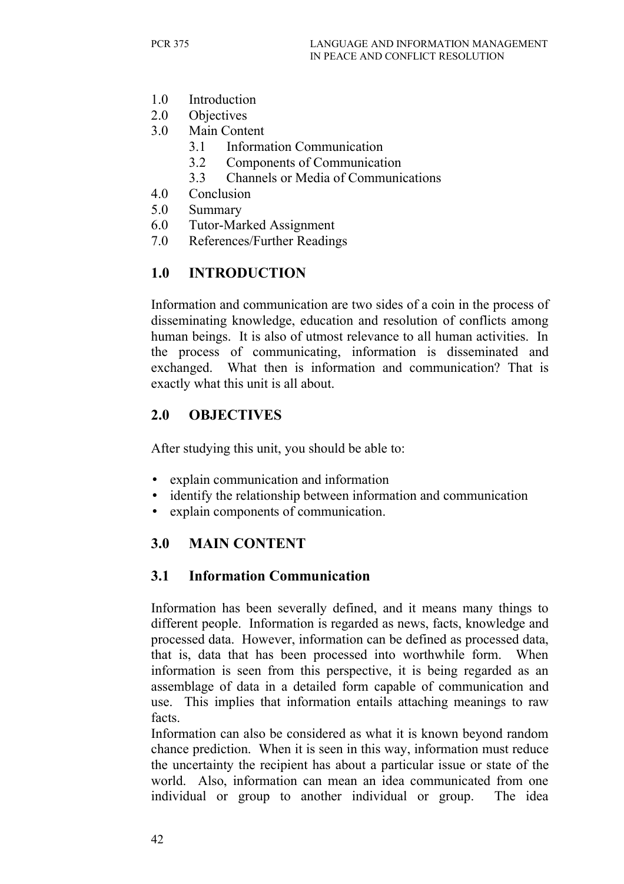1.0 Introduction
2.0 Objectives
3.0 Main Content
    3.1 Information Communication
    3.2 Components of Communication
    3.3 Channels or Media of Communications
4.0 Conclusion
5.0 Summary
6.0 Tutor-Marked Assignment
7.0 References/Further Readings

## 1.0 INTRODUCTION

Information and communication are two sides of a coin in the process of disseminating knowledge, education and resolution of conflicts among human beings. It is also of utmost relevance to all human activities. In the process of communicating, information is disseminated and exchanged. What then is information and communication? That is exactly what this unit is all about.

## 2.0 OBJECTIVES

After studying this unit, you should be able to:

- explain communication and information
- identify the relationship between information and communication
- explain components of communication.

## 3.0 MAIN CONTENT

### 3.1 Information Communication

Information has been severally defined, and it means many things to different people. Information is regarded as news, facts, knowledge and processed data. However, information can be defined as processed data, that is, data that has been processed into worthwhile form. When information is seen from this perspective, it is being regarded as an assemblage of data in a detailed form capable of communication and use. This implies that information entails attaching meanings to raw facts.

Information can also be considered as what it is known beyond random chance prediction. When it is seen in this way, information must reduce the uncertainty the recipient has about a particular issue or state of the world. Also, information can mean an idea communicated from one individual or group to another individual or group. The idea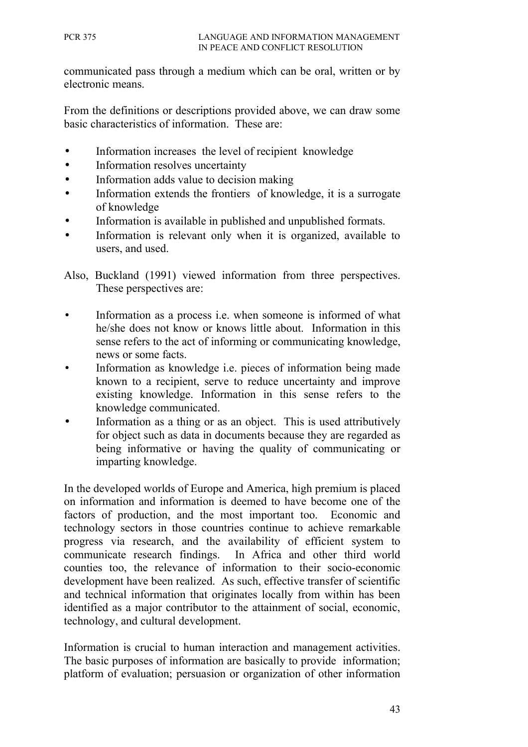communicated pass through a medium which can be oral, written or by electronic means.

From the definitions or descriptions provided above, we can draw some basic characteristics of information. These are:

- Information increases the level of recipient knowledge
- Information resolves uncertainty
- Information adds value to decision making
- Information extends the frontiers of knowledge, it is a surrogate of knowledge
- Information is available in published and unpublished formats.
- Information is relevant only when it is organized, available to users, and used.

Also, Buckland (1991) viewed information from three perspectives. These perspectives are:

- Information as a process i.e. when someone is informed of what he/she does not know or knows little about. Information in this sense refers to the act of informing or communicating knowledge, news or some facts.
- Information as knowledge i.e. pieces of information being made known to a recipient, serve to reduce uncertainty and improve existing knowledge. Information in this sense refers to the knowledge communicated.
- Information as a thing or as an object. This is used attributively for object such as data in documents because they are regarded as being informative or having the quality of communicating or imparting knowledge.

In the developed worlds of Europe and America, high premium is placed on information and information is deemed to have become one of the factors of production, and the most important too. Economic and technology sectors in those countries continue to achieve remarkable progress via research, and the availability of efficient system to communicate research findings. In Africa and other third world counties too, the relevance of information to their socio-economic development have been realized. As such, effective transfer of scientific and technical information that originates locally from within has been identified as a major contributor to the attainment of social, economic, technology, and cultural development.

Information is crucial to human interaction and management activities. The basic purposes of information are basically to provide information; platform of evaluation; persuasion or organization of other information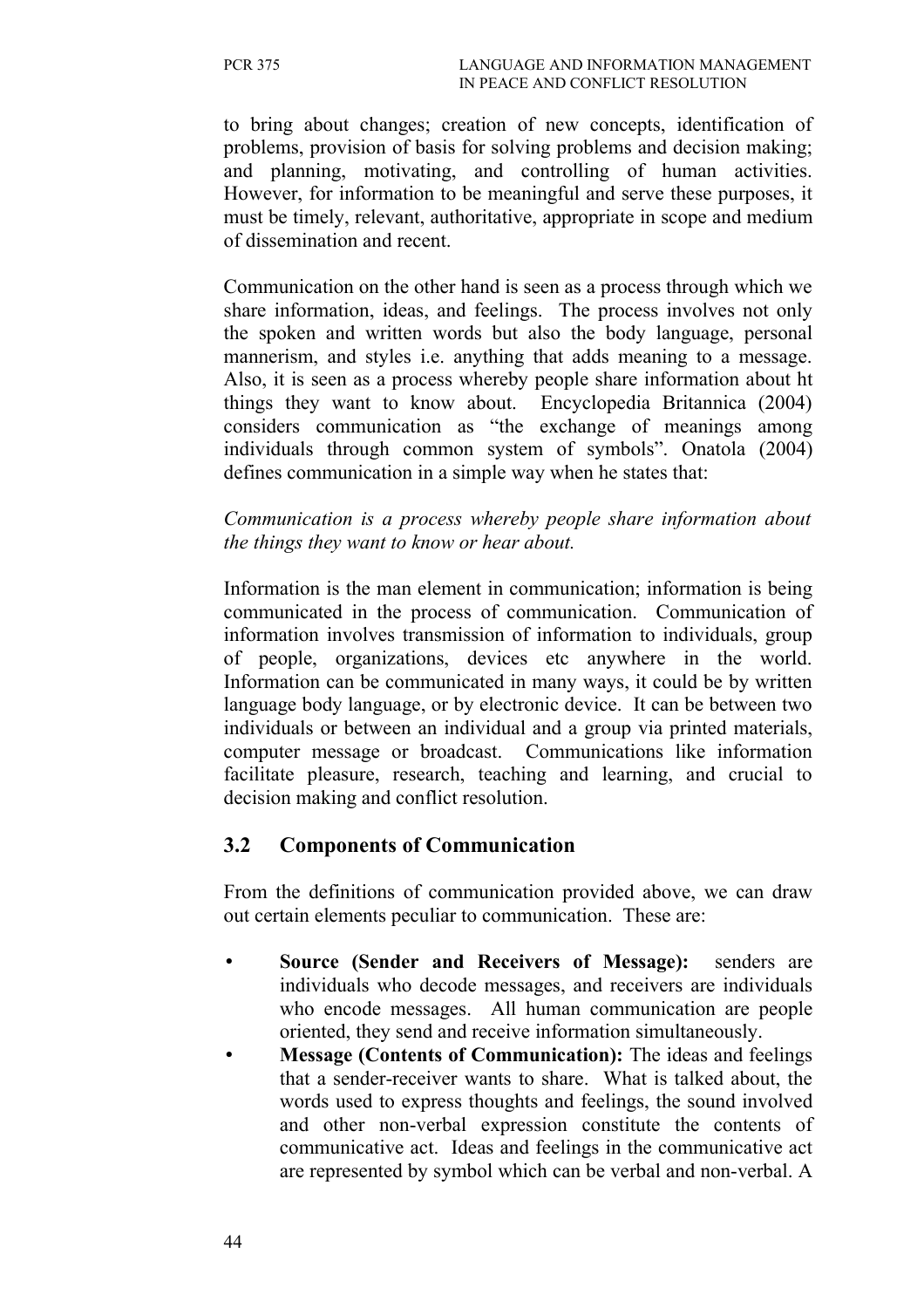to bring about changes; creation of new concepts, identification of problems, provision of basis for solving problems and decision making; and planning, motivating, and controlling of human activities. However, for information to be meaningful and serve these purposes, it must be timely, relevant, authoritative, appropriate in scope and medium of dissemination and recent.

Communication on the other hand is seen as a process through which we share information, ideas, and feelings. The process involves not only the spoken and written words but also the body language, personal mannerism, and styles i.e. anything that adds meaning to a message. Also, it is seen as a process whereby people share information about ht things they want to know about. Encyclopedia Britannica (2004) considers communication as "the exchange of meanings among individuals through common system of symbols". Onatola (2004) defines communication in a simple way when he states that:

*Communication is a process whereby people share information about the things they want to know or hear about.*

Information is the man element in communication; information is being communicated in the process of communication. Communication of information involves transmission of information to individuals, group of people, organizations, devices etc anywhere in the world. Information can be communicated in many ways, it could be by written language body language, or by electronic device. It can be between two individuals or between an individual and a group via printed materials, computer message or broadcast. Communications like information facilitate pleasure, research, teaching and learning, and crucial to decision making and conflict resolution.

## 3.2 Components of Communication

From the definitions of communication provided above, we can draw out certain elements peculiar to communication. These are:

- **Source (Sender and Receivers of Message):** senders are individuals who decode messages, and receivers are individuals who encode messages. All human communication are people oriented, they send and receive information simultaneously.
- **Message (Contents of Communication):** The ideas and feelings that a sender-receiver wants to share. What is talked about, the words used to express thoughts and feelings, the sound involved and other non-verbal expression constitute the contents of communicative act. Ideas and feelings in the communicative act are represented by symbol which can be verbal and non-verbal. A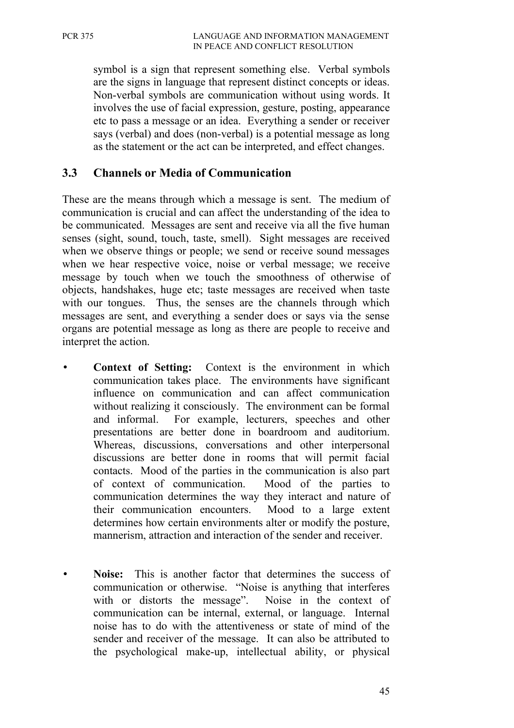symbol is a sign that represent something else. Verbal symbols are the signs in language that represent distinct concepts or ideas. Non-verbal symbols are communication without using words. It involves the use of facial expression, gesture, posting, appearance etc to pass a message or an idea. Everything a sender or receiver says (verbal) and does (non-verbal) is a potential message as long as the statement or the act can be interpreted, and effect changes.

### 3.3 Channels or Media of Communication

These are the means through which a message is sent. The medium of communication is crucial and can affect the understanding of the idea to be communicated. Messages are sent and receive via all the five human senses (sight, sound, touch, taste, smell). Sight messages are received when we observe things or people; we send or receive sound messages when we hear respective voice, noise or verbal message; we receive message by touch when we touch the smoothness of otherwise of objects, handshakes, huge etc; taste messages are received when taste with our tongues. Thus, the senses are the channels through which messages are sent, and everything a sender does or says via the sense organs are potential message as long as there are people to receive and interpret the action.

- **Context of Setting:** Context is the environment in which communication takes place. The environments have significant influence on communication and can affect communication without realizing it consciously. The environment can be formal and informal. For example, lecturers, speeches and other presentations are better done in boardroom and auditorium. Whereas, discussions, conversations and other interpersonal discussions are better done in rooms that will permit facial contacts. Mood of the parties in the communication is also part of context of communication. Mood of the parties to communication determines the way they interact and nature of their communication encounters. Mood to a large extent determines how certain environments alter or modify the posture, mannerism, attraction and interaction of the sender and receiver.

- **Noise:** This is another factor that determines the success of communication or otherwise. "Noise is anything that interferes with or distorts the message". Noise in the context of communication can be internal, external, or language. Internal noise has to do with the attentiveness or state of mind of the sender and receiver of the message. It can also be attributed to the psychological make-up, intellectual ability, or physical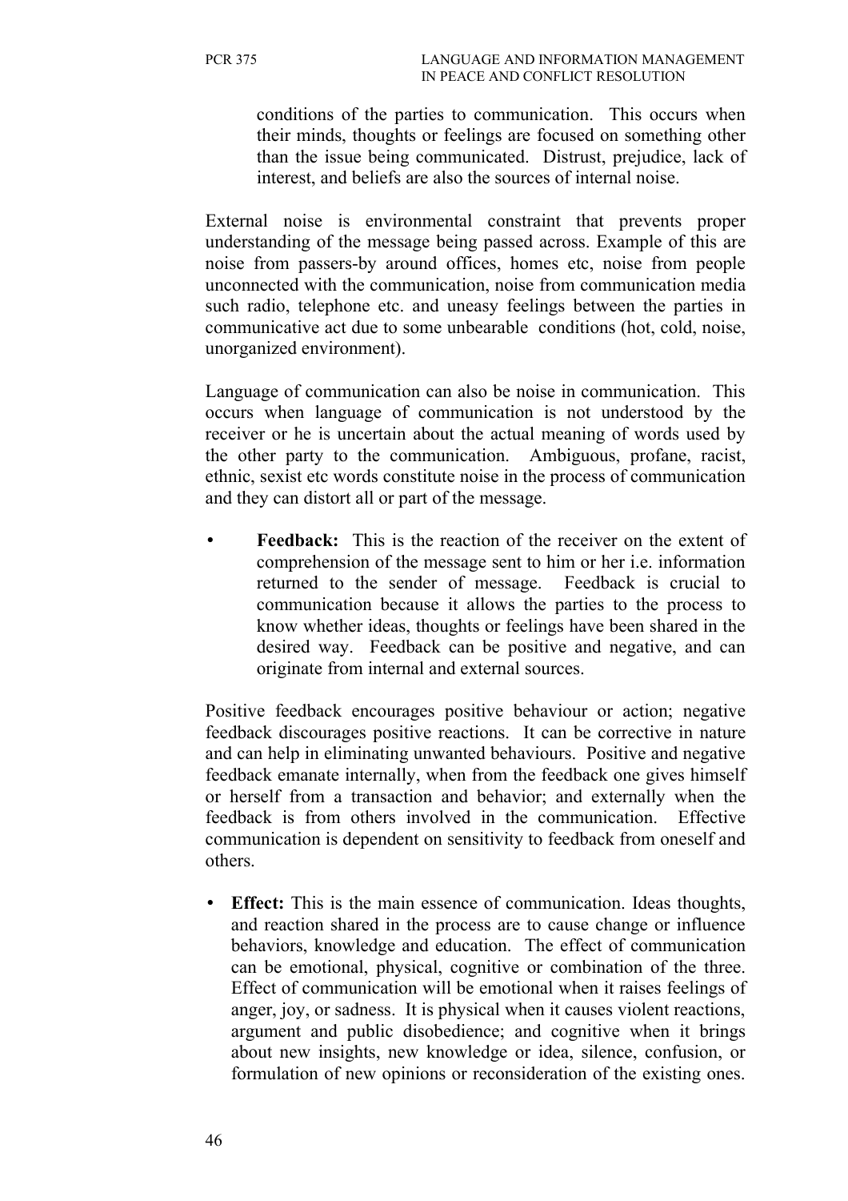conditions of the parties to communication. This occurs when their minds, thoughts or feelings are focused on something other than the issue being communicated. Distrust, prejudice, lack of interest, and beliefs are also the sources of internal noise.

External noise is environmental constraint that prevents proper understanding of the message being passed across. Example of this are noise from passers-by around offices, homes etc, noise from people unconnected with the communication, noise from communication media such radio, telephone etc. and uneasy feelings between the parties in communicative act due to some unbearable conditions (hot, cold, noise, unorganized environment).

Language of communication can also be noise in communication. This occurs when language of communication is not understood by the receiver or he is uncertain about the actual meaning of words used by the other party to the communication. Ambiguous, profane, racist, ethnic, sexist etc words constitute noise in the process of communication and they can distort all or part of the message.

- **Feedback:** This is the reaction of the receiver on the extent of comprehension of the message sent to him or her i.e. information returned to the sender of message. Feedback is crucial to communication because it allows the parties to the process to know whether ideas, thoughts or feelings have been shared in the desired way. Feedback can be positive and negative, and can originate from internal and external sources.

Positive feedback encourages positive behaviour or action; negative feedback discourages positive reactions. It can be corrective in nature and can help in eliminating unwanted behaviours. Positive and negative feedback emanate internally, when from the feedback one gives himself or herself from a transaction and behavior; and externally when the feedback is from others involved in the communication. Effective communication is dependent on sensitivity to feedback from oneself and others.

- **Effect:** This is the main essence of communication. Ideas thoughts, and reaction shared in the process are to cause change or influence behaviors, knowledge and education. The effect of communication can be emotional, physical, cognitive or combination of the three. Effect of communication will be emotional when it raises feelings of anger, joy, or sadness. It is physical when it causes violent reactions, argument and public disobedience; and cognitive when it brings about new insights, new knowledge or idea, silence, confusion, or formulation of new opinions or reconsideration of the existing ones.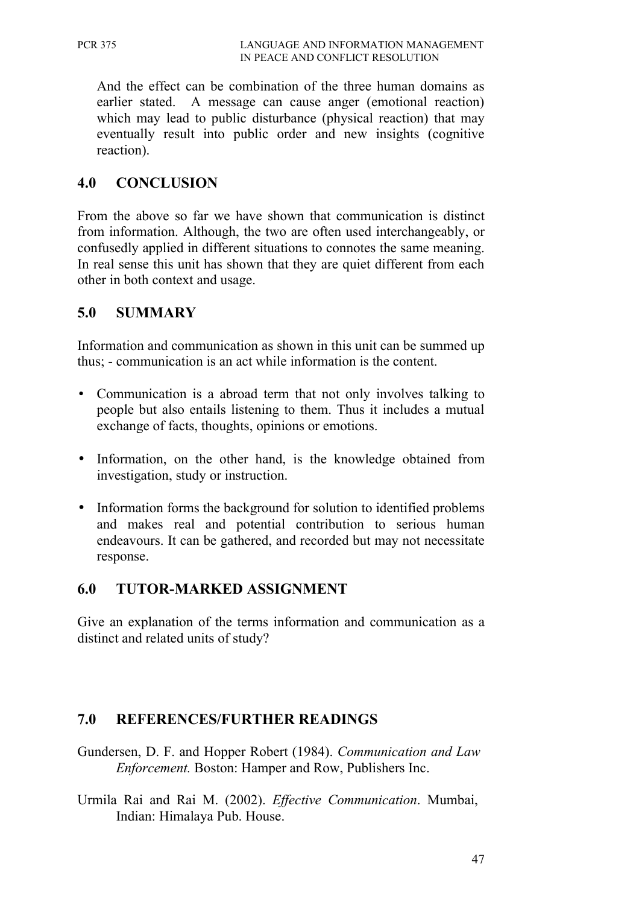And the effect can be combination of the three human domains as earlier stated. A message can cause anger (emotional reaction) which may lead to public disturbance (physical reaction) that may eventually result into public order and new insights (cognitive reaction).

## 4.0 CONCLUSION

From the above so far we have shown that communication is distinct from information. Although, the two are often used interchangeably, or confusedly applied in different situations to connotes the same meaning. In real sense this unit has shown that they are quiet different from each other in both context and usage.

## 5.0 SUMMARY

Information and communication as shown in this unit can be summed up thus; - communication is an act while information is the content.

- Communication is a abroad term that not only involves talking to people but also entails listening to them. Thus it includes a mutual exchange of facts, thoughts, opinions or emotions.
- Information, on the other hand, is the knowledge obtained from investigation, study or instruction.
- Information forms the background for solution to identified problems and makes real and potential contribution to serious human endeavours. It can be gathered, and recorded but may not necessitate response.

## 6.0 TUTOR-MARKED ASSIGNMENT

Give an explanation of the terms information and communication as a distinct and related units of study?

## 7.0 REFERENCES/FURTHER READINGS

Gundersen, D. F. and Hopper Robert (1984). *Communication and Law Enforcement.* Boston: Hamper and Row, Publishers Inc.

Urmila Rai and Rai M. (2002). *Effective Communication*. Mumbai, Indian: Himalaya Pub. House.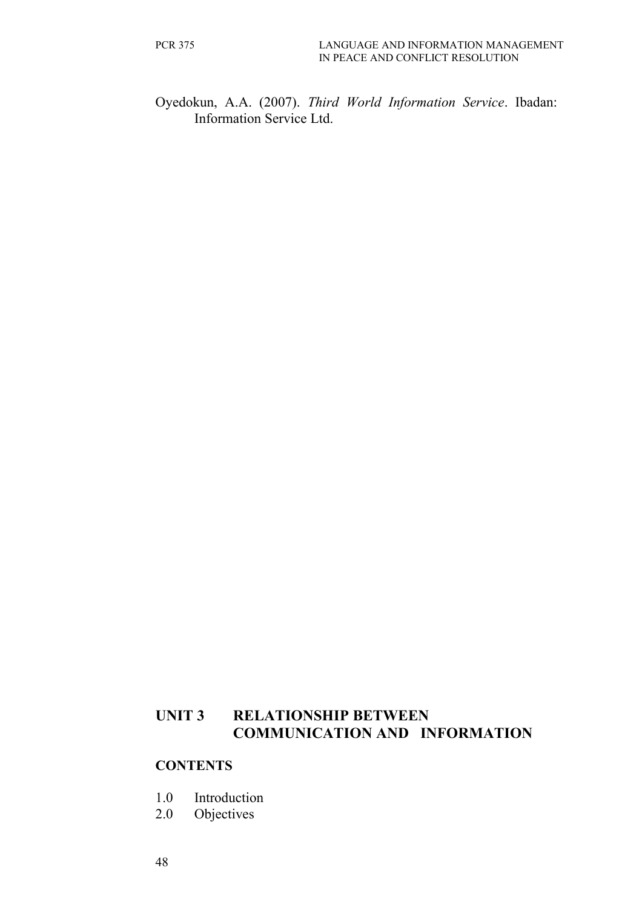Oyedokun, A.A. (2007). *Third World Information Service*. Ibadan: Information Service Ltd.

# UNIT 3 RELATIONSHIP BETWEEN COMMUNICATION AND INFORMATION

**CONTENTS**

1.0 Introduction
2.0 Objectives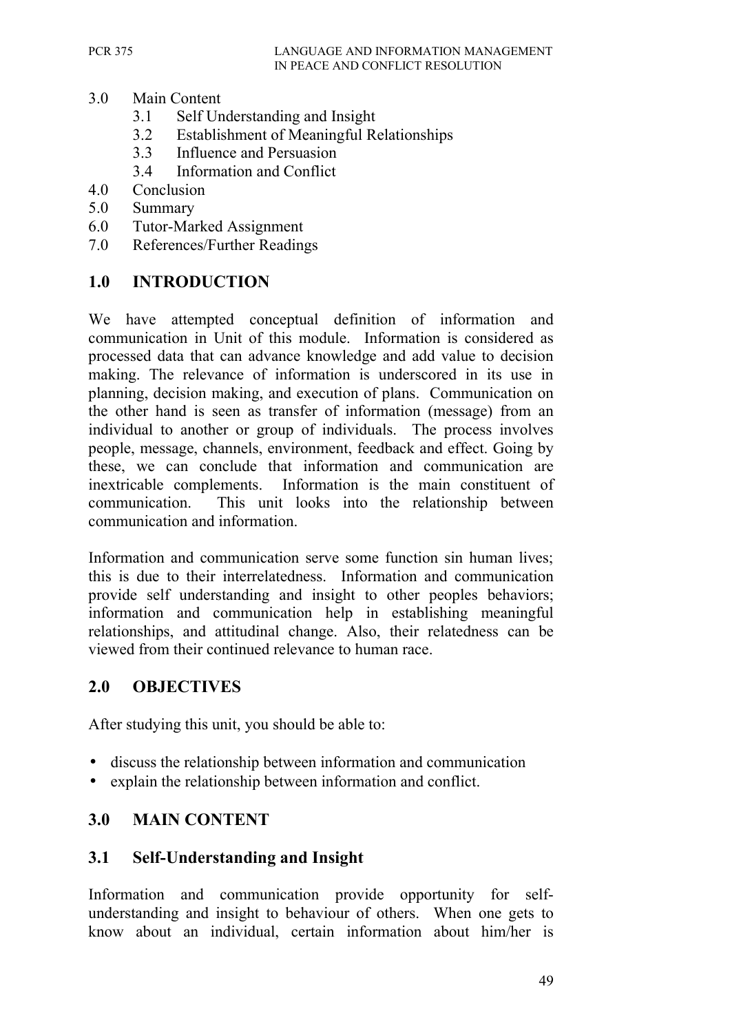3.0 Main Content
   3.1 Self Understanding and Insight
   3.2 Establishment of Meaningful Relationships
   3.3 Influence and Persuasion
   3.4 Information and Conflict
4.0 Conclusion
5.0 Summary
6.0 Tutor-Marked Assignment
7.0 References/Further Readings

## 1.0 INTRODUCTION

We have attempted conceptual definition of information and communication in Unit of this module. Information is considered as processed data that can advance knowledge and add value to decision making. The relevance of information is underscored in its use in planning, decision making, and execution of plans. Communication on the other hand is seen as transfer of information (message) from an individual to another or group of individuals. The process involves people, message, channels, environment, feedback and effect. Going by these, we can conclude that information and communication are inextricable complements. Information is the main constituent of communication. This unit looks into the relationship between communication and information.

Information and communication serve some function sin human lives; this is due to their interrelatedness. Information and communication provide self understanding and insight to other peoples behaviors; information and communication help in establishing meaningful relationships, and attitudinal change. Also, their relatedness can be viewed from their continued relevance to human race.

## 2.0 OBJECTIVES

After studying this unit, you should be able to:

- discuss the relationship between information and communication
- explain the relationship between information and conflict.

## 3.0 MAIN CONTENT

### 3.1 Self-Understanding and Insight

Information and communication provide opportunity for self-understanding and insight to behaviour of others. When one gets to know about an individual, certain information about him/her is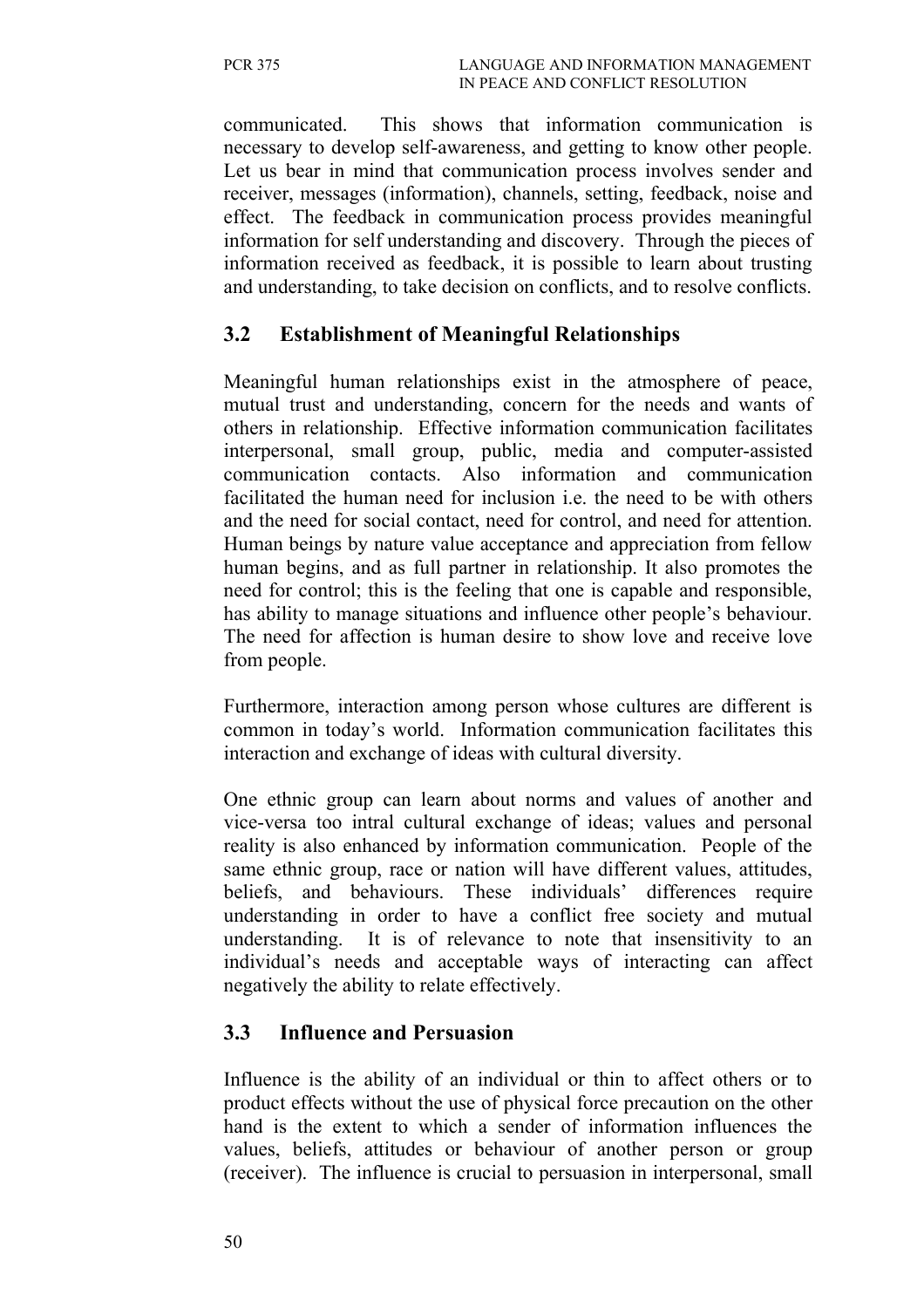communicated. This shows that information communication is necessary to develop self-awareness, and getting to know other people. Let us bear in mind that communication process involves sender and receiver, messages (information), channels, setting, feedback, noise and effect. The feedback in communication process provides meaningful information for self understanding and discovery. Through the pieces of information received as feedback, it is possible to learn about trusting and understanding, to take decision on conflicts, and to resolve conflicts.

## 3.2 Establishment of Meaningful Relationships

Meaningful human relationships exist in the atmosphere of peace, mutual trust and understanding, concern for the needs and wants of others in relationship. Effective information communication facilitates interpersonal, small group, public, media and computer-assisted communication contacts. Also information and communication facilitated the human need for inclusion i.e. the need to be with others and the need for social contact, need for control, and need for attention. Human beings by nature value acceptance and appreciation from fellow human begins, and as full partner in relationship. It also promotes the need for control; this is the feeling that one is capable and responsible, has ability to manage situations and influence other people's behaviour. The need for affection is human desire to show love and receive love from people.

Furthermore, interaction among person whose cultures are different is common in today's world. Information communication facilitates this interaction and exchange of ideas with cultural diversity.

One ethnic group can learn about norms and values of another and vice-versa too intral cultural exchange of ideas; values and personal reality is also enhanced by information communication. People of the same ethnic group, race or nation will have different values, attitudes, beliefs, and behaviours. These individuals' differences require understanding in order to have a conflict free society and mutual understanding. It is of relevance to note that insensitivity to an individual's needs and acceptable ways of interacting can affect negatively the ability to relate effectively.

## 3.3 Influence and Persuasion

Influence is the ability of an individual or thin to affect others or to product effects without the use of physical force precaution on the other hand is the extent to which a sender of information influences the values, beliefs, attitudes or behaviour of another person or group (receiver). The influence is crucial to persuasion in interpersonal, small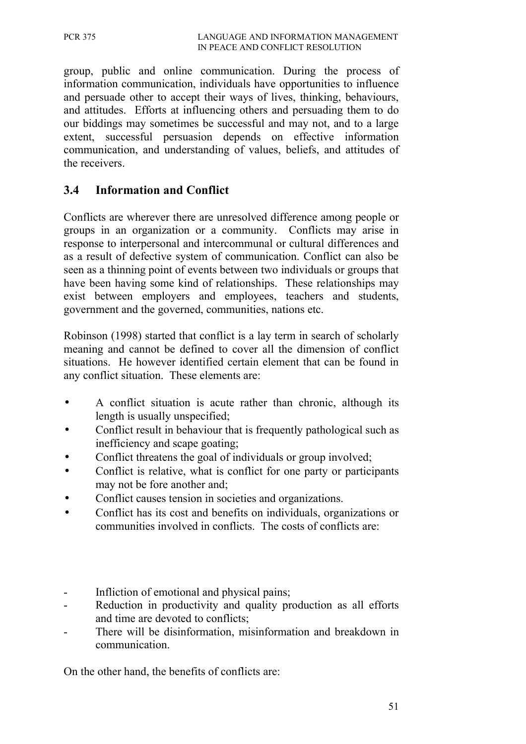group, public and online communication. During the process of information communication, individuals have opportunities to influence and persuade other to accept their ways of lives, thinking, behaviours, and attitudes. Efforts at influencing others and persuading them to do our biddings may sometimes be successful and may not, and to a large extent, successful persuasion depends on effective information communication, and understanding of values, beliefs, and attitudes of the receivers.

### 3.4 Information and Conflict

Conflicts are wherever there are unresolved difference among people or groups in an organization or a community. Conflicts may arise in response to interpersonal and intercommunal or cultural differences and as a result of defective system of communication. Conflict can also be seen as a thinning point of events between two individuals or groups that have been having some kind of relationships. These relationships may exist between employers and employees, teachers and students, government and the governed, communities, nations etc.

Robinson (1998) started that conflict is a lay term in search of scholarly meaning and cannot be defined to cover all the dimension of conflict situations. He however identified certain element that can be found in any conflict situation. These elements are:

- A conflict situation is acute rather than chronic, although its length is usually unspecified;
- Conflict result in behaviour that is frequently pathological such as inefficiency and scape goating;
- Conflict threatens the goal of individuals or group involved;
- Conflict is relative, what is conflict for one party or participants may not be fore another and;
- Conflict causes tension in societies and organizations.
- Conflict has its cost and benefits on individuals, organizations or communities involved in conflicts. The costs of conflicts are:

- Infliction of emotional and physical pains;
- Reduction in productivity and quality production as all efforts and time are devoted to conflicts;
- There will be disinformation, misinformation and breakdown in communication.

On the other hand, the benefits of conflicts are: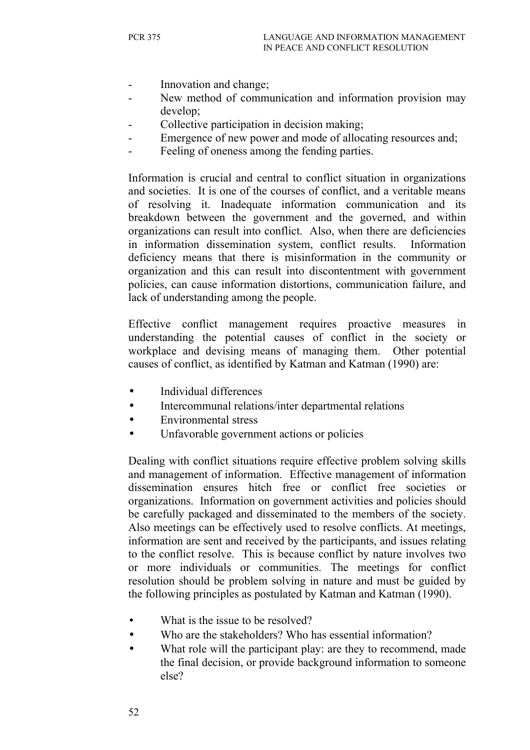- Innovation and change;
- New method of communication and information provision may develop;
- Collective participation in decision making;
- Emergence of new power and mode of allocating resources and;
- Feeling of oneness among the fending parties.

Information is crucial and central to conflict situation in organizations and societies. It is one of the courses of conflict, and a veritable means of resolving it. Inadequate information communication and its breakdown between the government and the governed, and within organizations can result into conflict. Also, when there are deficiencies in information dissemination system, conflict results. Information deficiency means that there is misinformation in the community or organization and this can result into discontentment with government policies, can cause information distortions, communication failure, and lack of understanding among the people.

Effective conflict management requires proactive measures in understanding the potential causes of conflict in the society or workplace and devising means of managing them. Other potential causes of conflict, as identified by Katman and Katman (1990) are:

- Individual differences
- Intercommunal relations/inter departmental relations
- Environmental stress
- Unfavorable government actions or policies

Dealing with conflict situations require effective problem solving skills and management of information. Effective management of information dissemination ensures hitch free or conflict free societies or organizations. Information on government activities and policies should be carefully packaged and disseminated to the members of the society. Also meetings can be effectively used to resolve conflicts. At meetings, information are sent and received by the participants, and issues relating to the conflict resolve. This is because conflict by nature involves two or more individuals or communities. The meetings for conflict resolution should be problem solving in nature and must be guided by the following principles as postulated by Katman and Katman (1990).

- What is the issue to be resolved?
- Who are the stakeholders? Who has essential information?
- What role will the participant play: are they to recommend, made the final decision, or provide background information to someone else?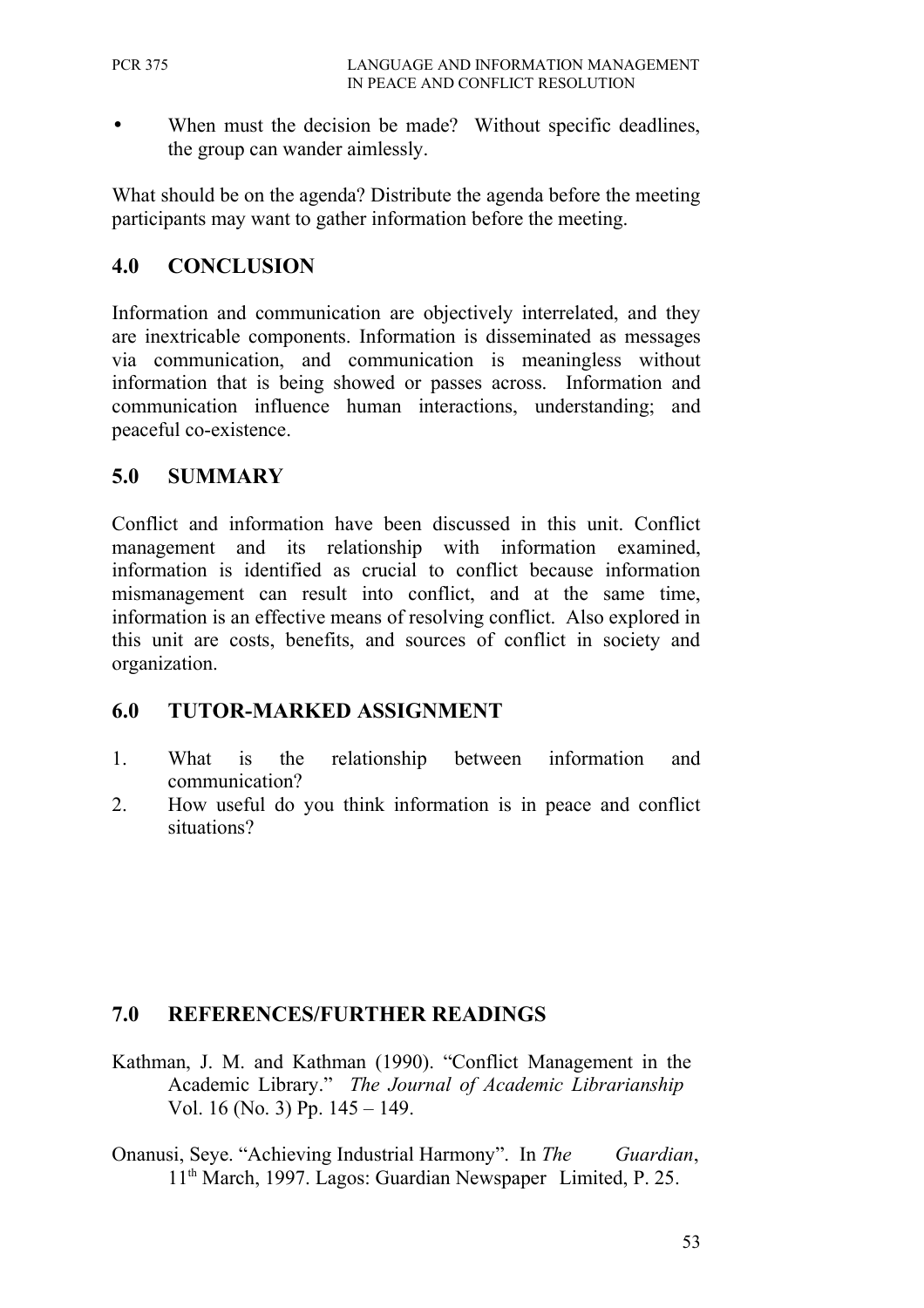- When must the decision be made? Without specific deadlines, the group can wander aimlessly.

What should be on the agenda? Distribute the agenda before the meeting participants may want to gather information before the meeting.

## 4.0 CONCLUSION

Information and communication are objectively interrelated, and they are inextricable components. Information is disseminated as messages via communication, and communication is meaningless without information that is being showed or passes across. Information and communication influence human interactions, understanding; and peaceful co-existence.

## 5.0 SUMMARY

Conflict and information have been discussed in this unit. Conflict management and its relationship with information examined, information is identified as crucial to conflict because information mismanagement can result into conflict, and at the same time, information is an effective means of resolving conflict. Also explored in this unit are costs, benefits, and sources of conflict in society and organization.

## 6.0 TUTOR-MARKED ASSIGNMENT

1. What is the relationship between information and communication?
2. How useful do you think information is in peace and conflict situations?

## 7.0 REFERENCES/FURTHER READINGS

Kathman, J. M. and Kathman (1990). "Conflict Management in the Academic Library." *The Journal of Academic Librarianship* Vol. 16 (No. 3) Pp. 145 – 149.

Onanusi, Seye. "Achieving Industrial Harmony". In *The Guardian*, 11th March, 1997. Lagos: Guardian Newspaper Limited, P. 25.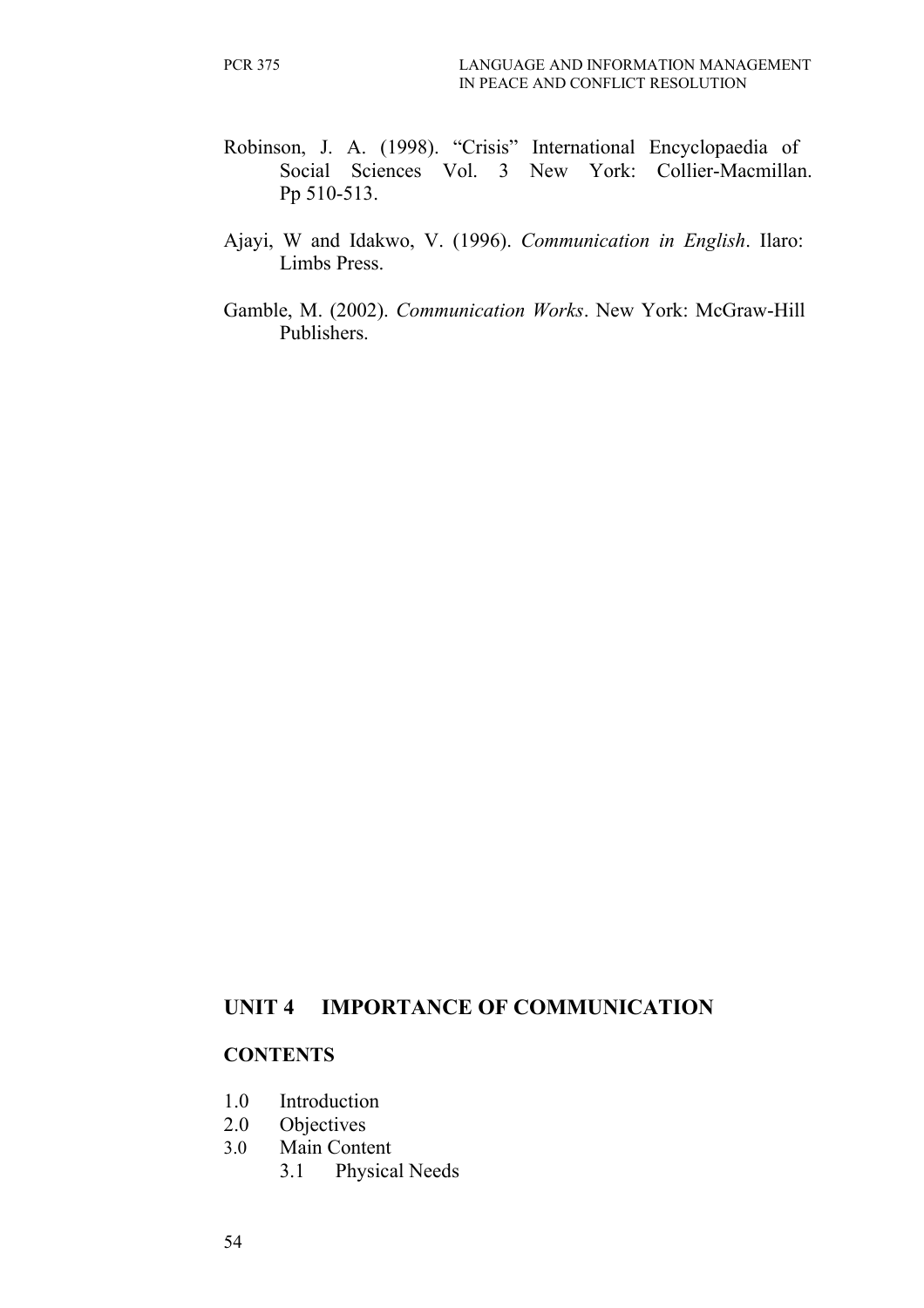Robinson, J. A. (1998). "Crisis" International Encyclopaedia of Social Sciences Vol. 3 New York: Collier-Macmillan. Pp 510-513.

Ajayi, W and Idakwo, V. (1996). *Communication in English*. Ilaro: Limbs Press.

Gamble, M. (2002). *Communication Works*. New York: McGraw-Hill Publishers.

## UNIT 4 IMPORTANCE OF COMMUNICATION

### CONTENTS

1.0 Introduction
2.0 Objectives
3.0 Main Content
    3.1 Physical Needs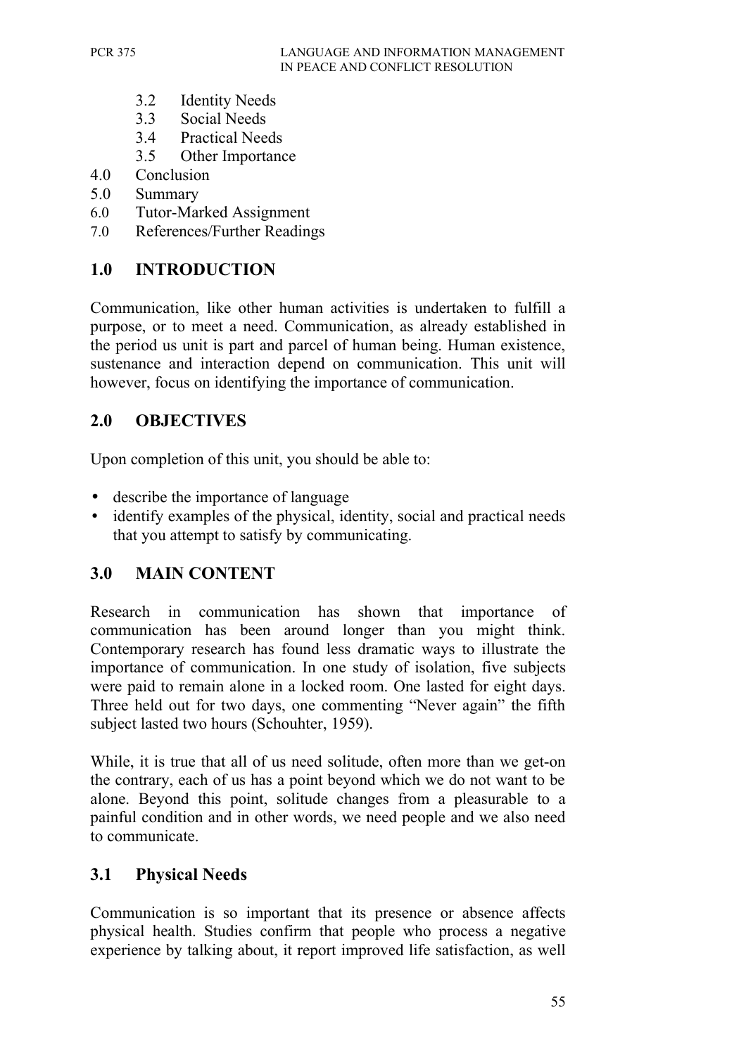3.2 Identity Needs
3.3 Social Needs
3.4 Practical Needs
3.5 Other Importance

4.0 Conclusion
5.0 Summary
6.0 Tutor-Marked Assignment
7.0 References/Further Readings

## 1.0 INTRODUCTION

Communication, like other human activities is undertaken to fulfill a purpose, or to meet a need. Communication, as already established in the period us unit is part and parcel of human being. Human existence, sustenance and interaction depend on communication. This unit will however, focus on identifying the importance of communication.

## 2.0 OBJECTIVES

Upon completion of this unit, you should be able to:

- describe the importance of language
- identify examples of the physical, identity, social and practical needs that you attempt to satisfy by communicating.

## 3.0 MAIN CONTENT

Research in communication has shown that importance of communication has been around longer than you might think. Contemporary research has found less dramatic ways to illustrate the importance of communication. In one study of isolation, five subjects were paid to remain alone in a locked room. One lasted for eight days. Three held out for two days, one commenting "Never again" the fifth subject lasted two hours (Schouhter, 1959).

While, it is true that all of us need solitude, often more than we get-on the contrary, each of us has a point beyond which we do not want to be alone. Beyond this point, solitude changes from a pleasurable to a painful condition and in other words, we need people and we also need to communicate.

### 3.1 Physical Needs

Communication is so important that its presence or absence affects physical health. Studies confirm that people who process a negative experience by talking about, it report improved life satisfaction, as well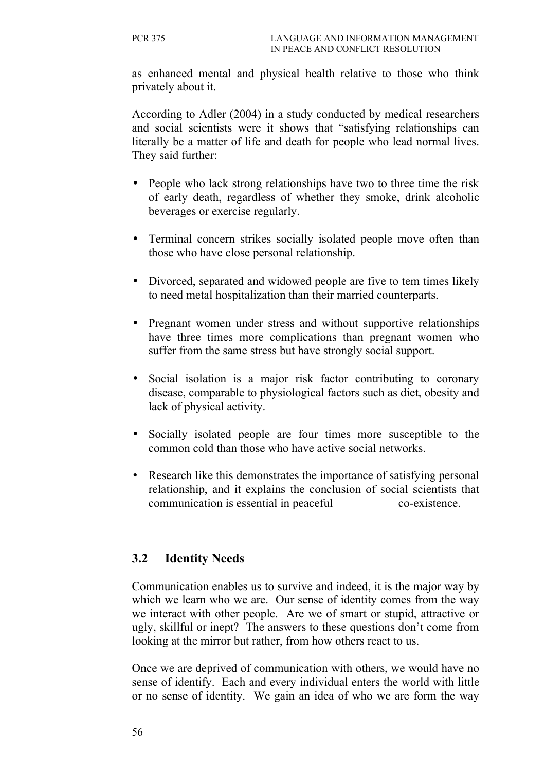as enhanced mental and physical health relative to those who think privately about it.

According to Adler (2004) in a study conducted by medical researchers and social scientists were it shows that "satisfying relationships can literally be a matter of life and death for people who lead normal lives. They said further:

- People who lack strong relationships have two to three time the risk of early death, regardless of whether they smoke, drink alcoholic beverages or exercise regularly.
- Terminal concern strikes socially isolated people move often than those who have close personal relationship.
- Divorced, separated and widowed people are five to tem times likely to need metal hospitalization than their married counterparts.
- Pregnant women under stress and without supportive relationships have three times more complications than pregnant women who suffer from the same stress but have strongly social support.
- Social isolation is a major risk factor contributing to coronary disease, comparable to physiological factors such as diet, obesity and lack of physical activity.
- Socially isolated people are four times more susceptible to the common cold than those who have active social networks.
- Research like this demonstrates the importance of satisfying personal relationship, and it explains the conclusion of social scientists that communication is essential in peaceful co-existence.

## 3.2 Identity Needs

Communication enables us to survive and indeed, it is the major way by which we learn who we are. Our sense of identity comes from the way we interact with other people. Are we of smart or stupid, attractive or ugly, skillful or inept? The answers to these questions don't come from looking at the mirror but rather, from how others react to us.

Once we are deprived of communication with others, we would have no sense of identify. Each and every individual enters the world with little or no sense of identity. We gain an idea of who we are form the way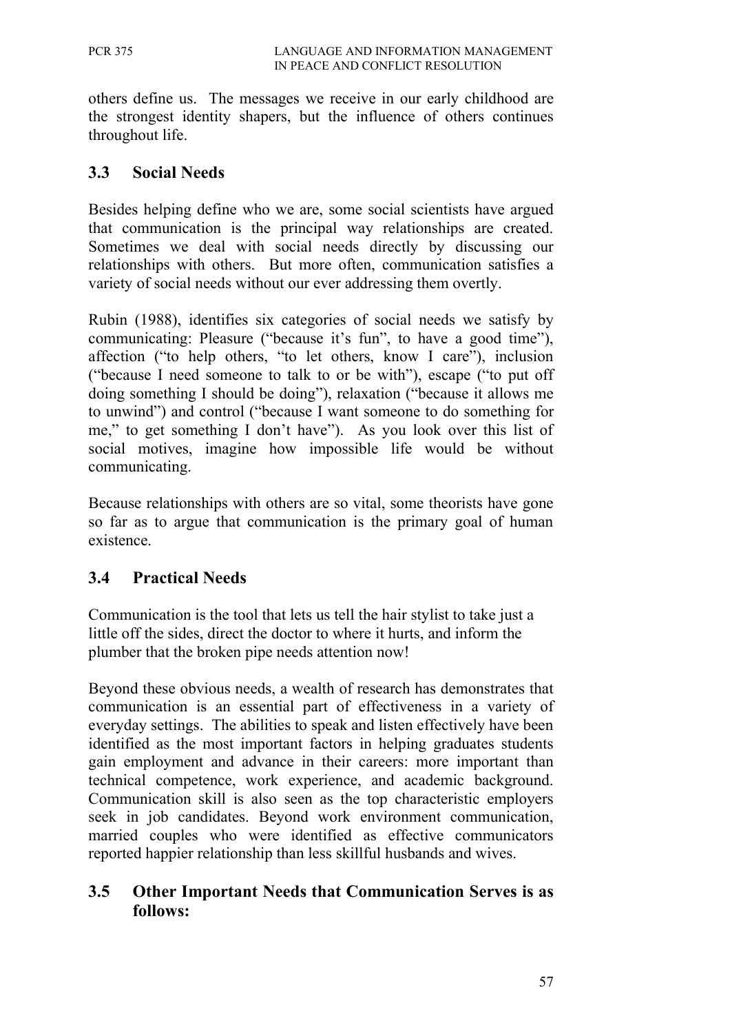others define us. The messages we receive in our early childhood are the strongest identity shapers, but the influence of others continues throughout life.

## 3.3 Social Needs

Besides helping define who we are, some social scientists have argued that communication is the principal way relationships are created. Sometimes we deal with social needs directly by discussing our relationships with others. But more often, communication satisfies a variety of social needs without our ever addressing them overtly.

Rubin (1988), identifies six categories of social needs we satisfy by communicating: Pleasure ("because it's fun", to have a good time"), affection ("to help others, "to let others, know I care"), inclusion ("because I need someone to talk to or be with"), escape ("to put off doing something I should be doing"), relaxation ("because it allows me to unwind") and control ("because I want someone to do something for me," to get something I don't have"). As you look over this list of social motives, imagine how impossible life would be without communicating.

Because relationships with others are so vital, some theorists have gone so far as to argue that communication is the primary goal of human existence.

## 3.4 Practical Needs

Communication is the tool that lets us tell the hair stylist to take just a little off the sides, direct the doctor to where it hurts, and inform the plumber that the broken pipe needs attention now!

Beyond these obvious needs, a wealth of research has demonstrates that communication is an essential part of effectiveness in a variety of everyday settings. The abilities to speak and listen effectively have been identified as the most important factors in helping graduates students gain employment and advance in their careers: more important than technical competence, work experience, and academic background. Communication skill is also seen as the top characteristic employers seek in job candidates. Beyond work environment communication, married couples who were identified as effective communicators reported happier relationship than less skillful husbands and wives.

## 3.5 Other Important Needs that Communication Serves is as follows: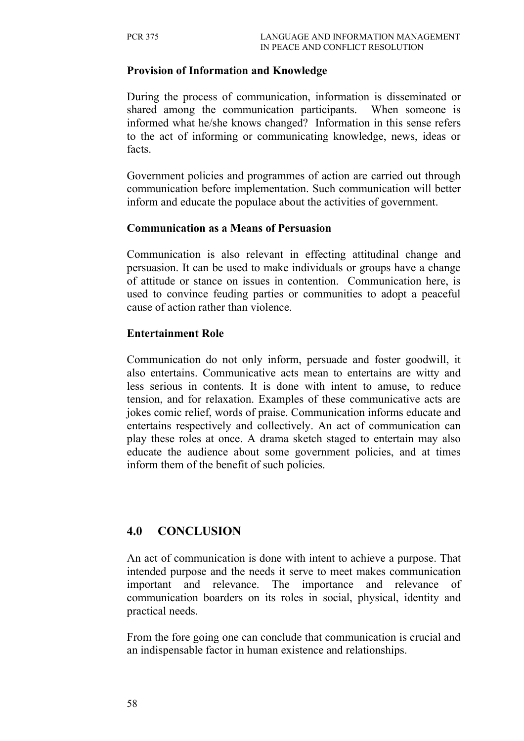**Provision of Information and Knowledge**

During the process of communication, information is disseminated or shared among the communication participants. When someone is informed what he/she knows changed? Information in this sense refers to the act of informing or communicating knowledge, news, ideas or facts.

Government policies and programmes of action are carried out through communication before implementation. Such communication will better inform and educate the populace about the activities of government.

**Communication as a Means of Persuasion**

Communication is also relevant in effecting attitudinal change and persuasion. It can be used to make individuals or groups have a change of attitude or stance on issues in contention. Communication here, is used to convince feuding parties or communities to adopt a peaceful cause of action rather than violence.

**Entertainment Role**

Communication do not only inform, persuade and foster goodwill, it also entertains. Communicative acts mean to entertains are witty and less serious in contents. It is done with intent to amuse, to reduce tension, and for relaxation. Examples of these communicative acts are jokes comic relief, words of praise. Communication informs educate and entertains respectively and collectively. An act of communication can play these roles at once. A drama sketch staged to entertain may also educate the audience about some government policies, and at times inform them of the benefit of such policies.

## 4.0 CONCLUSION

An act of communication is done with intent to achieve a purpose. That intended purpose and the needs it serve to meet makes communication important and relevance. The importance and relevance of communication boarders on its roles in social, physical, identity and practical needs.

From the fore going one can conclude that communication is crucial and an indispensable factor in human existence and relationships.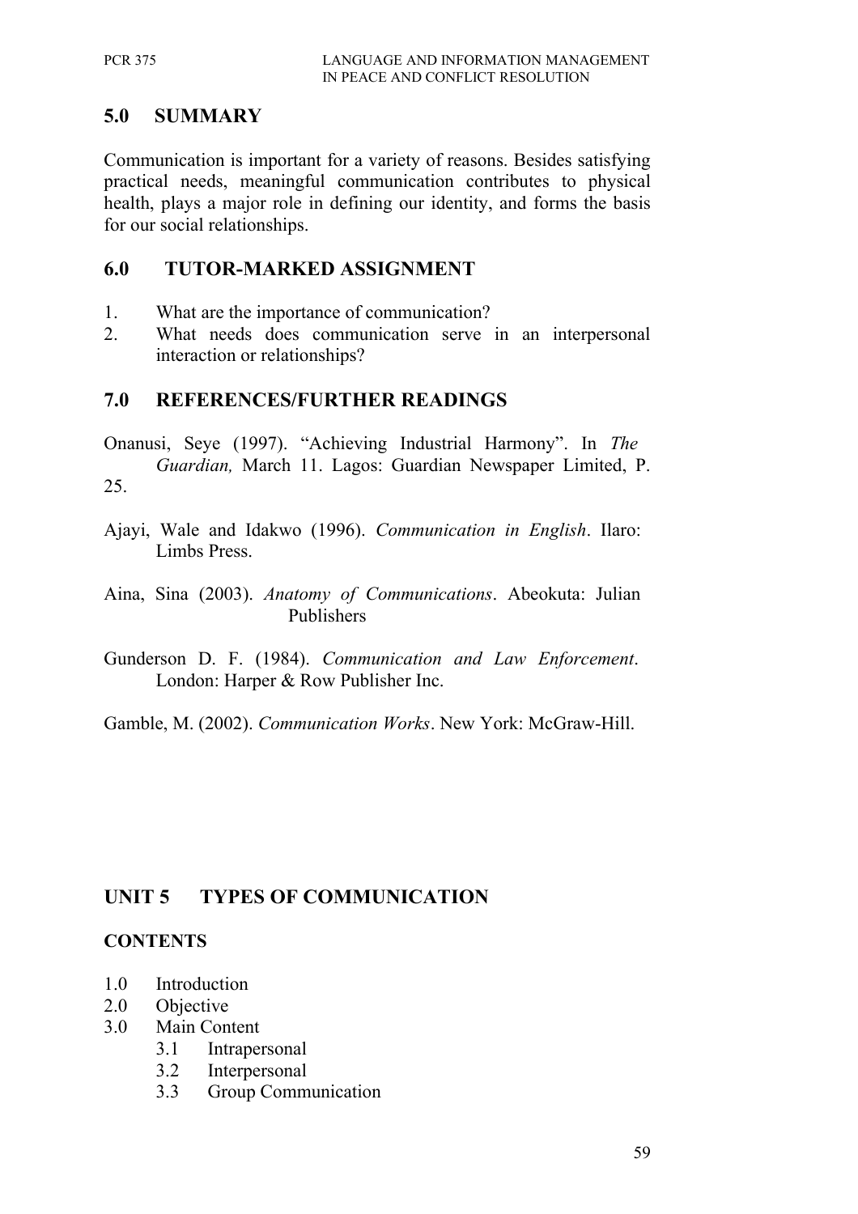## 5.0 SUMMARY

Communication is important for a variety of reasons. Besides satisfying practical needs, meaningful communication contributes to physical health, plays a major role in defining our identity, and forms the basis for our social relationships.

## 6.0 TUTOR-MARKED ASSIGNMENT

1. What are the importance of communication?
2. What needs does communication serve in an interpersonal interaction or relationships?

## 7.0 REFERENCES/FURTHER READINGS

Onanusi, Seye (1997). "Achieving Industrial Harmony". In *The Guardian,* March 11. Lagos: Guardian Newspaper Limited, P. 25.

Ajayi, Wale and Idakwo (1996). *Communication in English*. Ilaro: Limbs Press.

Aina, Sina (2003). *Anatomy of Communications*. Abeokuta: Julian Publishers

Gunderson D. F. (1984). *Communication and Law Enforcement*. London: Harper & Row Publisher Inc.

Gamble, M. (2002). *Communication Works*. New York: McGraw-Hill.

# UNIT 5 TYPES OF COMMUNICATION

## CONTENTS

- 1.0 Introduction
- 2.0 Objective
- 3.0 Main Content
    - 3.1 Intrapersonal
    - 3.2 Interpersonal
    - 3.3 Group Communication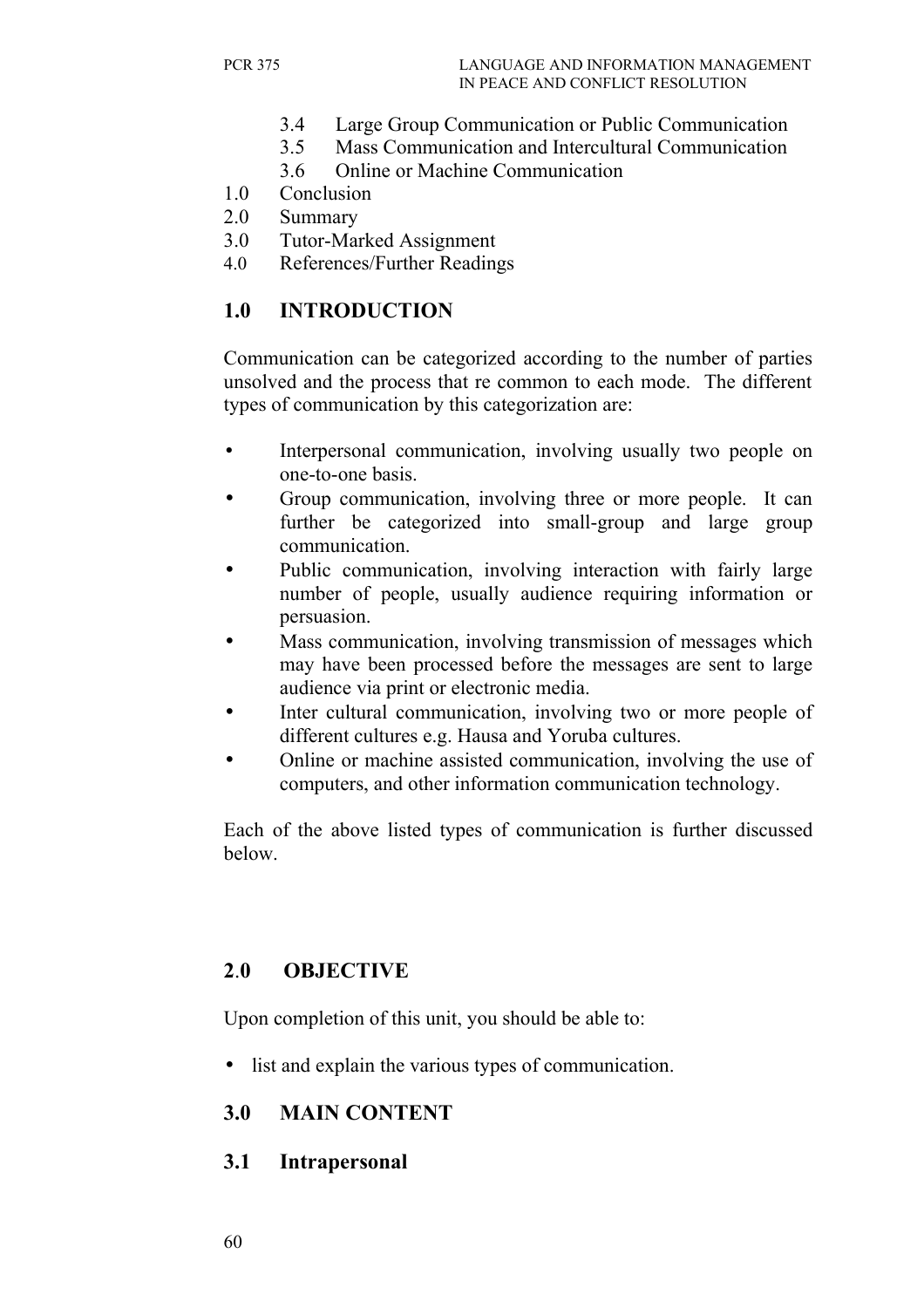3.4 Large Group Communication or Public Communication
3.5 Mass Communication and Intercultural Communication
3.6 Online or Machine Communication

1.0 Conclusion
2.0 Summary
3.0 Tutor-Marked Assignment
4.0 References/Further Readings

## 1.0 INTRODUCTION

Communication can be categorized according to the number of parties unsolved and the process that re common to each mode. The different types of communication by this categorization are:

- Interpersonal communication, involving usually two people on one-to-one basis.
- Group communication, involving three or more people. It can further be categorized into small-group and large group communication.
- Public communication, involving interaction with fairly large number of people, usually audience requiring information or persuasion.
- Mass communication, involving transmission of messages which may have been processed before the messages are sent to large audience via print or electronic media.
- Inter cultural communication, involving two or more people of different cultures e.g. Hausa and Yoruba cultures.
- Online or machine assisted communication, involving the use of computers, and other information communication technology.

Each of the above listed types of communication is further discussed below.

## 2.0 OBJECTIVE

Upon completion of this unit, you should be able to:

- list and explain the various types of communication.

## 3.0 MAIN CONTENT

### 3.1 Intrapersonal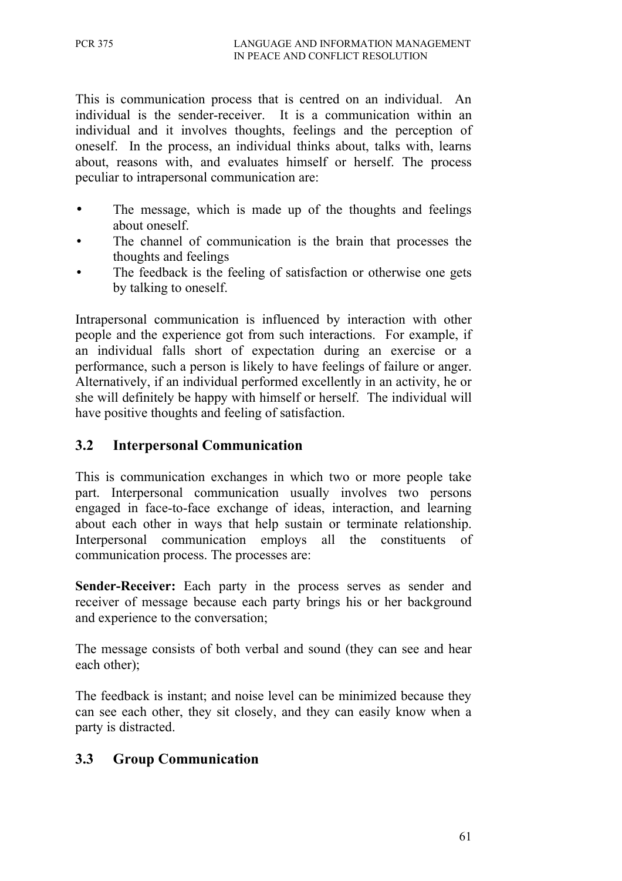This is communication process that is centred on an individual. An individual is the sender-receiver. It is a communication within an individual and it involves thoughts, feelings and the perception of oneself. In the process, an individual thinks about, talks with, learns about, reasons with, and evaluates himself or herself. The process peculiar to intrapersonal communication are:

- The message, which is made up of the thoughts and feelings about oneself.
- The channel of communication is the brain that processes the thoughts and feelings
- The feedback is the feeling of satisfaction or otherwise one gets by talking to oneself.

Intrapersonal communication is influenced by interaction with other people and the experience got from such interactions. For example, if an individual falls short of expectation during an exercise or a performance, such a person is likely to have feelings of failure or anger. Alternatively, if an individual performed excellently in an activity, he or she will definitely be happy with himself or herself. The individual will have positive thoughts and feeling of satisfaction.

## 3.2 Interpersonal Communication

This is communication exchanges in which two or more people take part. Interpersonal communication usually involves two persons engaged in face-to-face exchange of ideas, interaction, and learning about each other in ways that help sustain or terminate relationship. Interpersonal communication employs all the constituents of communication process. The processes are:

**Sender-Receiver:** Each party in the process serves as sender and receiver of message because each party brings his or her background and experience to the conversation;

The message consists of both verbal and sound (they can see and hear each other);

The feedback is instant; and noise level can be minimized because they can see each other, they sit closely, and they can easily know when a party is distracted.

## 3.3 Group Communication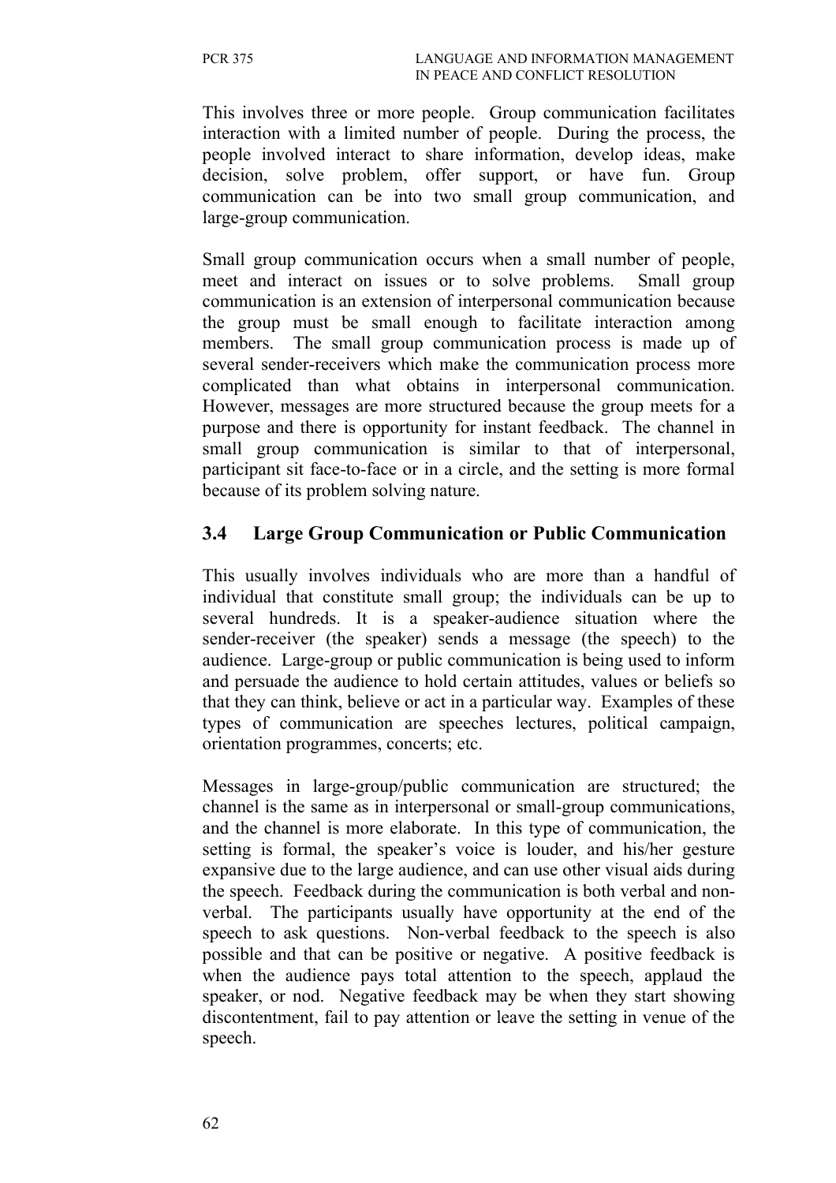This involves three or more people. Group communication facilitates interaction with a limited number of people. During the process, the people involved interact to share information, develop ideas, make decision, solve problem, offer support, or have fun. Group communication can be into two small group communication, and large-group communication.

Small group communication occurs when a small number of people, meet and interact on issues or to solve problems. Small group communication is an extension of interpersonal communication because the group must be small enough to facilitate interaction among members. The small group communication process is made up of several sender-receivers which make the communication process more complicated than what obtains in interpersonal communication. However, messages are more structured because the group meets for a purpose and there is opportunity for instant feedback. The channel in small group communication is similar to that of interpersonal, participant sit face-to-face or in a circle, and the setting is more formal because of its problem solving nature.

## 3.4 Large Group Communication or Public Communication

This usually involves individuals who are more than a handful of individual that constitute small group; the individuals can be up to several hundreds. It is a speaker-audience situation where the sender-receiver (the speaker) sends a message (the speech) to the audience. Large-group or public communication is being used to inform and persuade the audience to hold certain attitudes, values or beliefs so that they can think, believe or act in a particular way. Examples of these types of communication are speeches lectures, political campaign, orientation programmes, concerts; etc.

Messages in large-group/public communication are structured; the channel is the same as in interpersonal or small-group communications, and the channel is more elaborate. In this type of communication, the setting is formal, the speaker's voice is louder, and his/her gesture expansive due to the large audience, and can use other visual aids during the speech. Feedback during the communication is both verbal and non-verbal. The participants usually have opportunity at the end of the speech to ask questions. Non-verbal feedback to the speech is also possible and that can be positive or negative. A positive feedback is when the audience pays total attention to the speech, applaud the speaker, or nod. Negative feedback may be when they start showing discontentment, fail to pay attention or leave the setting in venue of the speech.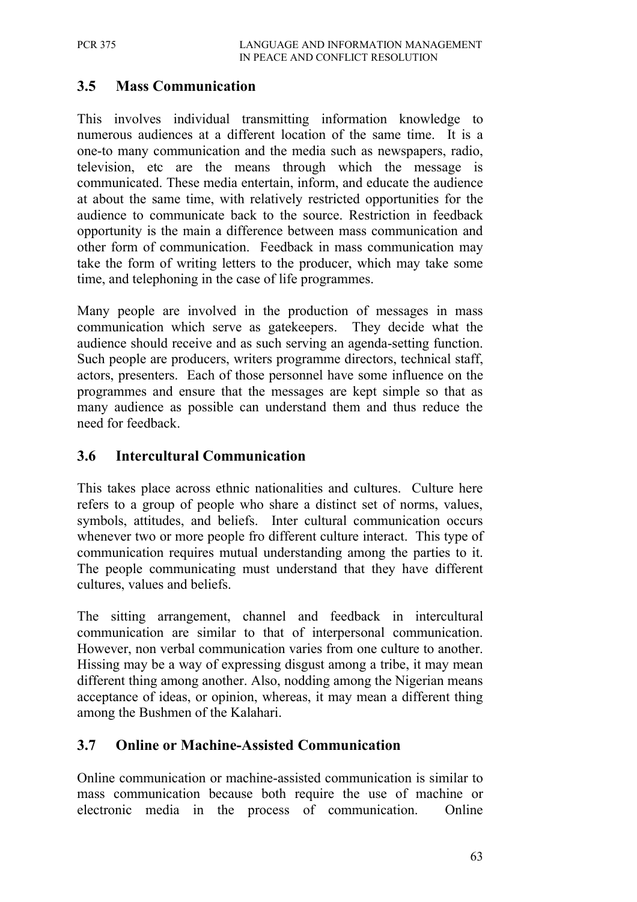## 3.5 Mass Communication

This involves individual transmitting information knowledge to numerous audiences at a different location of the same time. It is a one-to many communication and the media such as newspapers, radio, television, etc are the means through which the message is communicated. These media entertain, inform, and educate the audience at about the same time, with relatively restricted opportunities for the audience to communicate back to the source. Restriction in feedback opportunity is the main a difference between mass communication and other form of communication. Feedback in mass communication may take the form of writing letters to the producer, which may take some time, and telephoning in the case of life programmes.

Many people are involved in the production of messages in mass communication which serve as gatekeepers. They decide what the audience should receive and as such serving an agenda-setting function. Such people are producers, writers programme directors, technical staff, actors, presenters. Each of those personnel have some influence on the programmes and ensure that the messages are kept simple so that as many audience as possible can understand them and thus reduce the need for feedback.

## 3.6 Intercultural Communication

This takes place across ethnic nationalities and cultures. Culture here refers to a group of people who share a distinct set of norms, values, symbols, attitudes, and beliefs. Inter cultural communication occurs whenever two or more people fro different culture interact. This type of communication requires mutual understanding among the parties to it. The people communicating must understand that they have different cultures, values and beliefs.

The sitting arrangement, channel and feedback in intercultural communication are similar to that of interpersonal communication. However, non verbal communication varies from one culture to another. Hissing may be a way of expressing disgust among a tribe, it may mean different thing among another. Also, nodding among the Nigerian means acceptance of ideas, or opinion, whereas, it may mean a different thing among the Bushmen of the Kalahari.

## 3.7 Online or Machine-Assisted Communication

Online communication or machine-assisted communication is similar to mass communication because both require the use of machine or electronic media in the process of communication. Online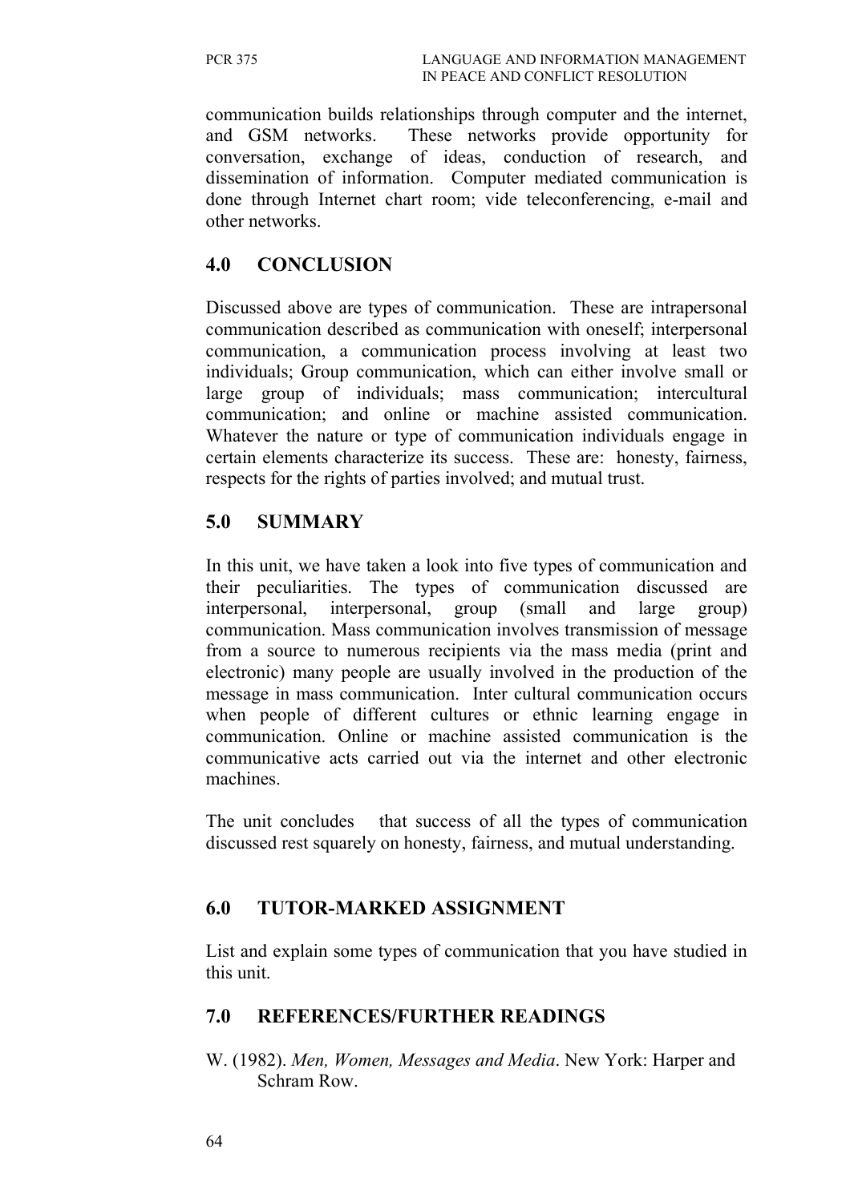communication builds relationships through computer and the internet, and GSM networks. These networks provide opportunity for conversation, exchange of ideas, conduction of research, and dissemination of information. Computer mediated communication is done through Internet chart room; vide teleconferencing, e-mail and other networks.

## 4.0 CONCLUSION

Discussed above are types of communication. These are intrapersonal communication described as communication with oneself; interpersonal communication, a communication process involving at least two individuals; Group communication, which can either involve small or large group of individuals; mass communication; intercultural communication; and online or machine assisted communication. Whatever the nature or type of communication individuals engage in certain elements characterize its success. These are: honesty, fairness, respects for the rights of parties involved; and mutual trust.

## 5.0 SUMMARY

In this unit, we have taken a look into five types of communication and their peculiarities. The types of communication discussed are interpersonal, interpersonal, group (small and large group) communication. Mass communication involves transmission of message from a source to numerous recipients via the mass media (print and electronic) many people are usually involved in the production of the message in mass communication. Inter cultural communication occurs when people of different cultures or ethnic learning engage in communication. Online or machine assisted communication is the communicative acts carried out via the internet and other electronic machines.

The unit concludes that success of all the types of communication discussed rest squarely on honesty, fairness, and mutual understanding.

## 6.0 TUTOR-MARKED ASSIGNMENT

List and explain some types of communication that you have studied in this unit.

## 7.0 REFERENCES/FURTHER READINGS

W. (1982). *Men, Women, Messages and Media*. New York: Harper and Schram Row.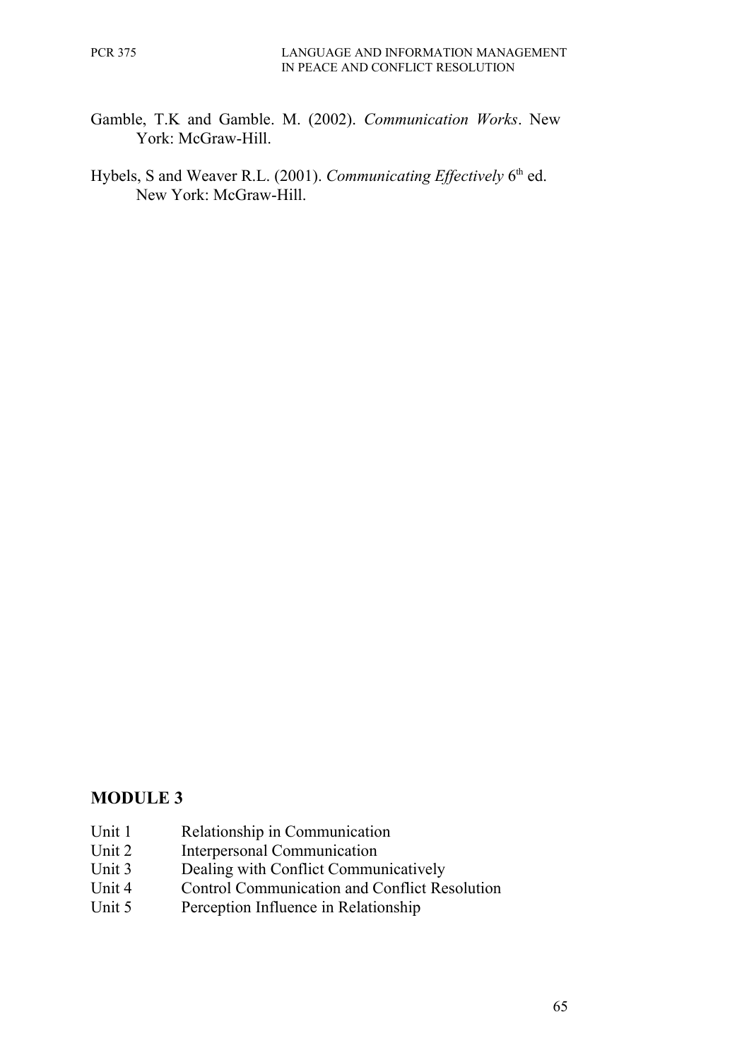Gamble, T.K and Gamble. M. (2002). *Communication Works*. New York: McGraw-Hill.

Hybels, S and Weaver R.L. (2001). *Communicating Effectively* 6th ed. New York: McGraw-Hill.

## MODULE 3

Unit 1 Relationship in Communication
Unit 2 Interpersonal Communication
Unit 3 Dealing with Conflict Communicatively
Unit 4 Control Communication and Conflict Resolution
Unit 5 Perception Influence in Relationship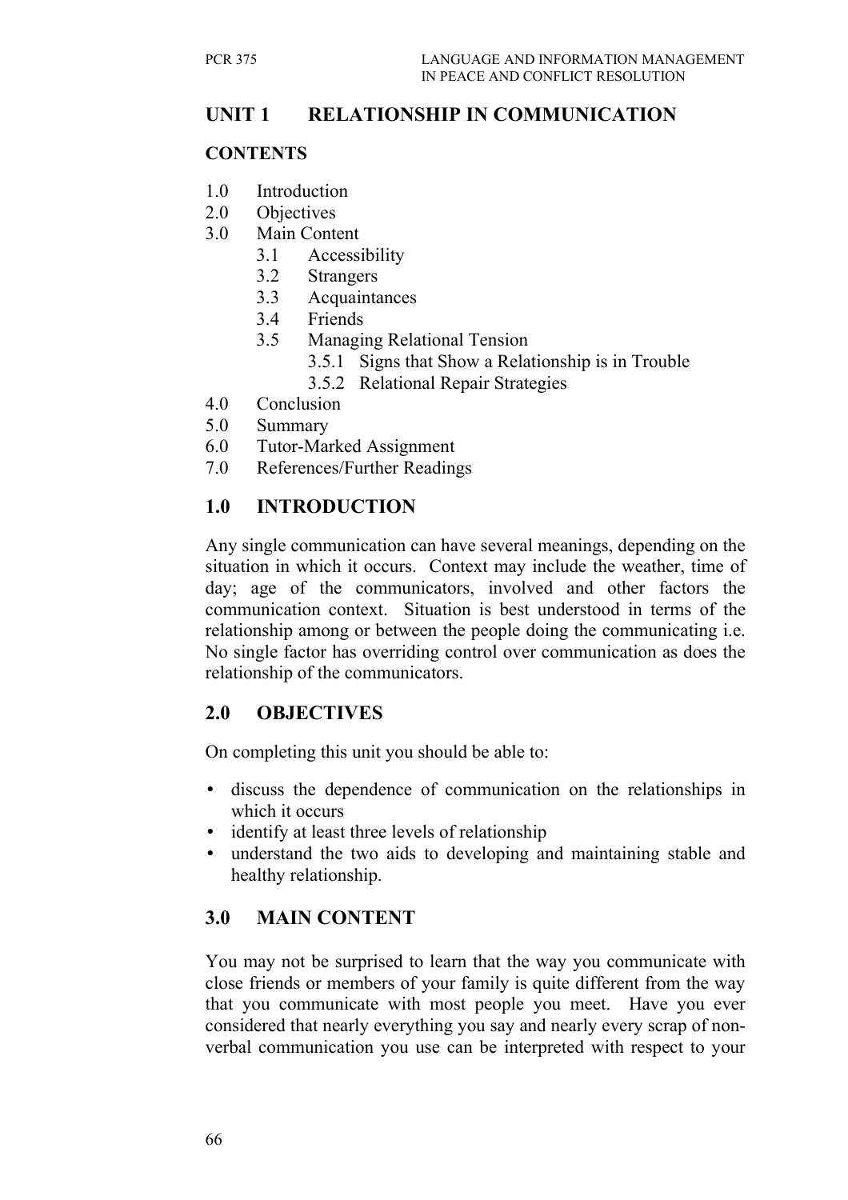# UNIT 1 RELATIONSHIP IN COMMUNICATION

## CONTENTS

1.0 Introduction
2.0 Objectives
3.0 Main Content
  3.1 Accessibility
  3.2 Strangers
  3.3 Acquaintances
  3.4 Friends
  3.5 Managing Relational Tension
    3.5.1 Signs that Show a Relationship is in Trouble
    3.5.2 Relational Repair Strategies
4.0 Conclusion
5.0 Summary
6.0 Tutor-Marked Assignment
7.0 References/Further Readings

## 1.0 INTRODUCTION

Any single communication can have several meanings, depending on the situation in which it occurs. Context may include the weather, time of day; age of the communicators, involved and other factors the communication context. Situation is best understood in terms of the relationship among or between the people doing the communicating i.e. No single factor has overriding control over communication as does the relationship of the communicators.

## 2.0 OBJECTIVES

On completing this unit you should be able to:

- discuss the dependence of communication on the relationships in which it occurs
- identify at least three levels of relationship
- understand the two aids to developing and maintaining stable and healthy relationship.

## 3.0 MAIN CONTENT

You may not be surprised to learn that the way you communicate with close friends or members of your family is quite different from the way that you communicate with most people you meet. Have you ever considered that nearly everything you say and nearly every scrap of non-verbal communication you use can be interpreted with respect to your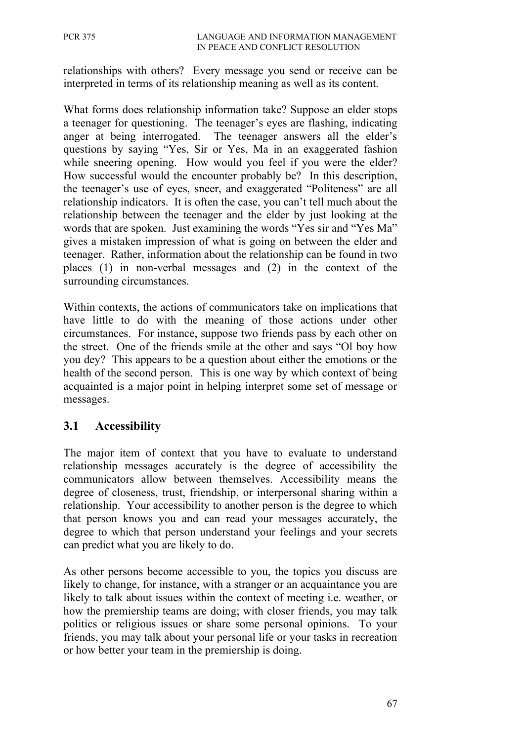relationships with others? Every message you send or receive can be interpreted in terms of its relationship meaning as well as its content.

What forms does relationship information take? Suppose an elder stops a teenager for questioning. The teenager's eyes are flashing, indicating anger at being interrogated. The teenager answers all the elder's questions by saying "Yes, Sir or Yes, Ma in an exaggerated fashion while sneering opening. How would you feel if you were the elder? How successful would the encounter probably be? In this description, the teenager's use of eyes, sneer, and exaggerated "Politeness" are all relationship indicators. It is often the case, you can't tell much about the relationship between the teenager and the elder by just looking at the words that are spoken. Just examining the words "Yes sir and "Yes Ma" gives a mistaken impression of what is going on between the elder and teenager. Rather, information about the relationship can be found in two places (1) in non-verbal messages and (2) in the context of the surrounding circumstances.

Within contexts, the actions of communicators take on implications that have little to do with the meaning of those actions under other circumstances. For instance, suppose two friends pass by each other on the street. One of the friends smile at the other and says "Ol boy how you dey? This appears to be a question about either the emotions or the health of the second person. This is one way by which context of being acquainted is a major point in helping interpret some set of message or messages.

## 3.1 Accessibility

The major item of context that you have to evaluate to understand relationship messages accurately is the degree of accessibility the communicators allow between themselves. Accessibility means the degree of closeness, trust, friendship, or interpersonal sharing within a relationship. Your accessibility to another person is the degree to which that person knows you and can read your messages accurately, the degree to which that person understand your feelings and your secrets can predict what you are likely to do.

As other persons become accessible to you, the topics you discuss are likely to change, for instance, with a stranger or an acquaintance you are likely to talk about issues within the context of meeting i.e. weather, or how the premiership teams are doing; with closer friends, you may talk politics or religious issues or share some personal opinions. To your friends, you may talk about your personal life or your tasks in recreation or how better your team in the premiership is doing.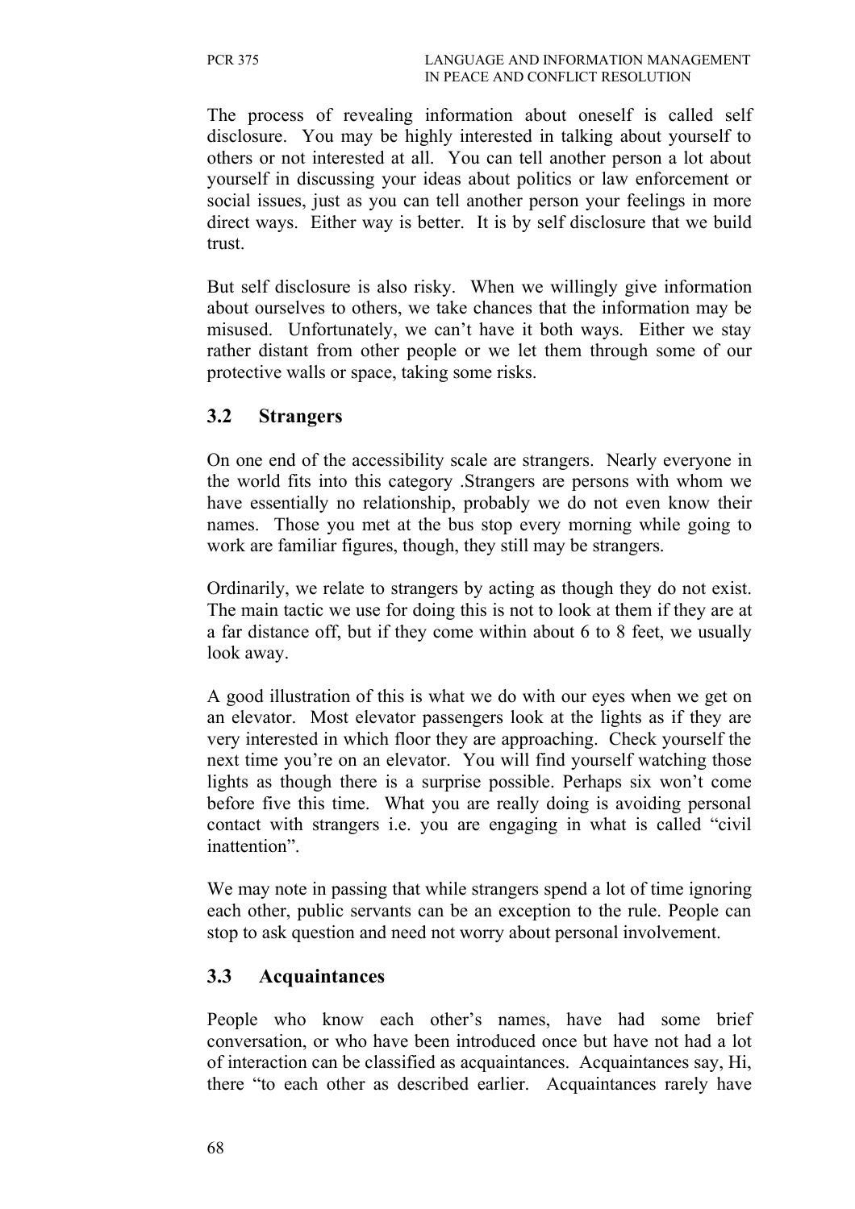The process of revealing information about oneself is called self disclosure. You may be highly interested in talking about yourself to others or not interested at all. You can tell another person a lot about yourself in discussing your ideas about politics or law enforcement or social issues, just as you can tell another person your feelings in more direct ways. Either way is better. It is by self disclosure that we build trust.

But self disclosure is also risky. When we willingly give information about ourselves to others, we take chances that the information may be misused. Unfortunately, we can't have it both ways. Either we stay rather distant from other people or we let them through some of our protective walls or space, taking some risks.

## 3.2 Strangers

On one end of the accessibility scale are strangers. Nearly everyone in the world fits into this category .Strangers are persons with whom we have essentially no relationship, probably we do not even know their names. Those you met at the bus stop every morning while going to work are familiar figures, though, they still may be strangers.

Ordinarily, we relate to strangers by acting as though they do not exist. The main tactic we use for doing this is not to look at them if they are at a far distance off, but if they come within about 6 to 8 feet, we usually look away.

A good illustration of this is what we do with our eyes when we get on an elevator. Most elevator passengers look at the lights as if they are very interested in which floor they are approaching. Check yourself the next time you're on an elevator. You will find yourself watching those lights as though there is a surprise possible. Perhaps six won't come before five this time. What you are really doing is avoiding personal contact with strangers i.e. you are engaging in what is called "civil inattention".

We may note in passing that while strangers spend a lot of time ignoring each other, public servants can be an exception to the rule. People can stop to ask question and need not worry about personal involvement.

## 3.3 Acquaintances

People who know each other's names, have had some brief conversation, or who have been introduced once but have not had a lot of interaction can be classified as acquaintances. Acquaintances say, Hi, there "to each other as described earlier. Acquaintances rarely have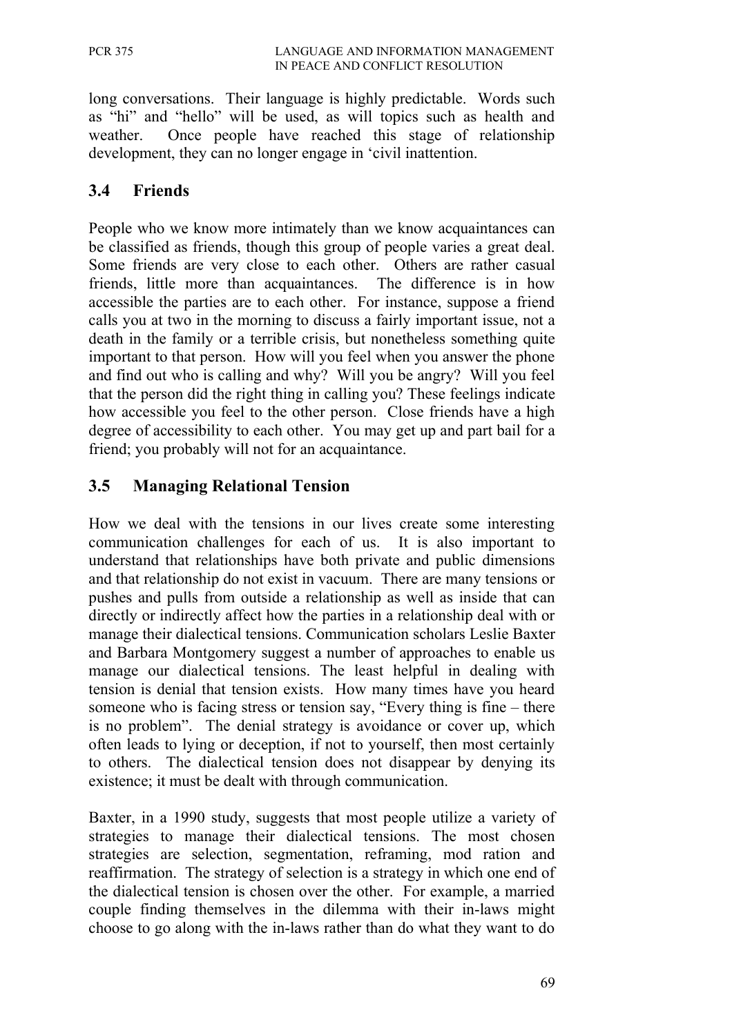long conversations. Their language is highly predictable. Words such as "hi" and "hello" will be used, as will topics such as health and weather. Once people have reached this stage of relationship development, they can no longer engage in 'civil inattention.

## 3.4 Friends

People who we know more intimately than we know acquaintances can be classified as friends, though this group of people varies a great deal. Some friends are very close to each other. Others are rather casual friends, little more than acquaintances. The difference is in how accessible the parties are to each other. For instance, suppose a friend calls you at two in the morning to discuss a fairly important issue, not a death in the family or a terrible crisis, but nonetheless something quite important to that person. How will you feel when you answer the phone and find out who is calling and why? Will you be angry? Will you feel that the person did the right thing in calling you? These feelings indicate how accessible you feel to the other person. Close friends have a high degree of accessibility to each other. You may get up and part bail for a friend; you probably will not for an acquaintance.

## 3.5 Managing Relational Tension

How we deal with the tensions in our lives create some interesting communication challenges for each of us. It is also important to understand that relationships have both private and public dimensions and that relationship do not exist in vacuum. There are many tensions or pushes and pulls from outside a relationship as well as inside that can directly or indirectly affect how the parties in a relationship deal with or manage their dialectical tensions. Communication scholars Leslie Baxter and Barbara Montgomery suggest a number of approaches to enable us manage our dialectical tensions. The least helpful in dealing with tension is denial that tension exists. How many times have you heard someone who is facing stress or tension say, "Every thing is fine – there is no problem". The denial strategy is avoidance or cover up, which often leads to lying or deception, if not to yourself, then most certainly to others. The dialectical tension does not disappear by denying its existence; it must be dealt with through communication.

Baxter, in a 1990 study, suggests that most people utilize a variety of strategies to manage their dialectical tensions. The most chosen strategies are selection, segmentation, reframing, mod ration and reaffirmation. The strategy of selection is a strategy in which one end of the dialectical tension is chosen over the other. For example, a married couple finding themselves in the dilemma with their in-laws might choose to go along with the in-laws rather than do what they want to do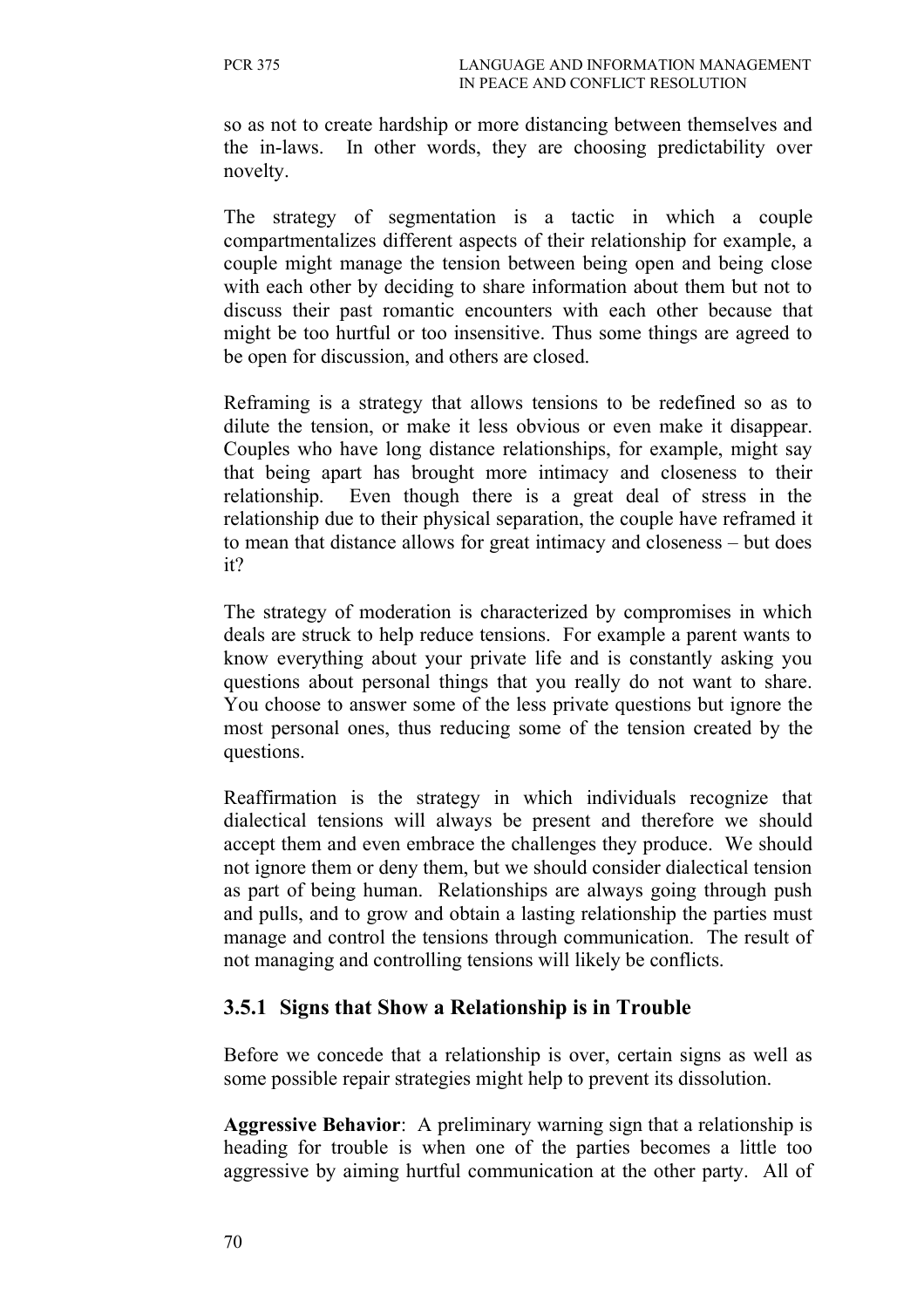so as not to create hardship or more distancing between themselves and the in-laws. In other words, they are choosing predictability over novelty.

The strategy of segmentation is a tactic in which a couple compartmentalizes different aspects of their relationship for example, a couple might manage the tension between being open and being close with each other by deciding to share information about them but not to discuss their past romantic encounters with each other because that might be too hurtful or too insensitive. Thus some things are agreed to be open for discussion, and others are closed.

Reframing is a strategy that allows tensions to be redefined so as to dilute the tension, or make it less obvious or even make it disappear. Couples who have long distance relationships, for example, might say that being apart has brought more intimacy and closeness to their relationship. Even though there is a great deal of stress in the relationship due to their physical separation, the couple have reframed it to mean that distance allows for great intimacy and closeness – but does it?

The strategy of moderation is characterized by compromises in which deals are struck to help reduce tensions. For example a parent wants to know everything about your private life and is constantly asking you questions about personal things that you really do not want to share. You choose to answer some of the less private questions but ignore the most personal ones, thus reducing some of the tension created by the questions.

Reaffirmation is the strategy in which individuals recognize that dialectical tensions will always be present and therefore we should accept them and even embrace the challenges they produce. We should not ignore them or deny them, but we should consider dialectical tension as part of being human. Relationships are always going through push and pulls, and to grow and obtain a lasting relationship the parties must manage and control the tensions through communication. The result of not managing and controlling tensions will likely be conflicts.

### 3.5.1 Signs that Show a Relationship is in Trouble

Before we concede that a relationship is over, certain signs as well as some possible repair strategies might help to prevent its dissolution.

**Aggressive Behavior**: A preliminary warning sign that a relationship is heading for trouble is when one of the parties becomes a little too aggressive by aiming hurtful communication at the other party. All of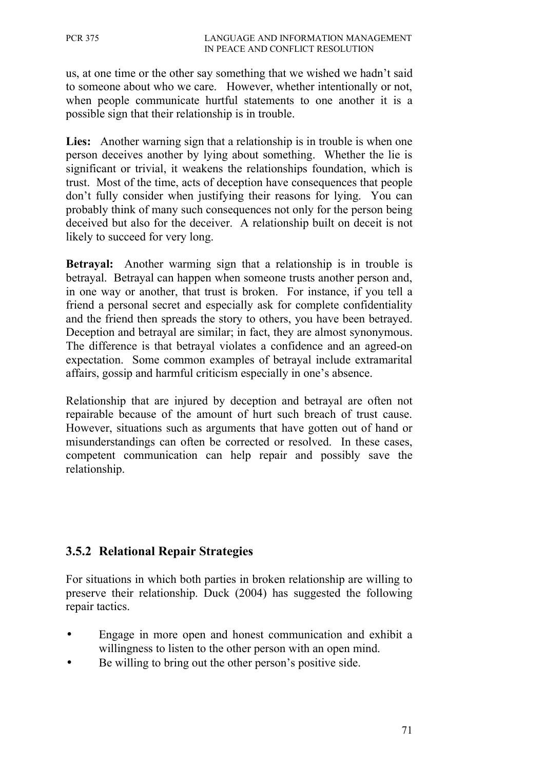us, at one time or the other say something that we wished we hadn't said to someone about who we care. However, whether intentionally or not, when people communicate hurtful statements to one another it is a possible sign that their relationship is in trouble.

**Lies:** Another warning sign that a relationship is in trouble is when one person deceives another by lying about something. Whether the lie is significant or trivial, it weakens the relationships foundation, which is trust. Most of the time, acts of deception have consequences that people don't fully consider when justifying their reasons for lying. You can probably think of many such consequences not only for the person being deceived but also for the deceiver. A relationship built on deceit is not likely to succeed for very long.

**Betrayal:** Another warming sign that a relationship is in trouble is betrayal. Betrayal can happen when someone trusts another person and, in one way or another, that trust is broken. For instance, if you tell a friend a personal secret and especially ask for complete confidentiality and the friend then spreads the story to others, you have been betrayed. Deception and betrayal are similar; in fact, they are almost synonymous. The difference is that betrayal violates a confidence and an agreed-on expectation. Some common examples of betrayal include extramarital affairs, gossip and harmful criticism especially in one's absence.

Relationship that are injured by deception and betrayal are often not repairable because of the amount of hurt such breach of trust cause. However, situations such as arguments that have gotten out of hand or misunderstandings can often be corrected or resolved. In these cases, competent communication can help repair and possibly save the relationship.

### 3.5.2 Relational Repair Strategies

For situations in which both parties in broken relationship are willing to preserve their relationship. Duck (2004) has suggested the following repair tactics.

- Engage in more open and honest communication and exhibit a willingness to listen to the other person with an open mind.
- Be willing to bring out the other person's positive side.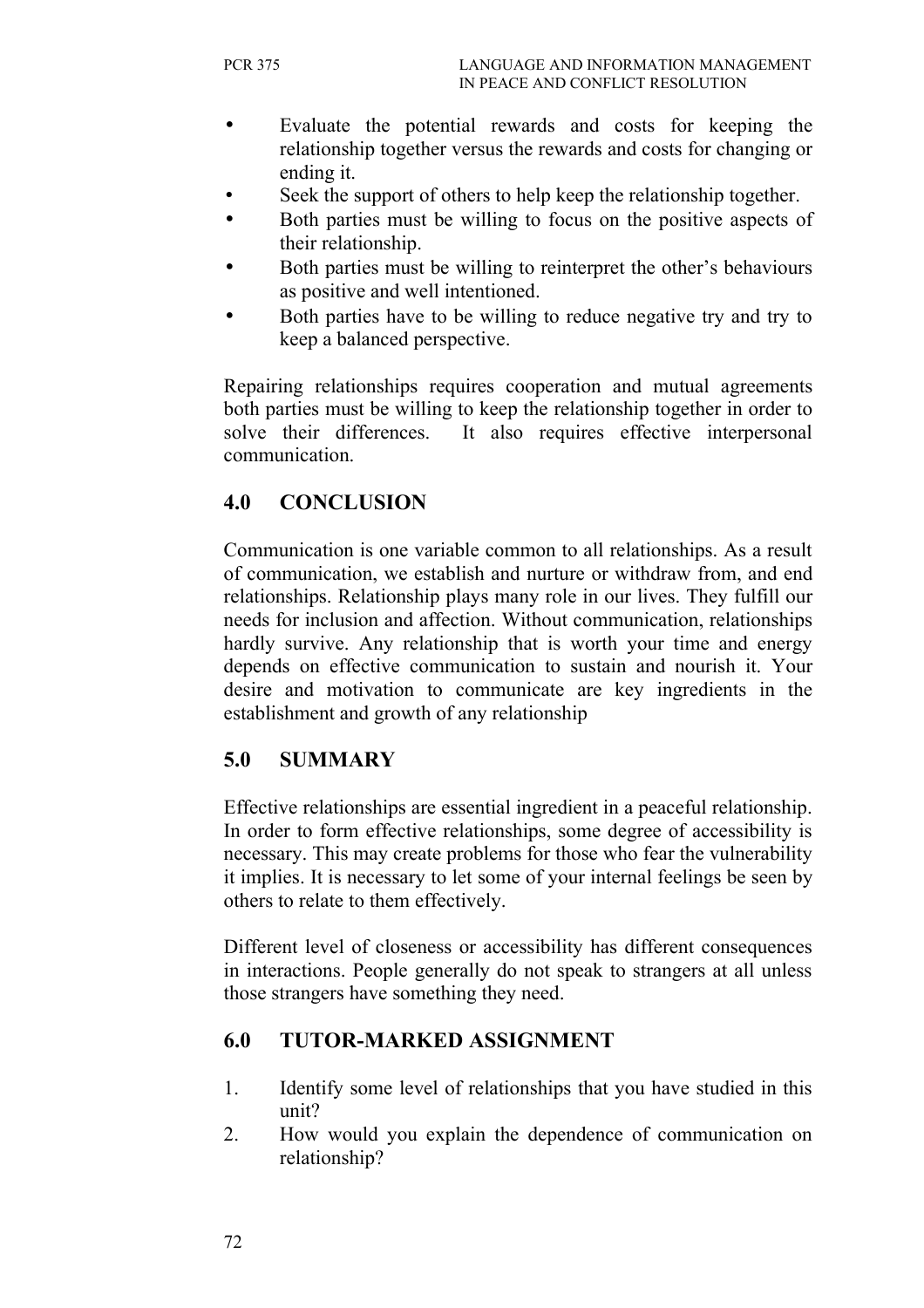- Evaluate the potential rewards and costs for keeping the relationship together versus the rewards and costs for changing or ending it.
- Seek the support of others to help keep the relationship together.
- Both parties must be willing to focus on the positive aspects of their relationship.
- Both parties must be willing to reinterpret the other's behaviours as positive and well intentioned.
- Both parties have to be willing to reduce negative try and try to keep a balanced perspective.

Repairing relationships requires cooperation and mutual agreements both parties must be willing to keep the relationship together in order to solve their differences. It also requires effective interpersonal communication.

## 4.0 CONCLUSION

Communication is one variable common to all relationships. As a result of communication, we establish and nurture or withdraw from, and end relationships. Relationship plays many role in our lives. They fulfill our needs for inclusion and affection. Without communication, relationships hardly survive. Any relationship that is worth your time and energy depends on effective communication to sustain and nourish it. Your desire and motivation to communicate are key ingredients in the establishment and growth of any relationship

## 5.0 SUMMARY

Effective relationships are essential ingredient in a peaceful relationship. In order to form effective relationships, some degree of accessibility is necessary. This may create problems for those who fear the vulnerability it implies. It is necessary to let some of your internal feelings be seen by others to relate to them effectively.

Different level of closeness or accessibility has different consequences in interactions. People generally do not speak to strangers at all unless those strangers have something they need.

## 6.0 TUTOR-MARKED ASSIGNMENT

1. Identify some level of relationships that you have studied in this unit?
2. How would you explain the dependence of communication on relationship?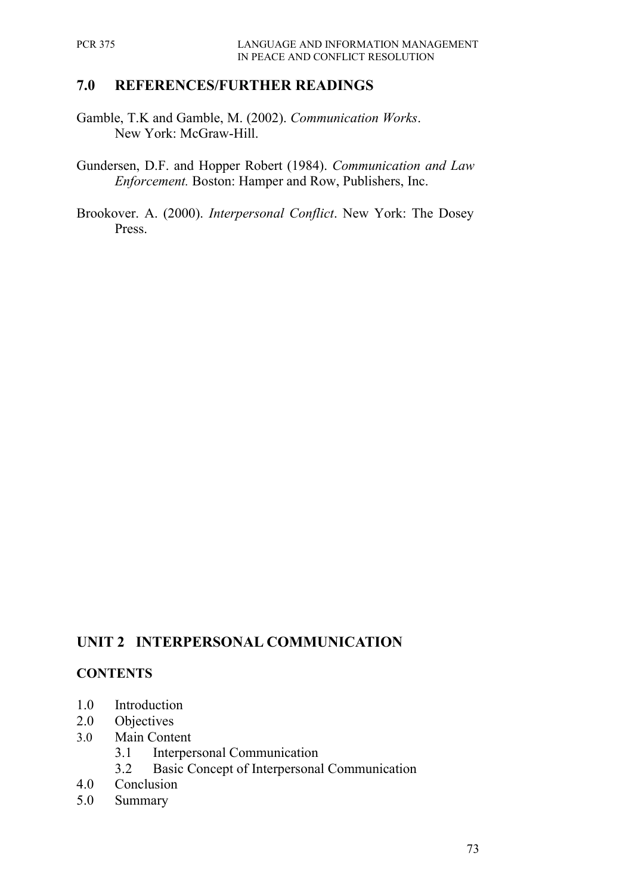## 7.0 REFERENCES/FURTHER READINGS

Gamble, T.K and Gamble, M. (2002). *Communication Works*. New York: McGraw-Hill.

Gundersen, D.F. and Hopper Robert (1984). *Communication and Law Enforcement.* Boston: Hamper and Row, Publishers, Inc.

Brookover. A. (2000). *Interpersonal Conflict*. New York: The Dosey Press.

# UNIT 2 INTERPERSONAL COMMUNICATION

## CONTENTS

1.0 Introduction
2.0 Objectives
3.0 Main Content
    3.1 Interpersonal Communication
    3.2 Basic Concept of Interpersonal Communication
4.0 Conclusion
5.0 Summary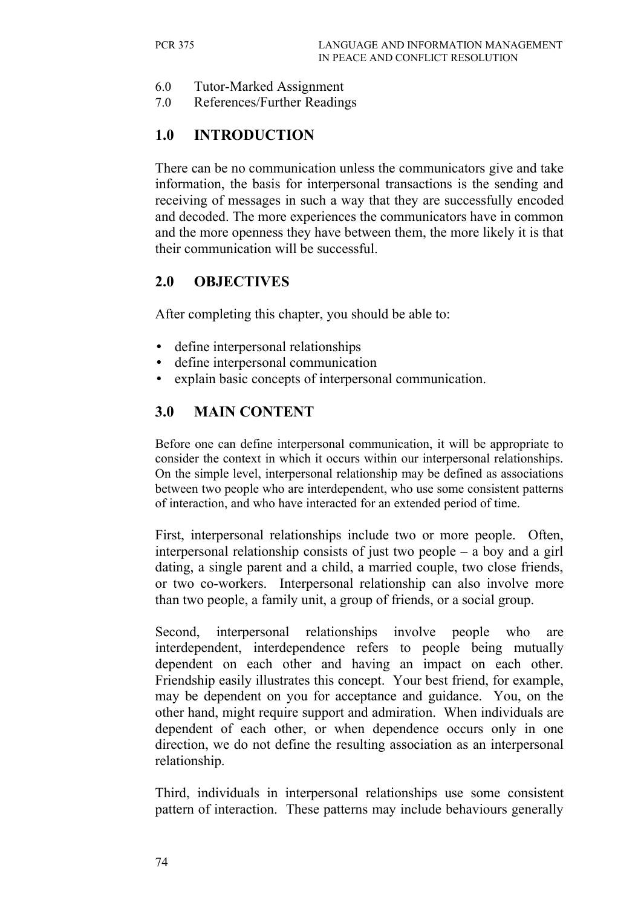6.0 Tutor-Marked Assignment
7.0 References/Further Readings

## 1.0 INTRODUCTION

There can be no communication unless the communicators give and take information, the basis for interpersonal transactions is the sending and receiving of messages in such a way that they are successfully encoded and decoded. The more experiences the communicators have in common and the more openness they have between them, the more likely it is that their communication will be successful.

## 2.0 OBJECTIVES

After completing this chapter, you should be able to:

- define interpersonal relationships
- define interpersonal communication
- explain basic concepts of interpersonal communication.

## 3.0 MAIN CONTENT

Before one can define interpersonal communication, it will be appropriate to consider the context in which it occurs within our interpersonal relationships. On the simple level, interpersonal relationship may be defined as associations between two people who are interdependent, who use some consistent patterns of interaction, and who have interacted for an extended period of time.

First, interpersonal relationships include two or more people. Often, interpersonal relationship consists of just two people – a boy and a girl dating, a single parent and a child, a married couple, two close friends, or two co-workers. Interpersonal relationship can also involve more than two people, a family unit, a group of friends, or a social group.

Second, interpersonal relationships involve people who are interdependent, interdependence refers to people being mutually dependent on each other and having an impact on each other. Friendship easily illustrates this concept. Your best friend, for example, may be dependent on you for acceptance and guidance. You, on the other hand, might require support and admiration. When individuals are dependent of each other, or when dependence occurs only in one direction, we do not define the resulting association as an interpersonal relationship.

Third, individuals in interpersonal relationships use some consistent pattern of interaction. These patterns may include behaviours generally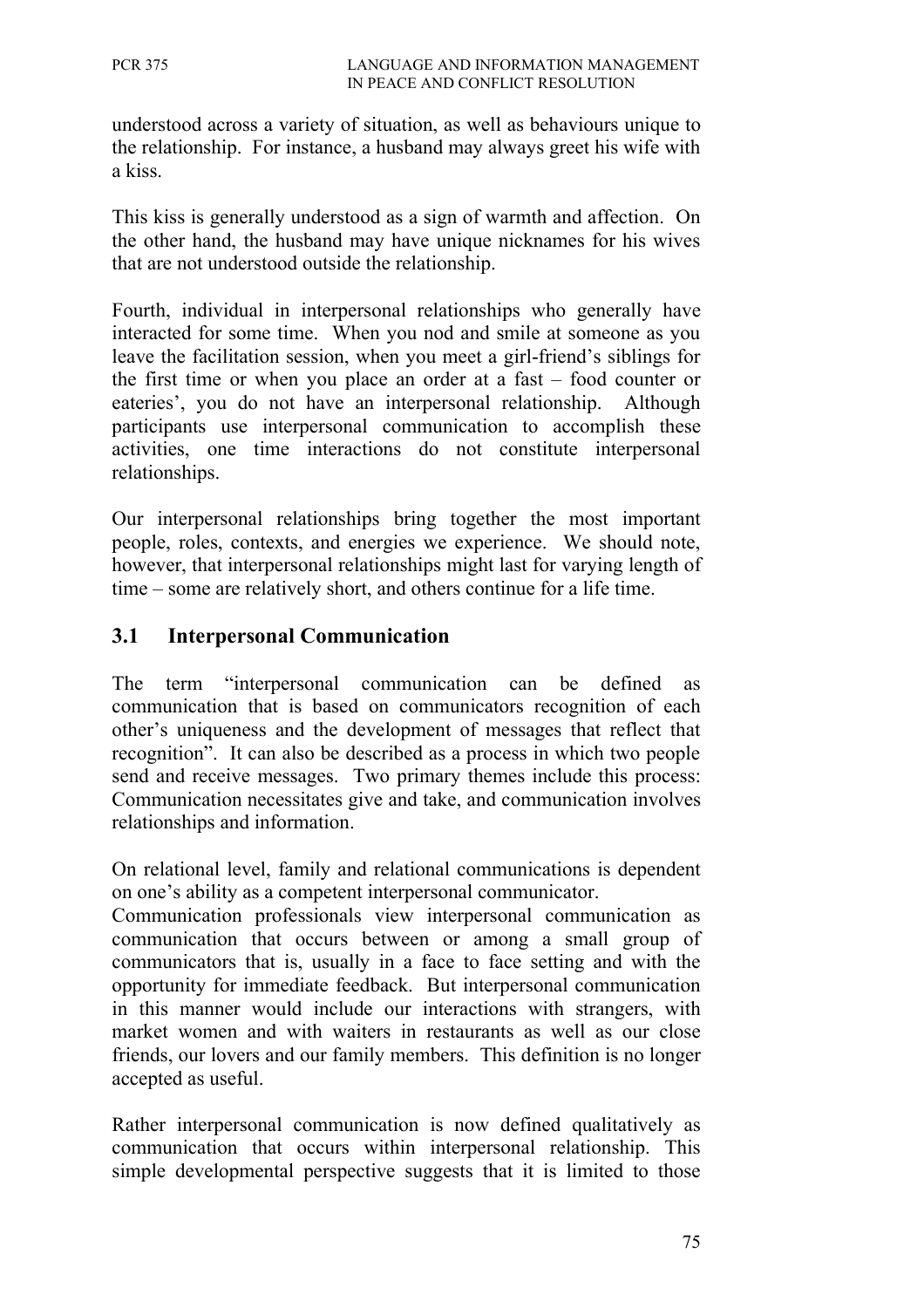understood across a variety of situation, as well as behaviours unique to the relationship. For instance, a husband may always greet his wife with a kiss.

This kiss is generally understood as a sign of warmth and affection. On the other hand, the husband may have unique nicknames for his wives that are not understood outside the relationship.

Fourth, individual in interpersonal relationships who generally have interacted for some time. When you nod and smile at someone as you leave the facilitation session, when you meet a girl-friend's siblings for the first time or when you place an order at a fast – food counter or eateries', you do not have an interpersonal relationship. Although participants use interpersonal communication to accomplish these activities, one time interactions do not constitute interpersonal relationships.

Our interpersonal relationships bring together the most important people, roles, contexts, and energies we experience. We should note, however, that interpersonal relationships might last for varying length of time – some are relatively short, and others continue for a life time.

## 3.1 Interpersonal Communication

The term "interpersonal communication can be defined as communication that is based on communicators recognition of each other's uniqueness and the development of messages that reflect that recognition". It can also be described as a process in which two people send and receive messages. Two primary themes include this process: Communication necessitates give and take, and communication involves relationships and information.

On relational level, family and relational communications is dependent on one's ability as a competent interpersonal communicator.
Communication professionals view interpersonal communication as communication that occurs between or among a small group of communicators that is, usually in a face to face setting and with the opportunity for immediate feedback. But interpersonal communication in this manner would include our interactions with strangers, with market women and with waiters in restaurants as well as our close friends, our lovers and our family members. This definition is no longer accepted as useful.

Rather interpersonal communication is now defined qualitatively as communication that occurs within interpersonal relationship. This simple developmental perspective suggests that it is limited to those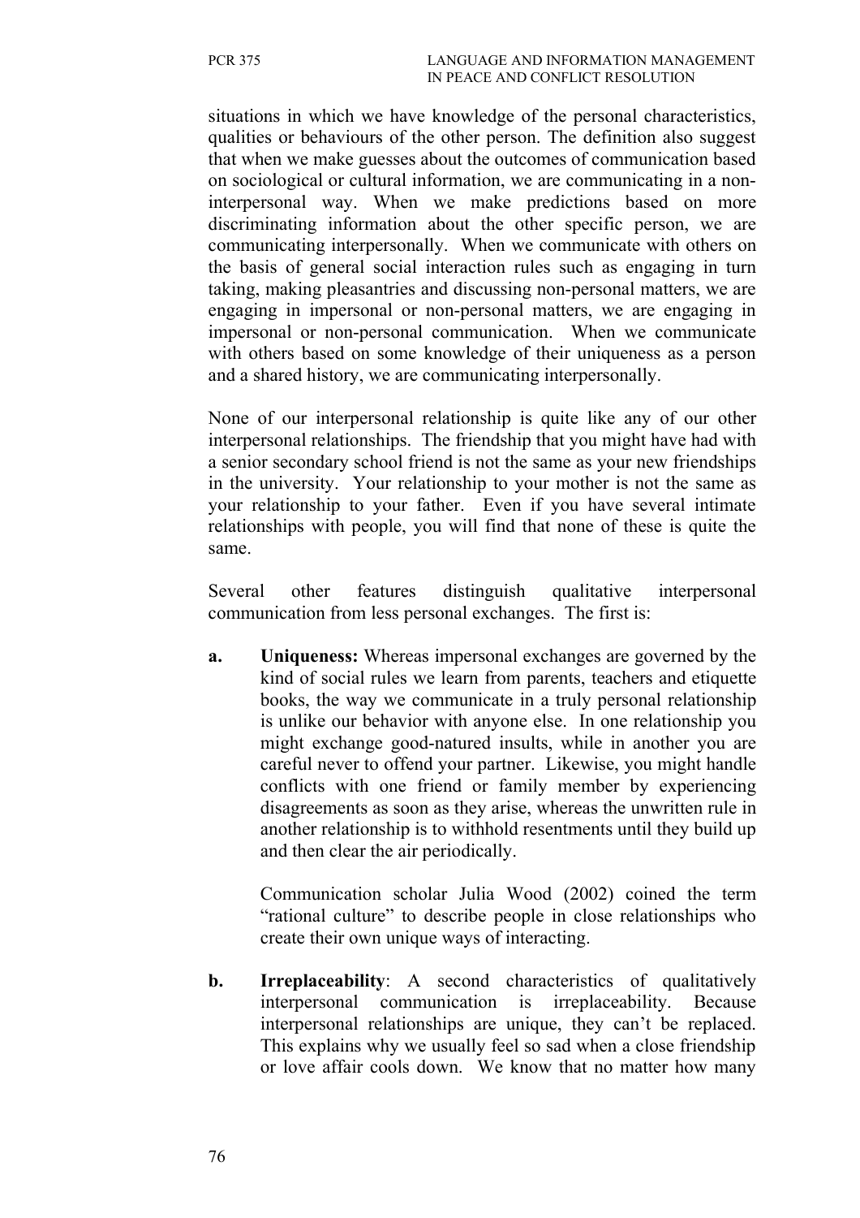situations in which we have knowledge of the personal characteristics, qualities or behaviours of the other person. The definition also suggest that when we make guesses about the outcomes of communication based on sociological or cultural information, we are communicating in a non-interpersonal way. When we make predictions based on more discriminating information about the other specific person, we are communicating interpersonally. When we communicate with others on the basis of general social interaction rules such as engaging in turn taking, making pleasantries and discussing non-personal matters, we are engaging in impersonal or non-personal matters, we are engaging in impersonal or non-personal communication. When we communicate with others based on some knowledge of their uniqueness as a person and a shared history, we are communicating interpersonally.

None of our interpersonal relationship is quite like any of our other interpersonal relationships. The friendship that you might have had with a senior secondary school friend is not the same as your new friendships in the university. Your relationship to your mother is not the same as your relationship to your father. Even if you have several intimate relationships with people, you will find that none of these is quite the same.

Several other features distinguish qualitative interpersonal communication from less personal exchanges. The first is:

**a. Uniqueness:** Whereas impersonal exchanges are governed by the kind of social rules we learn from parents, teachers and etiquette books, the way we communicate in a truly personal relationship is unlike our behavior with anyone else. In one relationship you might exchange good-natured insults, while in another you are careful never to offend your partner. Likewise, you might handle conflicts with one friend or family member by experiencing disagreements as soon as they arise, whereas the unwritten rule in another relationship is to withhold resentments until they build up and then clear the air periodically.

Communication scholar Julia Wood (2002) coined the term "rational culture" to describe people in close relationships who create their own unique ways of interacting.

**b. Irreplaceability**: A second characteristics of qualitatively interpersonal communication is irreplaceability. Because interpersonal relationships are unique, they can't be replaced. This explains why we usually feel so sad when a close friendship or love affair cools down. We know that no matter how many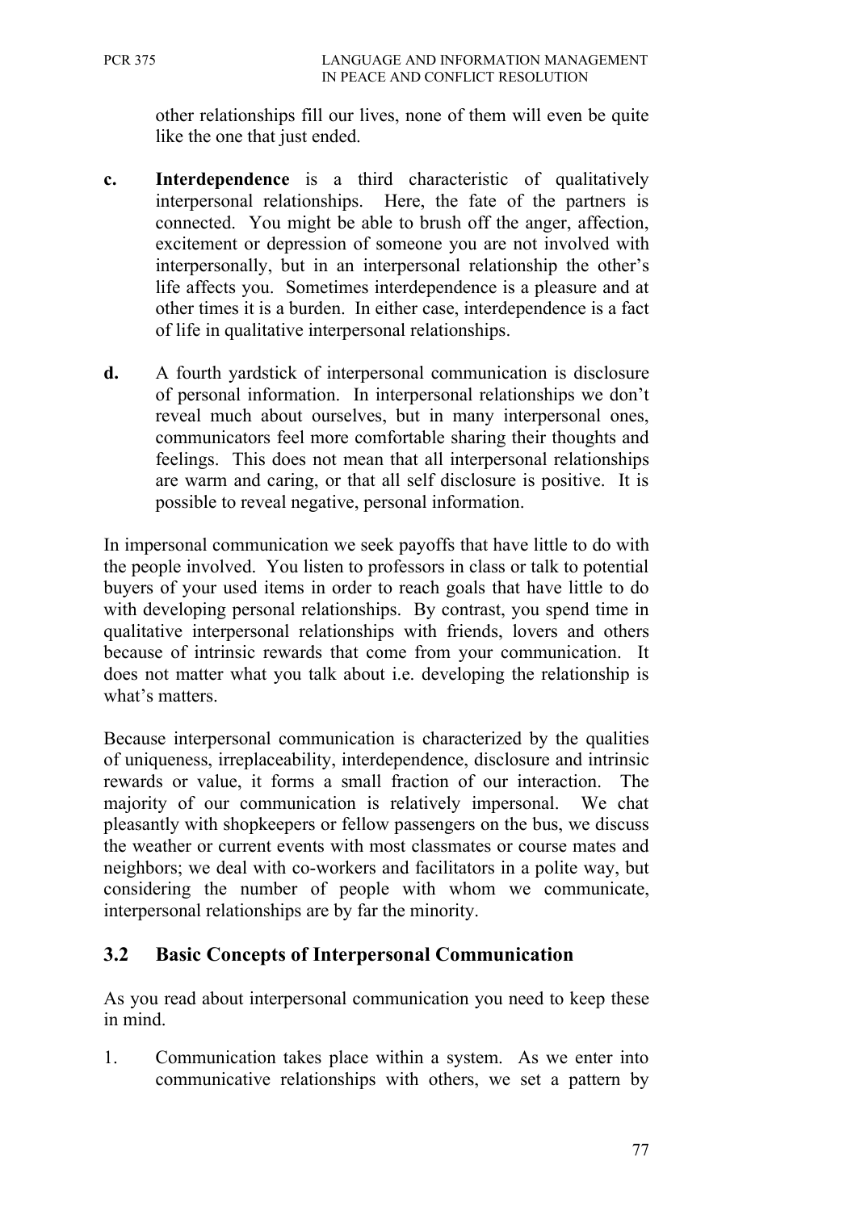other relationships fill our lives, none of them will even be quite like the one that just ended.

**c.** **Interdependence** is a third characteristic of qualitatively interpersonal relationships. Here, the fate of the partners is connected. You might be able to brush off the anger, affection, excitement or depression of someone you are not involved with interpersonally, but in an interpersonal relationship the other's life affects you. Sometimes interdependence is a pleasure and at other times it is a burden. In either case, interdependence is a fact of life in qualitative interpersonal relationships.

**d.** A fourth yardstick of interpersonal communication is disclosure of personal information. In interpersonal relationships we don't reveal much about ourselves, but in many interpersonal ones, communicators feel more comfortable sharing their thoughts and feelings. This does not mean that all interpersonal relationships are warm and caring, or that all self disclosure is positive. It is possible to reveal negative, personal information.

In impersonal communication we seek payoffs that have little to do with the people involved. You listen to professors in class or talk to potential buyers of your used items in order to reach goals that have little to do with developing personal relationships. By contrast, you spend time in qualitative interpersonal relationships with friends, lovers and others because of intrinsic rewards that come from your communication. It does not matter what you talk about i.e. developing the relationship is what's matters.

Because interpersonal communication is characterized by the qualities of uniqueness, irreplaceability, interdependence, disclosure and intrinsic rewards or value, it forms a small fraction of our interaction. The majority of our communication is relatively impersonal. We chat pleasantly with shopkeepers or fellow passengers on the bus, we discuss the weather or current events with most classmates or course mates and neighbors; we deal with co-workers and facilitators in a polite way, but considering the number of people with whom we communicate, interpersonal relationships are by far the minority.

## 3.2 Basic Concepts of Interpersonal Communication

As you read about interpersonal communication you need to keep these in mind.

1. Communication takes place within a system. As we enter into communicative relationships with others, we set a pattern by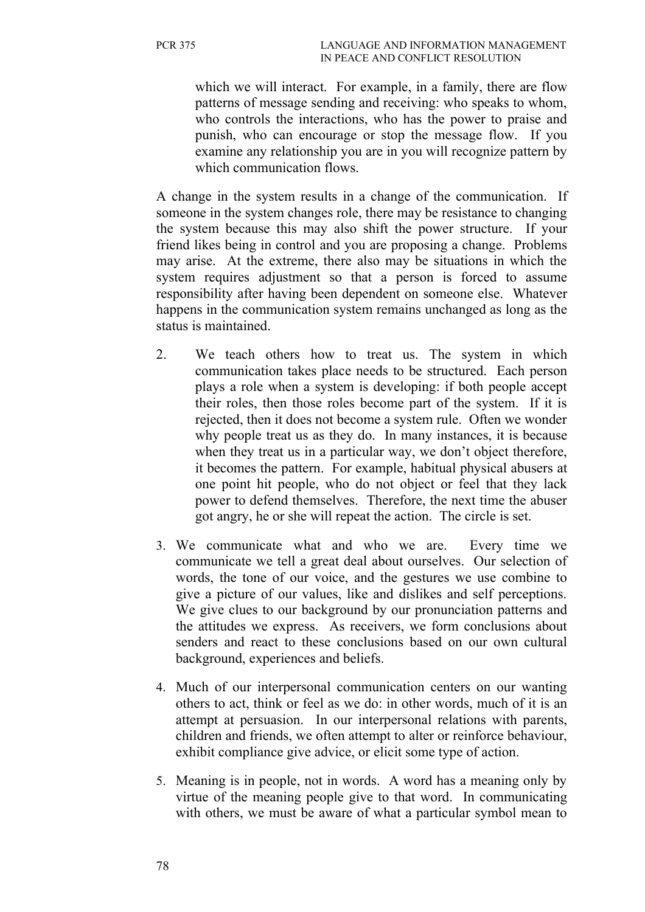which we will interact. For example, in a family, there are flow patterns of message sending and receiving: who speaks to whom, who controls the interactions, who has the power to praise and punish, who can encourage or stop the message flow. If you examine any relationship you are in you will recognize pattern by which communication flows.

A change in the system results in a change of the communication. If someone in the system changes role, there may be resistance to changing the system because this may also shift the power structure. If your friend likes being in control and you are proposing a change. Problems may arise. At the extreme, there also may be situations in which the system requires adjustment so that a person is forced to assume responsibility after having been dependent on someone else. Whatever happens in the communication system remains unchanged as long as the status is maintained.

2. We teach others how to treat us. The system in which communication takes place needs to be structured. Each person plays a role when a system is developing: if both people accept their roles, then those roles become part of the system. If it is rejected, then it does not become a system rule. Often we wonder why people treat us as they do. In many instances, it is because when they treat us in a particular way, we don't object therefore, it becomes the pattern. For example, habitual physical abusers at one point hit people, who do not object or feel that they lack power to defend themselves. Therefore, the next time the abuser got angry, he or she will repeat the action. The circle is set.

3. We communicate what and who we are. Every time we communicate we tell a great deal about ourselves. Our selection of words, the tone of our voice, and the gestures we use combine to give a picture of our values, like and dislikes and self perceptions. We give clues to our background by our pronunciation patterns and the attitudes we express. As receivers, we form conclusions about senders and react to these conclusions based on our own cultural background, experiences and beliefs.

4. Much of our interpersonal communication centers on our wanting others to act, think or feel as we do: in other words, much of it is an attempt at persuasion. In our interpersonal relations with parents, children and friends, we often attempt to alter or reinforce behaviour, exhibit compliance give advice, or elicit some type of action.

5. Meaning is in people, not in words. A word has a meaning only by virtue of the meaning people give to that word. In communicating with others, we must be aware of what a particular symbol mean to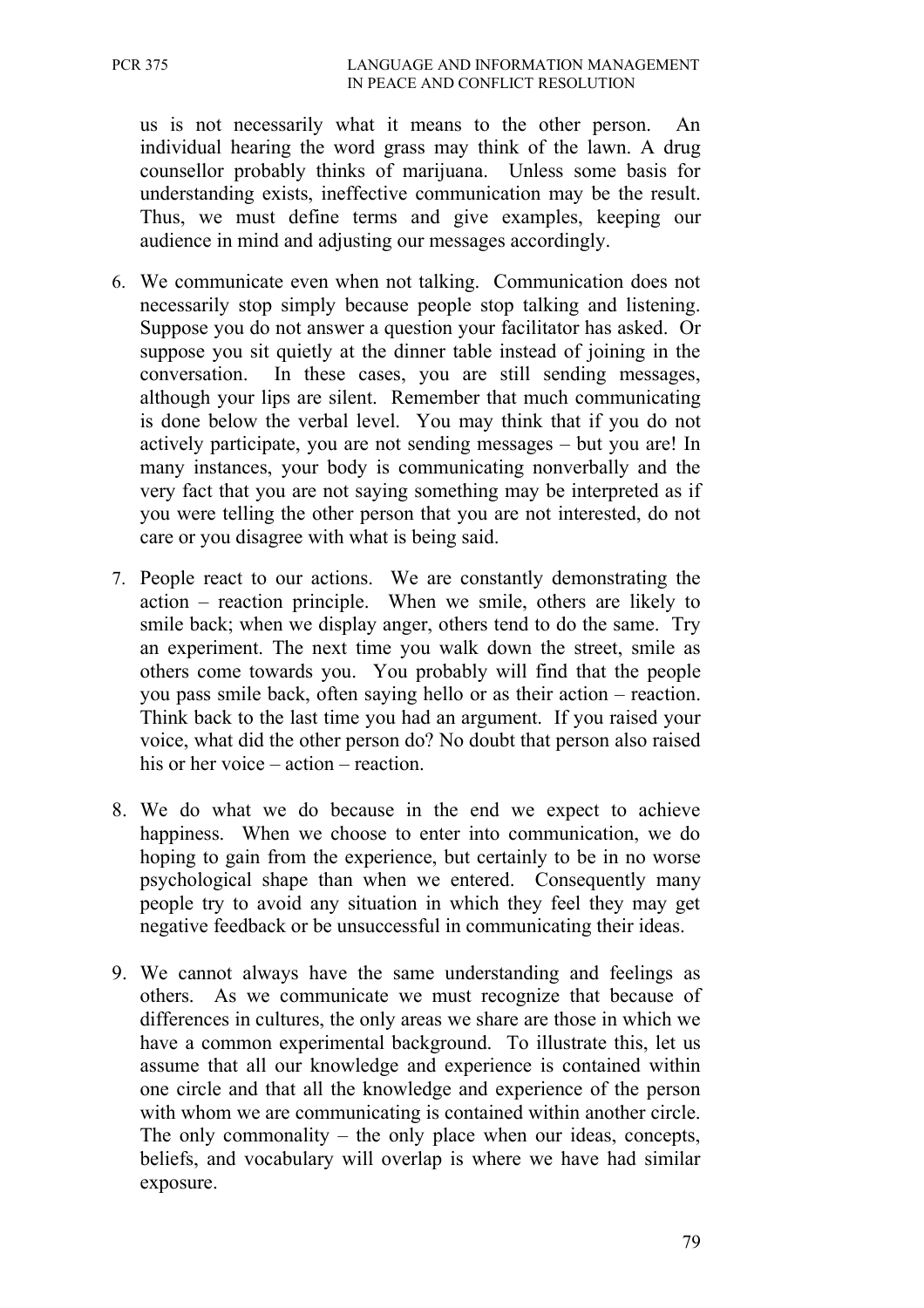us is not necessarily what it means to the other person. An individual hearing the word grass may think of the lawn. A drug counsellor probably thinks of marijuana. Unless some basis for understanding exists, ineffective communication may be the result. Thus, we must define terms and give examples, keeping our audience in mind and adjusting our messages accordingly.

6. We communicate even when not talking. Communication does not necessarily stop simply because people stop talking and listening. Suppose you do not answer a question your facilitator has asked. Or suppose you sit quietly at the dinner table instead of joining in the conversation. In these cases, you are still sending messages, although your lips are silent. Remember that much communicating is done below the verbal level. You may think that if you do not actively participate, you are not sending messages – but you are! In many instances, your body is communicating nonverbally and the very fact that you are not saying something may be interpreted as if you were telling the other person that you are not interested, do not care or you disagree with what is being said.

7. People react to our actions. We are constantly demonstrating the action – reaction principle. When we smile, others are likely to smile back; when we display anger, others tend to do the same. Try an experiment. The next time you walk down the street, smile as others come towards you. You probably will find that the people you pass smile back, often saying hello or as their action – reaction. Think back to the last time you had an argument. If you raised your voice, what did the other person do? No doubt that person also raised his or her voice – action – reaction.

8. We do what we do because in the end we expect to achieve happiness. When we choose to enter into communication, we do hoping to gain from the experience, but certainly to be in no worse psychological shape than when we entered. Consequently many people try to avoid any situation in which they feel they may get negative feedback or be unsuccessful in communicating their ideas.

9. We cannot always have the same understanding and feelings as others. As we communicate we must recognize that because of differences in cultures, the only areas we share are those in which we have a common experimental background. To illustrate this, let us assume that all our knowledge and experience is contained within one circle and that all the knowledge and experience of the person with whom we are communicating is contained within another circle. The only commonality – the only place when our ideas, concepts, beliefs, and vocabulary will overlap is where we have had similar exposure.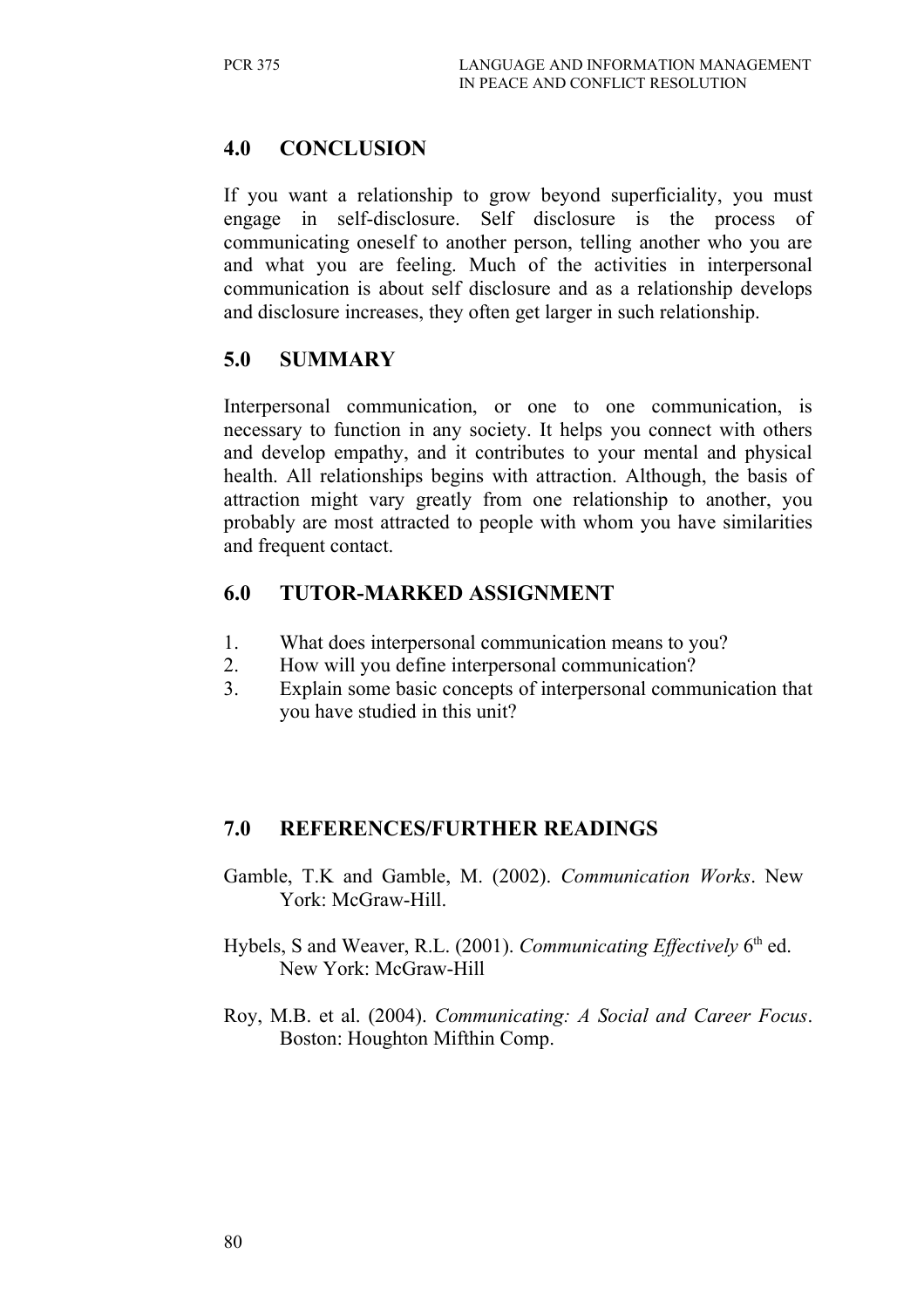## 4.0 CONCLUSION

If you want a relationship to grow beyond superficiality, you must engage in self-disclosure. Self disclosure is the process of communicating oneself to another person, telling another who you are and what you are feeling. Much of the activities in interpersonal communication is about self disclosure and as a relationship develops and disclosure increases, they often get larger in such relationship.

## 5.0 SUMMARY

Interpersonal communication, or one to one communication, is necessary to function in any society. It helps you connect with others and develop empathy, and it contributes to your mental and physical health. All relationships begins with attraction. Although, the basis of attraction might vary greatly from one relationship to another, you probably are most attracted to people with whom you have similarities and frequent contact.

## 6.0 TUTOR-MARKED ASSIGNMENT

1. What does interpersonal communication means to you?
2. How will you define interpersonal communication?
3. Explain some basic concepts of interpersonal communication that you have studied in this unit?

## 7.0 REFERENCES/FURTHER READINGS

Gamble, T.K and Gamble, M. (2002). *Communication Works*. New York: McGraw-Hill.

Hybels, S and Weaver, R.L. (2001). *Communicating Effectively* 6th ed. New York: McGraw-Hill

Roy, M.B. et al. (2004). *Communicating: A Social and Career Focus*. Boston: Houghton Mifthin Comp.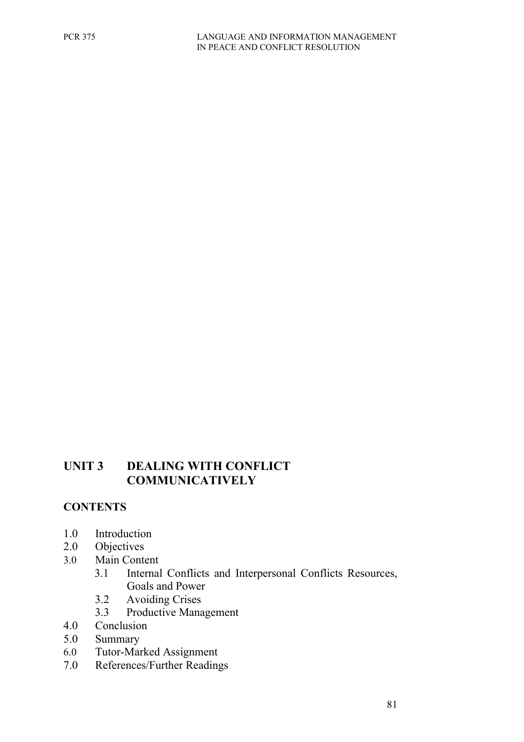## UNIT 3 DEALING WITH CONFLICT COMMUNICATIVELY

### CONTENTS

1.0 Introduction
2.0 Objectives
3.0 Main Content
    3.1 Internal Conflicts and Interpersonal Conflicts Resources, Goals and Power
    3.2 Avoiding Crises
    3.3 Productive Management
4.0 Conclusion
5.0 Summary
6.0 Tutor-Marked Assignment
7.0 References/Further Readings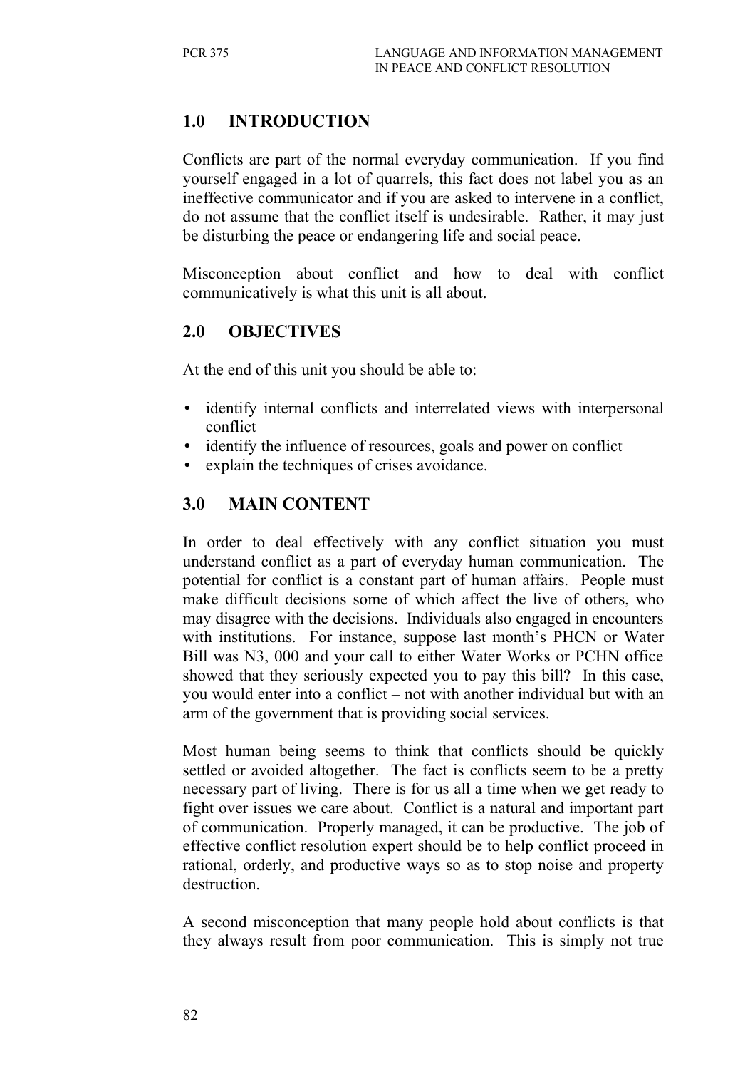## 1.0 INTRODUCTION

Conflicts are part of the normal everyday communication. If you find yourself engaged in a lot of quarrels, this fact does not label you as an ineffective communicator and if you are asked to intervene in a conflict, do not assume that the conflict itself is undesirable. Rather, it may just be disturbing the peace or endangering life and social peace.

Misconception about conflict and how to deal with conflict communicatively is what this unit is all about.

## 2.0 OBJECTIVES

At the end of this unit you should be able to:

- identify internal conflicts and interrelated views with interpersonal conflict
- identify the influence of resources, goals and power on conflict
- explain the techniques of crises avoidance.

## 3.0 MAIN CONTENT

In order to deal effectively with any conflict situation you must understand conflict as a part of everyday human communication. The potential for conflict is a constant part of human affairs. People must make difficult decisions some of which affect the live of others, who may disagree with the decisions. Individuals also engaged in encounters with institutions. For instance, suppose last month's PHCN or Water Bill was N3, 000 and your call to either Water Works or PCHN office showed that they seriously expected you to pay this bill? In this case, you would enter into a conflict – not with another individual but with an arm of the government that is providing social services.

Most human being seems to think that conflicts should be quickly settled or avoided altogether. The fact is conflicts seem to be a pretty necessary part of living. There is for us all a time when we get ready to fight over issues we care about. Conflict is a natural and important part of communication. Properly managed, it can be productive. The job of effective conflict resolution expert should be to help conflict proceed in rational, orderly, and productive ways so as to stop noise and property destruction.

A second misconception that many people hold about conflicts is that they always result from poor communication. This is simply not true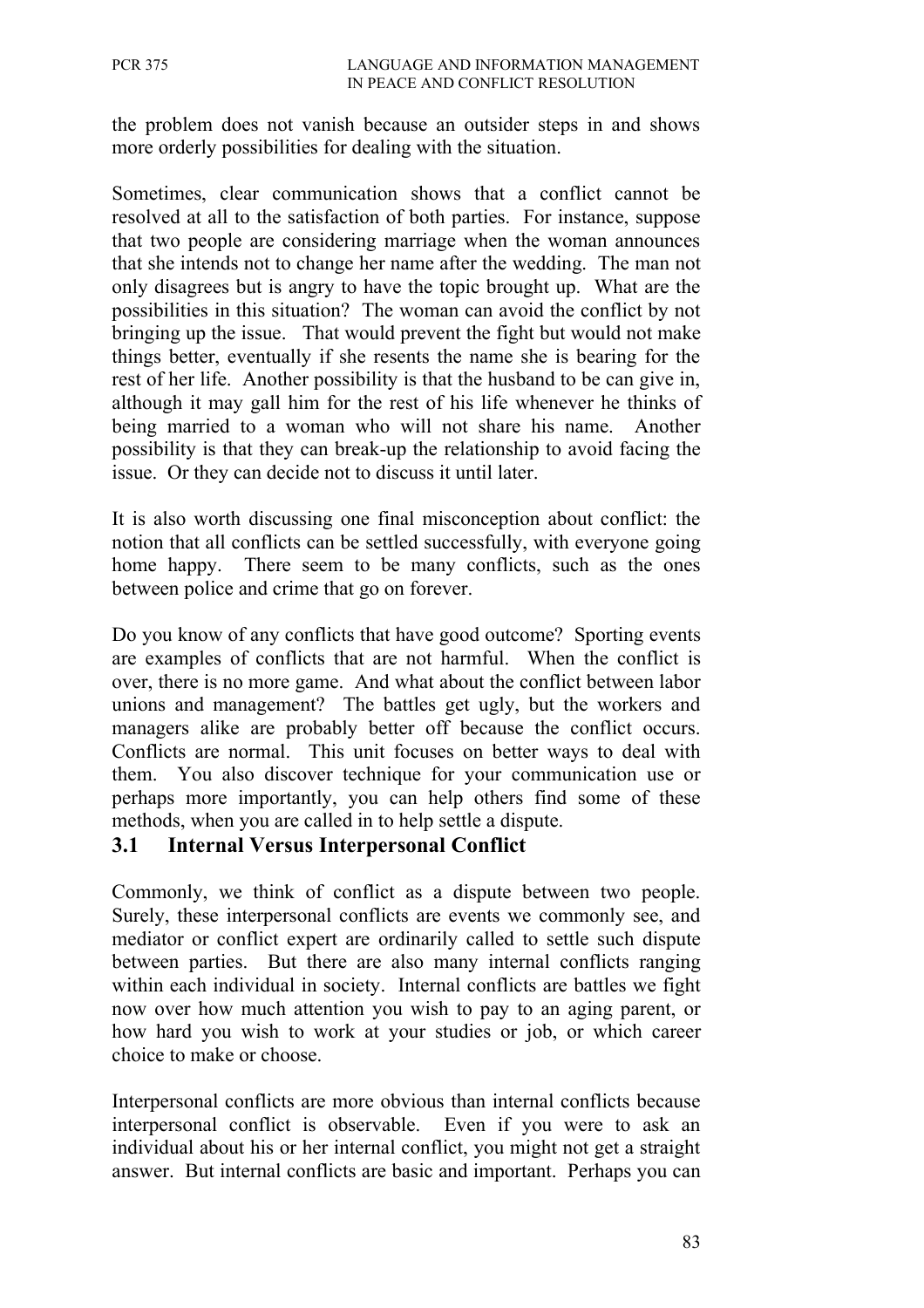the problem does not vanish because an outsider steps in and shows more orderly possibilities for dealing with the situation.

Sometimes, clear communication shows that a conflict cannot be resolved at all to the satisfaction of both parties. For instance, suppose that two people are considering marriage when the woman announces that she intends not to change her name after the wedding. The man not only disagrees but is angry to have the topic brought up. What are the possibilities in this situation? The woman can avoid the conflict by not bringing up the issue. That would prevent the fight but would not make things better, eventually if she resents the name she is bearing for the rest of her life. Another possibility is that the husband to be can give in, although it may gall him for the rest of his life whenever he thinks of being married to a woman who will not share his name. Another possibility is that they can break-up the relationship to avoid facing the issue. Or they can decide not to discuss it until later.

It is also worth discussing one final misconception about conflict: the notion that all conflicts can be settled successfully, with everyone going home happy. There seem to be many conflicts, such as the ones between police and crime that go on forever.

Do you know of any conflicts that have good outcome? Sporting events are examples of conflicts that are not harmful. When the conflict is over, there is no more game. And what about the conflict between labor unions and management? The battles get ugly, but the workers and managers alike are probably better off because the conflict occurs. Conflicts are normal. This unit focuses on better ways to deal with them. You also discover technique for your communication use or perhaps more importantly, you can help others find some of these methods, when you are called in to help settle a dispute.

## 3.1 Internal Versus Interpersonal Conflict

Commonly, we think of conflict as a dispute between two people. Surely, these interpersonal conflicts are events we commonly see, and mediator or conflict expert are ordinarily called to settle such dispute between parties. But there are also many internal conflicts ranging within each individual in society. Internal conflicts are battles we fight now over how much attention you wish to pay to an aging parent, or how hard you wish to work at your studies or job, or which career choice to make or choose.

Interpersonal conflicts are more obvious than internal conflicts because interpersonal conflict is observable. Even if you were to ask an individual about his or her internal conflict, you might not get a straight answer. But internal conflicts are basic and important. Perhaps you can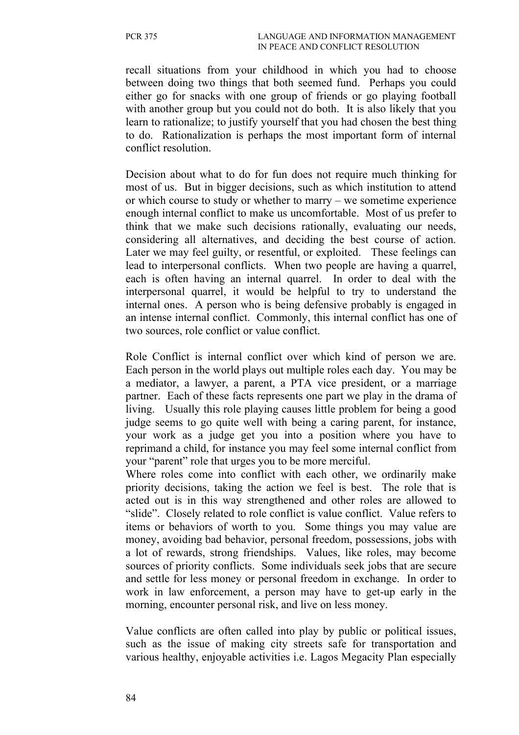recall situations from your childhood in which you had to choose between doing two things that both seemed fund. Perhaps you could either go for snacks with one group of friends or go playing football with another group but you could not do both. It is also likely that you learn to rationalize; to justify yourself that you had chosen the best thing to do. Rationalization is perhaps the most important form of internal conflict resolution.

Decision about what to do for fun does not require much thinking for most of us. But in bigger decisions, such as which institution to attend or which course to study or whether to marry – we sometime experience enough internal conflict to make us uncomfortable. Most of us prefer to think that we make such decisions rationally, evaluating our needs, considering all alternatives, and deciding the best course of action. Later we may feel guilty, or resentful, or exploited. These feelings can lead to interpersonal conflicts. When two people are having a quarrel, each is often having an internal quarrel. In order to deal with the interpersonal quarrel, it would be helpful to try to understand the internal ones. A person who is being defensive probably is engaged in an intense internal conflict. Commonly, this internal conflict has one of two sources, role conflict or value conflict.

Role Conflict is internal conflict over which kind of person we are. Each person in the world plays out multiple roles each day. You may be a mediator, a lawyer, a parent, a PTA vice president, or a marriage partner. Each of these facts represents one part we play in the drama of living. Usually this role playing causes little problem for being a good judge seems to go quite well with being a caring parent, for instance, your work as a judge get you into a position where you have to reprimand a child, for instance you may feel some internal conflict from your "parent" role that urges you to be more merciful.

Where roles come into conflict with each other, we ordinarily make priority decisions, taking the action we feel is best. The role that is acted out is in this way strengthened and other roles are allowed to "slide". Closely related to role conflict is value conflict. Value refers to items or behaviors of worth to you. Some things you may value are money, avoiding bad behavior, personal freedom, possessions, jobs with a lot of rewards, strong friendships. Values, like roles, may become sources of priority conflicts. Some individuals seek jobs that are secure and settle for less money or personal freedom in exchange. In order to work in law enforcement, a person may have to get-up early in the morning, encounter personal risk, and live on less money.

Value conflicts are often called into play by public or political issues, such as the issue of making city streets safe for transportation and various healthy, enjoyable activities i.e. Lagos Megacity Plan especially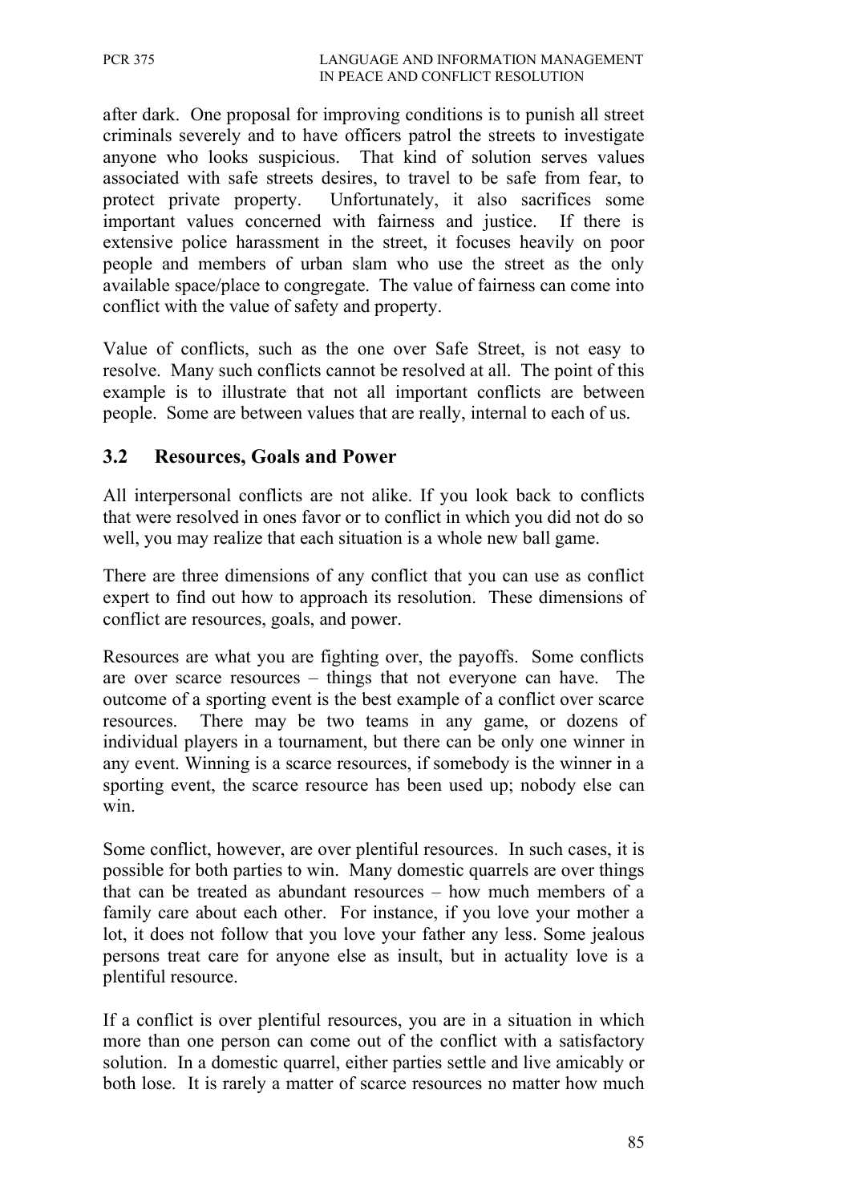after dark. One proposal for improving conditions is to punish all street criminals severely and to have officers patrol the streets to investigate anyone who looks suspicious. That kind of solution serves values associated with safe streets desires, to travel to be safe from fear, to protect private property. Unfortunately, it also sacrifices some important values concerned with fairness and justice. If there is extensive police harassment in the street, it focuses heavily on poor people and members of urban slam who use the street as the only available space/place to congregate. The value of fairness can come into conflict with the value of safety and property.

Value of conflicts, such as the one over Safe Street, is not easy to resolve. Many such conflicts cannot be resolved at all. The point of this example is to illustrate that not all important conflicts are between people. Some are between values that are really, internal to each of us.

## 3.2 Resources, Goals and Power

All interpersonal conflicts are not alike. If you look back to conflicts that were resolved in ones favor or to conflict in which you did not do so well, you may realize that each situation is a whole new ball game.

There are three dimensions of any conflict that you can use as conflict expert to find out how to approach its resolution. These dimensions of conflict are resources, goals, and power.

Resources are what you are fighting over, the payoffs. Some conflicts are over scarce resources – things that not everyone can have. The outcome of a sporting event is the best example of a conflict over scarce resources. There may be two teams in any game, or dozens of individual players in a tournament, but there can be only one winner in any event. Winning is a scarce resources, if somebody is the winner in a sporting event, the scarce resource has been used up; nobody else can win.

Some conflict, however, are over plentiful resources. In such cases, it is possible for both parties to win. Many domestic quarrels are over things that can be treated as abundant resources – how much members of a family care about each other. For instance, if you love your mother a lot, it does not follow that you love your father any less. Some jealous persons treat care for anyone else as insult, but in actuality love is a plentiful resource.

If a conflict is over plentiful resources, you are in a situation in which more than one person can come out of the conflict with a satisfactory solution. In a domestic quarrel, either parties settle and live amicably or both lose. It is rarely a matter of scarce resources no matter how much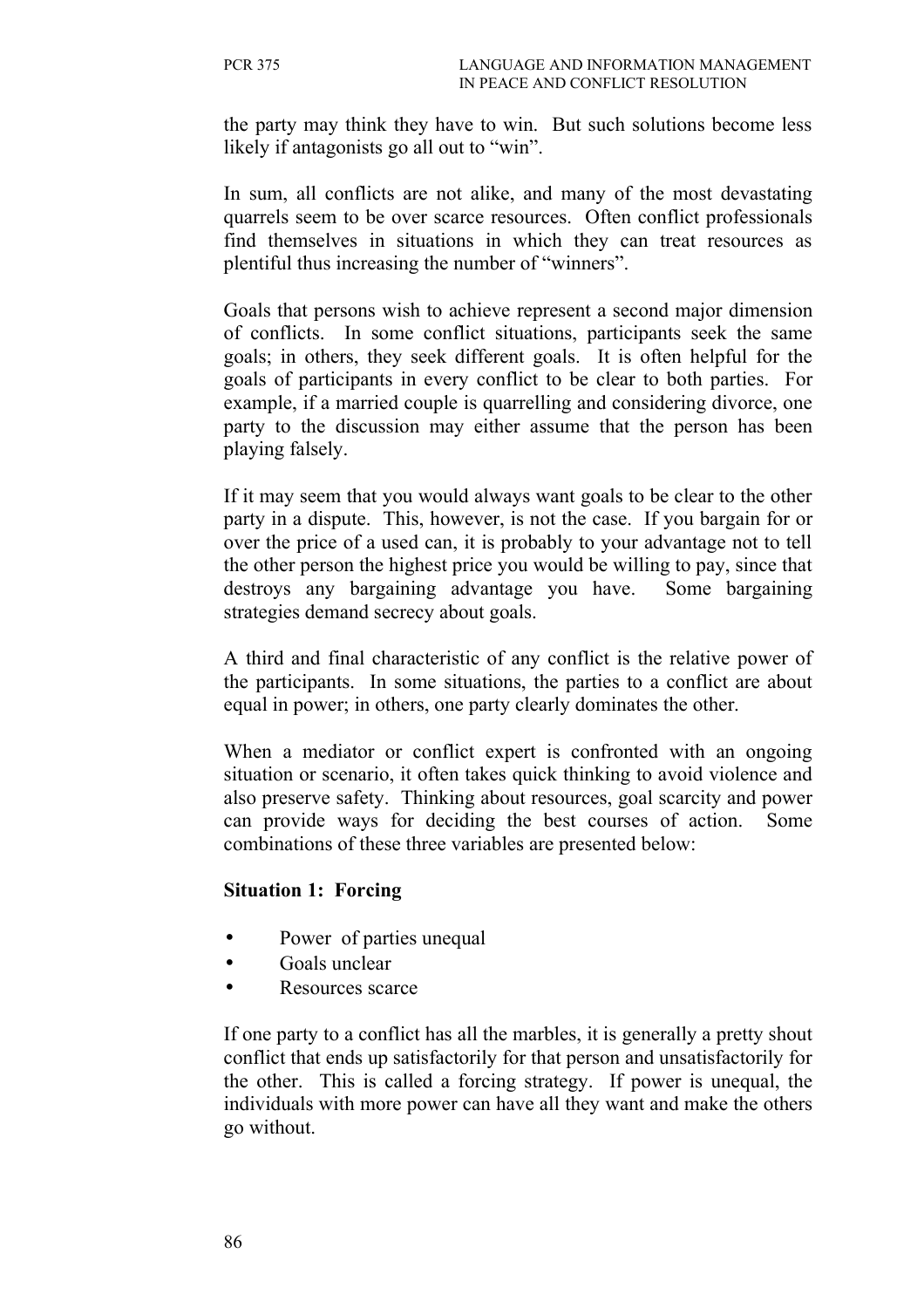the party may think they have to win. But such solutions become less likely if antagonists go all out to "win".

In sum, all conflicts are not alike, and many of the most devastating quarrels seem to be over scarce resources. Often conflict professionals find themselves in situations in which they can treat resources as plentiful thus increasing the number of "winners".

Goals that persons wish to achieve represent a second major dimension of conflicts. In some conflict situations, participants seek the same goals; in others, they seek different goals. It is often helpful for the goals of participants in every conflict to be clear to both parties. For example, if a married couple is quarrelling and considering divorce, one party to the discussion may either assume that the person has been playing falsely.

If it may seem that you would always want goals to be clear to the other party in a dispute. This, however, is not the case. If you bargain for or over the price of a used can, it is probably to your advantage not to tell the other person the highest price you would be willing to pay, since that destroys any bargaining advantage you have. Some bargaining strategies demand secrecy about goals.

A third and final characteristic of any conflict is the relative power of the participants. In some situations, the parties to a conflict are about equal in power; in others, one party clearly dominates the other.

When a mediator or conflict expert is confronted with an ongoing situation or scenario, it often takes quick thinking to avoid violence and also preserve safety. Thinking about resources, goal scarcity and power can provide ways for deciding the best courses of action. Some combinations of these three variables are presented below:

**Situation 1: Forcing**

- Power of parties unequal
- Goals unclear
- Resources scarce

If one party to a conflict has all the marbles, it is generally a pretty shout conflict that ends up satisfactorily for that person and unsatisfactorily for the other. This is called a forcing strategy. If power is unequal, the individuals with more power can have all they want and make the others go without.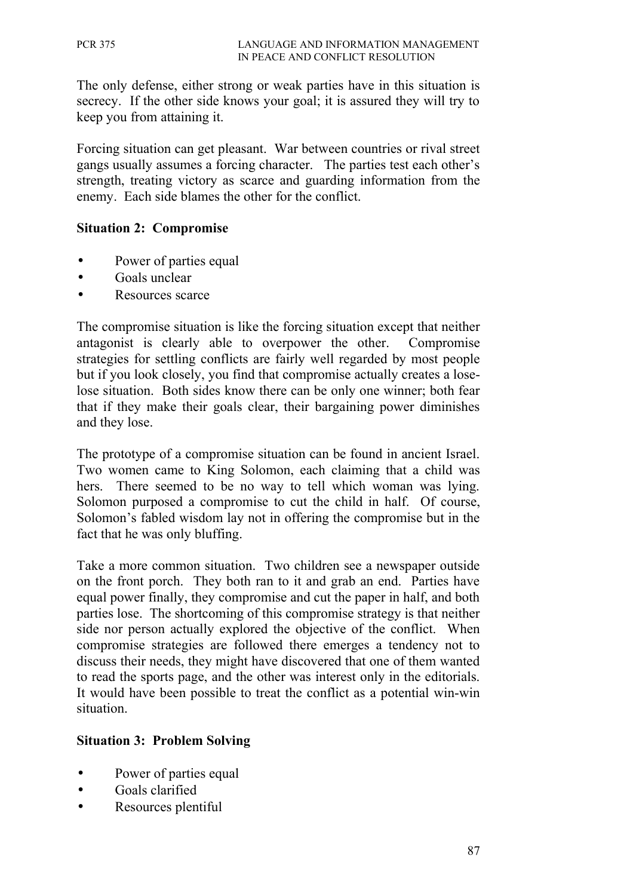The only defense, either strong or weak parties have in this situation is secrecy. If the other side knows your goal; it is assured they will try to keep you from attaining it.

Forcing situation can get pleasant. War between countries or rival street gangs usually assumes a forcing character. The parties test each other's strength, treating victory as scarce and guarding information from the enemy. Each side blames the other for the conflict.

**Situation 2: Compromise**

- Power of parties equal
- Goals unclear
- Resources scarce

The compromise situation is like the forcing situation except that neither antagonist is clearly able to overpower the other. Compromise strategies for settling conflicts are fairly well regarded by most people but if you look closely, you find that compromise actually creates a lose-lose situation. Both sides know there can be only one winner; both fear that if they make their goals clear, their bargaining power diminishes and they lose.

The prototype of a compromise situation can be found in ancient Israel. Two women came to King Solomon, each claiming that a child was hers. There seemed to be no way to tell which woman was lying. Solomon purposed a compromise to cut the child in half. Of course, Solomon's fabled wisdom lay not in offering the compromise but in the fact that he was only bluffing.

Take a more common situation. Two children see a newspaper outside on the front porch. They both ran to it and grab an end. Parties have equal power finally, they compromise and cut the paper in half, and both parties lose. The shortcoming of this compromise strategy is that neither side nor person actually explored the objective of the conflict. When compromise strategies are followed there emerges a tendency not to discuss their needs, they might have discovered that one of them wanted to read the sports page, and the other was interest only in the editorials. It would have been possible to treat the conflict as a potential win-win situation.

**Situation 3: Problem Solving**

- Power of parties equal
- Goals clarified
- Resources plentiful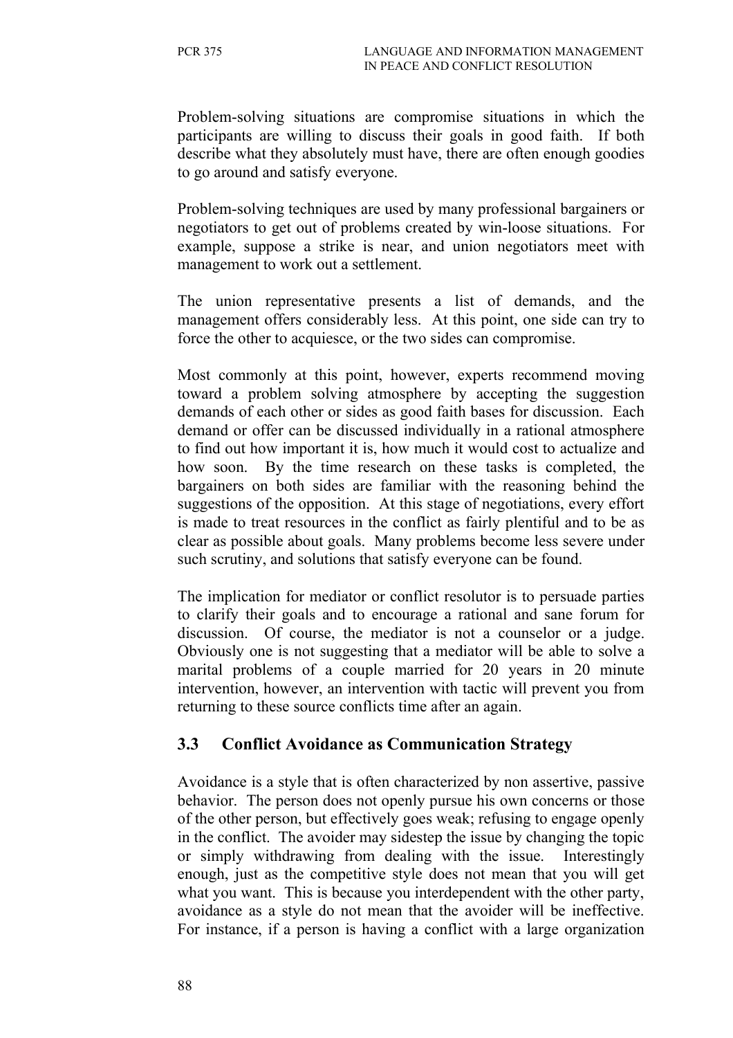Problem-solving situations are compromise situations in which the participants are willing to discuss their goals in good faith. If both describe what they absolutely must have, there are often enough goodies to go around and satisfy everyone.

Problem-solving techniques are used by many professional bargainers or negotiators to get out of problems created by win-loose situations. For example, suppose a strike is near, and union negotiators meet with management to work out a settlement.

The union representative presents a list of demands, and the management offers considerably less. At this point, one side can try to force the other to acquiesce, or the two sides can compromise.

Most commonly at this point, however, experts recommend moving toward a problem solving atmosphere by accepting the suggestion demands of each other or sides as good faith bases for discussion. Each demand or offer can be discussed individually in a rational atmosphere to find out how important it is, how much it would cost to actualize and how soon. By the time research on these tasks is completed, the bargainers on both sides are familiar with the reasoning behind the suggestions of the opposition. At this stage of negotiations, every effort is made to treat resources in the conflict as fairly plentiful and to be as clear as possible about goals. Many problems become less severe under such scrutiny, and solutions that satisfy everyone can be found.

The implication for mediator or conflict resolutor is to persuade parties to clarify their goals and to encourage a rational and sane forum for discussion. Of course, the mediator is not a counselor or a judge. Obviously one is not suggesting that a mediator will be able to solve a marital problems of a couple married for 20 years in 20 minute intervention, however, an intervention with tactic will prevent you from returning to these source conflicts time after an again.

## 3.3 Conflict Avoidance as Communication Strategy

Avoidance is a style that is often characterized by non assertive, passive behavior. The person does not openly pursue his own concerns or those of the other person, but effectively goes weak; refusing to engage openly in the conflict. The avoider may sidestep the issue by changing the topic or simply withdrawing from dealing with the issue. Interestingly enough, just as the competitive style does not mean that you will get what you want. This is because you interdependent with the other party, avoidance as a style do not mean that the avoider will be ineffective. For instance, if a person is having a conflict with a large organization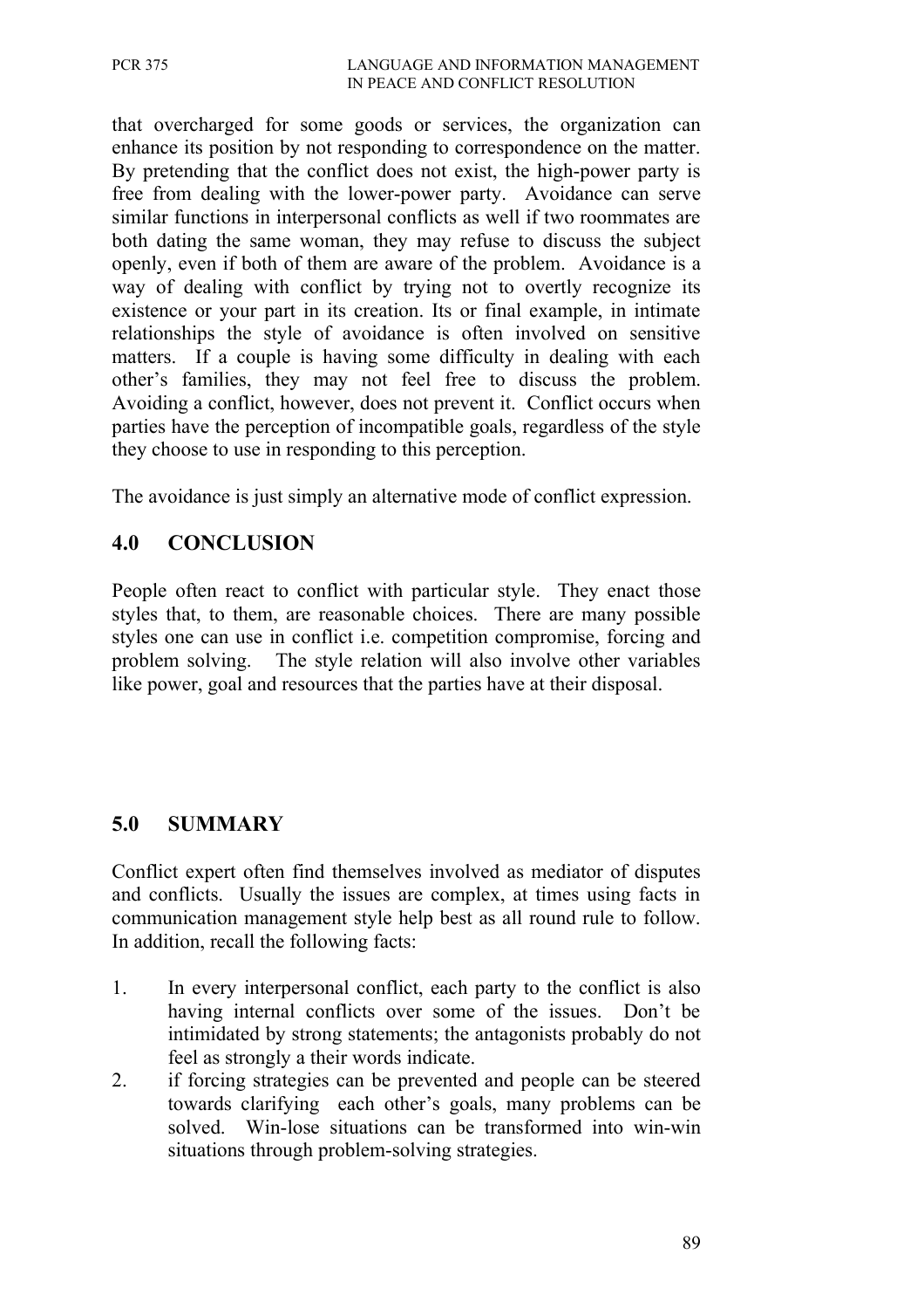that overcharged for some goods or services, the organization can enhance its position by not responding to correspondence on the matter. By pretending that the conflict does not exist, the high-power party is free from dealing with the lower-power party. Avoidance can serve similar functions in interpersonal conflicts as well if two roommates are both dating the same woman, they may refuse to discuss the subject openly, even if both of them are aware of the problem. Avoidance is a way of dealing with conflict by trying not to overtly recognize its existence or your part in its creation. Its or final example, in intimate relationships the style of avoidance is often involved on sensitive matters. If a couple is having some difficulty in dealing with each other's families, they may not feel free to discuss the problem. Avoiding a conflict, however, does not prevent it. Conflict occurs when parties have the perception of incompatible goals, regardless of the style they choose to use in responding to this perception.

The avoidance is just simply an alternative mode of conflict expression.

## 4.0 CONCLUSION

People often react to conflict with particular style. They enact those styles that, to them, are reasonable choices. There are many possible styles one can use in conflict i.e. competition compromise, forcing and problem solving. The style relation will also involve other variables like power, goal and resources that the parties have at their disposal.

## 5.0 SUMMARY

Conflict expert often find themselves involved as mediator of disputes and conflicts. Usually the issues are complex, at times using facts in communication management style help best as all round rule to follow. In addition, recall the following facts:

1. In every interpersonal conflict, each party to the conflict is also having internal conflicts over some of the issues. Don't be intimidated by strong statements; the antagonists probably do not feel as strongly a their words indicate.
2. if forcing strategies can be prevented and people can be steered towards clarifying each other's goals, many problems can be solved. Win-lose situations can be transformed into win-win situations through problem-solving strategies.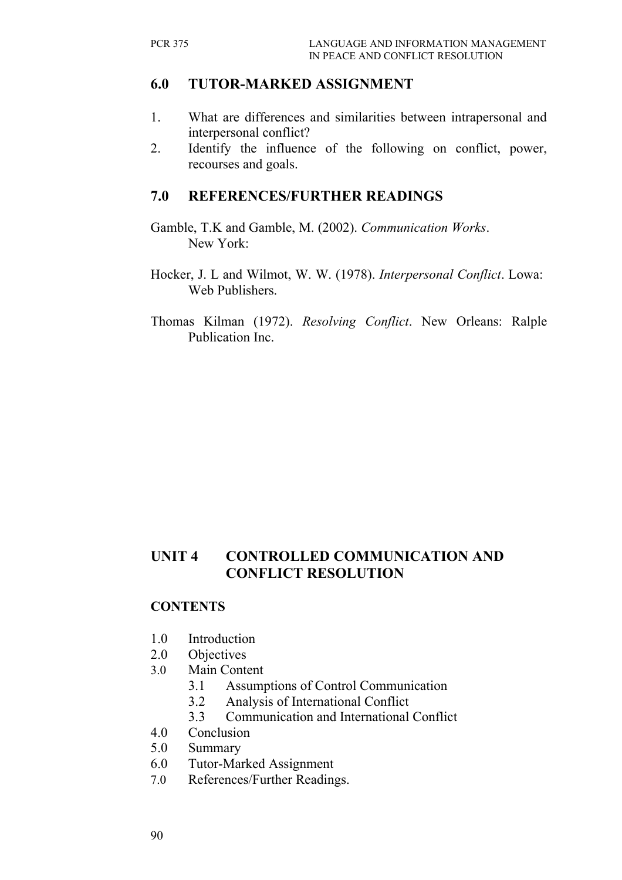## 6.0 TUTOR-MARKED ASSIGNMENT

1. What are differences and similarities between intrapersonal and interpersonal conflict?
2. Identify the influence of the following on conflict, power, recourses and goals.

## 7.0 REFERENCES/FURTHER READINGS

Gamble, T.K and Gamble, M. (2002). *Communication Works*. New York:

Hocker, J. L and Wilmot, W. W. (1978). *Interpersonal Conflict*. Lowa: Web Publishers.

Thomas Kilman (1972). *Resolving Conflict*. New Orleans: Ralple Publication Inc.

# UNIT 4 CONTROLLED COMMUNICATION AND CONFLICT RESOLUTION

## CONTENTS

1.0 Introduction
2.0 Objectives
3.0 Main Content
  3.1 Assumptions of Control Communication
  3.2 Analysis of International Conflict
  3.3 Communication and International Conflict
4.0 Conclusion
5.0 Summary
6.0 Tutor-Marked Assignment
7.0 References/Further Readings.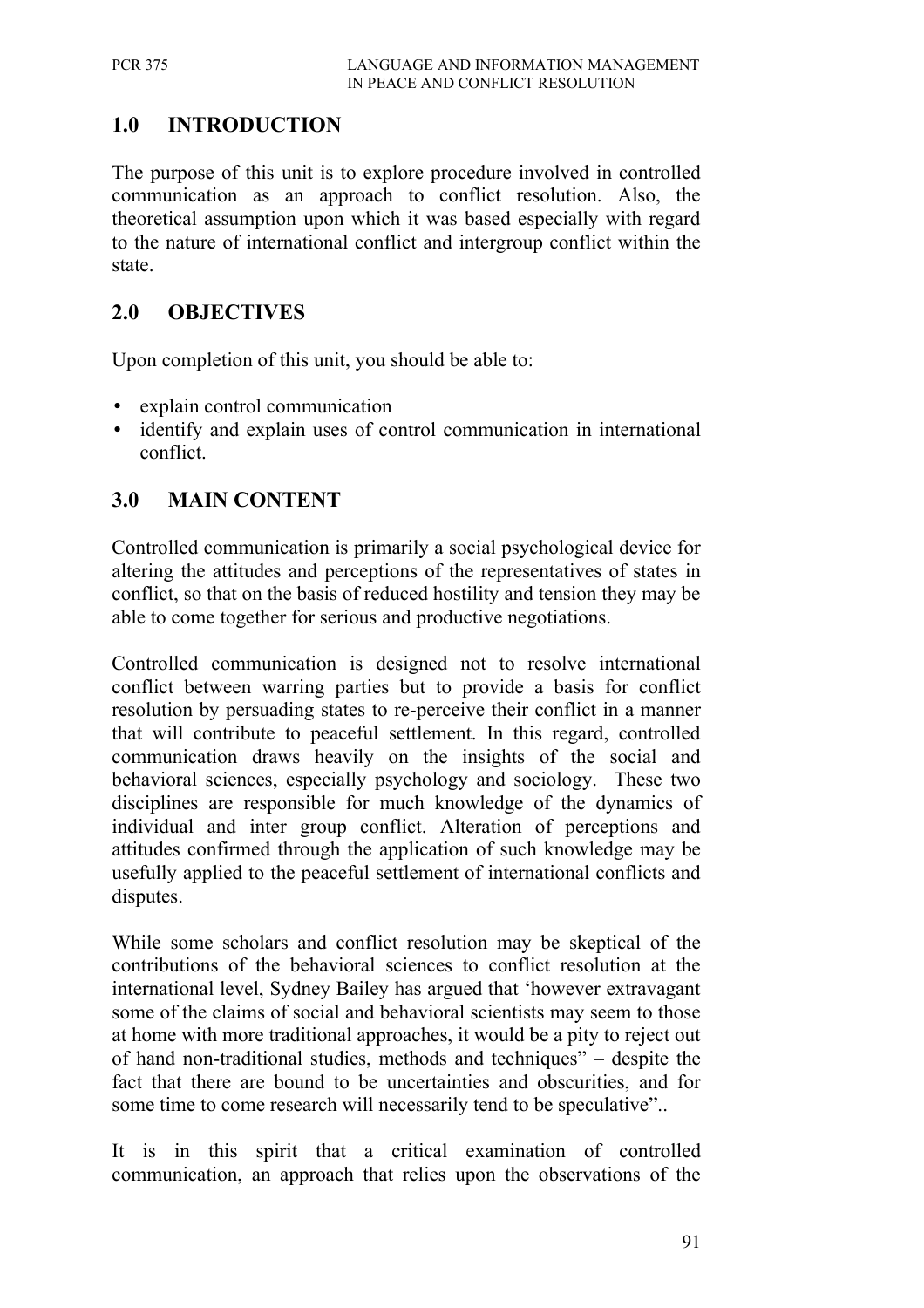## 1.0 INTRODUCTION

The purpose of this unit is to explore procedure involved in controlled communication as an approach to conflict resolution. Also, the theoretical assumption upon which it was based especially with regard to the nature of international conflict and intergroup conflict within the state.

## 2.0 OBJECTIVES

Upon completion of this unit, you should be able to:

- explain control communication
- identify and explain uses of control communication in international conflict.

## 3.0 MAIN CONTENT

Controlled communication is primarily a social psychological device for altering the attitudes and perceptions of the representatives of states in conflict, so that on the basis of reduced hostility and tension they may be able to come together for serious and productive negotiations.

Controlled communication is designed not to resolve international conflict between warring parties but to provide a basis for conflict resolution by persuading states to re-perceive their conflict in a manner that will contribute to peaceful settlement. In this regard, controlled communication draws heavily on the insights of the social and behavioral sciences, especially psychology and sociology. These two disciplines are responsible for much knowledge of the dynamics of individual and inter group conflict. Alteration of perceptions and attitudes confirmed through the application of such knowledge may be usefully applied to the peaceful settlement of international conflicts and disputes.

While some scholars and conflict resolution may be skeptical of the contributions of the behavioral sciences to conflict resolution at the international level, Sydney Bailey has argued that 'however extravagant some of the claims of social and behavioral scientists may seem to those at home with more traditional approaches, it would be a pity to reject out of hand non-traditional studies, methods and techniques" – despite the fact that there are bound to be uncertainties and obscurities, and for some time to come research will necessarily tend to be speculative"..

It is in this spirit that a critical examination of controlled communication, an approach that relies upon the observations of the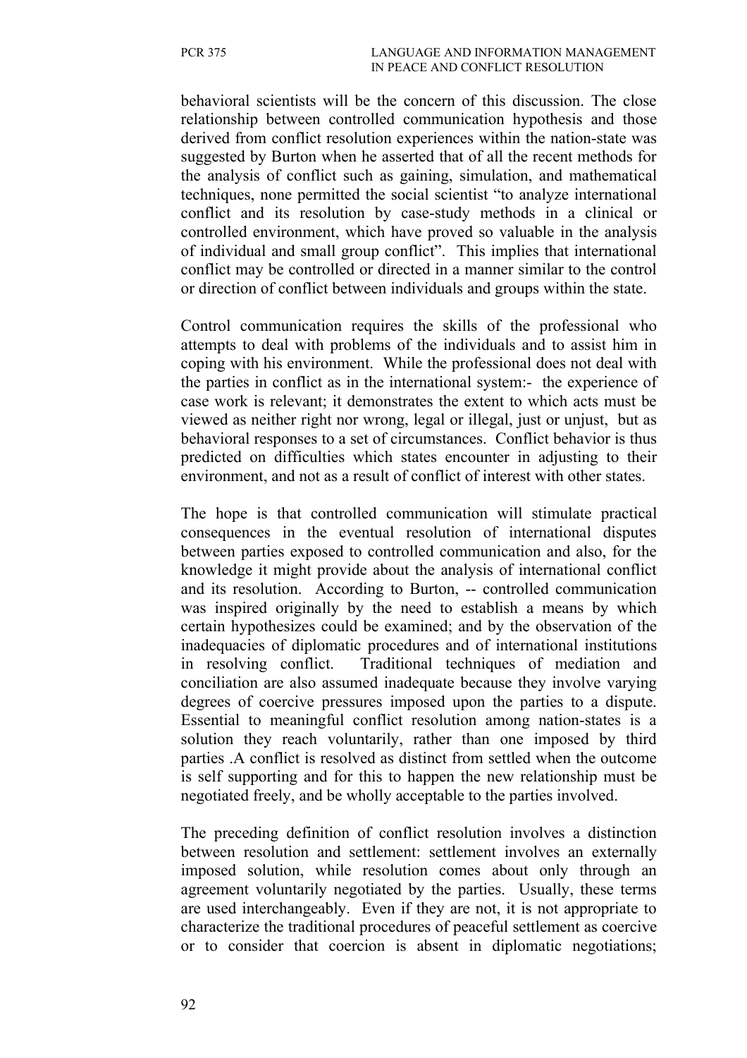behavioral scientists will be the concern of this discussion. The close relationship between controlled communication hypothesis and those derived from conflict resolution experiences within the nation-state was suggested by Burton when he asserted that of all the recent methods for the analysis of conflict such as gaining, simulation, and mathematical techniques, none permitted the social scientist "to analyze international conflict and its resolution by case-study methods in a clinical or controlled environment, which have proved so valuable in the analysis of individual and small group conflict". This implies that international conflict may be controlled or directed in a manner similar to the control or direction of conflict between individuals and groups within the state.

Control communication requires the skills of the professional who attempts to deal with problems of the individuals and to assist him in coping with his environment. While the professional does not deal with the parties in conflict as in the international system:- the experience of case work is relevant; it demonstrates the extent to which acts must be viewed as neither right nor wrong, legal or illegal, just or unjust, but as behavioral responses to a set of circumstances. Conflict behavior is thus predicted on difficulties which states encounter in adjusting to their environment, and not as a result of conflict of interest with other states.

The hope is that controlled communication will stimulate practical consequences in the eventual resolution of international disputes between parties exposed to controlled communication and also, for the knowledge it might provide about the analysis of international conflict and its resolution. According to Burton, -- controlled communication was inspired originally by the need to establish a means by which certain hypothesizes could be examined; and by the observation of the inadequacies of diplomatic procedures and of international institutions in resolving conflict. Traditional techniques of mediation and conciliation are also assumed inadequate because they involve varying degrees of coercive pressures imposed upon the parties to a dispute. Essential to meaningful conflict resolution among nation-states is a solution they reach voluntarily, rather than one imposed by third parties .A conflict is resolved as distinct from settled when the outcome is self supporting and for this to happen the new relationship must be negotiated freely, and be wholly acceptable to the parties involved.

The preceding definition of conflict resolution involves a distinction between resolution and settlement: settlement involves an externally imposed solution, while resolution comes about only through an agreement voluntarily negotiated by the parties. Usually, these terms are used interchangeably. Even if they are not, it is not appropriate to characterize the traditional procedures of peaceful settlement as coercive or to consider that coercion is absent in diplomatic negotiations;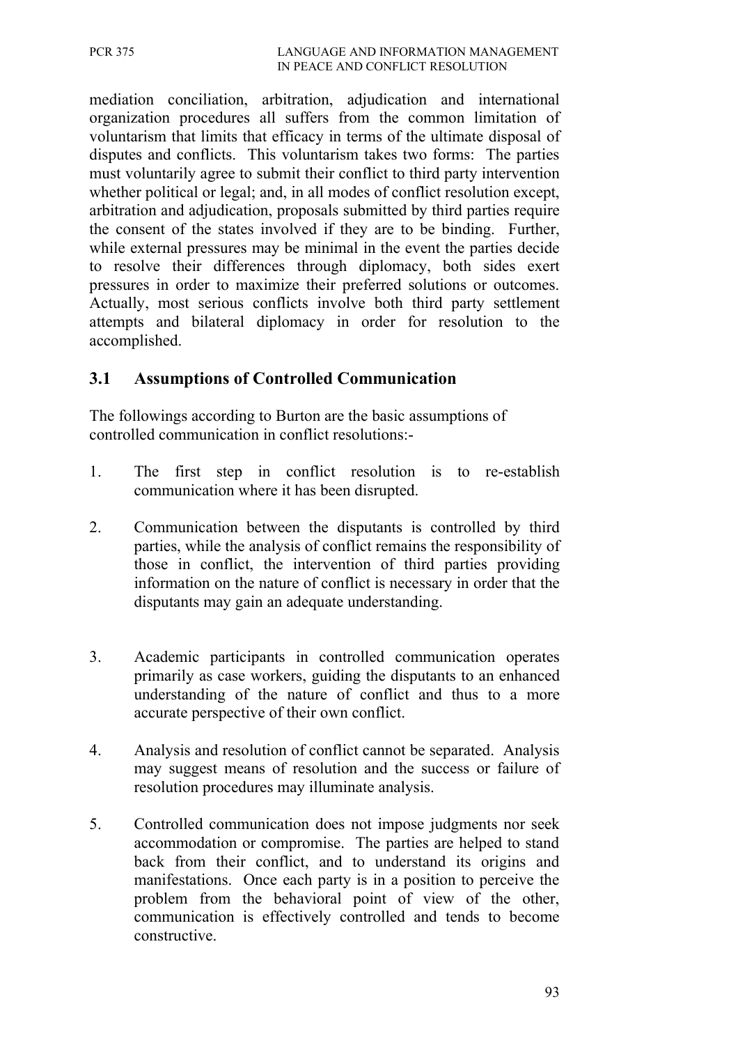mediation conciliation, arbitration, adjudication and international organization procedures all suffers from the common limitation of voluntarism that limits that efficacy in terms of the ultimate disposal of disputes and conflicts. This voluntarism takes two forms: The parties must voluntarily agree to submit their conflict to third party intervention whether political or legal; and, in all modes of conflict resolution except, arbitration and adjudication, proposals submitted by third parties require the consent of the states involved if they are to be binding. Further, while external pressures may be minimal in the event the parties decide to resolve their differences through diplomacy, both sides exert pressures in order to maximize their preferred solutions or outcomes. Actually, most serious conflicts involve both third party settlement attempts and bilateral diplomacy in order for resolution to the accomplished.

## 3.1 Assumptions of Controlled Communication

The followings according to Burton are the basic assumptions of controlled communication in conflict resolutions:-

1. The first step in conflict resolution is to re-establish communication where it has been disrupted.

2. Communication between the disputants is controlled by third parties, while the analysis of conflict remains the responsibility of those in conflict, the intervention of third parties providing information on the nature of conflict is necessary in order that the disputants may gain an adequate understanding.

3. Academic participants in controlled communication operates primarily as case workers, guiding the disputants to an enhanced understanding of the nature of conflict and thus to a more accurate perspective of their own conflict.

4. Analysis and resolution of conflict cannot be separated. Analysis may suggest means of resolution and the success or failure of resolution procedures may illuminate analysis.

5. Controlled communication does not impose judgments nor seek accommodation or compromise. The parties are helped to stand back from their conflict, and to understand its origins and manifestations. Once each party is in a position to perceive the problem from the behavioral point of view of the other, communication is effectively controlled and tends to become constructive.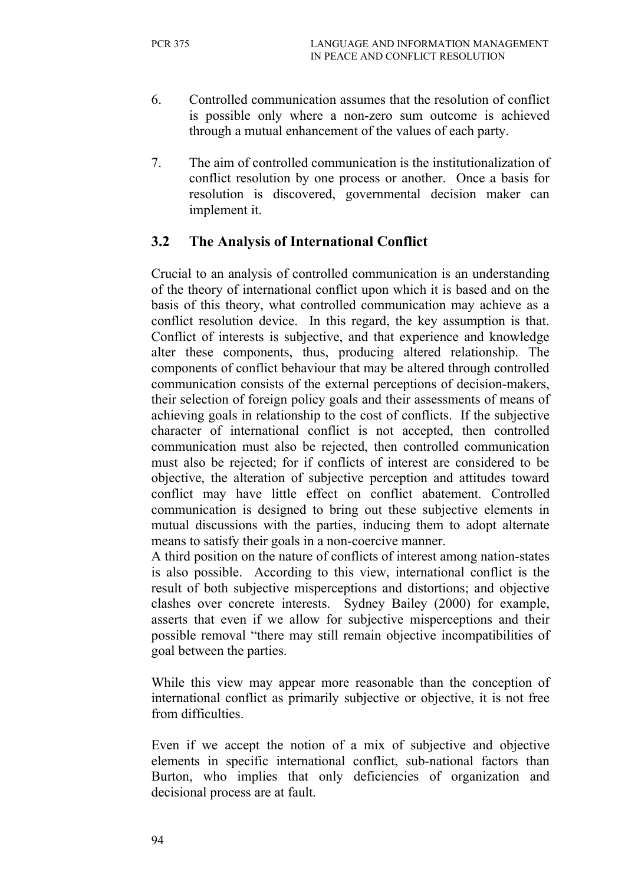6. Controlled communication assumes that the resolution of conflict is possible only where a non-zero sum outcome is achieved through a mutual enhancement of the values of each party.

7. The aim of controlled communication is the institutionalization of conflict resolution by one process or another. Once a basis for resolution is discovered, governmental decision maker can implement it.

## 3.2 The Analysis of International Conflict

Crucial to an analysis of controlled communication is an understanding of the theory of international conflict upon which it is based and on the basis of this theory, what controlled communication may achieve as a conflict resolution device. In this regard, the key assumption is that. Conflict of interests is subjective, and that experience and knowledge alter these components, thus, producing altered relationship. The components of conflict behaviour that may be altered through controlled communication consists of the external perceptions of decision-makers, their selection of foreign policy goals and their assessments of means of achieving goals in relationship to the cost of conflicts. If the subjective character of international conflict is not accepted, then controlled communication must also be rejected, then controlled communication must also be rejected; for if conflicts of interest are considered to be objective, the alteration of subjective perception and attitudes toward conflict may have little effect on conflict abatement. Controlled communication is designed to bring out these subjective elements in mutual discussions with the parties, inducing them to adopt alternate means to satisfy their goals in a non-coercive manner.

A third position on the nature of conflicts of interest among nation-states is also possible. According to this view, international conflict is the result of both subjective misperceptions and distortions; and objective clashes over concrete interests. Sydney Bailey (2000) for example, asserts that even if we allow for subjective misperceptions and their possible removal "there may still remain objective incompatibilities of goal between the parties.

While this view may appear more reasonable than the conception of international conflict as primarily subjective or objective, it is not free from difficulties.

Even if we accept the notion of a mix of subjective and objective elements in specific international conflict, sub-national factors than Burton, who implies that only deficiencies of organization and decisional process are at fault.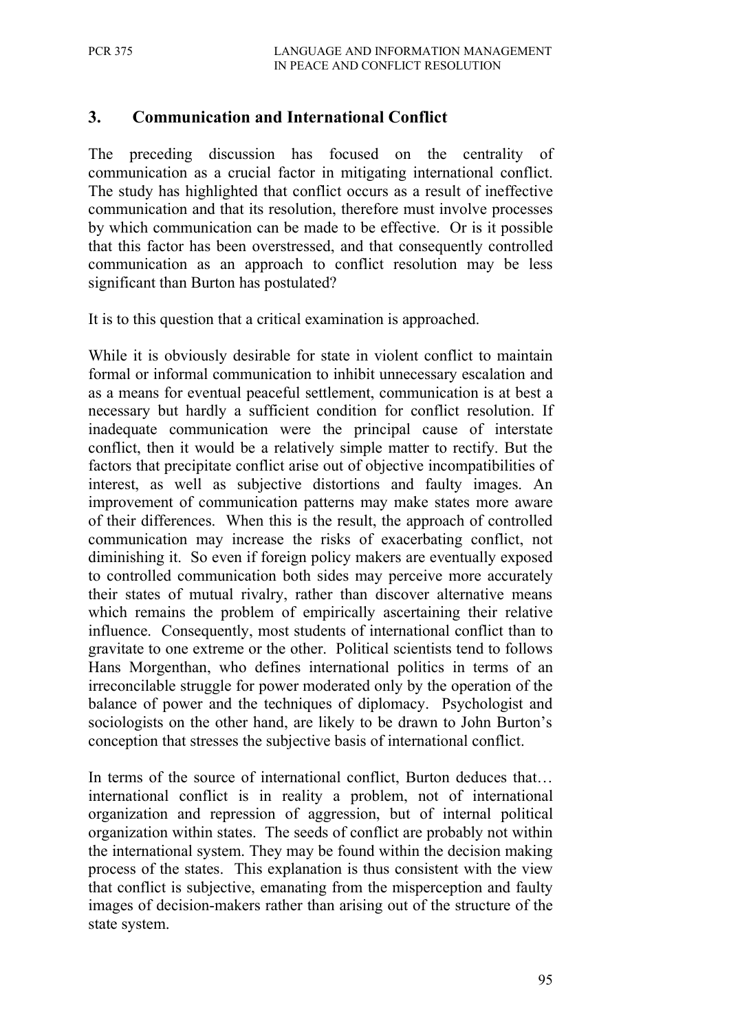## 3. Communication and International Conflict

The preceding discussion has focused on the centrality of communication as a crucial factor in mitigating international conflict. The study has highlighted that conflict occurs as a result of ineffective communication and that its resolution, therefore must involve processes by which communication can be made to be effective. Or is it possible that this factor has been overstressed, and that consequently controlled communication as an approach to conflict resolution may be less significant than Burton has postulated?

It is to this question that a critical examination is approached.

While it is obviously desirable for state in violent conflict to maintain formal or informal communication to inhibit unnecessary escalation and as a means for eventual peaceful settlement, communication is at best a necessary but hardly a sufficient condition for conflict resolution. If inadequate communication were the principal cause of interstate conflict, then it would be a relatively simple matter to rectify. But the factors that precipitate conflict arise out of objective incompatibilities of interest, as well as subjective distortions and faulty images. An improvement of communication patterns may make states more aware of their differences. When this is the result, the approach of controlled communication may increase the risks of exacerbating conflict, not diminishing it. So even if foreign policy makers are eventually exposed to controlled communication both sides may perceive more accurately their states of mutual rivalry, rather than discover alternative means which remains the problem of empirically ascertaining their relative influence. Consequently, most students of international conflict than to gravitate to one extreme or the other. Political scientists tend to follows Hans Morgenthan, who defines international politics in terms of an irreconcilable struggle for power moderated only by the operation of the balance of power and the techniques of diplomacy. Psychologist and sociologists on the other hand, are likely to be drawn to John Burton's conception that stresses the subjective basis of international conflict.

In terms of the source of international conflict, Burton deduces that… international conflict is in reality a problem, not of international organization and repression of aggression, but of internal political organization within states. The seeds of conflict are probably not within the international system. They may be found within the decision making process of the states. This explanation is thus consistent with the view that conflict is subjective, emanating from the misperception and faulty images of decision-makers rather than arising out of the structure of the state system.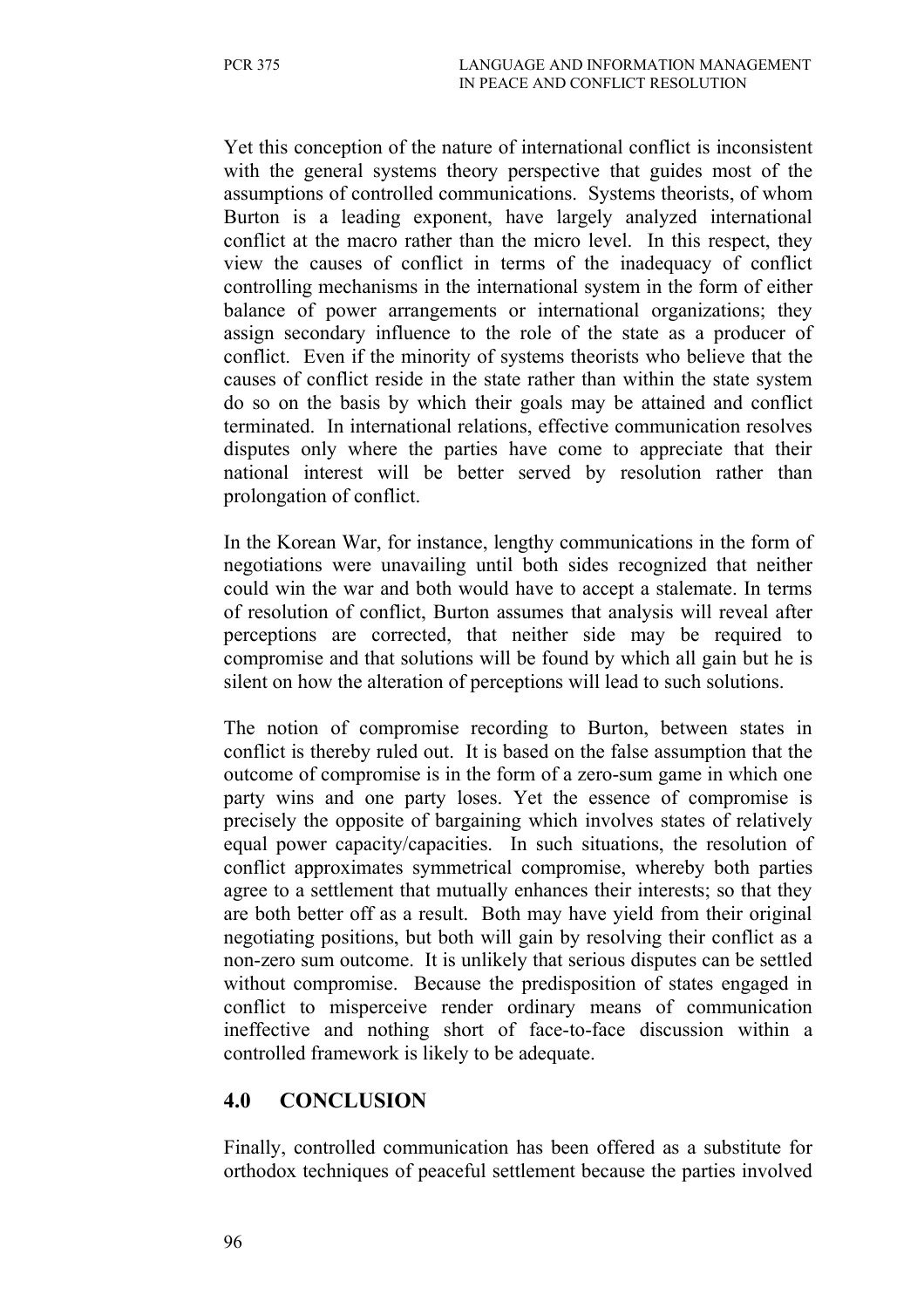Yet this conception of the nature of international conflict is inconsistent with the general systems theory perspective that guides most of the assumptions of controlled communications. Systems theorists, of whom Burton is a leading exponent, have largely analyzed international conflict at the macro rather than the micro level. In this respect, they view the causes of conflict in terms of the inadequacy of conflict controlling mechanisms in the international system in the form of either balance of power arrangements or international organizations; they assign secondary influence to the role of the state as a producer of conflict. Even if the minority of systems theorists who believe that the causes of conflict reside in the state rather than within the state system do so on the basis by which their goals may be attained and conflict terminated. In international relations, effective communication resolves disputes only where the parties have come to appreciate that their national interest will be better served by resolution rather than prolongation of conflict.

In the Korean War, for instance, lengthy communications in the form of negotiations were unavailing until both sides recognized that neither could win the war and both would have to accept a stalemate. In terms of resolution of conflict, Burton assumes that analysis will reveal after perceptions are corrected, that neither side may be required to compromise and that solutions will be found by which all gain but he is silent on how the alteration of perceptions will lead to such solutions.

The notion of compromise recording to Burton, between states in conflict is thereby ruled out. It is based on the false assumption that the outcome of compromise is in the form of a zero-sum game in which one party wins and one party loses. Yet the essence of compromise is precisely the opposite of bargaining which involves states of relatively equal power capacity/capacities. In such situations, the resolution of conflict approximates symmetrical compromise, whereby both parties agree to a settlement that mutually enhances their interests; so that they are both better off as a result. Both may have yield from their original negotiating positions, but both will gain by resolving their conflict as a non-zero sum outcome. It is unlikely that serious disputes can be settled without compromise. Because the predisposition of states engaged in conflict to misperceive render ordinary means of communication ineffective and nothing short of face-to-face discussion within a controlled framework is likely to be adequate.

## 4.0 CONCLUSION

Finally, controlled communication has been offered as a substitute for orthodox techniques of peaceful settlement because the parties involved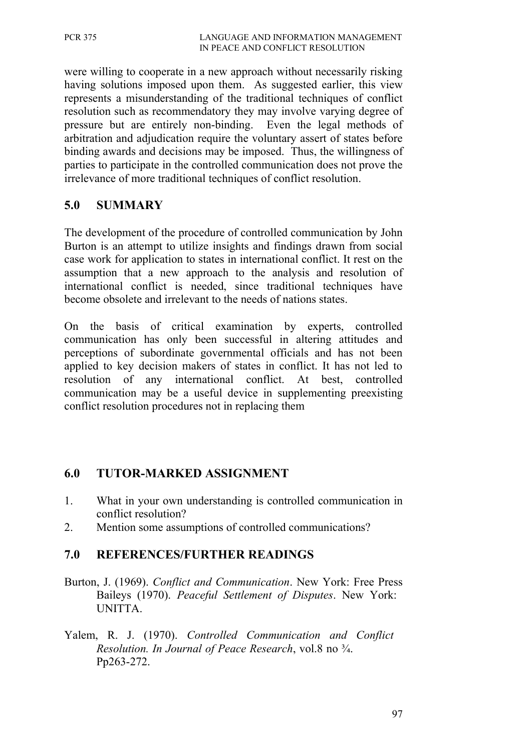were willing to cooperate in a new approach without necessarily risking having solutions imposed upon them. As suggested earlier, this view represents a misunderstanding of the traditional techniques of conflict resolution such as recommendatory they may involve varying degree of pressure but are entirely non-binding. Even the legal methods of arbitration and adjudication require the voluntary assert of states before binding awards and decisions may be imposed. Thus, the willingness of parties to participate in the controlled communication does not prove the irrelevance of more traditional techniques of conflict resolution.

## 5.0 SUMMARY

The development of the procedure of controlled communication by John Burton is an attempt to utilize insights and findings drawn from social case work for application to states in international conflict. It rest on the assumption that a new approach to the analysis and resolution of international conflict is needed, since traditional techniques have become obsolete and irrelevant to the needs of nations states.

On the basis of critical examination by experts, controlled communication has only been successful in altering attitudes and perceptions of subordinate governmental officials and has not been applied to key decision makers of states in conflict. It has not led to resolution of any international conflict. At best, controlled communication may be a useful device in supplementing preexisting conflict resolution procedures not in replacing them

## 6.0 TUTOR-MARKED ASSIGNMENT

1. What in your own understanding is controlled communication in conflict resolution?
2. Mention some assumptions of controlled communications?

## 7.0 REFERENCES/FURTHER READINGS

Burton, J. (1969). *Conflict and Communication*. New York: Free Press Baileys (1970). *Peaceful Settlement of Disputes*. New York: UNITTA.

Yalem, R. J. (1970). *Controlled Communication and Conflict Resolution. In Journal of Peace Research*, vol.8 no ¾. Pp263-272.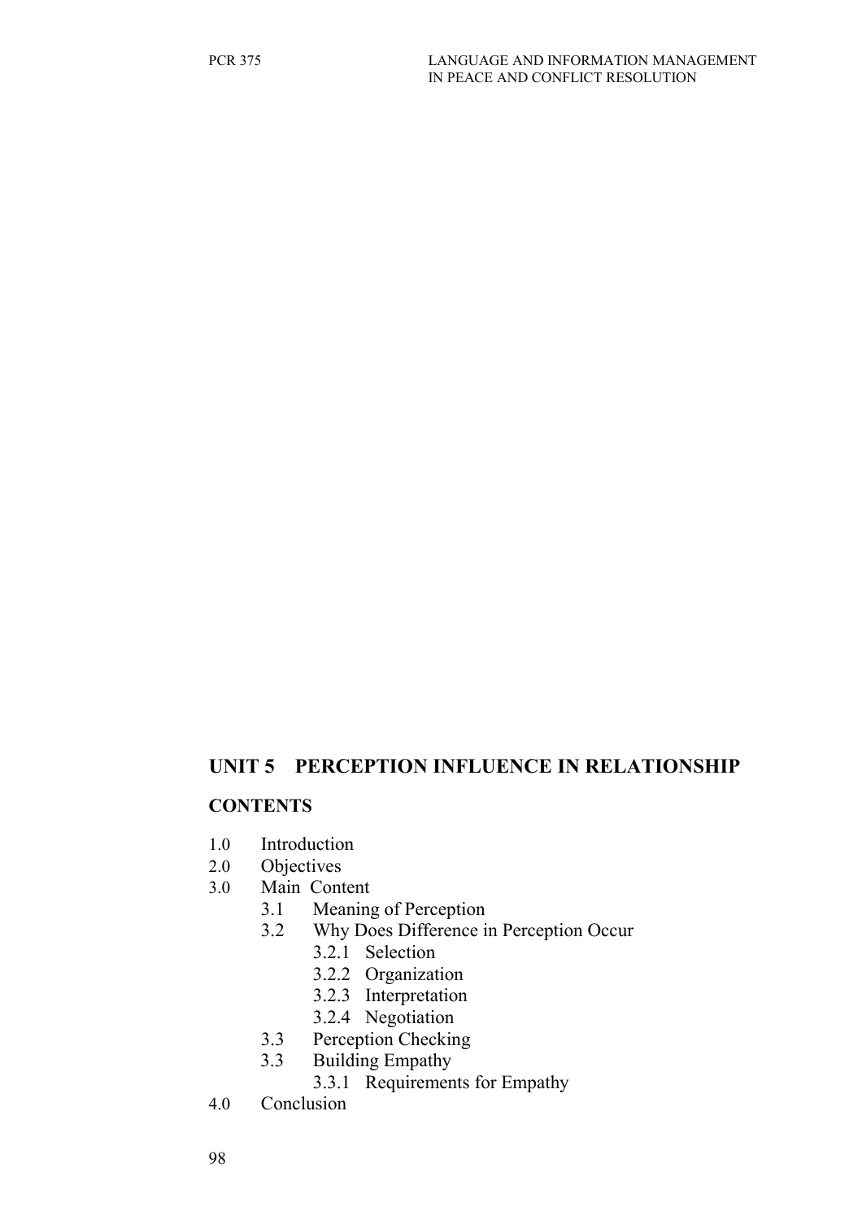## UNIT 5 PERCEPTION INFLUENCE IN RELATIONSHIP

### CONTENTS

1.0 Introduction
2.0 Objectives
3.0 Main Content
  3.1 Meaning of Perception
  3.2 Why Does Difference in Perception Occur
    3.2.1 Selection
    3.2.2 Organization
    3.2.3 Interpretation
    3.2.4 Negotiation
  3.3 Perception Checking
  3.3 Building Empathy
    3.3.1 Requirements for Empathy
4.0 Conclusion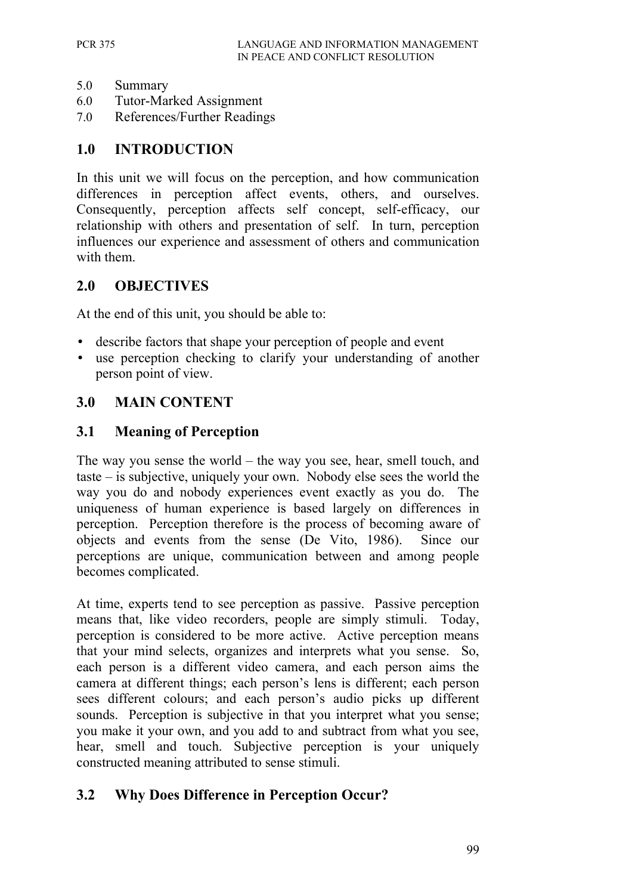5.0 Summary
6.0 Tutor-Marked Assignment
7.0 References/Further Readings

## 1.0 INTRODUCTION

In this unit we will focus on the perception, and how communication differences in perception affect events, others, and ourselves. Consequently, perception affects self concept, self-efficacy, our relationship with others and presentation of self. In turn, perception influences our experience and assessment of others and communication with them.

## 2.0 OBJECTIVES

At the end of this unit, you should be able to:

- describe factors that shape your perception of people and event
- use perception checking to clarify your understanding of another person point of view.

## 3.0 MAIN CONTENT

### 3.1 Meaning of Perception

The way you sense the world – the way you see, hear, smell touch, and taste – is subjective, uniquely your own. Nobody else sees the world the way you do and nobody experiences event exactly as you do. The uniqueness of human experience is based largely on differences in perception. Perception therefore is the process of becoming aware of objects and events from the sense (De Vito, 1986). Since our perceptions are unique, communication between and among people becomes complicated.

At time, experts tend to see perception as passive. Passive perception means that, like video recorders, people are simply stimuli. Today, perception is considered to be more active. Active perception means that your mind selects, organizes and interprets what you sense. So, each person is a different video camera, and each person aims the camera at different things; each person's lens is different; each person sees different colours; and each person's audio picks up different sounds. Perception is subjective in that you interpret what you sense; you make it your own, and you add to and subtract from what you see, hear, smell and touch. Subjective perception is your uniquely constructed meaning attributed to sense stimuli.

### 3.2 Why Does Difference in Perception Occur?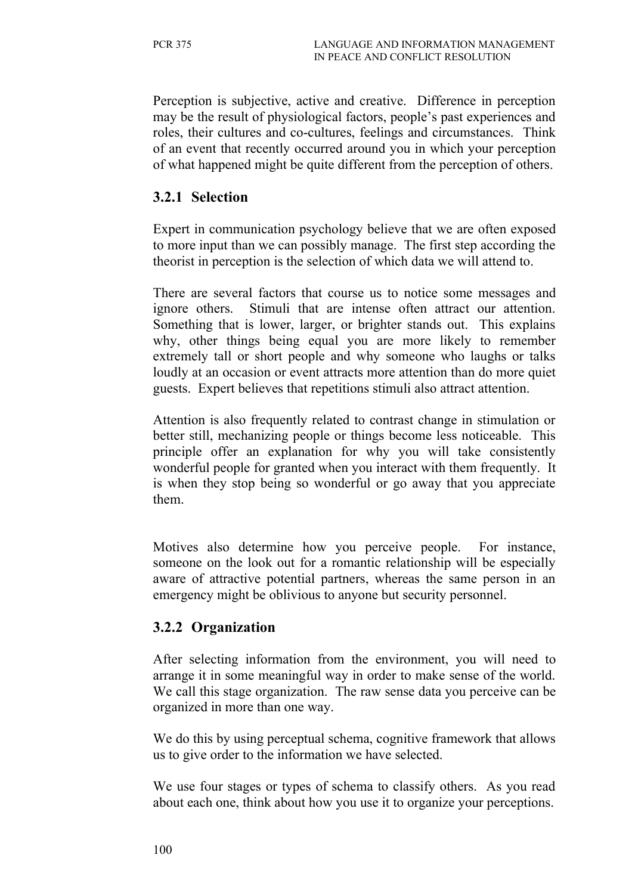Perception is subjective, active and creative. Difference in perception may be the result of physiological factors, people's past experiences and roles, their cultures and co-cultures, feelings and circumstances. Think of an event that recently occurred around you in which your perception of what happened might be quite different from the perception of others.

### 3.2.1 Selection

Expert in communication psychology believe that we are often exposed to more input than we can possibly manage. The first step according the theorist in perception is the selection of which data we will attend to.

There are several factors that course us to notice some messages and ignore others. Stimuli that are intense often attract our attention. Something that is lower, larger, or brighter stands out. This explains why, other things being equal you are more likely to remember extremely tall or short people and why someone who laughs or talks loudly at an occasion or event attracts more attention than do more quiet guests. Expert believes that repetitions stimuli also attract attention.

Attention is also frequently related to contrast change in stimulation or better still, mechanizing people or things become less noticeable. This principle offer an explanation for why you will take consistently wonderful people for granted when you interact with them frequently. It is when they stop being so wonderful or go away that you appreciate them.

Motives also determine how you perceive people. For instance, someone on the look out for a romantic relationship will be especially aware of attractive potential partners, whereas the same person in an emergency might be oblivious to anyone but security personnel.

### 3.2.2 Organization

After selecting information from the environment, you will need to arrange it in some meaningful way in order to make sense of the world. We call this stage organization. The raw sense data you perceive can be organized in more than one way.

We do this by using perceptual schema, cognitive framework that allows us to give order to the information we have selected.

We use four stages or types of schema to classify others. As you read about each one, think about how you use it to organize your perceptions.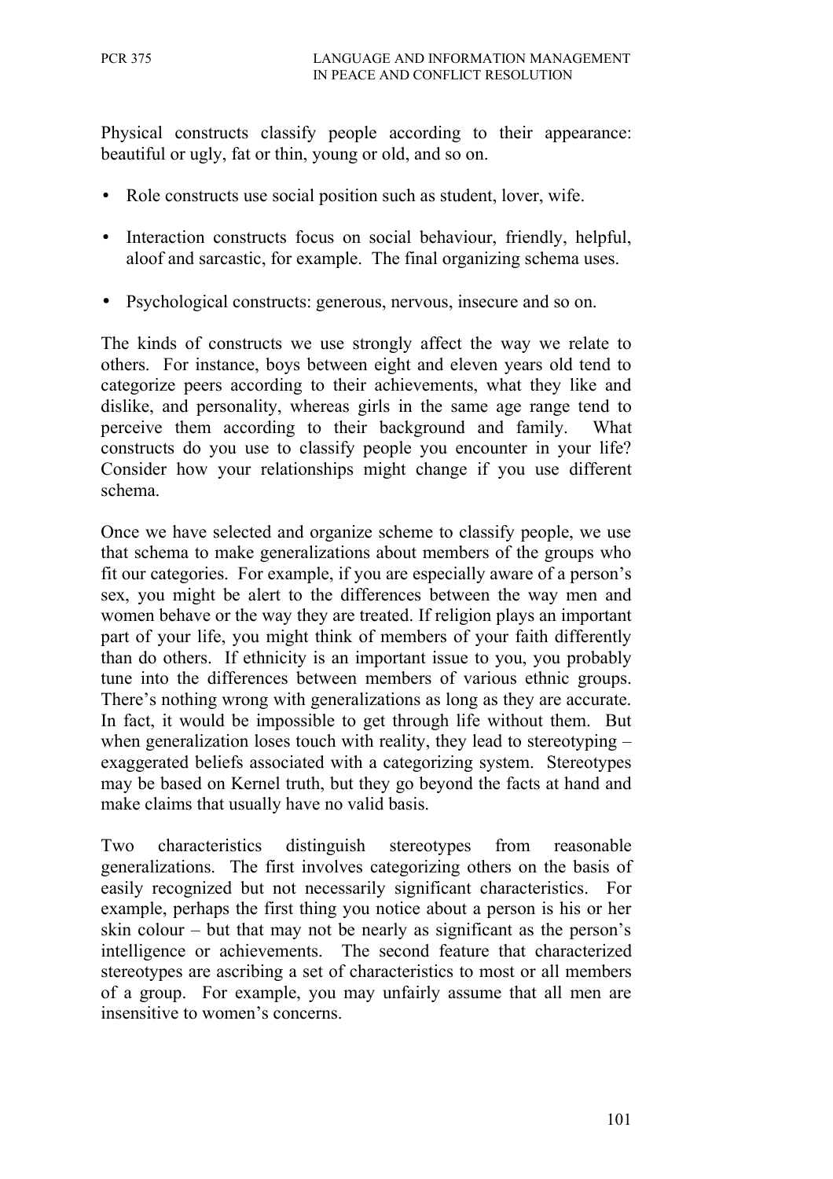Physical constructs classify people according to their appearance: beautiful or ugly, fat or thin, young or old, and so on.

- Role constructs use social position such as student, lover, wife.
- Interaction constructs focus on social behaviour, friendly, helpful, aloof and sarcastic, for example. The final organizing schema uses.
- Psychological constructs: generous, nervous, insecure and so on.

The kinds of constructs we use strongly affect the way we relate to others. For instance, boys between eight and eleven years old tend to categorize peers according to their achievements, what they like and dislike, and personality, whereas girls in the same age range tend to perceive them according to their background and family. What constructs do you use to classify people you encounter in your life? Consider how your relationships might change if you use different schema.

Once we have selected and organize scheme to classify people, we use that schema to make generalizations about members of the groups who fit our categories. For example, if you are especially aware of a person's sex, you might be alert to the differences between the way men and women behave or the way they are treated. If religion plays an important part of your life, you might think of members of your faith differently than do others. If ethnicity is an important issue to you, you probably tune into the differences between members of various ethnic groups. There's nothing wrong with generalizations as long as they are accurate. In fact, it would be impossible to get through life without them. But when generalization loses touch with reality, they lead to stereotyping – exaggerated beliefs associated with a categorizing system. Stereotypes may be based on Kernel truth, but they go beyond the facts at hand and make claims that usually have no valid basis.

Two characteristics distinguish stereotypes from reasonable generalizations. The first involves categorizing others on the basis of easily recognized but not necessarily significant characteristics. For example, perhaps the first thing you notice about a person is his or her skin colour – but that may not be nearly as significant as the person's intelligence or achievements. The second feature that characterized stereotypes are ascribing a set of characteristics to most or all members of a group. For example, you may unfairly assume that all men are insensitive to women's concerns.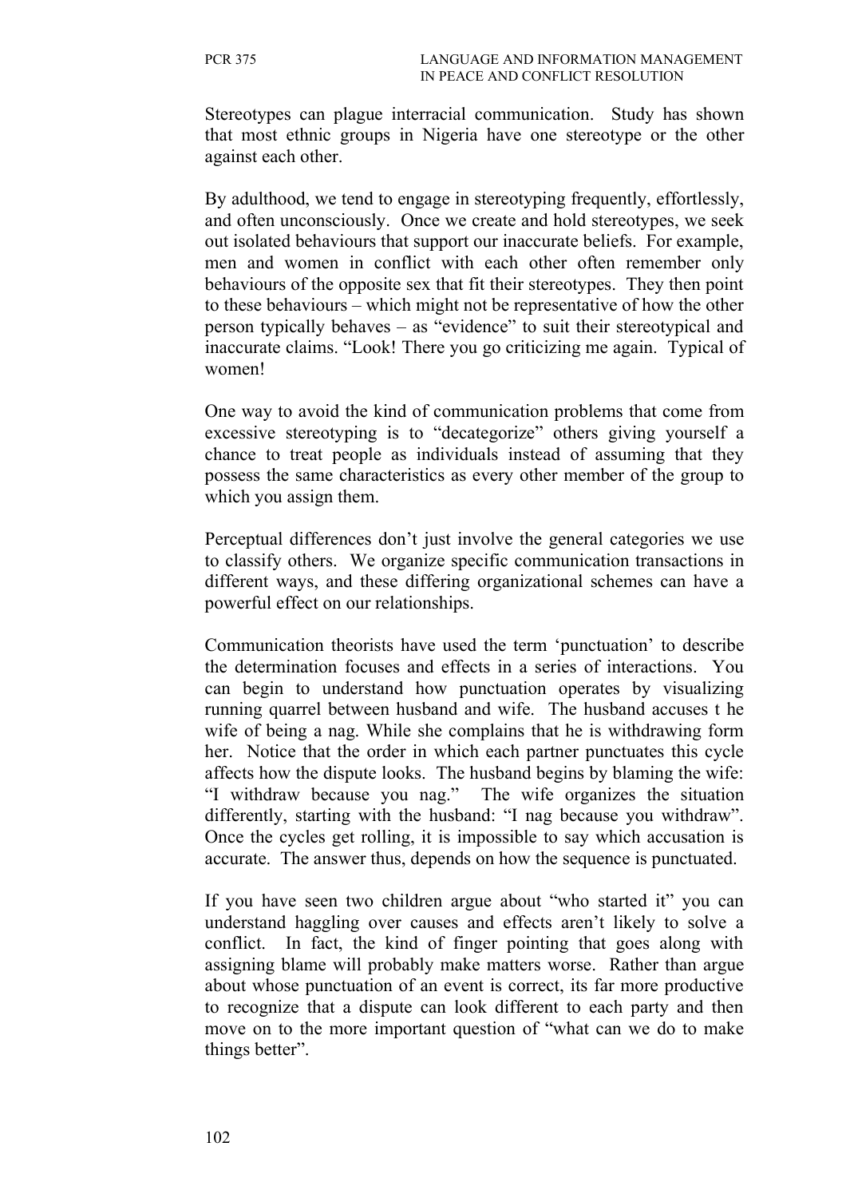Stereotypes can plague interracial communication. Study has shown that most ethnic groups in Nigeria have one stereotype or the other against each other.

By adulthood, we tend to engage in stereotyping frequently, effortlessly, and often unconsciously. Once we create and hold stereotypes, we seek out isolated behaviours that support our inaccurate beliefs. For example, men and women in conflict with each other often remember only behaviours of the opposite sex that fit their stereotypes. They then point to these behaviours – which might not be representative of how the other person typically behaves – as "evidence" to suit their stereotypical and inaccurate claims. "Look! There you go criticizing me again. Typical of women!

One way to avoid the kind of communication problems that come from excessive stereotyping is to "decategorize" others giving yourself a chance to treat people as individuals instead of assuming that they possess the same characteristics as every other member of the group to which you assign them.

Perceptual differences don't just involve the general categories we use to classify others. We organize specific communication transactions in different ways, and these differing organizational schemes can have a powerful effect on our relationships.

Communication theorists have used the term 'punctuation' to describe the determination focuses and effects in a series of interactions. You can begin to understand how punctuation operates by visualizing running quarrel between husband and wife. The husband accuses t he wife of being a nag. While she complains that he is withdrawing form her. Notice that the order in which each partner punctuates this cycle affects how the dispute looks. The husband begins by blaming the wife: "I withdraw because you nag." The wife organizes the situation differently, starting with the husband: "I nag because you withdraw". Once the cycles get rolling, it is impossible to say which accusation is accurate. The answer thus, depends on how the sequence is punctuated.

If you have seen two children argue about "who started it" you can understand haggling over causes and effects aren't likely to solve a conflict. In fact, the kind of finger pointing that goes along with assigning blame will probably make matters worse. Rather than argue about whose punctuation of an event is correct, its far more productive to recognize that a dispute can look different to each party and then move on to the more important question of "what can we do to make things better".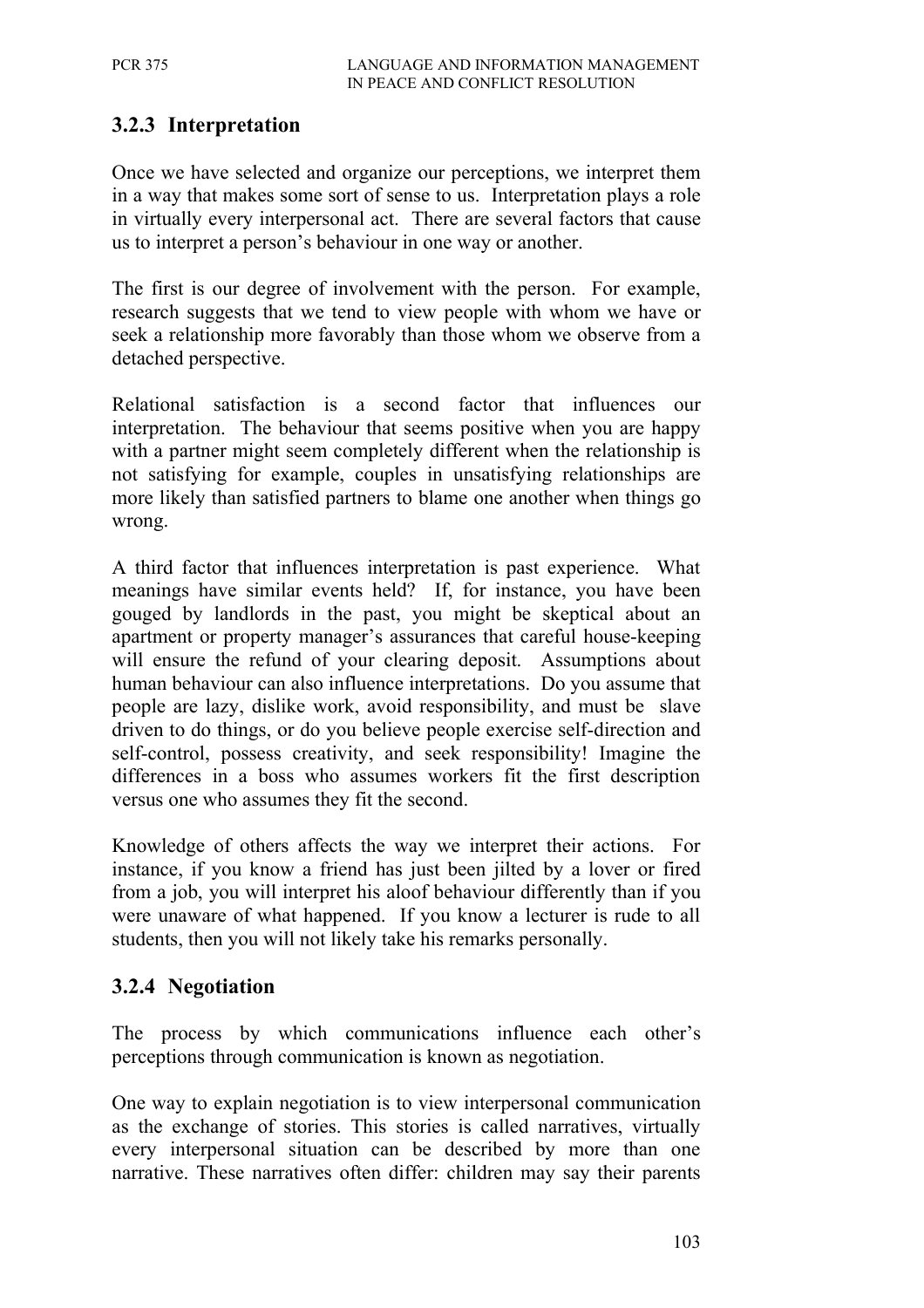### 3.2.3 Interpretation

Once we have selected and organize our perceptions, we interpret them in a way that makes some sort of sense to us. Interpretation plays a role in virtually every interpersonal act. There are several factors that cause us to interpret a person's behaviour in one way or another.

The first is our degree of involvement with the person. For example, research suggests that we tend to view people with whom we have or seek a relationship more favorably than those whom we observe from a detached perspective.

Relational satisfaction is a second factor that influences our interpretation. The behaviour that seems positive when you are happy with a partner might seem completely different when the relationship is not satisfying for example, couples in unsatisfying relationships are more likely than satisfied partners to blame one another when things go wrong.

A third factor that influences interpretation is past experience. What meanings have similar events held? If, for instance, you have been gouged by landlords in the past, you might be skeptical about an apartment or property manager's assurances that careful house-keeping will ensure the refund of your clearing deposit. Assumptions about human behaviour can also influence interpretations. Do you assume that people are lazy, dislike work, avoid responsibility, and must be slave driven to do things, or do you believe people exercise self-direction and self-control, possess creativity, and seek responsibility! Imagine the differences in a boss who assumes workers fit the first description versus one who assumes they fit the second.

Knowledge of others affects the way we interpret their actions. For instance, if you know a friend has just been jilted by a lover or fired from a job, you will interpret his aloof behaviour differently than if you were unaware of what happened. If you know a lecturer is rude to all students, then you will not likely take his remarks personally.

### 3.2.4 Negotiation

The process by which communications influence each other's perceptions through communication is known as negotiation.

One way to explain negotiation is to view interpersonal communication as the exchange of stories. This stories is called narratives, virtually every interpersonal situation can be described by more than one narrative. These narratives often differ: children may say their parents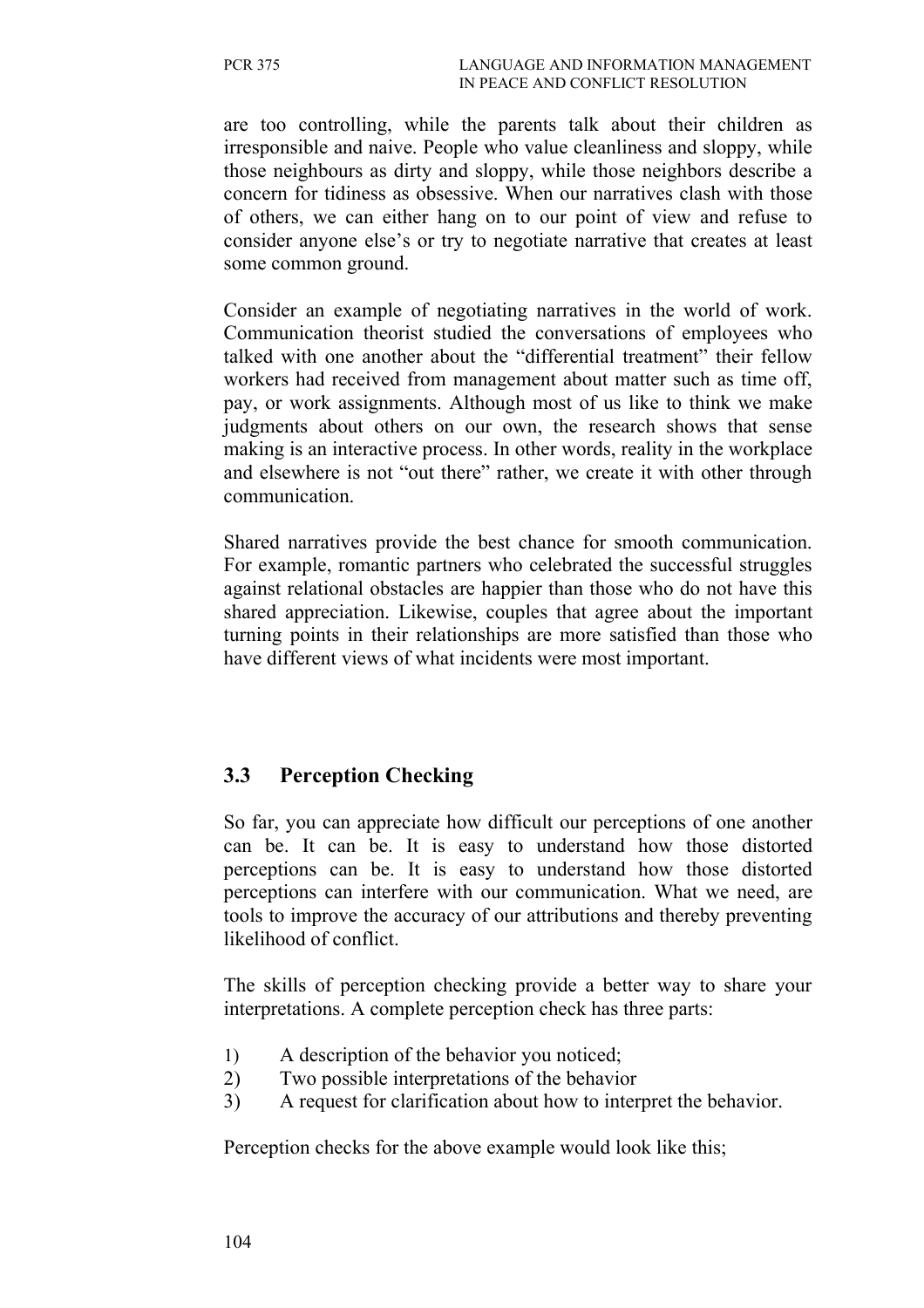are too controlling, while the parents talk about their children as irresponsible and naive. People who value cleanliness and sloppy, while those neighbours as dirty and sloppy, while those neighbors describe a concern for tidiness as obsessive. When our narratives clash with those of others, we can either hang on to our point of view and refuse to consider anyone else's or try to negotiate narrative that creates at least some common ground.

Consider an example of negotiating narratives in the world of work. Communication theorist studied the conversations of employees who talked with one another about the "differential treatment" their fellow workers had received from management about matter such as time off, pay, or work assignments. Although most of us like to think we make judgments about others on our own, the research shows that sense making is an interactive process. In other words, reality in the workplace and elsewhere is not "out there" rather, we create it with other through communication.

Shared narratives provide the best chance for smooth communication. For example, romantic partners who celebrated the successful struggles against relational obstacles are happier than those who do not have this shared appreciation. Likewise, couples that agree about the important turning points in their relationships are more satisfied than those who have different views of what incidents were most important.

### 3.3 Perception Checking

So far, you can appreciate how difficult our perceptions of one another can be. It can be. It is easy to understand how those distorted perceptions can be. It is easy to understand how those distorted perceptions can interfere with our communication. What we need, are tools to improve the accuracy of our attributions and thereby preventing likelihood of conflict.

The skills of perception checking provide a better way to share your interpretations. A complete perception check has three parts:

1) A description of the behavior you noticed;
2) Two possible interpretations of the behavior
3) A request for clarification about how to interpret the behavior.

Perception checks for the above example would look like this;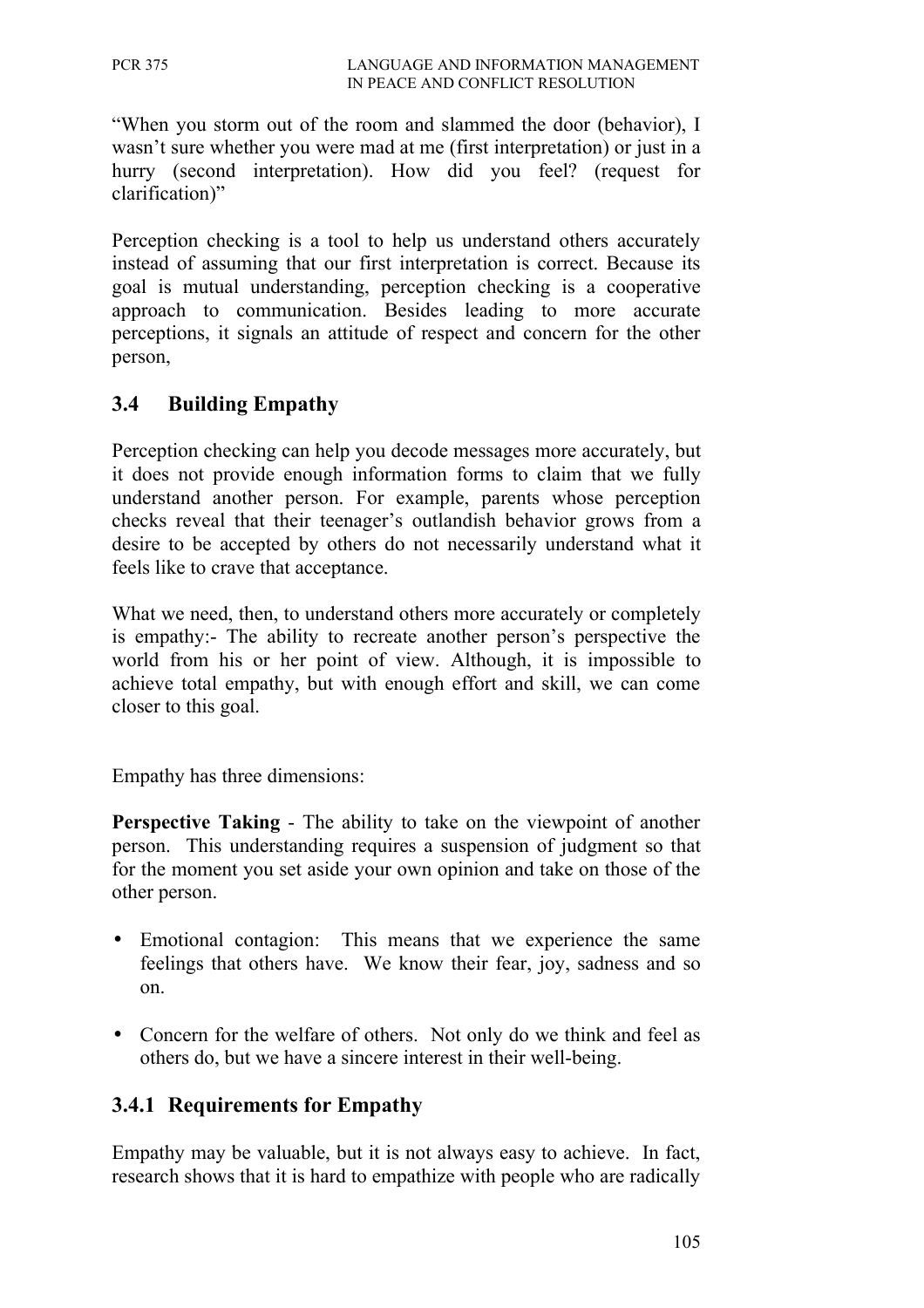"When you storm out of the room and slammed the door (behavior), I wasn't sure whether you were mad at me (first interpretation) or just in a hurry (second interpretation). How did you feel? (request for clarification)"

Perception checking is a tool to help us understand others accurately instead of assuming that our first interpretation is correct. Because its goal is mutual understanding, perception checking is a cooperative approach to communication. Besides leading to more accurate perceptions, it signals an attitude of respect and concern for the other person,

## 3.4 Building Empathy

Perception checking can help you decode messages more accurately, but it does not provide enough information forms to claim that we fully understand another person. For example, parents whose perception checks reveal that their teenager's outlandish behavior grows from a desire to be accepted by others do not necessarily understand what it feels like to crave that acceptance.

What we need, then, to understand others more accurately or completely is empathy:- The ability to recreate another person's perspective the world from his or her point of view. Although, it is impossible to achieve total empathy, but with enough effort and skill, we can come closer to this goal.

Empathy has three dimensions:

**Perspective Taking** - The ability to take on the viewpoint of another person. This understanding requires a suspension of judgment so that for the moment you set aside your own opinion and take on those of the other person.

- Emotional contagion: This means that we experience the same feelings that others have. We know their fear, joy, sadness and so on.
- Concern for the welfare of others. Not only do we think and feel as others do, but we have a sincere interest in their well-being.

### 3.4.1 Requirements for Empathy

Empathy may be valuable, but it is not always easy to achieve. In fact, research shows that it is hard to empathize with people who are radically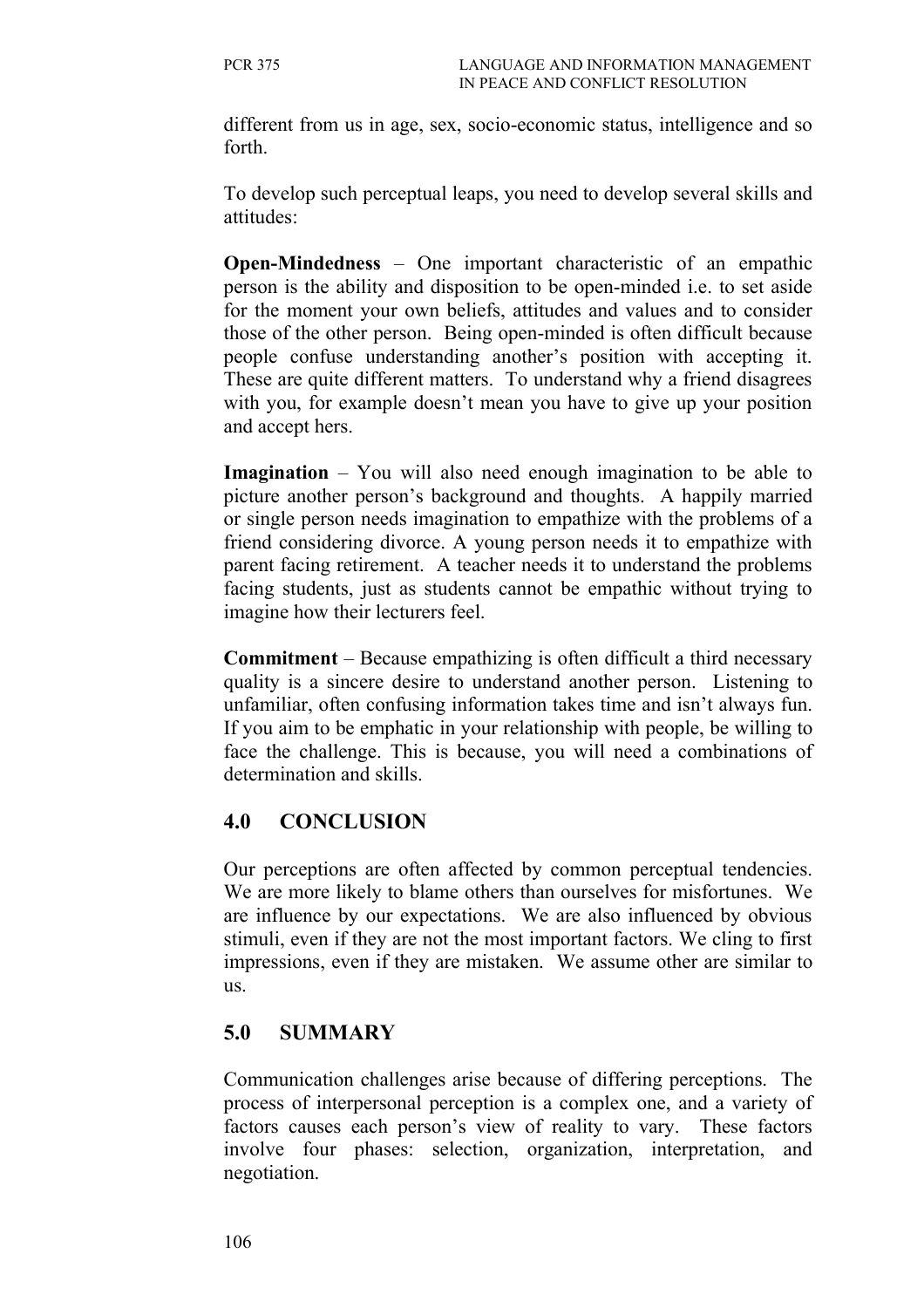different from us in age, sex, socio-economic status, intelligence and so forth.

To develop such perceptual leaps, you need to develop several skills and attitudes:

**Open-Mindedness** – One important characteristic of an empathic person is the ability and disposition to be open-minded i.e. to set aside for the moment your own beliefs, attitudes and values and to consider those of the other person. Being open-minded is often difficult because people confuse understanding another's position with accepting it. These are quite different matters. To understand why a friend disagrees with you, for example doesn't mean you have to give up your position and accept hers.

**Imagination** – You will also need enough imagination to be able to picture another person's background and thoughts. A happily married or single person needs imagination to empathize with the problems of a friend considering divorce. A young person needs it to empathize with parent facing retirement. A teacher needs it to understand the problems facing students, just as students cannot be empathic without trying to imagine how their lecturers feel.

**Commitment** – Because empathizing is often difficult a third necessary quality is a sincere desire to understand another person. Listening to unfamiliar, often confusing information takes time and isn't always fun. If you aim to be emphatic in your relationship with people, be willing to face the challenge. This is because, you will need a combinations of determination and skills.

## 4.0 CONCLUSION

Our perceptions are often affected by common perceptual tendencies. We are more likely to blame others than ourselves for misfortunes. We are influence by our expectations. We are also influenced by obvious stimuli, even if they are not the most important factors. We cling to first impressions, even if they are mistaken. We assume other are similar to us.

## 5.0 SUMMARY

Communication challenges arise because of differing perceptions. The process of interpersonal perception is a complex one, and a variety of factors causes each person's view of reality to vary. These factors involve four phases: selection, organization, interpretation, and negotiation.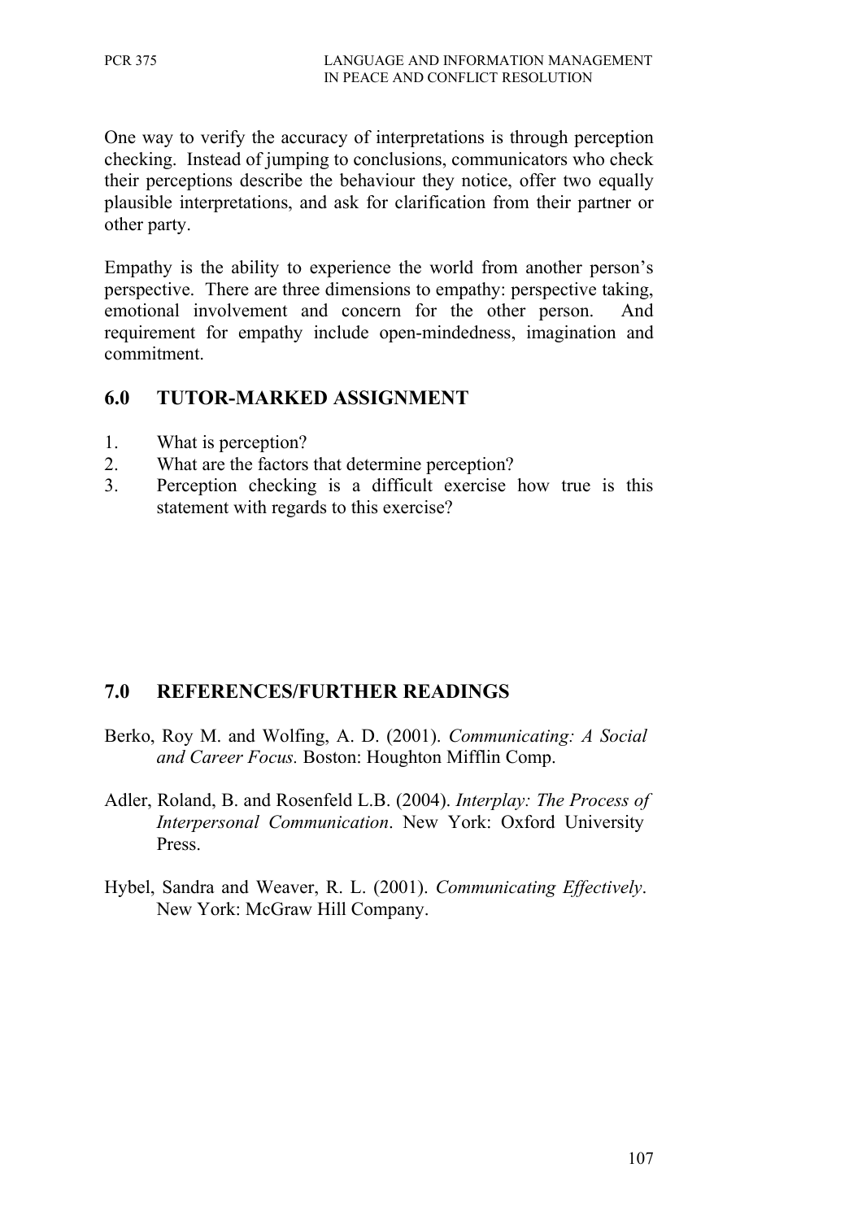One way to verify the accuracy of interpretations is through perception checking. Instead of jumping to conclusions, communicators who check their perceptions describe the behaviour they notice, offer two equally plausible interpretations, and ask for clarification from their partner or other party.

Empathy is the ability to experience the world from another person's perspective. There are three dimensions to empathy: perspective taking, emotional involvement and concern for the other person. And requirement for empathy include open-mindedness, imagination and commitment.

## 6.0 TUTOR-MARKED ASSIGNMENT

1. What is perception?
2. What are the factors that determine perception?
3. Perception checking is a difficult exercise how true is this statement with regards to this exercise?

## 7.0 REFERENCES/FURTHER READINGS

Berko, Roy M. and Wolfing, A. D. (2001). *Communicating: A Social and Career Focus.* Boston: Houghton Mifflin Comp.

Adler, Roland, B. and Rosenfeld L.B. (2004). *Interplay: The Process of Interpersonal Communication*. New York: Oxford University Press.

Hybel, Sandra and Weaver, R. L. (2001). *Communicating Effectively*. New York: McGraw Hill Company.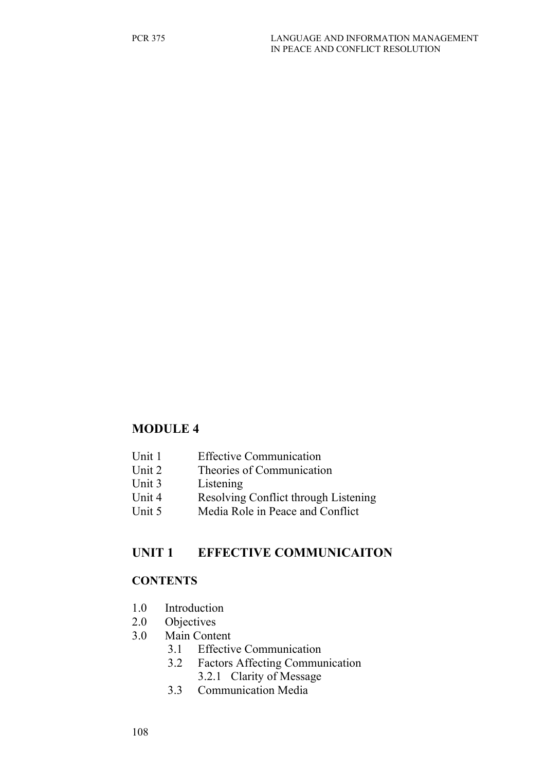## MODULE 4

Unit 1 Effective Communication
Unit 2 Theories of Communication
Unit 3 Listening
Unit 4 Resolving Conflict through Listening
Unit 5 Media Role in Peace and Conflict

## UNIT 1 EFFECTIVE COMMUNICAITON

### CONTENTS

1.0 Introduction
2.0 Objectives
3.0 Main Content
- 3.1 Effective Communication
- 3.2 Factors Affecting Communication
  - 3.2.1 Clarity of Message
- 3.3 Communication Media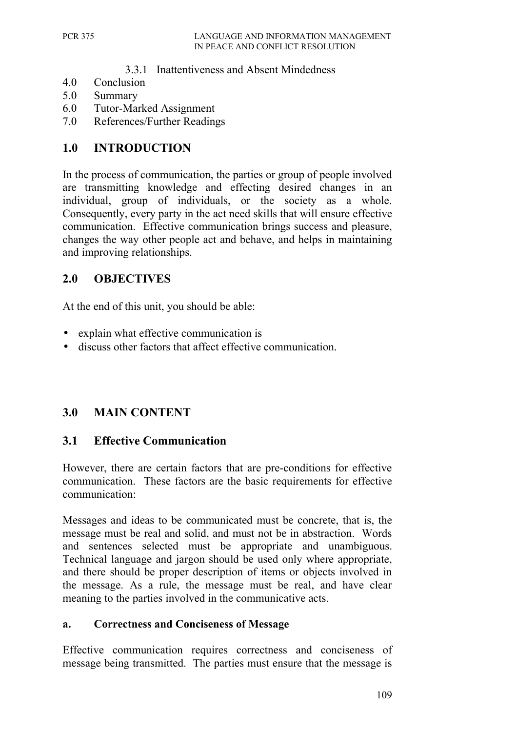3.3.1 Inattentiveness and Absent Mindedness

4.0 Conclusion

5.0 Summary

6.0 Tutor-Marked Assignment

7.0 References/Further Readings

## 1.0 INTRODUCTION

In the process of communication, the parties or group of people involved are transmitting knowledge and effecting desired changes in an individual, group of individuals, or the society as a whole. Consequently, every party in the act need skills that will ensure effective communication. Effective communication brings success and pleasure, changes the way other people act and behave, and helps in maintaining and improving relationships.

## 2.0 OBJECTIVES

At the end of this unit, you should be able:

- explain what effective communication is
- discuss other factors that affect effective communication.

## 3.0 MAIN CONTENT

### 3.1 Effective Communication

However, there are certain factors that are pre-conditions for effective communication. These factors are the basic requirements for effective communication:

Messages and ideas to be communicated must be concrete, that is, the message must be real and solid, and must not be in abstraction. Words and sentences selected must be appropriate and unambiguous. Technical language and jargon should be used only where appropriate, and there should be proper description of items or objects involved in the message. As a rule, the message must be real, and have clear meaning to the parties involved in the communicative acts.

#### a. Correctness and Conciseness of Message

Effective communication requires correctness and conciseness of message being transmitted. The parties must ensure that the message is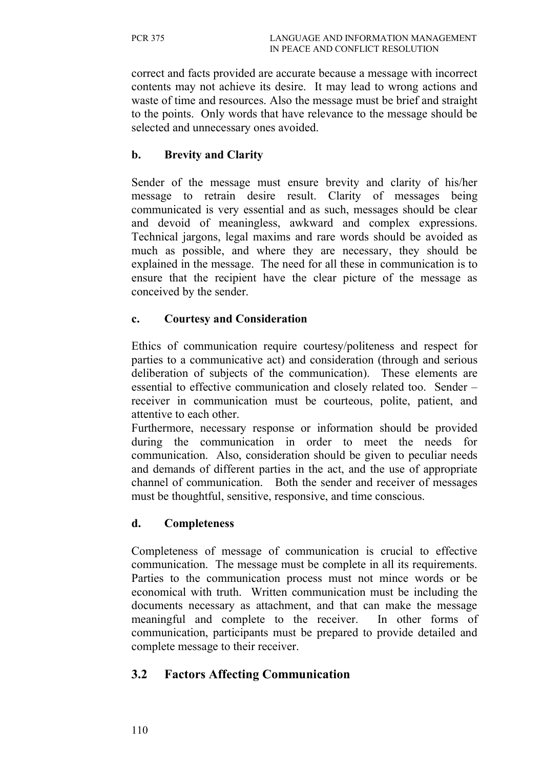correct and facts provided are accurate because a message with incorrect contents may not achieve its desire. It may lead to wrong actions and waste of time and resources. Also the message must be brief and straight to the points. Only words that have relevance to the message should be selected and unnecessary ones avoided.

### b. Brevity and Clarity

Sender of the message must ensure brevity and clarity of his/her message to retrain desire result. Clarity of messages being communicated is very essential and as such, messages should be clear and devoid of meaningless, awkward and complex expressions. Technical jargons, legal maxims and rare words should be avoided as much as possible, and where they are necessary, they should be explained in the message. The need for all these in communication is to ensure that the recipient have the clear picture of the message as conceived by the sender.

### c. Courtesy and Consideration

Ethics of communication require courtesy/politeness and respect for parties to a communicative act) and consideration (through and serious deliberation of subjects of the communication). These elements are essential to effective communication and closely related too. Sender – receiver in communication must be courteous, polite, patient, and attentive to each other.

Furthermore, necessary response or information should be provided during the communication in order to meet the needs for communication. Also, consideration should be given to peculiar needs and demands of different parties in the act, and the use of appropriate channel of communication. Both the sender and receiver of messages must be thoughtful, sensitive, responsive, and time conscious.

### d. Completeness

Completeness of message of communication is crucial to effective communication. The message must be complete in all its requirements. Parties to the communication process must not mince words or be economical with truth. Written communication must be including the documents necessary as attachment, and that can make the message meaningful and complete to the receiver. In other forms of communication, participants must be prepared to provide detailed and complete message to their receiver.

## 3.2 Factors Affecting Communication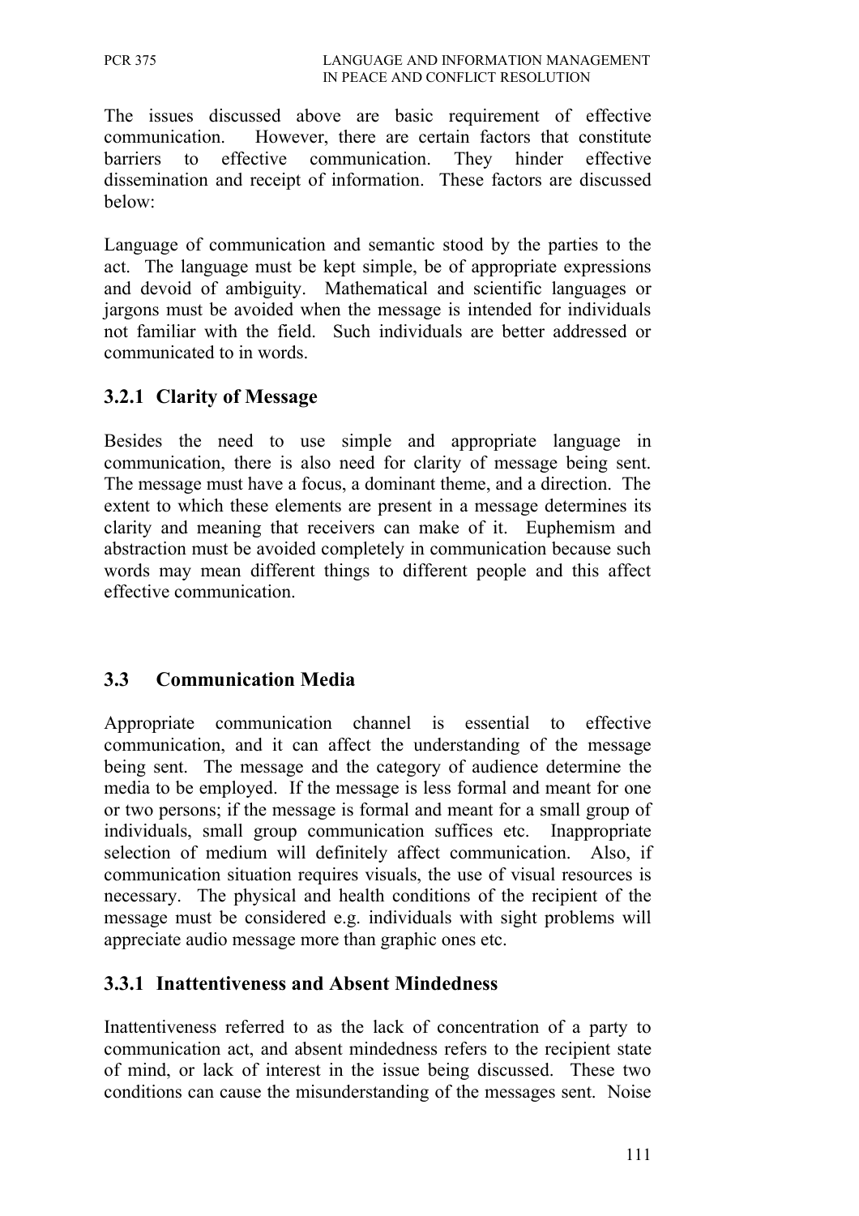The issues discussed above are basic requirement of effective communication. However, there are certain factors that constitute barriers to effective communication. They hinder effective dissemination and receipt of information. These factors are discussed below:

Language of communication and semantic stood by the parties to the act. The language must be kept simple, be of appropriate expressions and devoid of ambiguity. Mathematical and scientific languages or jargons must be avoided when the message is intended for individuals not familiar with the field. Such individuals are better addressed or communicated to in words.

### 3.2.1 Clarity of Message

Besides the need to use simple and appropriate language in communication, there is also need for clarity of message being sent. The message must have a focus, a dominant theme, and a direction. The extent to which these elements are present in a message determines its clarity and meaning that receivers can make of it. Euphemism and abstraction must be avoided completely in communication because such words may mean different things to different people and this affect effective communication.

## 3.3 Communication Media

Appropriate communication channel is essential to effective communication, and it can affect the understanding of the message being sent. The message and the category of audience determine the media to be employed. If the message is less formal and meant for one or two persons; if the message is formal and meant for a small group of individuals, small group communication suffices etc. Inappropriate selection of medium will definitely affect communication. Also, if communication situation requires visuals, the use of visual resources is necessary. The physical and health conditions of the recipient of the message must be considered e.g. individuals with sight problems will appreciate audio message more than graphic ones etc.

### 3.3.1 Inattentiveness and Absent Mindedness

Inattentiveness referred to as the lack of concentration of a party to communication act, and absent mindedness refers to the recipient state of mind, or lack of interest in the issue being discussed. These two conditions can cause the misunderstanding of the messages sent. Noise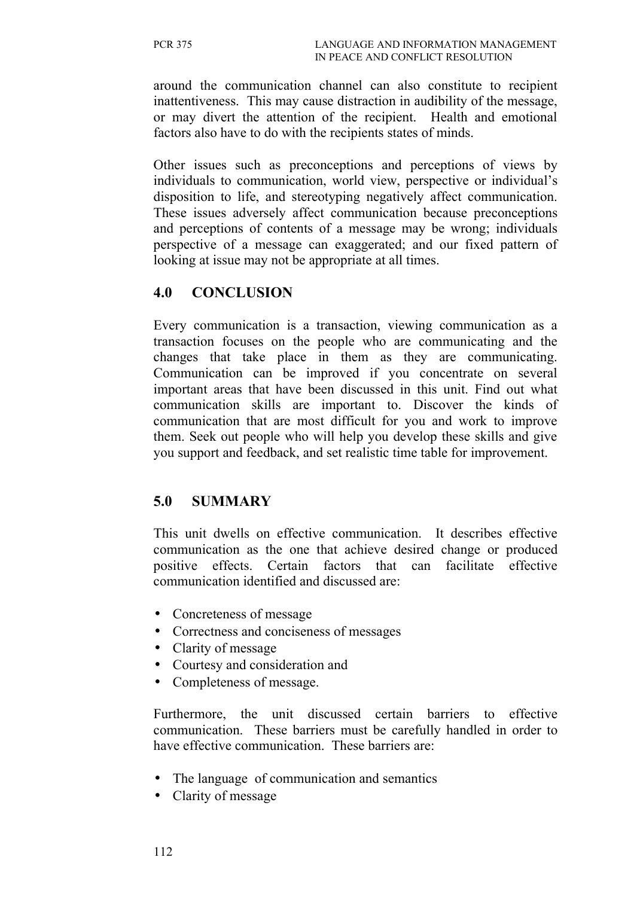around the communication channel can also constitute to recipient inattentiveness. This may cause distraction in audibility of the message, or may divert the attention of the recipient. Health and emotional factors also have to do with the recipients states of minds.

Other issues such as preconceptions and perceptions of views by individuals to communication, world view, perspective or individual's disposition to life, and stereotyping negatively affect communication. These issues adversely affect communication because preconceptions and perceptions of contents of a message may be wrong; individuals perspective of a message can exaggerated; and our fixed pattern of looking at issue may not be appropriate at all times.

## 4.0 CONCLUSION

Every communication is a transaction, viewing communication as a transaction focuses on the people who are communicating and the changes that take place in them as they are communicating. Communication can be improved if you concentrate on several important areas that have been discussed in this unit. Find out what communication skills are important to. Discover the kinds of communication that are most difficult for you and work to improve them. Seek out people who will help you develop these skills and give you support and feedback, and set realistic time table for improvement.

## 5.0 SUMMARY

This unit dwells on effective communication. It describes effective communication as the one that achieve desired change or produced positive effects. Certain factors that can facilitate effective communication identified and discussed are:

- Concreteness of message
- Correctness and conciseness of messages
- Clarity of message
- Courtesy and consideration and
- Completeness of message.

Furthermore, the unit discussed certain barriers to effective communication. These barriers must be carefully handled in order to have effective communication. These barriers are:

- The language of communication and semantics
- Clarity of message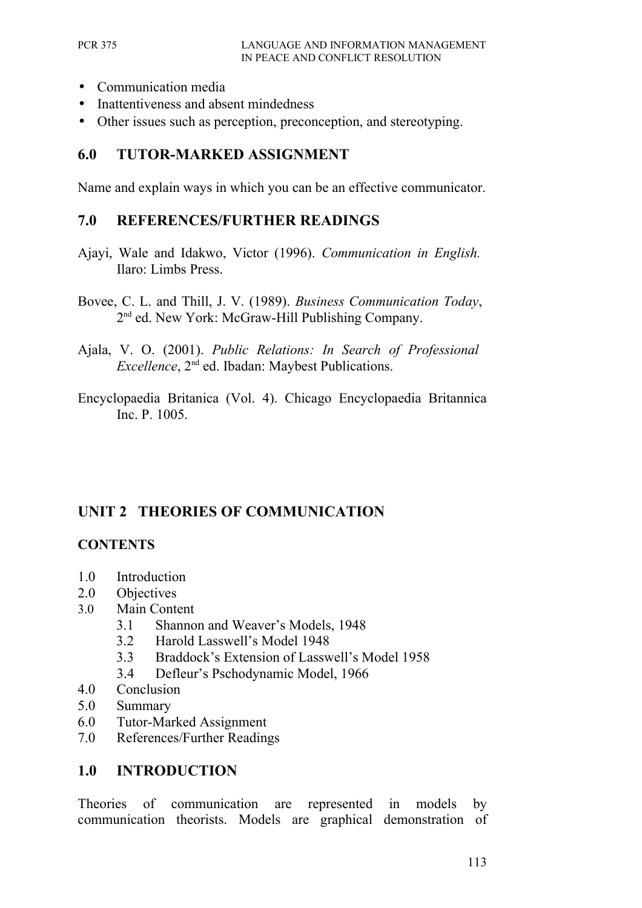- Communication media
- Inattentiveness and absent mindedness
- Other issues such as perception, preconception, and stereotyping.

## 6.0 TUTOR-MARKED ASSIGNMENT

Name and explain ways in which you can be an effective communicator.

## 7.0 REFERENCES/FURTHER READINGS

Ajayi, Wale and Idakwo, Victor (1996). *Communication in English.* Ilaro: Limbs Press.

Bovee, C. L. and Thill, J. V. (1989). *Business Communication Today*, 2nd ed. New York: McGraw-Hill Publishing Company.

Ajala, V. O. (2001). *Public Relations: In Search of Professional Excellence*, 2nd ed. Ibadan: Maybest Publications.

Encyclopaedia Britanica (Vol. 4). Chicago Encyclopaedia Britannica Inc. P. 1005.

# UNIT 2 THEORIES OF COMMUNICATION

## CONTENTS

1.0 Introduction
2.0 Objectives
3.0 Main Content
  3.1 Shannon and Weaver's Models, 1948
  3.2 Harold Lasswell's Model 1948
  3.3 Braddock's Extension of Lasswell's Model 1958
  3.4 Defleur's Pschodynamic Model, 1966
4.0 Conclusion
5.0 Summary
6.0 Tutor-Marked Assignment
7.0 References/Further Readings

## 1.0 INTRODUCTION

Theories of communication are represented in models by communication theorists. Models are graphical demonstration of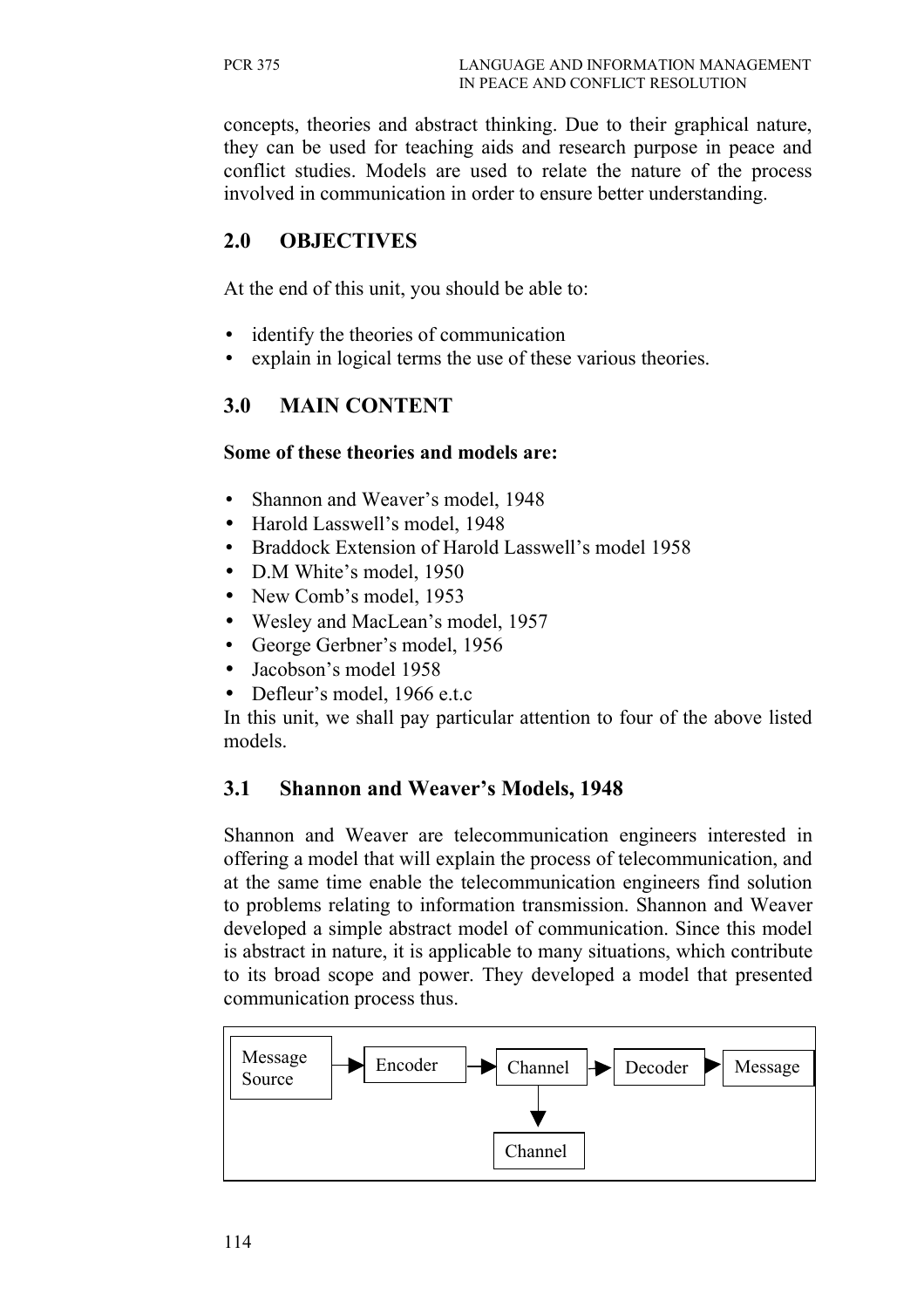concepts, theories and abstract thinking. Due to their graphical nature, they can be used for teaching aids and research purpose in peace and conflict studies. Models are used to relate the nature of the process involved in communication in order to ensure better understanding.

## 2.0 OBJECTIVES

At the end of this unit, you should be able to:

- identify the theories of communication
- explain in logical terms the use of these various theories.

## 3.0 MAIN CONTENT

**Some of these theories and models are:**

- Shannon and Weaver's model, 1948
- Harold Lasswell's model, 1948
- Braddock Extension of Harold Lasswell's model 1958
- D.M White's model, 1950
- New Comb's model, 1953
- Wesley and MacLean's model, 1957
- George Gerbner's model, 1956
- Jacobson's model 1958
- Defleur's model, 1966 e.t.c

In this unit, we shall pay particular attention to four of the above listed models.

### 3.1 Shannon and Weaver's Models, 1948

Shannon and Weaver are telecommunication engineers interested in offering a model that will explain the process of telecommunication, and at the same time enable the telecommunication engineers find solution to problems relating to information transmission. Shannon and Weaver developed a simple abstract model of communication. Since this model is abstract in nature, it is applicable to many situations, which contribute to its broad scope and power. They developed a model that presented communication process thus.

Message Source → Encoder → Channel → Decoder → Message

Channel (↓) → Channel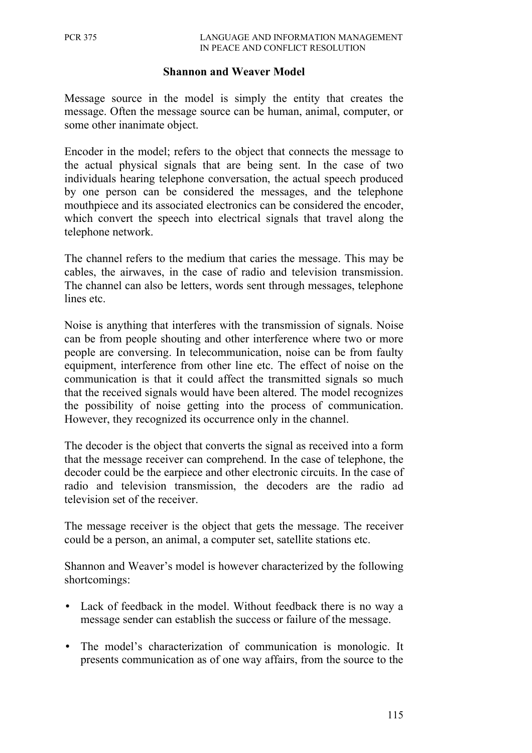## Shannon and Weaver Model

Message source in the model is simply the entity that creates the message. Often the message source can be human, animal, computer, or some other inanimate object.

Encoder in the model; refers to the object that connects the message to the actual physical signals that are being sent. In the case of two individuals hearing telephone conversation, the actual speech produced by one person can be considered the messages, and the telephone mouthpiece and its associated electronics can be considered the encoder, which convert the speech into electrical signals that travel along the telephone network.

The channel refers to the medium that caries the message. This may be cables, the airwaves, in the case of radio and television transmission. The channel can also be letters, words sent through messages, telephone lines etc.

Noise is anything that interferes with the transmission of signals. Noise can be from people shouting and other interference where two or more people are conversing. In telecommunication, noise can be from faulty equipment, interference from other line etc. The effect of noise on the communication is that it could affect the transmitted signals so much that the received signals would have been altered. The model recognizes the possibility of noise getting into the process of communication. However, they recognized its occurrence only in the channel.

The decoder is the object that converts the signal as received into a form that the message receiver can comprehend. In the case of telephone, the decoder could be the earpiece and other electronic circuits. In the case of radio and television transmission, the decoders are the radio ad television set of the receiver.

The message receiver is the object that gets the message. The receiver could be a person, an animal, a computer set, satellite stations etc.

Shannon and Weaver's model is however characterized by the following shortcomings:

- Lack of feedback in the model. Without feedback there is no way a message sender can establish the success or failure of the message.
- The model's characterization of communication is monologic. It presents communication as of one way affairs, from the source to the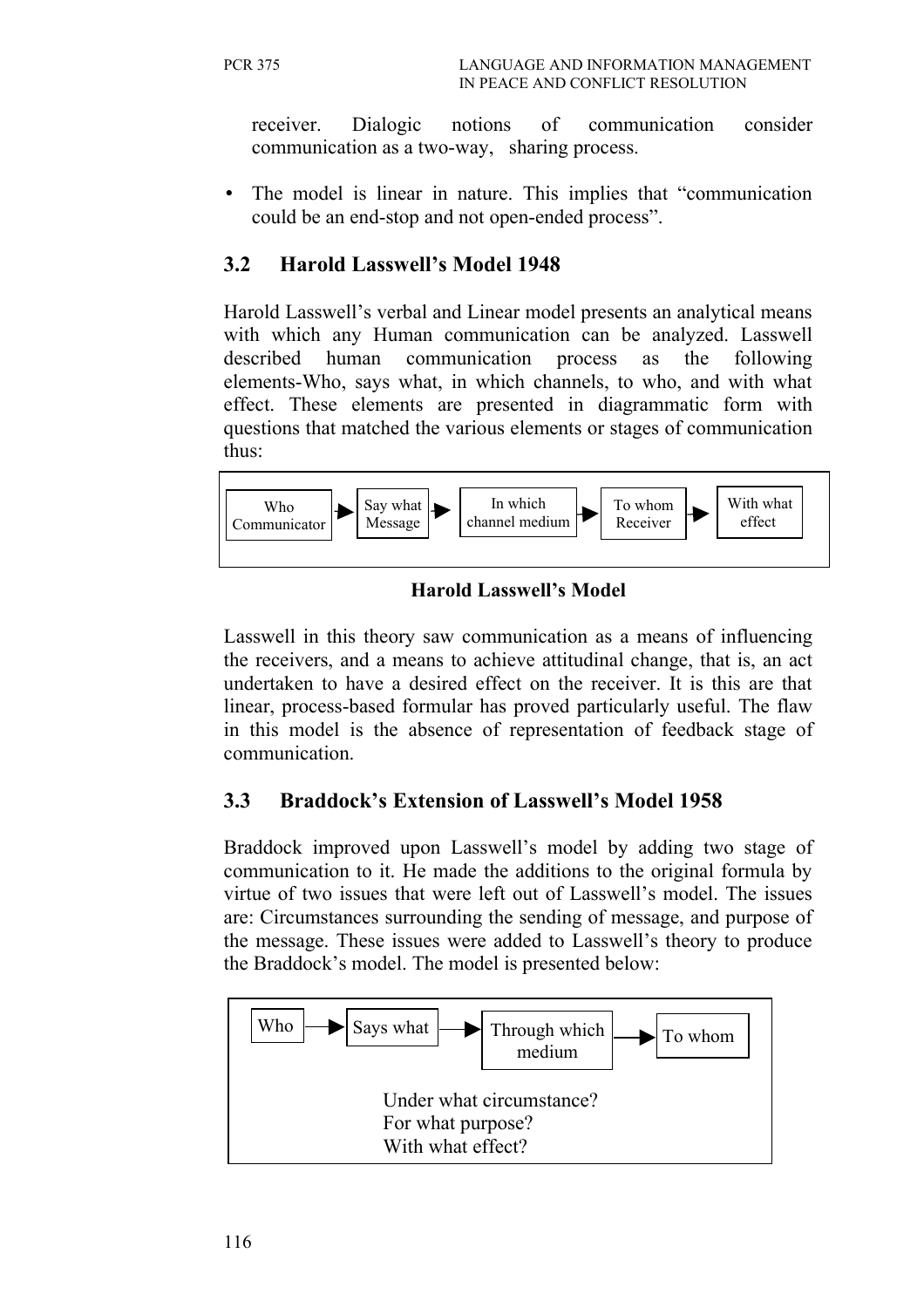receiver. Dialogic notions of communication consider communication as a two-way, sharing process.

- The model is linear in nature. This implies that "communication could be an end-stop and not open-ended process".

## 3.2 Harold Lasswell's Model 1948

Harold Lasswell's verbal and Linear model presents an analytical means with which any Human communication can be analyzed. Lasswell described human communication process as the following elements-Who, says what, in which channels, to who, and with what effect. These elements are presented in diagrammatic form with questions that matched the various elements or stages of communication thus:

Who Communicator → Say what Message → In which channel medium → To whom Receiver → With what effect

**Harold Lasswell's Model**

Lasswell in this theory saw communication as a means of influencing the receivers, and a means to achieve attitudinal change, that is, an act undertaken to have a desired effect on the receiver. It is this are that linear, process-based formular has proved particularly useful. The flaw in this model is the absence of representation of feedback stage of communication.

## 3.3 Braddock's Extension of Lasswell's Model 1958

Braddock improved upon Lasswell's model by adding two stage of communication to it. He made the additions to the original formula by virtue of two issues that were left out of Lasswell's model. The issues are: Circumstances surrounding the sending of message, and purpose of the message. These issues were added to Lasswell's theory to produce the Braddock's model. The model is presented below:

Who → Says what → Through which medium → To whom

Under what circumstance?
For what purpose?
With what effect?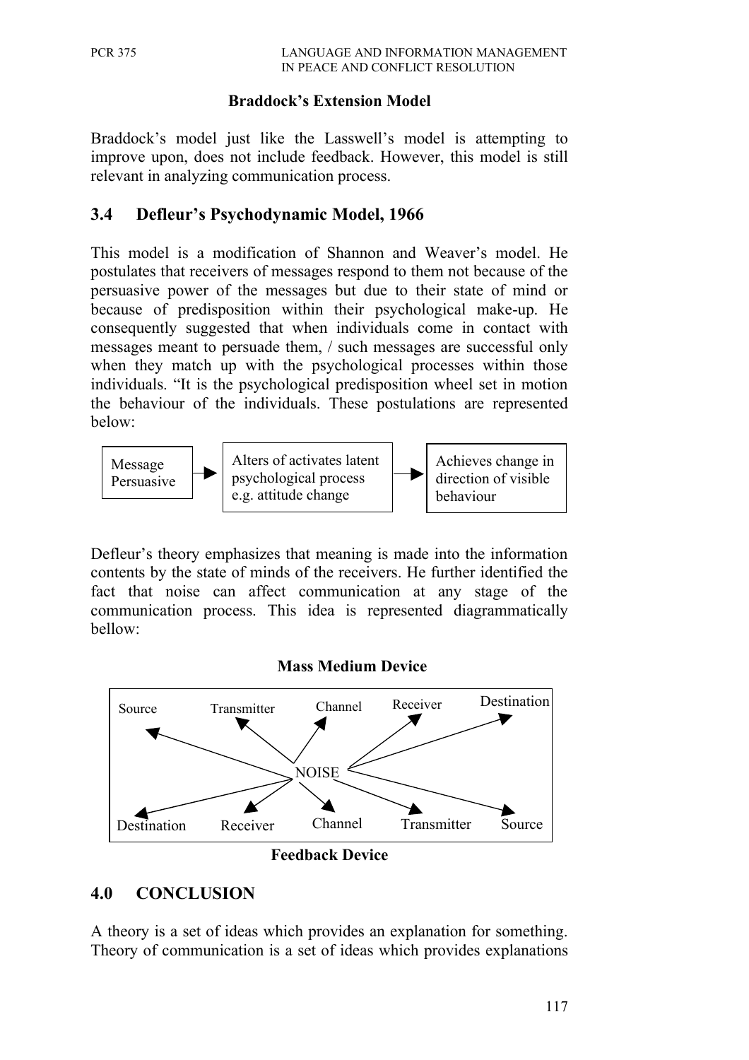**Braddock's Extension Model**

Braddock's model just like the Lasswell's model is attempting to improve upon, does not include feedback. However, this model is still relevant in analyzing communication process.

## 3.4 Defleur's Psychodynamic Model, 1966

This model is a modification of Shannon and Weaver's model. He postulates that receivers of messages respond to them not because of the persuasive power of the messages but due to their state of mind or because of predisposition within their psychological make-up. He consequently suggested that when individuals come in contact with messages meant to persuade them, / such messages are successful only when they match up with the psychological processes within those individuals. "It is the psychological predisposition wheel set in motion the behaviour of the individuals. These postulations are represented below:

Message Persuasive → Alters of activates latent psychological process e.g. attitude change → Achieves change in direction of visible behaviour

Defleur's theory emphasizes that meaning is made into the information contents by the state of minds of the receivers. He further identified the fact that noise can affect communication at any stage of the communication process. This idea is represented diagrammatically bellow:

**Mass Medium Device**

Source Transmitter Channel Receiver Destination

NOISE

Destination Receiver Channel Transmitter Source

**Feedback Device**

## 4.0 CONCLUSION

A theory is a set of ideas which provides an explanation for something. Theory of communication is a set of ideas which provides explanations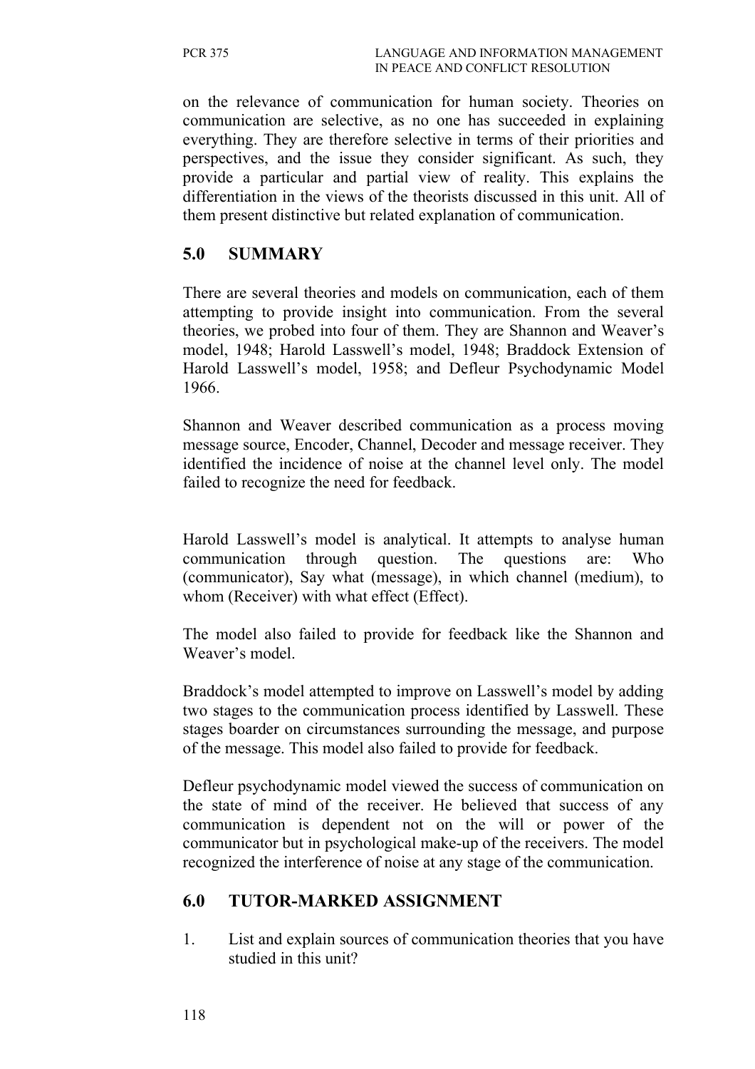on the relevance of communication for human society. Theories on communication are selective, as no one has succeeded in explaining everything. They are therefore selective in terms of their priorities and perspectives, and the issue they consider significant. As such, they provide a particular and partial view of reality. This explains the differentiation in the views of the theorists discussed in this unit. All of them present distinctive but related explanation of communication.

## 5.0 SUMMARY

There are several theories and models on communication, each of them attempting to provide insight into communication. From the several theories, we probed into four of them. They are Shannon and Weaver's model, 1948; Harold Lasswell's model, 1948; Braddock Extension of Harold Lasswell's model, 1958; and Defleur Psychodynamic Model 1966.

Shannon and Weaver described communication as a process moving message source, Encoder, Channel, Decoder and message receiver. They identified the incidence of noise at the channel level only. The model failed to recognize the need for feedback.

Harold Lasswell's model is analytical. It attempts to analyse human communication through question. The questions are: Who (communicator), Say what (message), in which channel (medium), to whom (Receiver) with what effect (Effect).

The model also failed to provide for feedback like the Shannon and Weaver's model.

Braddock's model attempted to improve on Lasswell's model by adding two stages to the communication process identified by Lasswell. These stages boarder on circumstances surrounding the message, and purpose of the message. This model also failed to provide for feedback.

Defleur psychodynamic model viewed the success of communication on the state of mind of the receiver. He believed that success of any communication is dependent not on the will or power of the communicator but in psychological make-up of the receivers. The model recognized the interference of noise at any stage of the communication.

## 6.0 TUTOR-MARKED ASSIGNMENT

1. List and explain sources of communication theories that you have studied in this unit?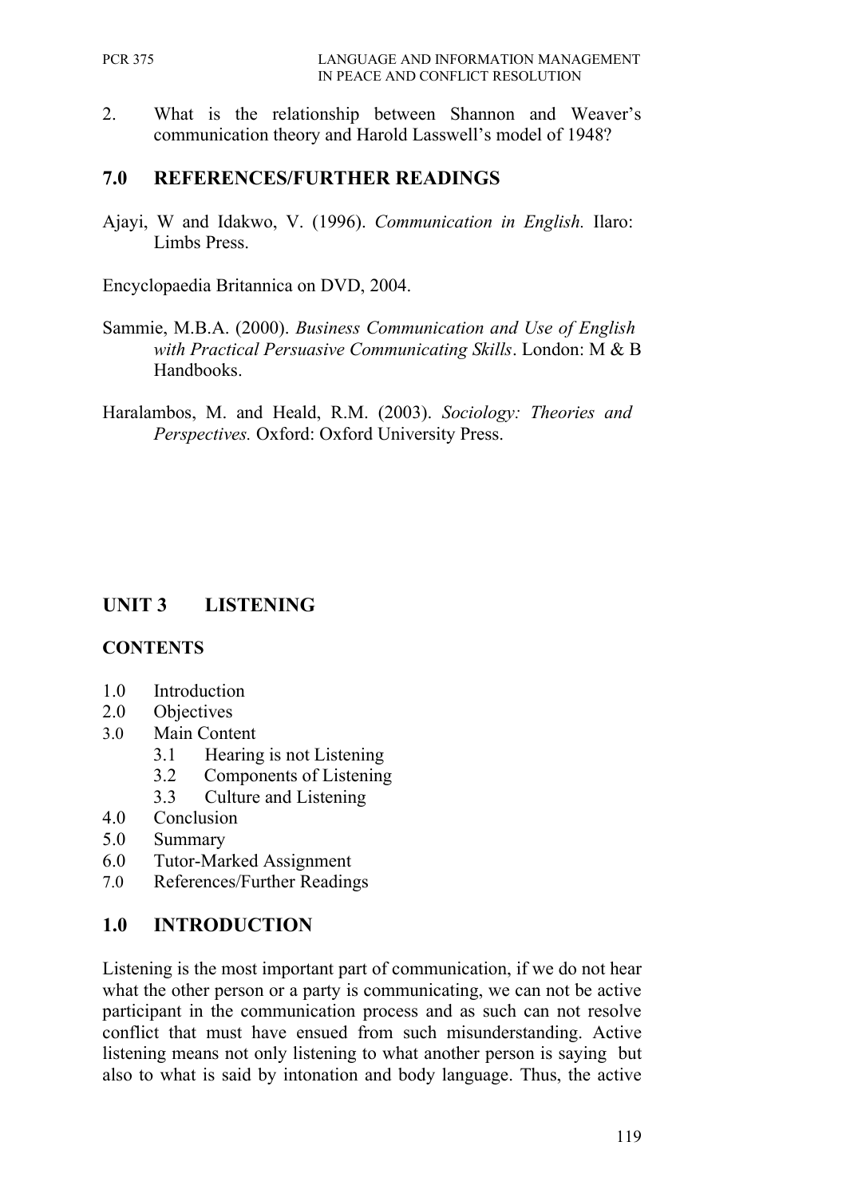2. What is the relationship between Shannon and Weaver's communication theory and Harold Lasswell's model of 1948?

## 7.0 REFERENCES/FURTHER READINGS

Ajayi, W and Idakwo, V. (1996). *Communication in English.* Ilaro: Limbs Press.

Encyclopaedia Britannica on DVD, 2004.

Sammie, M.B.A. (2000). *Business Communication and Use of English with Practical Persuasive Communicating Skills*. London: M & B Handbooks.

Haralambos, M. and Heald, R.M. (2003). *Sociology: Theories and Perspectives.* Oxford: Oxford University Press.

# UNIT 3 LISTENING

## CONTENTS

- 1.0 Introduction
- 2.0 Objectives
- 3.0 Main Content
  - 3.1 Hearing is not Listening
  - 3.2 Components of Listening
  - 3.3 Culture and Listening
- 4.0 Conclusion
- 5.0 Summary
- 6.0 Tutor-Marked Assignment
- 7.0 References/Further Readings

## 1.0 INTRODUCTION

Listening is the most important part of communication, if we do not hear what the other person or a party is communicating, we can not be active participant in the communication process and as such can not resolve conflict that must have ensued from such misunderstanding. Active listening means not only listening to what another person is saying but also to what is said by intonation and body language. Thus, the active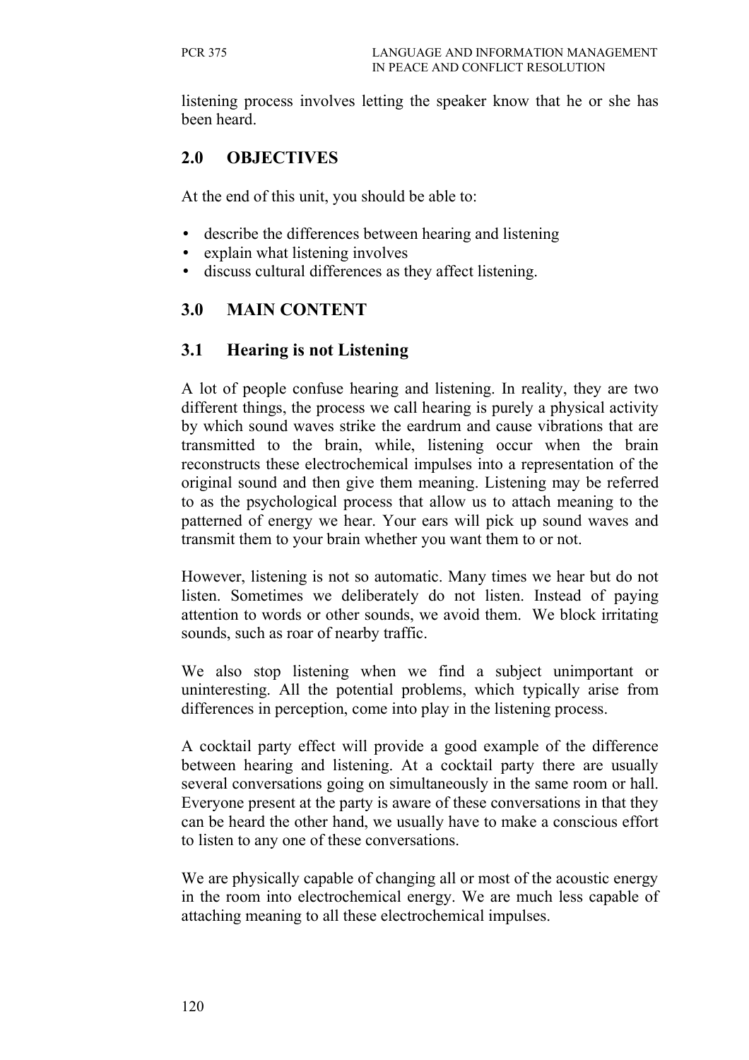listening process involves letting the speaker know that he or she has been heard.

## 2.0 OBJECTIVES

At the end of this unit, you should be able to:

- describe the differences between hearing and listening
- explain what listening involves
- discuss cultural differences as they affect listening.

## 3.0 MAIN CONTENT

### 3.1 Hearing is not Listening

A lot of people confuse hearing and listening. In reality, they are two different things, the process we call hearing is purely a physical activity by which sound waves strike the eardrum and cause vibrations that are transmitted to the brain, while, listening occur when the brain reconstructs these electrochemical impulses into a representation of the original sound and then give them meaning. Listening may be referred to as the psychological process that allow us to attach meaning to the patterned of energy we hear. Your ears will pick up sound waves and transmit them to your brain whether you want them to or not.

However, listening is not so automatic. Many times we hear but do not listen. Sometimes we deliberately do not listen. Instead of paying attention to words or other sounds, we avoid them. We block irritating sounds, such as roar of nearby traffic.

We also stop listening when we find a subject unimportant or uninteresting. All the potential problems, which typically arise from differences in perception, come into play in the listening process.

A cocktail party effect will provide a good example of the difference between hearing and listening. At a cocktail party there are usually several conversations going on simultaneously in the same room or hall. Everyone present at the party is aware of these conversations in that they can be heard the other hand, we usually have to make a conscious effort to listen to any one of these conversations.

We are physically capable of changing all or most of the acoustic energy in the room into electrochemical energy. We are much less capable of attaching meaning to all these electrochemical impulses.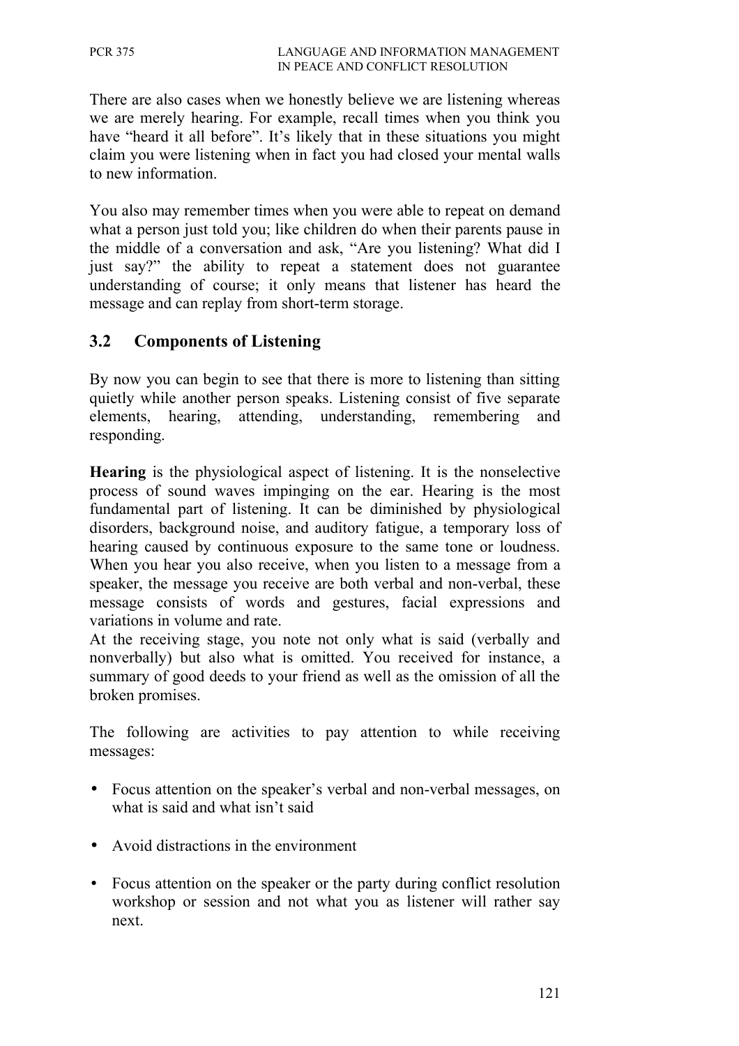There are also cases when we honestly believe we are listening whereas we are merely hearing. For example, recall times when you think you have "heard it all before". It's likely that in these situations you might claim you were listening when in fact you had closed your mental walls to new information.

You also may remember times when you were able to repeat on demand what a person just told you; like children do when their parents pause in the middle of a conversation and ask, "Are you listening? What did I just say?" the ability to repeat a statement does not guarantee understanding of course; it only means that listener has heard the message and can replay from short-term storage.

## 3.2 Components of Listening

By now you can begin to see that there is more to listening than sitting quietly while another person speaks. Listening consist of five separate elements, hearing, attending, understanding, remembering and responding.

**Hearing** is the physiological aspect of listening. It is the nonselective process of sound waves impinging on the ear. Hearing is the most fundamental part of listening. It can be diminished by physiological disorders, background noise, and auditory fatigue, a temporary loss of hearing caused by continuous exposure to the same tone or loudness. When you hear you also receive, when you listen to a message from a speaker, the message you receive are both verbal and non-verbal, these message consists of words and gestures, facial expressions and variations in volume and rate.

At the receiving stage, you note not only what is said (verbally and nonverbally) but also what is omitted. You received for instance, a summary of good deeds to your friend as well as the omission of all the broken promises.

The following are activities to pay attention to while receiving messages:

- Focus attention on the speaker's verbal and non-verbal messages, on what is said and what isn't said
- Avoid distractions in the environment
- Focus attention on the speaker or the party during conflict resolution workshop or session and not what you as listener will rather say next.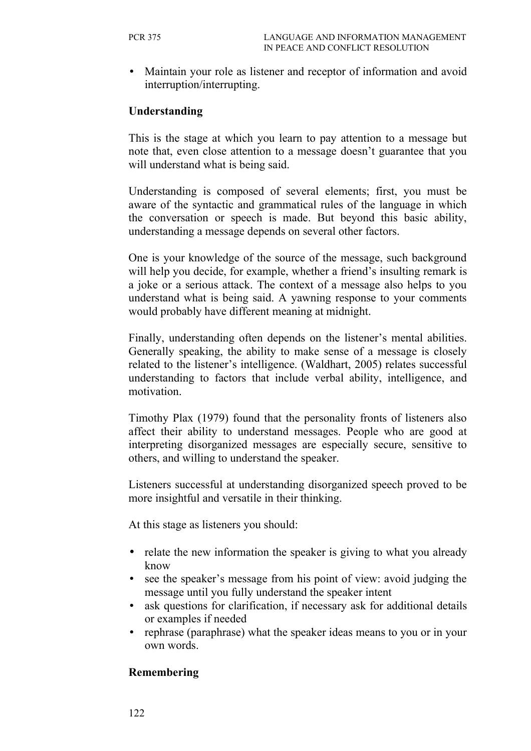- Maintain your role as listener and receptor of information and avoid interruption/interrupting.

**Understanding**

This is the stage at which you learn to pay attention to a message but note that, even close attention to a message doesn't guarantee that you will understand what is being said.

Understanding is composed of several elements; first, you must be aware of the syntactic and grammatical rules of the language in which the conversation or speech is made. But beyond this basic ability, understanding a message depends on several other factors.

One is your knowledge of the source of the message, such background will help you decide, for example, whether a friend's insulting remark is a joke or a serious attack. The context of a message also helps to you understand what is being said. A yawning response to your comments would probably have different meaning at midnight.

Finally, understanding often depends on the listener's mental abilities. Generally speaking, the ability to make sense of a message is closely related to the listener's intelligence. (Waldhart, 2005) relates successful understanding to factors that include verbal ability, intelligence, and motivation.

Timothy Plax (1979) found that the personality fronts of listeners also affect their ability to understand messages. People who are good at interpreting disorganized messages are especially secure, sensitive to others, and willing to understand the speaker.

Listeners successful at understanding disorganized speech proved to be more insightful and versatile in their thinking.

At this stage as listeners you should:

- relate the new information the speaker is giving to what you already know
- see the speaker's message from his point of view: avoid judging the message until you fully understand the speaker intent
- ask questions for clarification, if necessary ask for additional details or examples if needed
- rephrase (paraphrase) what the speaker ideas means to you or in your own words.

**Remembering**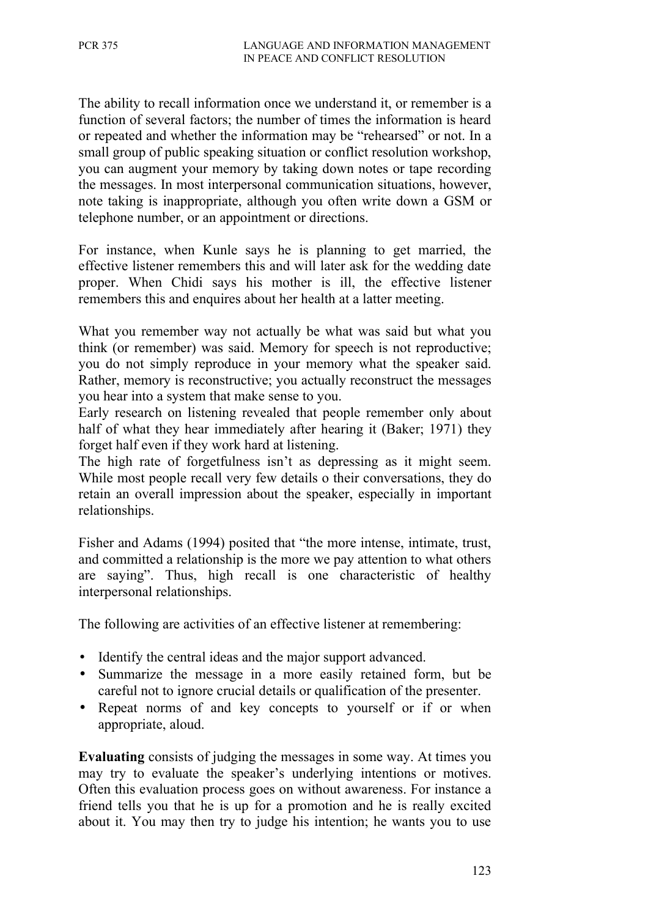The ability to recall information once we understand it, or remember is a function of several factors; the number of times the information is heard or repeated and whether the information may be "rehearsed" or not. In a small group of public speaking situation or conflict resolution workshop, you can augment your memory by taking down notes or tape recording the messages. In most interpersonal communication situations, however, note taking is inappropriate, although you often write down a GSM or telephone number, or an appointment or directions.

For instance, when Kunle says he is planning to get married, the effective listener remembers this and will later ask for the wedding date proper. When Chidi says his mother is ill, the effective listener remembers this and enquires about her health at a latter meeting.

What you remember way not actually be what was said but what you think (or remember) was said. Memory for speech is not reproductive; you do not simply reproduce in your memory what the speaker said. Rather, memory is reconstructive; you actually reconstruct the messages you hear into a system that make sense to you.

Early research on listening revealed that people remember only about half of what they hear immediately after hearing it (Baker; 1971) they forget half even if they work hard at listening.

The high rate of forgetfulness isn't as depressing as it might seem. While most people recall very few details o their conversations, they do retain an overall impression about the speaker, especially in important relationships.

Fisher and Adams (1994) posited that "the more intense, intimate, trust, and committed a relationship is the more we pay attention to what others are saying". Thus, high recall is one characteristic of healthy interpersonal relationships.

The following are activities of an effective listener at remembering:

- Identify the central ideas and the major support advanced.
- Summarize the message in a more easily retained form, but be careful not to ignore crucial details or qualification of the presenter.
- Repeat norms of and key concepts to yourself or if or when appropriate, aloud.

**Evaluating** consists of judging the messages in some way. At times you may try to evaluate the speaker's underlying intentions or motives. Often this evaluation process goes on without awareness. For instance a friend tells you that he is up for a promotion and he is really excited about it. You may then try to judge his intention; he wants you to use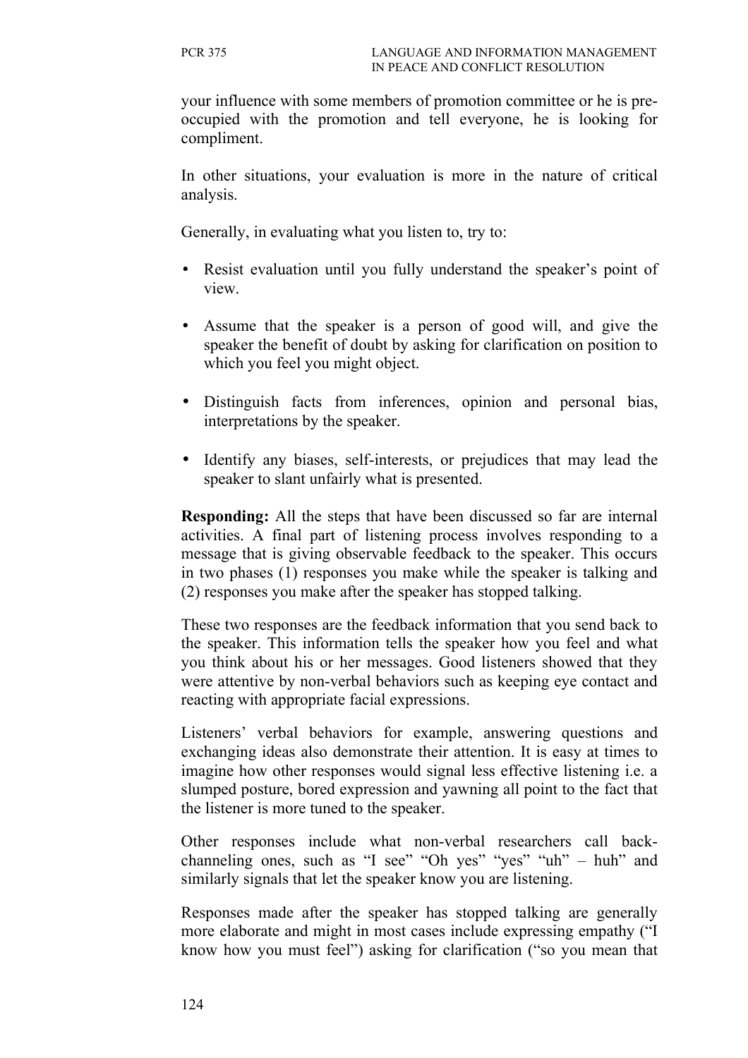your influence with some members of promotion committee or he is pre-occupied with the promotion and tell everyone, he is looking for compliment.

In other situations, your evaluation is more in the nature of critical analysis.

Generally, in evaluating what you listen to, try to:

- Resist evaluation until you fully understand the speaker's point of view.
- Assume that the speaker is a person of good will, and give the speaker the benefit of doubt by asking for clarification on position to which you feel you might object.
- Distinguish facts from inferences, opinion and personal bias, interpretations by the speaker.
- Identify any biases, self-interests, or prejudices that may lead the speaker to slant unfairly what is presented.

**Responding:** All the steps that have been discussed so far are internal activities. A final part of listening process involves responding to a message that is giving observable feedback to the speaker. This occurs in two phases (1) responses you make while the speaker is talking and (2) responses you make after the speaker has stopped talking.

These two responses are the feedback information that you send back to the speaker. This information tells the speaker how you feel and what you think about his or her messages. Good listeners showed that they were attentive by non-verbal behaviors such as keeping eye contact and reacting with appropriate facial expressions.

Listeners' verbal behaviors for example, answering questions and exchanging ideas also demonstrate their attention. It is easy at times to imagine how other responses would signal less effective listening i.e. a slumped posture, bored expression and yawning all point to the fact that the listener is more tuned to the speaker.

Other responses include what non-verbal researchers call back-channeling ones, such as "I see" "Oh yes" "yes" "uh" – huh" and similarly signals that let the speaker know you are listening.

Responses made after the speaker has stopped talking are generally more elaborate and might in most cases include expressing empathy ("I know how you must feel") asking for clarification ("so you mean that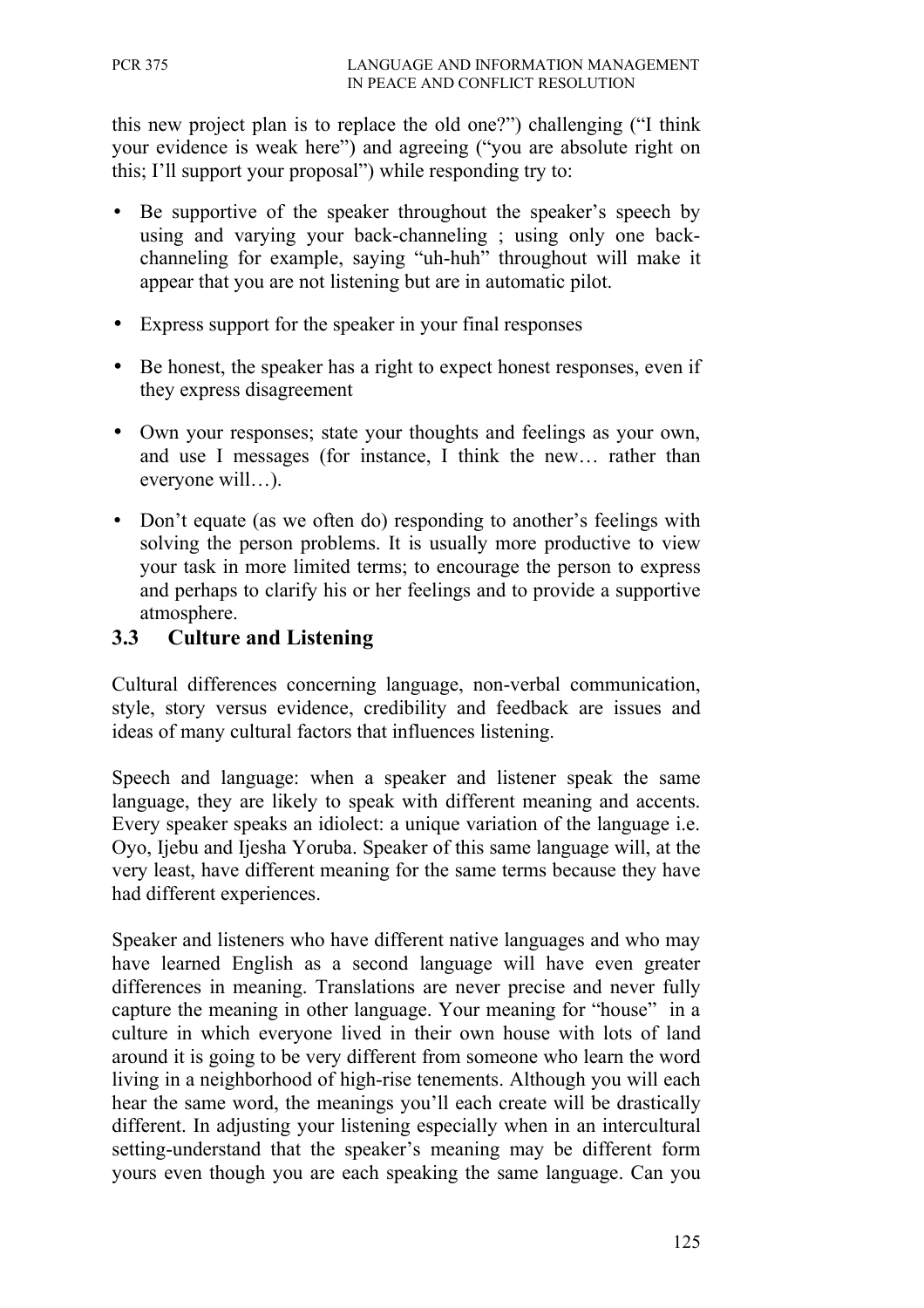this new project plan is to replace the old one?") challenging ("I think your evidence is weak here") and agreeing ("you are absolute right on this; I'll support your proposal") while responding try to:

- Be supportive of the speaker throughout the speaker's speech by using and varying your back-channeling ; using only one back-channeling for example, saying "uh-huh" throughout will make it appear that you are not listening but are in automatic pilot.
- Express support for the speaker in your final responses
- Be honest, the speaker has a right to expect honest responses, even if they express disagreement
- Own your responses; state your thoughts and feelings as your own, and use I messages (for instance, I think the new… rather than everyone will…).
- Don't equate (as we often do) responding to another's feelings with solving the person problems. It is usually more productive to view your task in more limited terms; to encourage the person to express and perhaps to clarify his or her feelings and to provide a supportive atmosphere.

## 3.3 Culture and Listening

Cultural differences concerning language, non-verbal communication, style, story versus evidence, credibility and feedback are issues and ideas of many cultural factors that influences listening.

Speech and language: when a speaker and listener speak the same language, they are likely to speak with different meaning and accents. Every speaker speaks an idiolect: a unique variation of the language i.e. Oyo, Ijebu and Ijesha Yoruba. Speaker of this same language will, at the very least, have different meaning for the same terms because they have had different experiences.

Speaker and listeners who have different native languages and who may have learned English as a second language will have even greater differences in meaning. Translations are never precise and never fully capture the meaning in other language. Your meaning for "house" in a culture in which everyone lived in their own house with lots of land around it is going to be very different from someone who learn the word living in a neighborhood of high-rise tenements. Although you will each hear the same word, the meanings you'll each create will be drastically different. In adjusting your listening especially when in an intercultural setting-understand that the speaker's meaning may be different form yours even though you are each speaking the same language. Can you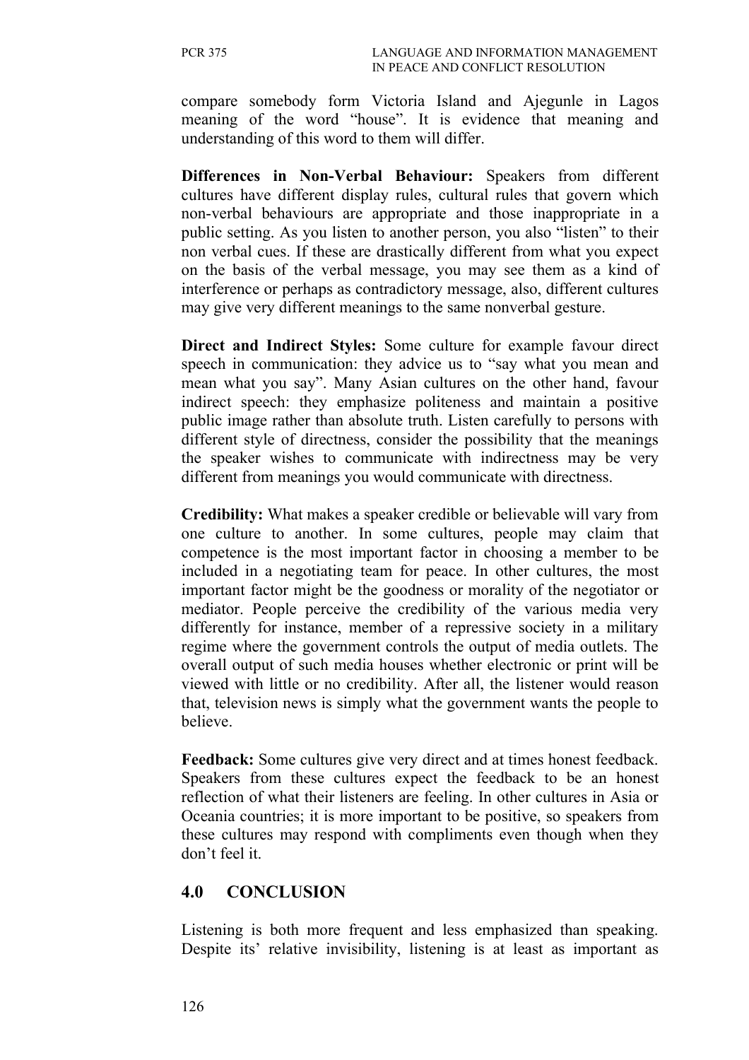compare somebody form Victoria Island and Ajegunle in Lagos meaning of the word "house". It is evidence that meaning and understanding of this word to them will differ.

**Differences in Non-Verbal Behaviour:** Speakers from different cultures have different display rules, cultural rules that govern which non-verbal behaviours are appropriate and those inappropriate in a public setting. As you listen to another person, you also "listen" to their non verbal cues. If these are drastically different from what you expect on the basis of the verbal message, you may see them as a kind of interference or perhaps as contradictory message, also, different cultures may give very different meanings to the same nonverbal gesture.

**Direct and Indirect Styles:** Some culture for example favour direct speech in communication: they advice us to "say what you mean and mean what you say". Many Asian cultures on the other hand, favour indirect speech: they emphasize politeness and maintain a positive public image rather than absolute truth. Listen carefully to persons with different style of directness, consider the possibility that the meanings the speaker wishes to communicate with indirectness may be very different from meanings you would communicate with directness.

**Credibility:** What makes a speaker credible or believable will vary from one culture to another. In some cultures, people may claim that competence is the most important factor in choosing a member to be included in a negotiating team for peace. In other cultures, the most important factor might be the goodness or morality of the negotiator or mediator. People perceive the credibility of the various media very differently for instance, member of a repressive society in a military regime where the government controls the output of media outlets. The overall output of such media houses whether electronic or print will be viewed with little or no credibility. After all, the listener would reason that, television news is simply what the government wants the people to believe.

**Feedback:** Some cultures give very direct and at times honest feedback. Speakers from these cultures expect the feedback to be an honest reflection of what their listeners are feeling. In other cultures in Asia or Oceania countries; it is more important to be positive, so speakers from these cultures may respond with compliments even though when they don't feel it.

## 4.0 CONCLUSION

Listening is both more frequent and less emphasized than speaking. Despite its' relative invisibility, listening is at least as important as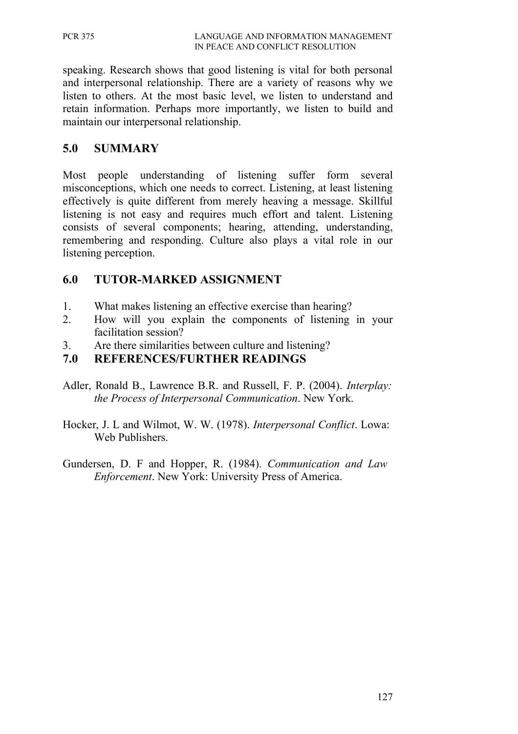speaking. Research shows that good listening is vital for both personal and interpersonal relationship. There are a variety of reasons why we listen to others. At the most basic level, we listen to understand and retain information. Perhaps more importantly, we listen to build and maintain our interpersonal relationship.

## 5.0 SUMMARY

Most people understanding of listening suffer form several misconceptions, which one needs to correct. Listening, at least listening effectively is quite different from merely heaving a message. Skillful listening is not easy and requires much effort and talent. Listening consists of several components; hearing, attending, understanding, remembering and responding. Culture also plays a vital role in our listening perception.

## 6.0 TUTOR-MARKED ASSIGNMENT

1. What makes listening an effective exercise than hearing?
2. How will you explain the components of listening in your facilitation session?
3. Are there similarities between culture and listening?

## 7.0 REFERENCES/FURTHER READINGS

Adler, Ronald B., Lawrence B.R. and Russell, F. P. (2004). *Interplay: the Process of Interpersonal Communication*. New York.

Hocker, J. L and Wilmot, W. W. (1978). *Interpersonal Conflict*. Lowa: Web Publishers.

Gundersen, D. F and Hopper, R. (1984). *Communication and Law Enforcement*. New York: University Press of America.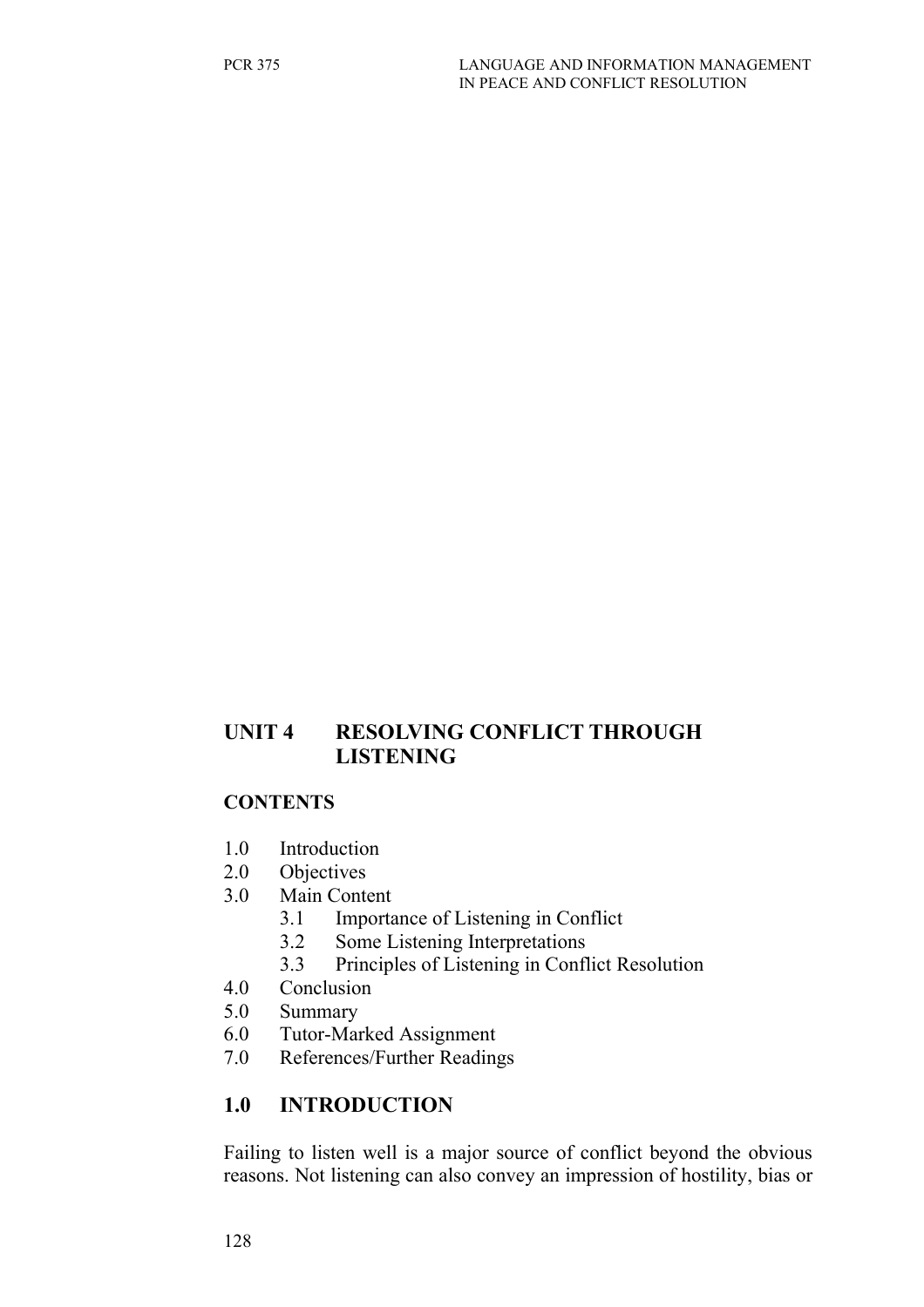## UNIT 4 RESOLVING CONFLICT THROUGH LISTENING

### CONTENTS

1.0 Introduction
2.0 Objectives
3.0 Main Content
  3.1 Importance of Listening in Conflict
  3.2 Some Listening Interpretations
  3.3 Principles of Listening in Conflict Resolution
4.0 Conclusion
5.0 Summary
6.0 Tutor-Marked Assignment
7.0 References/Further Readings

## 1.0 INTRODUCTION

Failing to listen well is a major source of conflict beyond the obvious reasons. Not listening can also convey an impression of hostility, bias or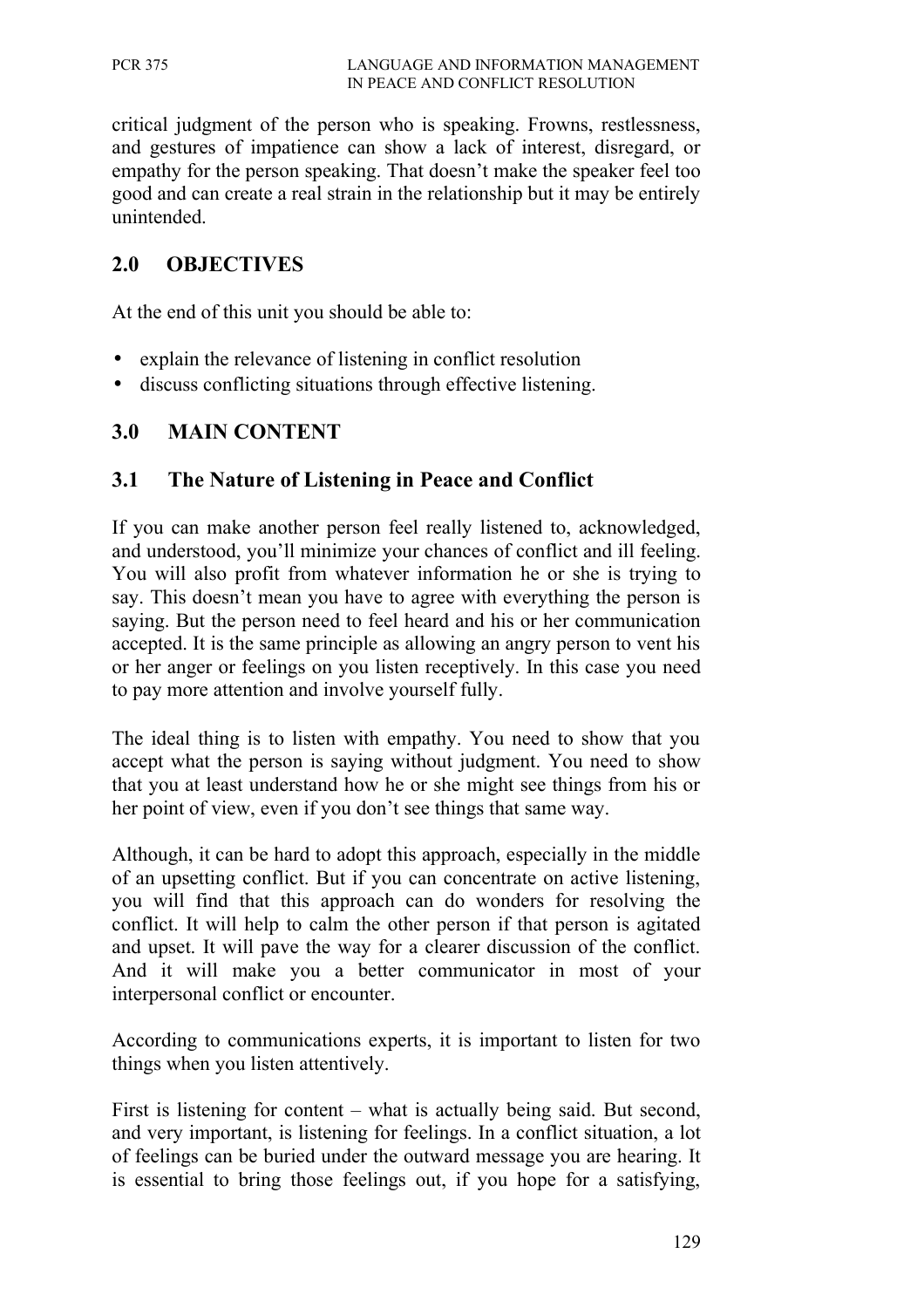critical judgment of the person who is speaking. Frowns, restlessness, and gestures of impatience can show a lack of interest, disregard, or empathy for the person speaking. That doesn't make the speaker feel too good and can create a real strain in the relationship but it may be entirely unintended.

## 2.0 OBJECTIVES

At the end of this unit you should be able to:

- explain the relevance of listening in conflict resolution
- discuss conflicting situations through effective listening.

## 3.0 MAIN CONTENT

### 3.1 The Nature of Listening in Peace and Conflict

If you can make another person feel really listened to, acknowledged, and understood, you'll minimize your chances of conflict and ill feeling. You will also profit from whatever information he or she is trying to say. This doesn't mean you have to agree with everything the person is saying. But the person need to feel heard and his or her communication accepted. It is the same principle as allowing an angry person to vent his or her anger or feelings on you listen receptively. In this case you need to pay more attention and involve yourself fully.

The ideal thing is to listen with empathy. You need to show that you accept what the person is saying without judgment. You need to show that you at least understand how he or she might see things from his or her point of view, even if you don't see things that same way.

Although, it can be hard to adopt this approach, especially in the middle of an upsetting conflict. But if you can concentrate on active listening, you will find that this approach can do wonders for resolving the conflict. It will help to calm the other person if that person is agitated and upset. It will pave the way for a clearer discussion of the conflict. And it will make you a better communicator in most of your interpersonal conflict or encounter.

According to communications experts, it is important to listen for two things when you listen attentively.

First is listening for content – what is actually being said. But second, and very important, is listening for feelings. In a conflict situation, a lot of feelings can be buried under the outward message you are hearing. It is essential to bring those feelings out, if you hope for a satisfying,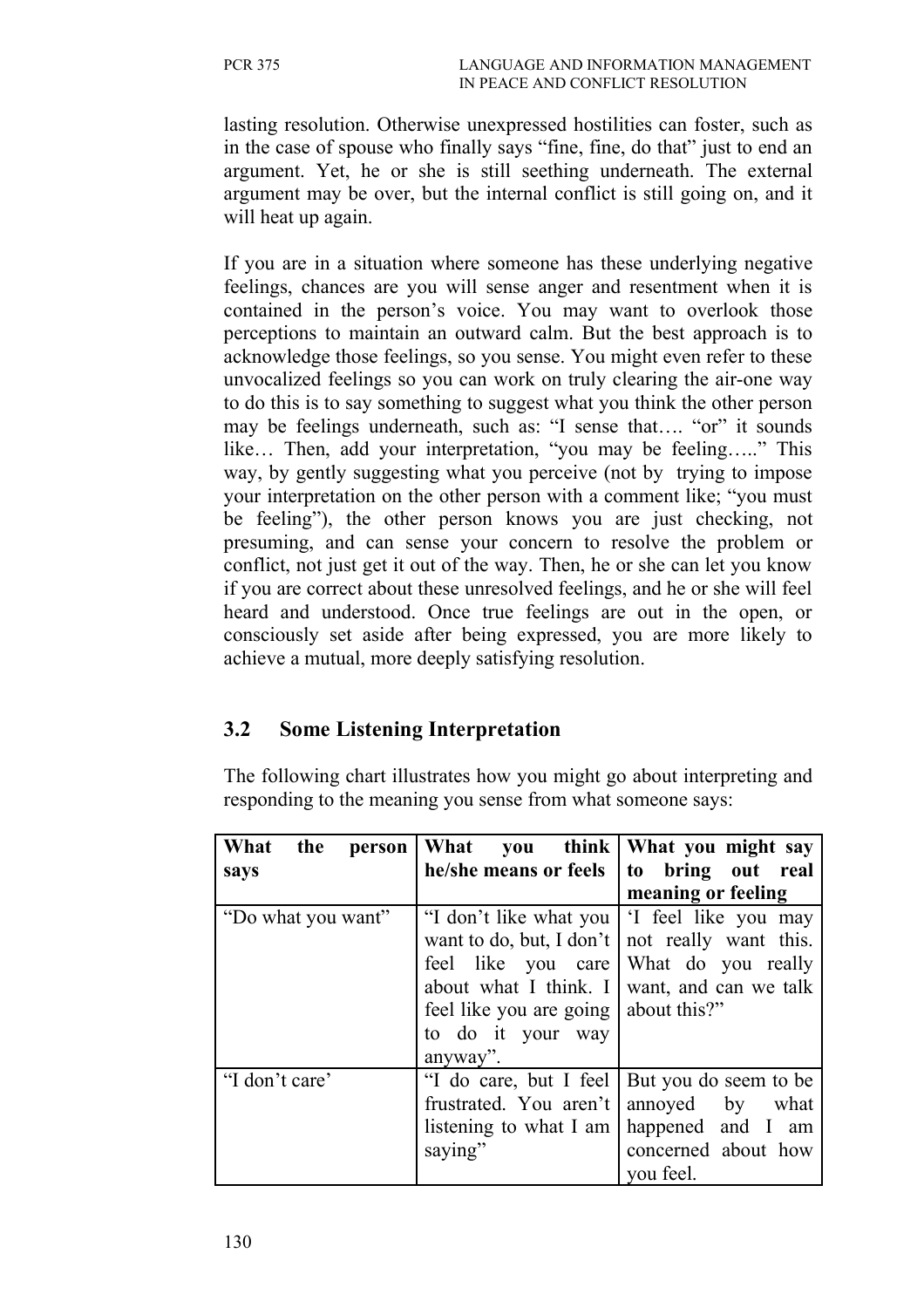lasting resolution. Otherwise unexpressed hostilities can foster, such as in the case of spouse who finally says "fine, fine, do that" just to end an argument. Yet, he or she is still seething underneath. The external argument may be over, but the internal conflict is still going on, and it will heat up again.

If you are in a situation where someone has these underlying negative feelings, chances are you will sense anger and resentment when it is contained in the person's voice. You may want to overlook those perceptions to maintain an outward calm. But the best approach is to acknowledge those feelings, so you sense. You might even refer to these unvocalized feelings so you can work on truly clearing the air-one way to do this is to say something to suggest what you think the other person may be feelings underneath, such as: "I sense that…. "or" it sounds like… Then, add your interpretation, "you may be feeling….." This way, by gently suggesting what you perceive (not by trying to impose your interpretation on the other person with a comment like; "you must be feeling"), the other person knows you are just checking, not presuming, and can sense your concern to resolve the problem or conflict, not just get it out of the way. Then, he or she can let you know if you are correct about these unresolved feelings, and he or she will feel heard and understood. Once true feelings are out in the open, or consciously set aside after being expressed, you are more likely to achieve a mutual, more deeply satisfying resolution.

## 3.2 Some Listening Interpretation

The following chart illustrates how you might go about interpreting and responding to the meaning you sense from what someone says:

| **What the person says** | **What you think he/she means or feels** | **What you might say to bring out real meaning or feeling** |
|---|---|---|
| "Do what you want" | "I don't like what you want to do, but, I don't feel like you care about what I think. I feel like you are going to do it your way anyway". | 'I feel like you may not really want this. What do you really want, and can we talk about this?" |
| "I don't care' | "I do care, but I feel frustrated. You aren't listening to what I am saying" | But you do seem to be annoyed by what happened and I am concerned about how you feel. |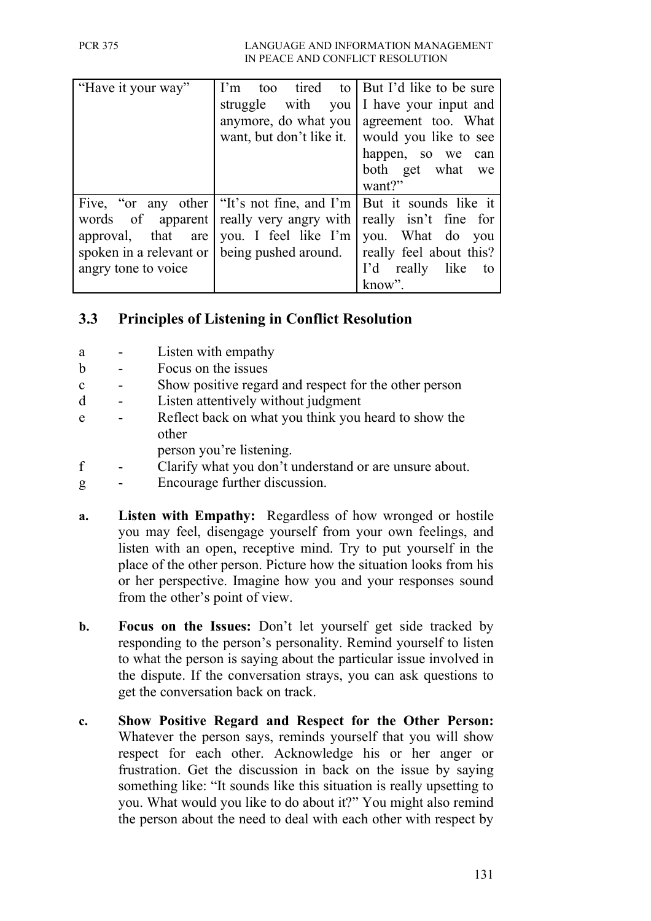| | | |
|---|---|---|
| "Have it your way" | I'm too tired to struggle with you anymore, do what you want, but don't like it. | But I'd like to be sure I have your input and agreement too. What would you like to see happen, so we can both get what we want?" |
| Five, "or any other words of apparent approval, that are spoken in a relevant or angry tone to voice | "It's not fine, and I'm really very angry with you. I feel like I'm being pushed around. | But it sounds like it really isn't fine for you. What do you really feel about this? I'd really like to know". |

## 3.3 Principles of Listening in Conflict Resolution

- a - Listen with empathy
- b - Focus on the issues
- c - Show positive regard and respect for the other person
- d - Listen attentively without judgment
- e - Reflect back on what you think you heard to show the other person you're listening.
- f - Clarify what you don't understand or are unsure about.
- g - Encourage further discussion.

**a. Listen with Empathy:** Regardless of how wronged or hostile you may feel, disengage yourself from your own feelings, and listen with an open, receptive mind. Try to put yourself in the place of the other person. Picture how the situation looks from his or her perspective. Imagine how you and your responses sound from the other's point of view.

**b. Focus on the Issues:** Don't let yourself get side tracked by responding to the person's personality. Remind yourself to listen to what the person is saying about the particular issue involved in the dispute. If the conversation strays, you can ask questions to get the conversation back on track.

**c. Show Positive Regard and Respect for the Other Person:** Whatever the person says, reminds yourself that you will show respect for each other. Acknowledge his or her anger or frustration. Get the discussion in back on the issue by saying something like: "It sounds like this situation is really upsetting to you. What would you like to do about it?" You might also remind the person about the need to deal with each other with respect by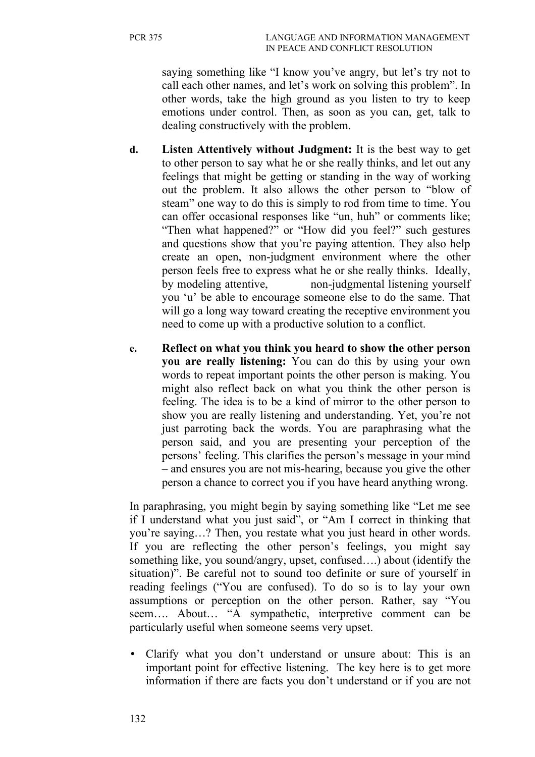saying something like "I know you've angry, but let's try not to call each other names, and let's work on solving this problem". In other words, take the high ground as you listen to try to keep emotions under control. Then, as soon as you can, get, talk to dealing constructively with the problem.

**d. Listen Attentively without Judgment:** It is the best way to get to other person to say what he or she really thinks, and let out any feelings that might be getting or standing in the way of working out the problem. It also allows the other person to "blow of steam" one way to do this is simply to rod from time to time. You can offer occasional responses like "un, huh" or comments like; "Then what happened?" or "How did you feel?" such gestures and questions show that you're paying attention. They also help create an open, non-judgment environment where the other person feels free to express what he or she really thinks. Ideally, by modeling attentive, non-judgmental listening yourself you 'u' be able to encourage someone else to do the same. That will go a long way toward creating the receptive environment you need to come up with a productive solution to a conflict.

**e. Reflect on what you think you heard to show the other person you are really listening:** You can do this by using your own words to repeat important points the other person is making. You might also reflect back on what you think the other person is feeling. The idea is to be a kind of mirror to the other person to show you are really listening and understanding. Yet, you're not just parroting back the words. You are paraphrasing what the person said, and you are presenting your perception of the persons' feeling. This clarifies the person's message in your mind – and ensures you are not mis-hearing, because you give the other person a chance to correct you if you have heard anything wrong.

In paraphrasing, you might begin by saying something like "Let me see if I understand what you just said", or "Am I correct in thinking that you're saying…? Then, you restate what you just heard in other words. If you are reflecting the other person's feelings, you might say something like, you sound/angry, upset, confused….) about (identify the situation)". Be careful not to sound too definite or sure of yourself in reading feelings ("You are confused). To do so is to lay your own assumptions or perception on the other person. Rather, say "You seem…. About… "A sympathetic, interpretive comment can be particularly useful when someone seems very upset.

- Clarify what you don't understand or unsure about: This is an important point for effective listening. The key here is to get more information if there are facts you don't understand or if you are not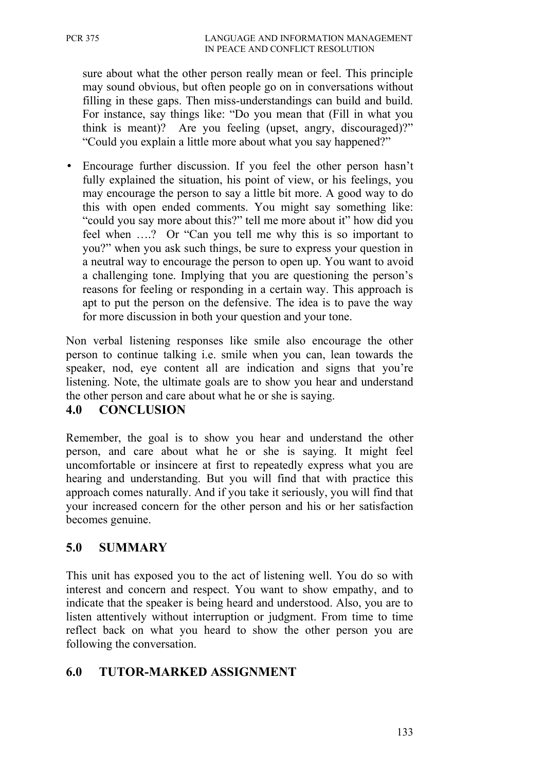sure about what the other person really mean or feel. This principle may sound obvious, but often people go on in conversations without filling in these gaps. Then miss-understandings can build and build. For instance, say things like: "Do you mean that (Fill in what you think is meant)? Are you feeling (upset, angry, discouraged)?" "Could you explain a little more about what you say happened?"

- Encourage further discussion. If you feel the other person hasn't fully explained the situation, his point of view, or his feelings, you may encourage the person to say a little bit more. A good way to do this with open ended comments. You might say something like: "could you say more about this?" tell me more about it" how did you feel when ….? Or "Can you tell me why this is so important to you?" when you ask such things, be sure to express your question in a neutral way to encourage the person to open up. You want to avoid a challenging tone. Implying that you are questioning the person's reasons for feeling or responding in a certain way. This approach is apt to put the person on the defensive. The idea is to pave the way for more discussion in both your question and your tone.

Non verbal listening responses like smile also encourage the other person to continue talking i.e. smile when you can, lean towards the speaker, nod, eye content all are indication and signs that you're listening. Note, the ultimate goals are to show you hear and understand the other person and care about what he or she is saying.

## 4.0 CONCLUSION

Remember, the goal is to show you hear and understand the other person, and care about what he or she is saying. It might feel uncomfortable or insincere at first to repeatedly express what you are hearing and understanding. But you will find that with practice this approach comes naturally. And if you take it seriously, you will find that your increased concern for the other person and his or her satisfaction becomes genuine.

## 5.0 SUMMARY

This unit has exposed you to the act of listening well. You do so with interest and concern and respect. You want to show empathy, and to indicate that the speaker is being heard and understood. Also, you are to listen attentively without interruption or judgment. From time to time reflect back on what you heard to show the other person you are following the conversation.

## 6.0 TUTOR-MARKED ASSIGNMENT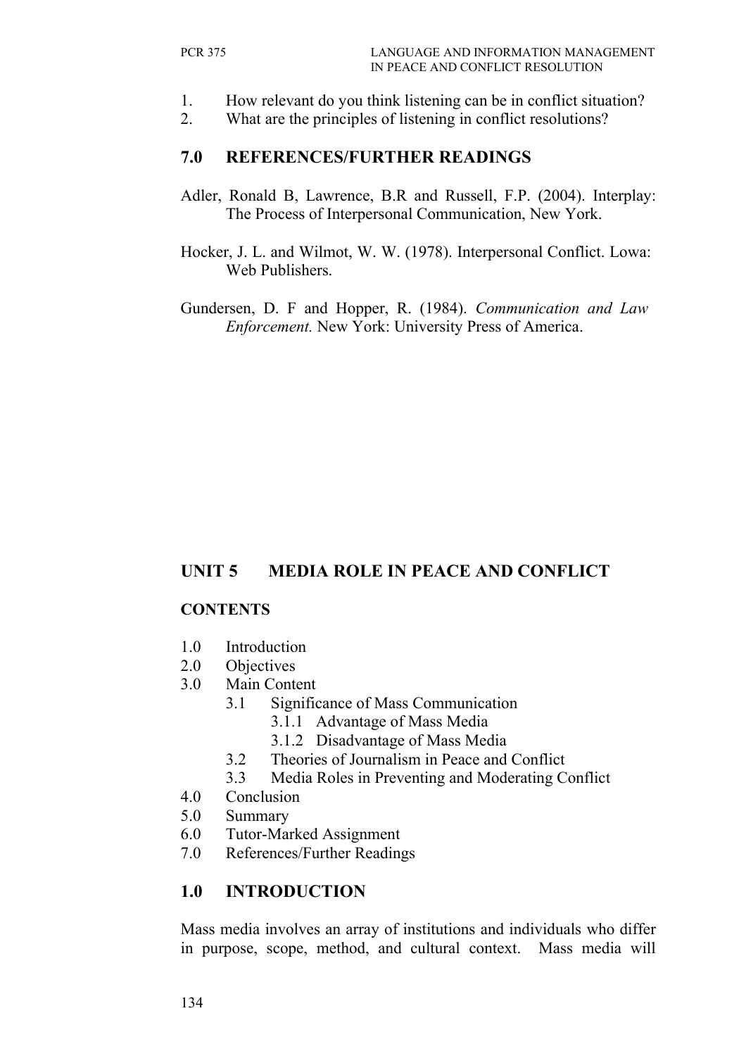1. How relevant do you think listening can be in conflict situation?
2. What are the principles of listening in conflict resolutions?

## 7.0 REFERENCES/FURTHER READINGS

Adler, Ronald B, Lawrence, B.R and Russell, F.P. (2004). Interplay: The Process of Interpersonal Communication, New York.

Hocker, J. L. and Wilmot, W. W. (1978). Interpersonal Conflict. Lowa: Web Publishers.

Gundersen, D. F and Hopper, R. (1984). *Communication and Law Enforcement.* New York: University Press of America.

# UNIT 5 MEDIA ROLE IN PEACE AND CONFLICT

## CONTENTS

1.0 Introduction
2.0 Objectives
3.0 Main Content
    3.1 Significance of Mass Communication
        3.1.1 Advantage of Mass Media
        3.1.2 Disadvantage of Mass Media
    3.2 Theories of Journalism in Peace and Conflict
    3.3 Media Roles in Preventing and Moderating Conflict
4.0 Conclusion
5.0 Summary
6.0 Tutor-Marked Assignment
7.0 References/Further Readings

## 1.0 INTRODUCTION

Mass media involves an array of institutions and individuals who differ in purpose, scope, method, and cultural context. Mass media will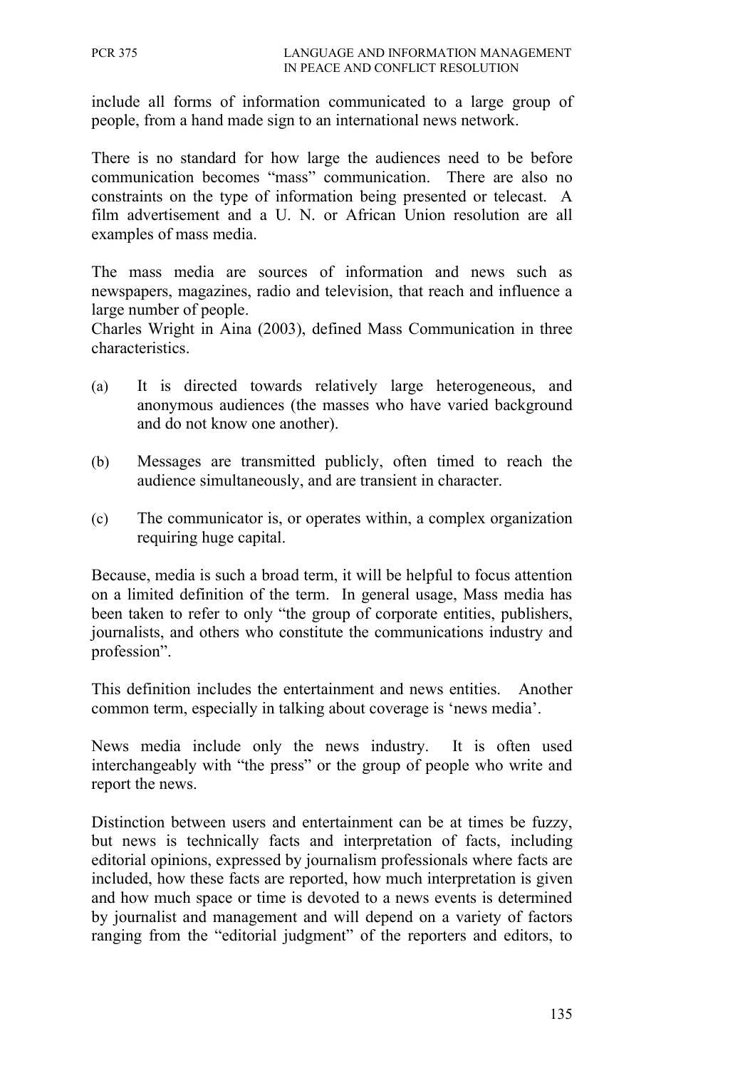include all forms of information communicated to a large group of people, from a hand made sign to an international news network.

There is no standard for how large the audiences need to be before communication becomes "mass" communication. There are also no constraints on the type of information being presented or telecast. A film advertisement and a U. N. or African Union resolution are all examples of mass media.

The mass media are sources of information and news such as newspapers, magazines, radio and television, that reach and influence a large number of people.

Charles Wright in Aina (2003), defined Mass Communication in three characteristics.

(a) It is directed towards relatively large heterogeneous, and anonymous audiences (the masses who have varied background and do not know one another).

(b) Messages are transmitted publicly, often timed to reach the audience simultaneously, and are transient in character.

(c) The communicator is, or operates within, a complex organization requiring huge capital.

Because, media is such a broad term, it will be helpful to focus attention on a limited definition of the term. In general usage, Mass media has been taken to refer to only "the group of corporate entities, publishers, journalists, and others who constitute the communications industry and profession".

This definition includes the entertainment and news entities. Another common term, especially in talking about coverage is 'news media'.

News media include only the news industry. It is often used interchangeably with "the press" or the group of people who write and report the news.

Distinction between users and entertainment can be at times be fuzzy, but news is technically facts and interpretation of facts, including editorial opinions, expressed by journalism professionals where facts are included, how these facts are reported, how much interpretation is given and how much space or time is devoted to a news events is determined by journalist and management and will depend on a variety of factors ranging from the "editorial judgment" of the reporters and editors, to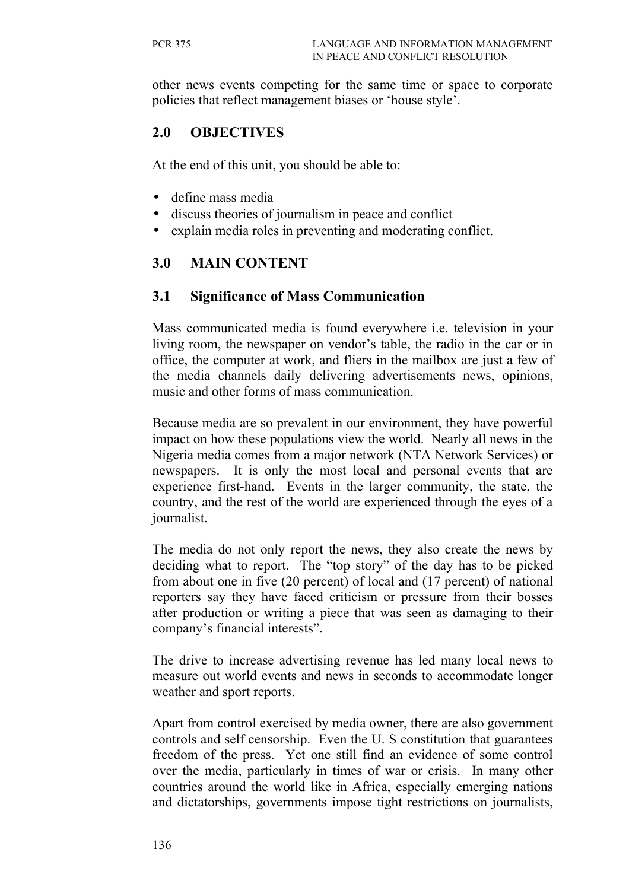other news events competing for the same time or space to corporate policies that reflect management biases or 'house style'.

## 2.0 OBJECTIVES

At the end of this unit, you should be able to:

- define mass media
- discuss theories of journalism in peace and conflict
- explain media roles in preventing and moderating conflict.

## 3.0 MAIN CONTENT

### 3.1 Significance of Mass Communication

Mass communicated media is found everywhere i.e. television in your living room, the newspaper on vendor's table, the radio in the car or in office, the computer at work, and fliers in the mailbox are just a few of the media channels daily delivering advertisements news, opinions, music and other forms of mass communication.

Because media are so prevalent in our environment, they have powerful impact on how these populations view the world. Nearly all news in the Nigeria media comes from a major network (NTA Network Services) or newspapers. It is only the most local and personal events that are experience first-hand. Events in the larger community, the state, the country, and the rest of the world are experienced through the eyes of a journalist.

The media do not only report the news, they also create the news by deciding what to report. The "top story" of the day has to be picked from about one in five (20 percent) of local and (17 percent) of national reporters say they have faced criticism or pressure from their bosses after production or writing a piece that was seen as damaging to their company's financial interests".

The drive to increase advertising revenue has led many local news to measure out world events and news in seconds to accommodate longer weather and sport reports.

Apart from control exercised by media owner, there are also government controls and self censorship. Even the U. S constitution that guarantees freedom of the press. Yet one still find an evidence of some control over the media, particularly in times of war or crisis. In many other countries around the world like in Africa, especially emerging nations and dictatorships, governments impose tight restrictions on journalists,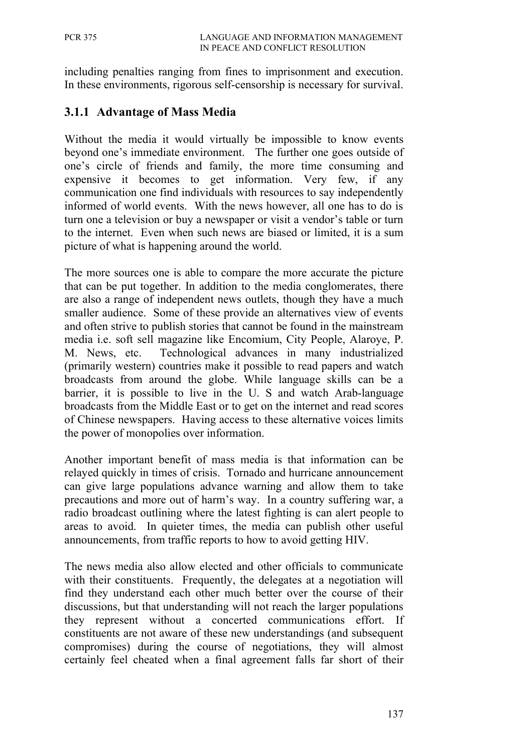including penalties ranging from fines to imprisonment and execution. In these environments, rigorous self-censorship is necessary for survival.

### 3.1.1 Advantage of Mass Media

Without the media it would virtually be impossible to know events beyond one's immediate environment. The further one goes outside of one's circle of friends and family, the more time consuming and expensive it becomes to get information. Very few, if any communication one find individuals with resources to say independently informed of world events. With the news however, all one has to do is turn one a television or buy a newspaper or visit a vendor's table or turn to the internet. Even when such news are biased or limited, it is a sum picture of what is happening around the world.

The more sources one is able to compare the more accurate the picture that can be put together. In addition to the media conglomerates, there are also a range of independent news outlets, though they have a much smaller audience. Some of these provide an alternatives view of events and often strive to publish stories that cannot be found in the mainstream media i.e. soft sell magazine like Encomium, City People, Alaroye, P. M. News, etc. Technological advances in many industrialized (primarily western) countries make it possible to read papers and watch broadcasts from around the globe. While language skills can be a barrier, it is possible to live in the U. S and watch Arab-language broadcasts from the Middle East or to get on the internet and read scores of Chinese newspapers. Having access to these alternative voices limits the power of monopolies over information.

Another important benefit of mass media is that information can be relayed quickly in times of crisis. Tornado and hurricane announcement can give large populations advance warning and allow them to take precautions and more out of harm's way. In a country suffering war, a radio broadcast outlining where the latest fighting is can alert people to areas to avoid. In quieter times, the media can publish other useful announcements, from traffic reports to how to avoid getting HIV.

The news media also allow elected and other officials to communicate with their constituents. Frequently, the delegates at a negotiation will find they understand each other much better over the course of their discussions, but that understanding will not reach the larger populations they represent without a concerted communications effort. If constituents are not aware of these new understandings (and subsequent compromises) during the course of negotiations, they will almost certainly feel cheated when a final agreement falls far short of their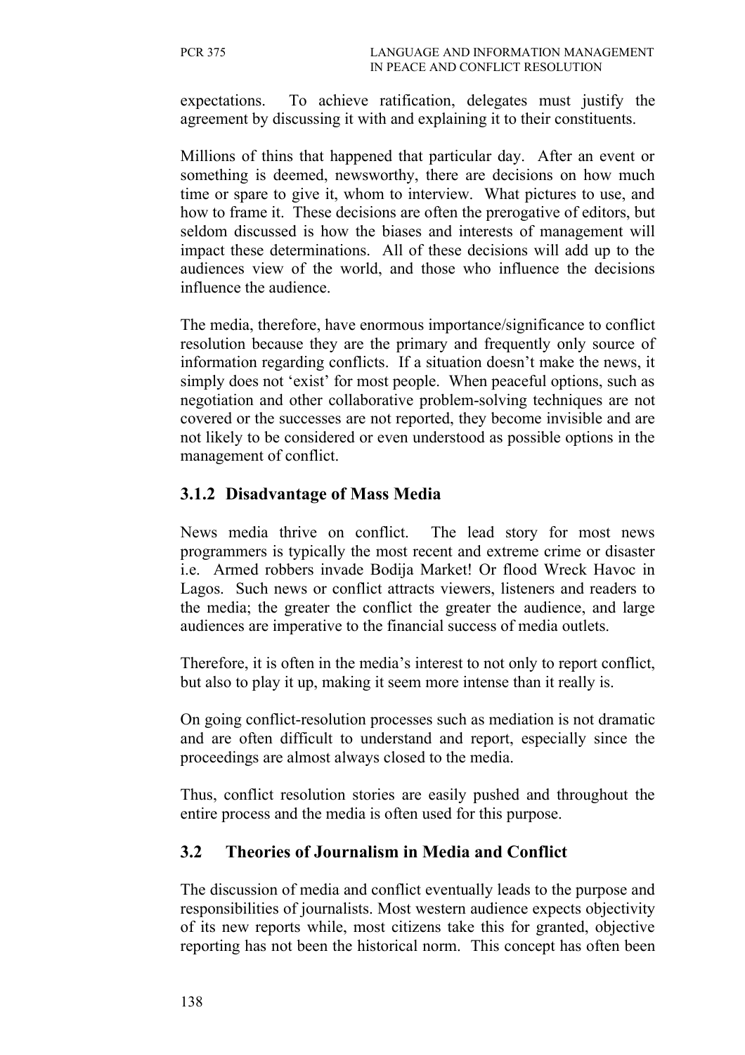expectations. To achieve ratification, delegates must justify the agreement by discussing it with and explaining it to their constituents.

Millions of thins that happened that particular day. After an event or something is deemed, newsworthy, there are decisions on how much time or spare to give it, whom to interview. What pictures to use, and how to frame it. These decisions are often the prerogative of editors, but seldom discussed is how the biases and interests of management will impact these determinations. All of these decisions will add up to the audiences view of the world, and those who influence the decisions influence the audience.

The media, therefore, have enormous importance/significance to conflict resolution because they are the primary and frequently only source of information regarding conflicts. If a situation doesn't make the news, it simply does not 'exist' for most people. When peaceful options, such as negotiation and other collaborative problem-solving techniques are not covered or the successes are not reported, they become invisible and are not likely to be considered or even understood as possible options in the management of conflict.

### 3.1.2 Disadvantage of Mass Media

News media thrive on conflict. The lead story for most news programmers is typically the most recent and extreme crime or disaster i.e. Armed robbers invade Bodija Market! Or flood Wreck Havoc in Lagos. Such news or conflict attracts viewers, listeners and readers to the media; the greater the conflict the greater the audience, and large audiences are imperative to the financial success of media outlets.

Therefore, it is often in the media's interest to not only to report conflict, but also to play it up, making it seem more intense than it really is.

On going conflict-resolution processes such as mediation is not dramatic and are often difficult to understand and report, especially since the proceedings are almost always closed to the media.

Thus, conflict resolution stories are easily pushed and throughout the entire process and the media is often used for this purpose.

## 3.2 Theories of Journalism in Media and Conflict

The discussion of media and conflict eventually leads to the purpose and responsibilities of journalists. Most western audience expects objectivity of its new reports while, most citizens take this for granted, objective reporting has not been the historical norm. This concept has often been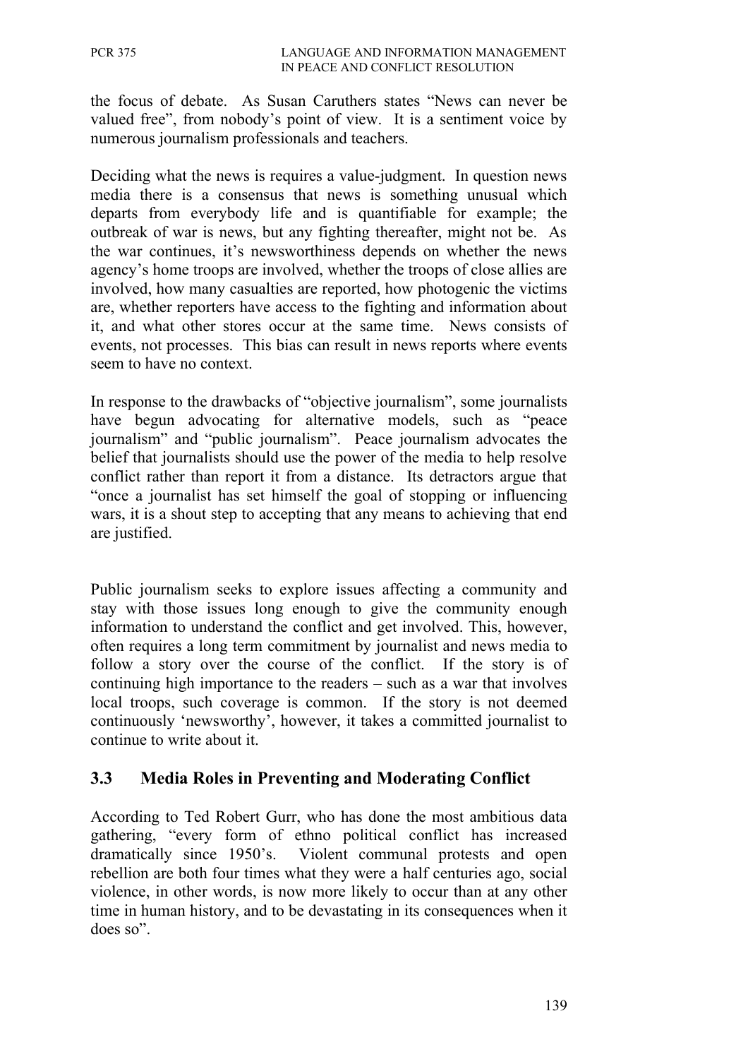the focus of debate. As Susan Caruthers states "News can never be valued free", from nobody's point of view. It is a sentiment voice by numerous journalism professionals and teachers.

Deciding what the news is requires a value-judgment. In question news media there is a consensus that news is something unusual which departs from everybody life and is quantifiable for example; the outbreak of war is news, but any fighting thereafter, might not be. As the war continues, it's newsworthiness depends on whether the news agency's home troops are involved, whether the troops of close allies are involved, how many casualties are reported, how photogenic the victims are, whether reporters have access to the fighting and information about it, and what other stores occur at the same time. News consists of events, not processes. This bias can result in news reports where events seem to have no context.

In response to the drawbacks of "objective journalism", some journalists have begun advocating for alternative models, such as "peace journalism" and "public journalism". Peace journalism advocates the belief that journalists should use the power of the media to help resolve conflict rather than report it from a distance. Its detractors argue that "once a journalist has set himself the goal of stopping or influencing wars, it is a shout step to accepting that any means to achieving that end are justified.

Public journalism seeks to explore issues affecting a community and stay with those issues long enough to give the community enough information to understand the conflict and get involved. This, however, often requires a long term commitment by journalist and news media to follow a story over the course of the conflict. If the story is of continuing high importance to the readers – such as a war that involves local troops, such coverage is common. If the story is not deemed continuously 'newsworthy', however, it takes a committed journalist to continue to write about it.

## 3.3 Media Roles in Preventing and Moderating Conflict

According to Ted Robert Gurr, who has done the most ambitious data gathering, "every form of ethno political conflict has increased dramatically since 1950's. Violent communal protests and open rebellion are both four times what they were a half centuries ago, social violence, in other words, is now more likely to occur than at any other time in human history, and to be devastating in its consequences when it does so".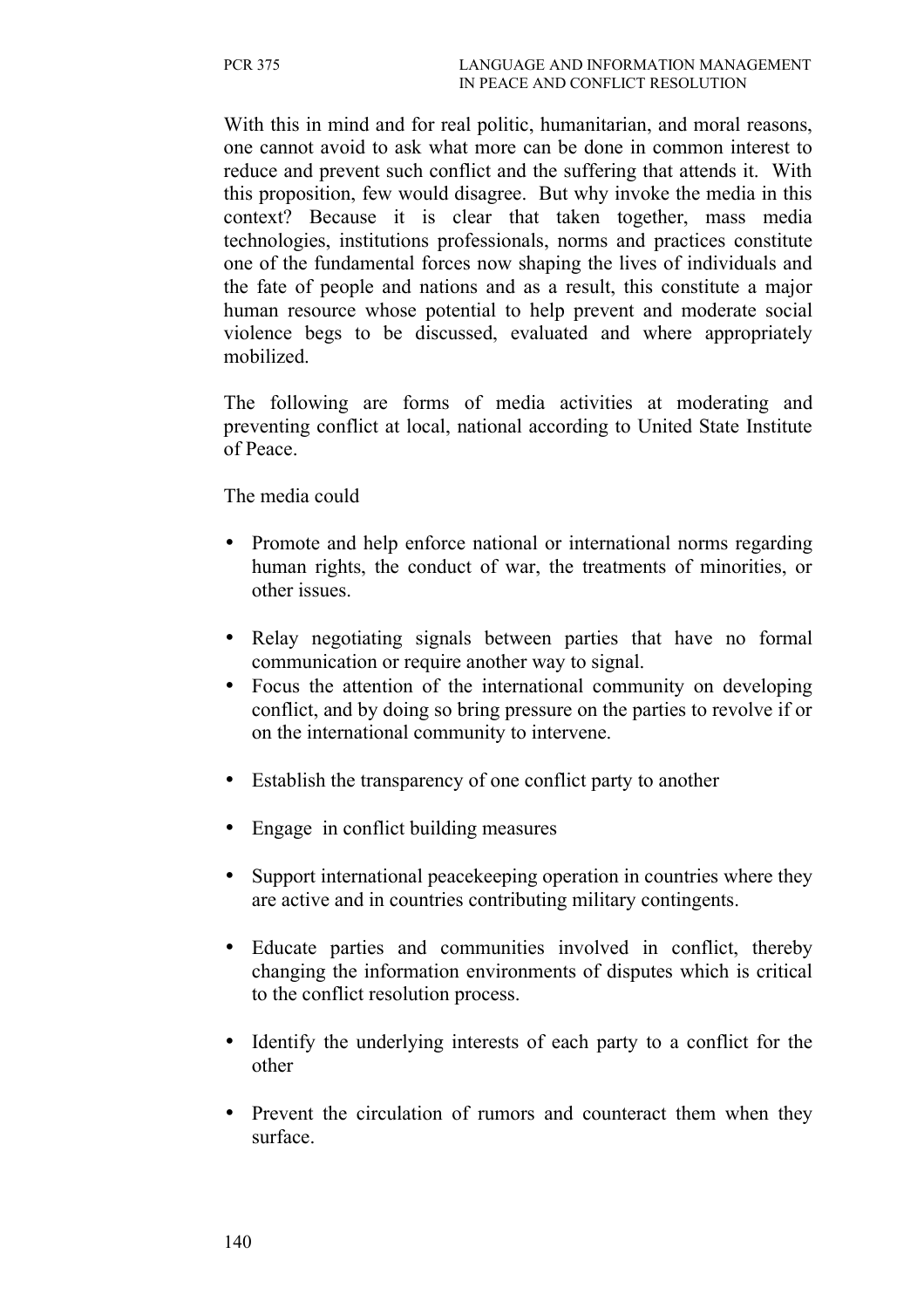With this in mind and for real politic, humanitarian, and moral reasons, one cannot avoid to ask what more can be done in common interest to reduce and prevent such conflict and the suffering that attends it. With this proposition, few would disagree. But why invoke the media in this context? Because it is clear that taken together, mass media technologies, institutions professionals, norms and practices constitute one of the fundamental forces now shaping the lives of individuals and the fate of people and nations and as a result, this constitute a major human resource whose potential to help prevent and moderate social violence begs to be discussed, evaluated and where appropriately mobilized.

The following are forms of media activities at moderating and preventing conflict at local, national according to United State Institute of Peace.

The media could

- Promote and help enforce national or international norms regarding human rights, the conduct of war, the treatments of minorities, or other issues.
- Relay negotiating signals between parties that have no formal communication or require another way to signal.
- Focus the attention of the international community on developing conflict, and by doing so bring pressure on the parties to revolve if or on the international community to intervene.
- Establish the transparency of one conflict party to another
- Engage in conflict building measures
- Support international peacekeeping operation in countries where they are active and in countries contributing military contingents.
- Educate parties and communities involved in conflict, thereby changing the information environments of disputes which is critical to the conflict resolution process.
- Identify the underlying interests of each party to a conflict for the other
- Prevent the circulation of rumors and counteract them when they surface.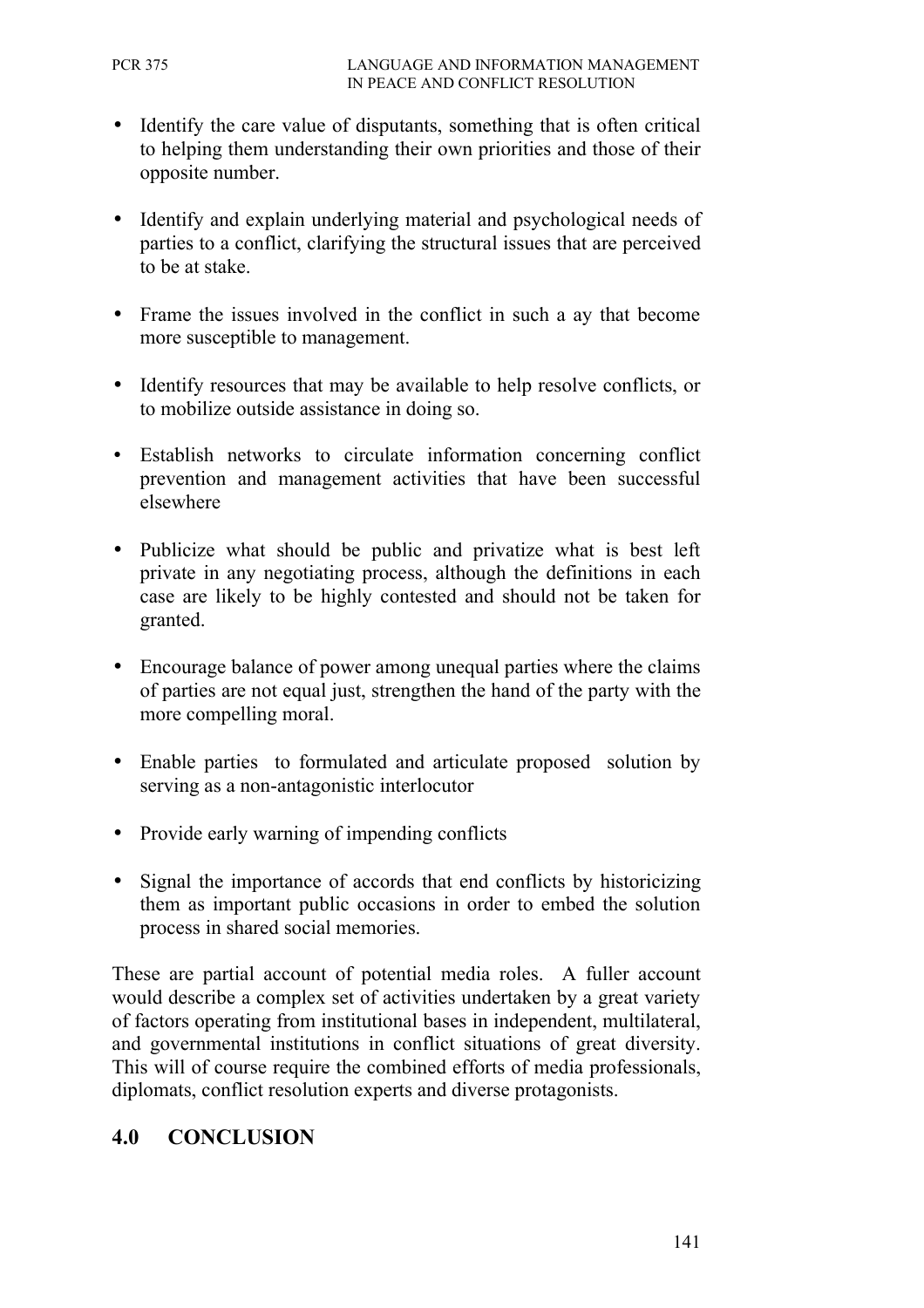- Identify the care value of disputants, something that is often critical to helping them understanding their own priorities and those of their opposite number.

- Identify and explain underlying material and psychological needs of parties to a conflict, clarifying the structural issues that are perceived to be at stake.

- Frame the issues involved in the conflict in such a ay that become more susceptible to management.

- Identify resources that may be available to help resolve conflicts, or to mobilize outside assistance in doing so.

- Establish networks to circulate information concerning conflict prevention and management activities that have been successful elsewhere

- Publicize what should be public and privatize what is best left private in any negotiating process, although the definitions in each case are likely to be highly contested and should not be taken for granted.

- Encourage balance of power among unequal parties where the claims of parties are not equal just, strengthen the hand of the party with the more compelling moral.

- Enable parties to formulated and articulate proposed solution by serving as a non-antagonistic interlocutor

- Provide early warning of impending conflicts

- Signal the importance of accords that end conflicts by historicizing them as important public occasions in order to embed the solution process in shared social memories.

These are partial account of potential media roles. A fuller account would describe a complex set of activities undertaken by a great variety of factors operating from institutional bases in independent, multilateral, and governmental institutions in conflict situations of great diversity. This will of course require the combined efforts of media professionals, diplomats, conflict resolution experts and diverse protagonists.

## 4.0 CONCLUSION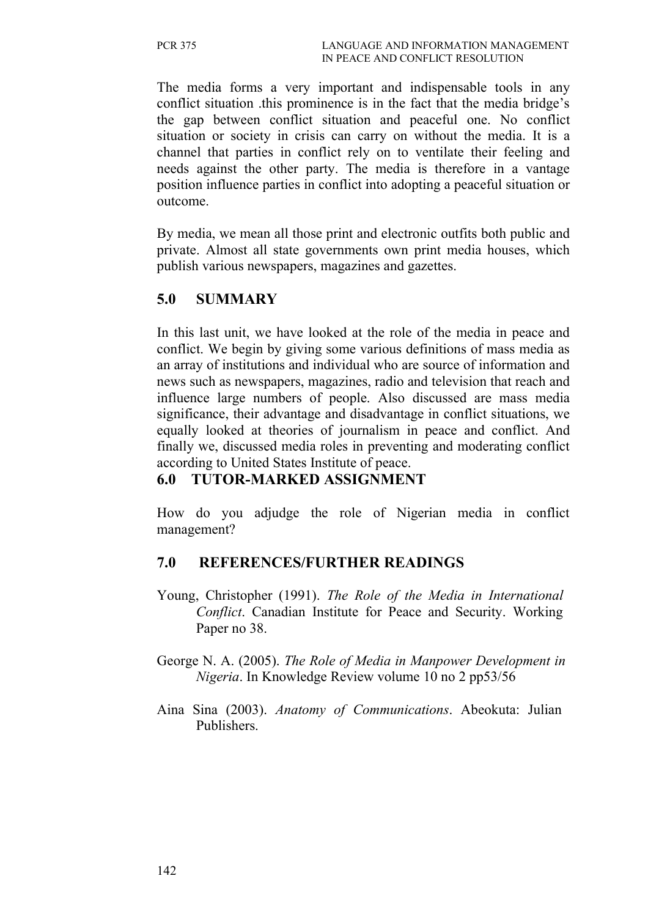The media forms a very important and indispensable tools in any conflict situation .this prominence is in the fact that the media bridge's the gap between conflict situation and peaceful one. No conflict situation or society in crisis can carry on without the media. It is a channel that parties in conflict rely on to ventilate their feeling and needs against the other party. The media is therefore in a vantage position influence parties in conflict into adopting a peaceful situation or outcome.

By media, we mean all those print and electronic outfits both public and private. Almost all state governments own print media houses, which publish various newspapers, magazines and gazettes.

## 5.0 SUMMARY

In this last unit, we have looked at the role of the media in peace and conflict. We begin by giving some various definitions of mass media as an array of institutions and individual who are source of information and news such as newspapers, magazines, radio and television that reach and influence large numbers of people. Also discussed are mass media significance, their advantage and disadvantage in conflict situations, we equally looked at theories of journalism in peace and conflict. And finally we, discussed media roles in preventing and moderating conflict according to United States Institute of peace.

## 6.0 TUTOR-MARKED ASSIGNMENT

How do you adjudge the role of Nigerian media in conflict management?

## 7.0 REFERENCES/FURTHER READINGS

Young, Christopher (1991). *The Role of the Media in International Conflict*. Canadian Institute for Peace and Security. Working Paper no 38.

George N. A. (2005). *The Role of Media in Manpower Development in Nigeria*. In Knowledge Review volume 10 no 2 pp53/56

Aina Sina (2003). *Anatomy of Communications*. Abeokuta: Julian Publishers.